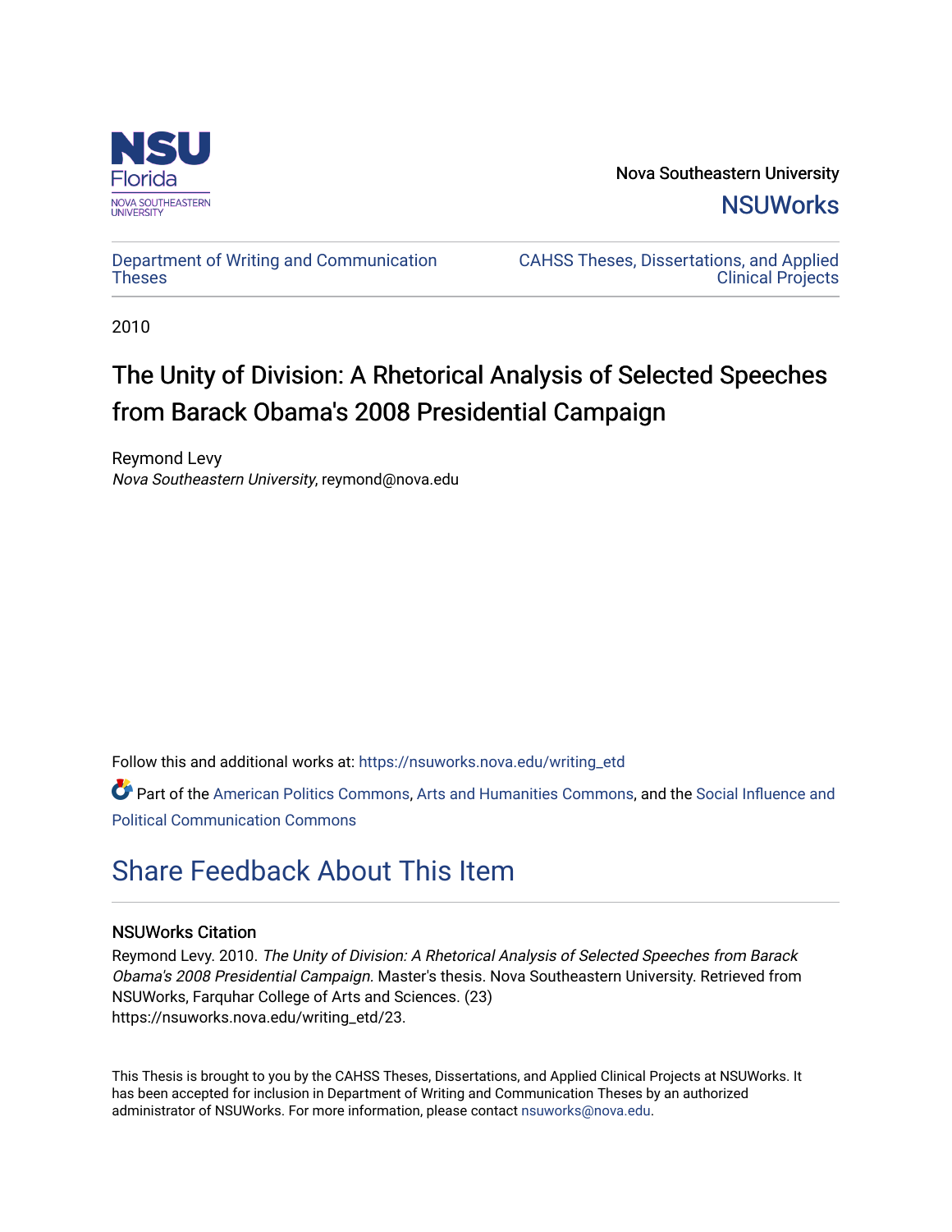NSU Florida
NOVA SOUTHEASTERN UNIVERSITY

Nova Southeastern University

NSUWorks

Department of Writing and Communication Theses

CAHSS Theses, Dissertations, and Applied Clinical Projects

2010

# The Unity of Division: A Rhetorical Analysis of Selected Speeches from Barack Obama's 2008 Presidential Campaign

Reymond Levy
*Nova Southeastern University*, reymond@nova.edu

Follow this and additional works at: https://nsuworks.nova.edu/writing_etd

Part of the American Politics Commons, Arts and Humanities Commons, and the Social Influence and Political Communication Commons

## Share Feedback About This Item

### NSUWorks Citation

Reymond Levy. 2010. *The Unity of Division: A Rhetorical Analysis of Selected Speeches from Barack Obama's 2008 Presidential Campaign.* Master's thesis. Nova Southeastern University. Retrieved from NSUWorks, Farquhar College of Arts and Sciences. (23)
https://nsuworks.nova.edu/writing_etd/23.

This Thesis is brought to you by the CAHSS Theses, Dissertations, and Applied Clinical Projects at NSUWorks. It has been accepted for inclusion in Department of Writing and Communication Theses by an authorized administrator of NSUWorks. For more information, please contact nsuworks@nova.edu.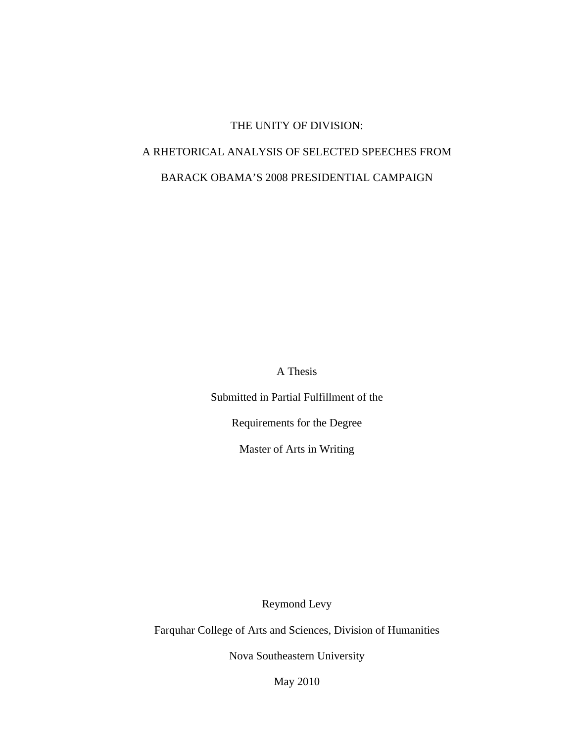# THE UNITY OF DIVISION:

# A RHETORICAL ANALYSIS OF SELECTED SPEECHES FROM

# BARACK OBAMA'S 2008 PRESIDENTIAL CAMPAIGN

A Thesis

Submitted in Partial Fulfillment of the

Requirements for the Degree

Master of Arts in Writing

Reymond Levy

Farquhar College of Arts and Sciences, Division of Humanities

Nova Southeastern University

May 2010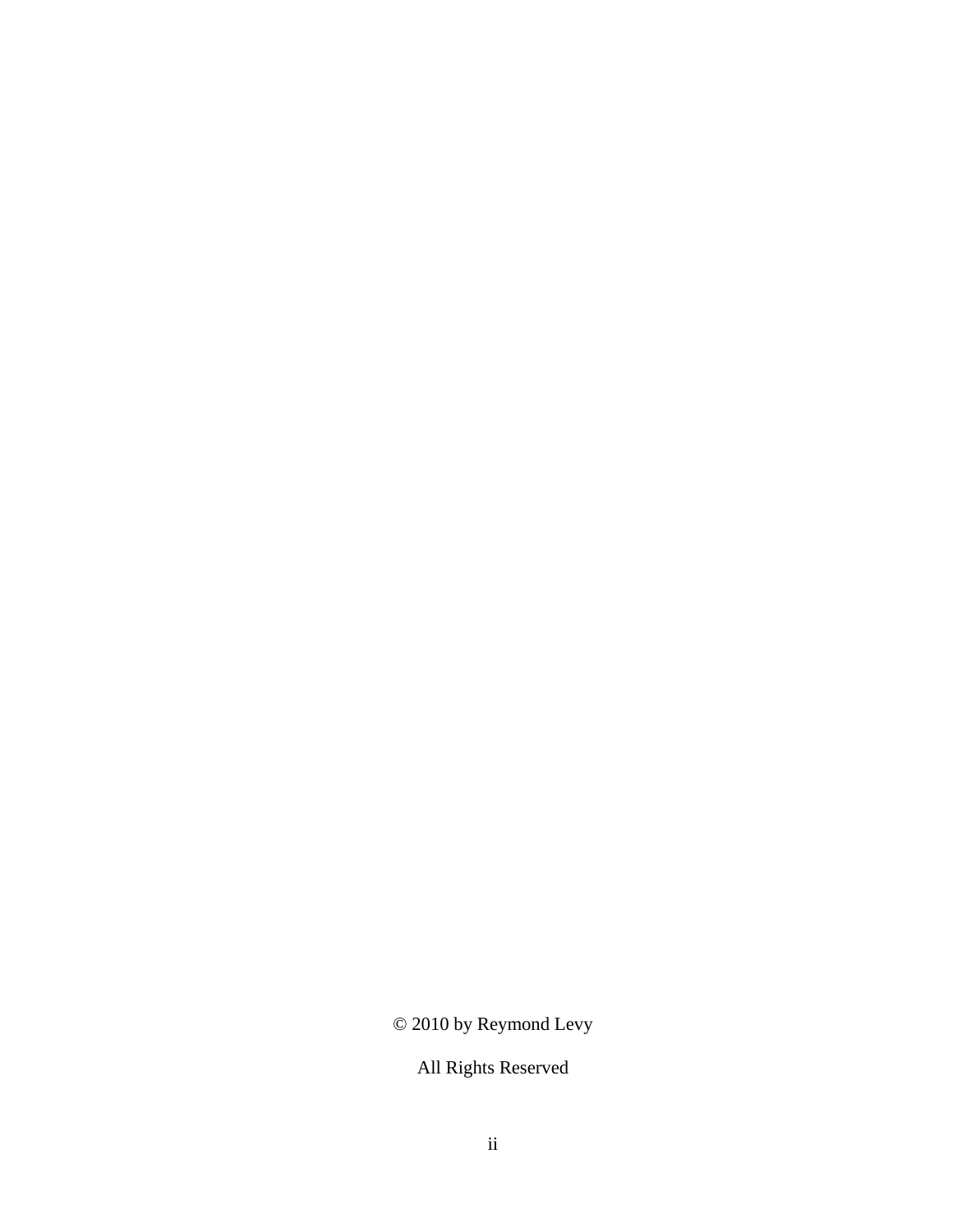© 2010 by Reymond Levy

All Rights Reserved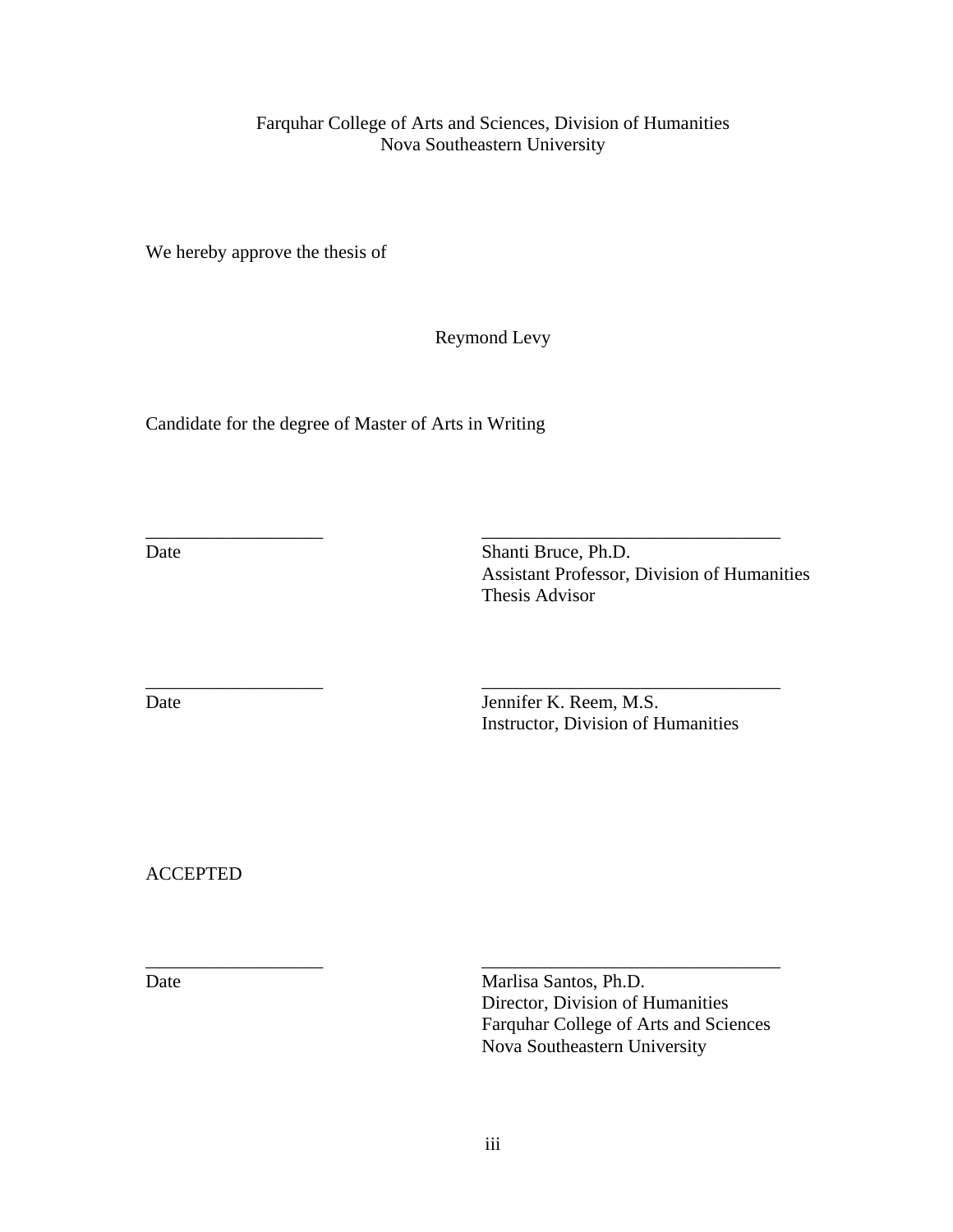Farquhar College of Arts and Sciences, Division of Humanities
Nova Southeastern University

We hereby approve the thesis of

Reymond Levy

Candidate for the degree of Master of Arts in Writing

___________________ ________________________________

Date Shanti Bruce, Ph.D.
Assistant Professor, Division of Humanities
Thesis Advisor

___________________ ________________________________

Date Jennifer K. Reem, M.S.
Instructor, Division of Humanities

ACCEPTED

___________________ ________________________________

Date Marlisa Santos, Ph.D.
Director, Division of Humanities
Farquhar College of Arts and Sciences
Nova Southeastern University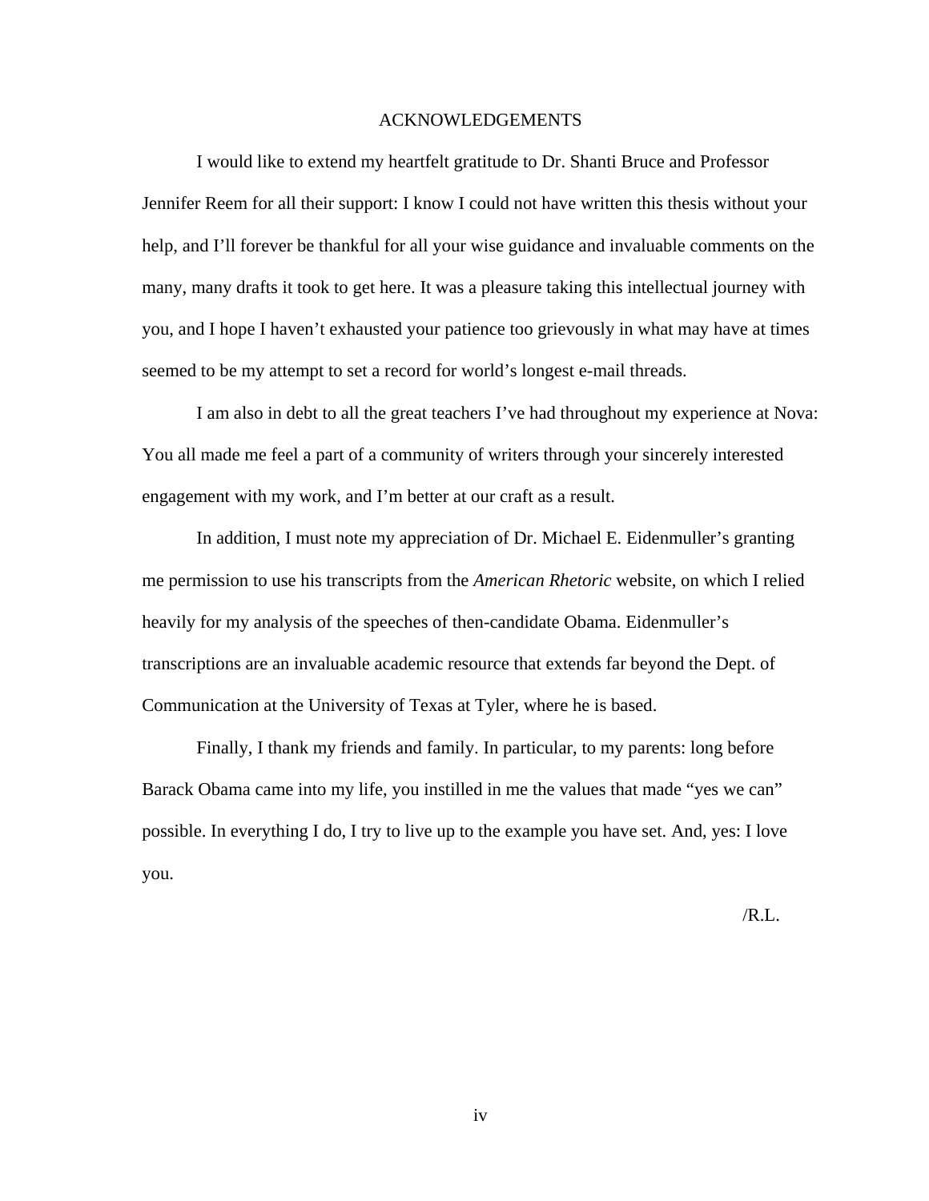# ACKNOWLEDGEMENTS

I would like to extend my heartfelt gratitude to Dr. Shanti Bruce and Professor Jennifer Reem for all their support: I know I could not have written this thesis without your help, and I'll forever be thankful for all your wise guidance and invaluable comments on the many, many drafts it took to get here. It was a pleasure taking this intellectual journey with you, and I hope I haven't exhausted your patience too grievously in what may have at times seemed to be my attempt to set a record for world's longest e-mail threads.

I am also in debt to all the great teachers I've had throughout my experience at Nova: You all made me feel a part of a community of writers through your sincerely interested engagement with my work, and I'm better at our craft as a result.

In addition, I must note my appreciation of Dr. Michael E. Eidenmuller's granting me permission to use his transcripts from the *American Rhetoric* website, on which I relied heavily for my analysis of the speeches of then-candidate Obama. Eidenmuller's transcriptions are an invaluable academic resource that extends far beyond the Dept. of Communication at the University of Texas at Tyler, where he is based.

Finally, I thank my friends and family. In particular, to my parents: long before Barack Obama came into my life, you instilled in me the values that made "yes we can" possible. In everything I do, I try to live up to the example you have set. And, yes: I love you.

/R.L.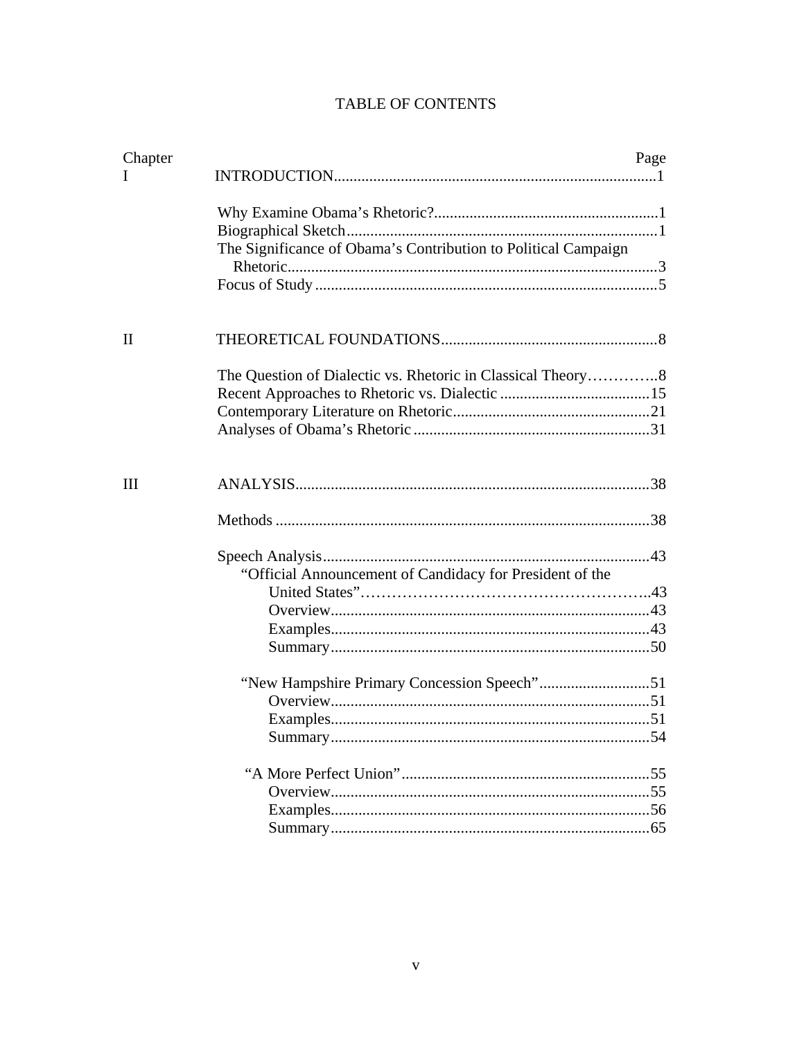# TABLE OF CONTENTS

| Chapter | | Page |
|---|---|---|
| I | INTRODUCTION | 1 |
| | Why Examine Obama's Rhetoric? | 1 |
| | Biographical Sketch | 1 |
| | The Significance of Obama's Contribution to Political Campaign Rhetoric | 3 |
| | Focus of Study | 5 |
| II | THEORETICAL FOUNDATIONS | 8 |
| | The Question of Dialectic vs. Rhetoric in Classical Theory | 8 |
| | Recent Approaches to Rhetoric vs. Dialectic | 15 |
| | Contemporary Literature on Rhetoric | 21 |
| | Analyses of Obama's Rhetoric | 31 |
| III | ANALYSIS | 38 |
| | Methods | 38 |
| | Speech Analysis | 43 |
| | "Official Announcement of Candidacy for President of the United States" | 43 |
| | Overview | 43 |
| | Examples | 43 |
| | Summary | 50 |
| | "New Hampshire Primary Concession Speech" | 51 |
| | Overview | 51 |
| | Examples | 51 |
| | Summary | 54 |
| | "A More Perfect Union" | 55 |
| | Overview | 55 |
| | Examples | 56 |
| | Summary | 65 |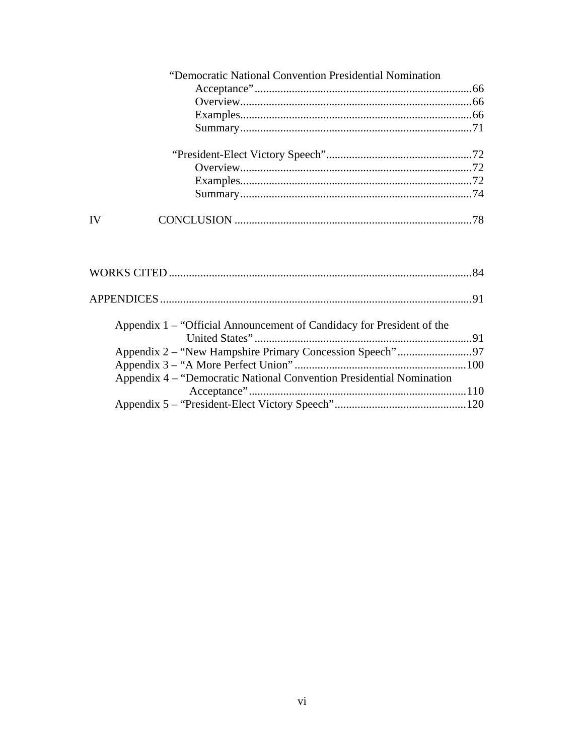"Democratic National Convention Presidential Nomination Acceptance" .......... 66
- Overview .......... 66
- Examples .......... 66
- Summary .......... 71

"President-Elect Victory Speech" .......... 72
- Overview .......... 72
- Examples .......... 72
- Summary .......... 74

IV CONCLUSION .......... 78

WORKS CITED .......... 84

APPENDICES .......... 91

- Appendix 1 – "Official Announcement of Candidacy for President of the United States" .......... 91
- Appendix 2 – "New Hampshire Primary Concession Speech" .......... 97
- Appendix 3 – "A More Perfect Union" .......... 100
- Appendix 4 – "Democratic National Convention Presidential Nomination Acceptance" .......... 110
- Appendix 5 – "President-Elect Victory Speech" .......... 120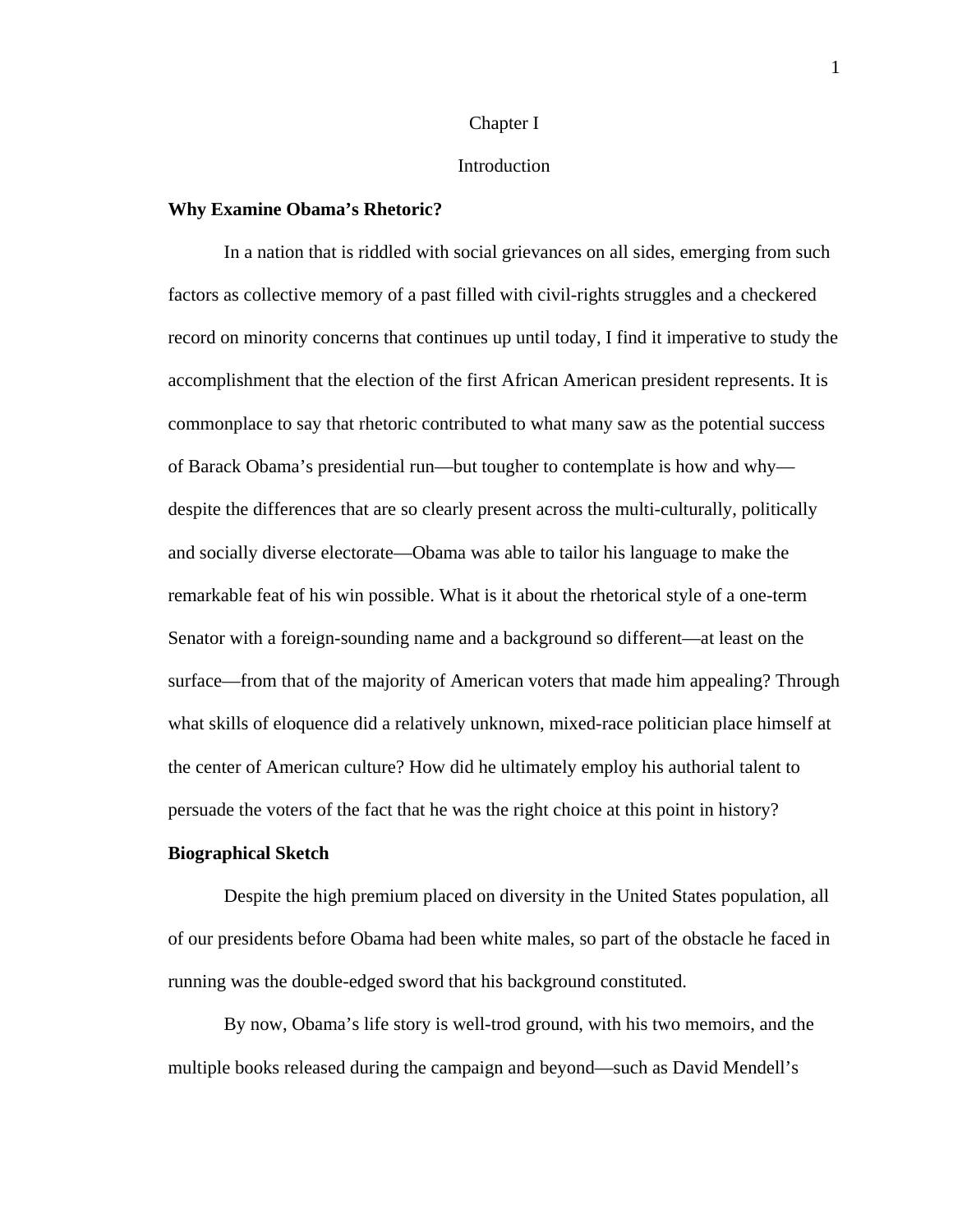# Chapter I

# Introduction

### Why Examine Obama's Rhetoric?

In a nation that is riddled with social grievances on all sides, emerging from such factors as collective memory of a past filled with civil-rights struggles and a checkered record on minority concerns that continues up until today, I find it imperative to study the accomplishment that the election of the first African American president represents. It is commonplace to say that rhetoric contributed to what many saw as the potential success of Barack Obama's presidential run—but tougher to contemplate is how and why—despite the differences that are so clearly present across the multi-culturally, politically and socially diverse electorate—Obama was able to tailor his language to make the remarkable feat of his win possible. What is it about the rhetorical style of a one-term Senator with a foreign-sounding name and a background so different—at least on the surface—from that of the majority of American voters that made him appealing? Through what skills of eloquence did a relatively unknown, mixed-race politician place himself at the center of American culture? How did he ultimately employ his authorial talent to persuade the voters of the fact that he was the right choice at this point in history?

### Biographical Sketch

Despite the high premium placed on diversity in the United States population, all of our presidents before Obama had been white males, so part of the obstacle he faced in running was the double-edged sword that his background constituted.

By now, Obama's life story is well-trod ground, with his two memoirs, and the multiple books released during the campaign and beyond—such as David Mendell's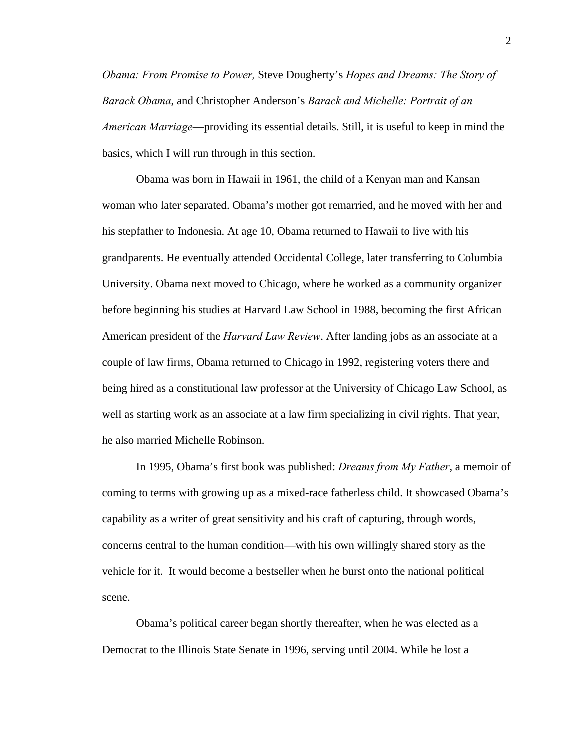*Obama: From Promise to Power,* Steve Dougherty's *Hopes and Dreams: The Story of Barack Obama*, and Christopher Anderson's *Barack and Michelle: Portrait of an American Marriage*—providing its essential details. Still, it is useful to keep in mind the basics, which I will run through in this section.

Obama was born in Hawaii in 1961, the child of a Kenyan man and Kansan woman who later separated. Obama's mother got remarried, and he moved with her and his stepfather to Indonesia. At age 10, Obama returned to Hawaii to live with his grandparents. He eventually attended Occidental College, later transferring to Columbia University. Obama next moved to Chicago, where he worked as a community organizer before beginning his studies at Harvard Law School in 1988, becoming the first African American president of the *Harvard Law Review*. After landing jobs as an associate at a couple of law firms, Obama returned to Chicago in 1992, registering voters there and being hired as a constitutional law professor at the University of Chicago Law School, as well as starting work as an associate at a law firm specializing in civil rights. That year, he also married Michelle Robinson.

In 1995, Obama's first book was published: *Dreams from My Father*, a memoir of coming to terms with growing up as a mixed-race fatherless child. It showcased Obama's capability as a writer of great sensitivity and his craft of capturing, through words, concerns central to the human condition—with his own willingly shared story as the vehicle for it. It would become a bestseller when he burst onto the national political scene.

Obama's political career began shortly thereafter, when he was elected as a Democrat to the Illinois State Senate in 1996, serving until 2004. While he lost a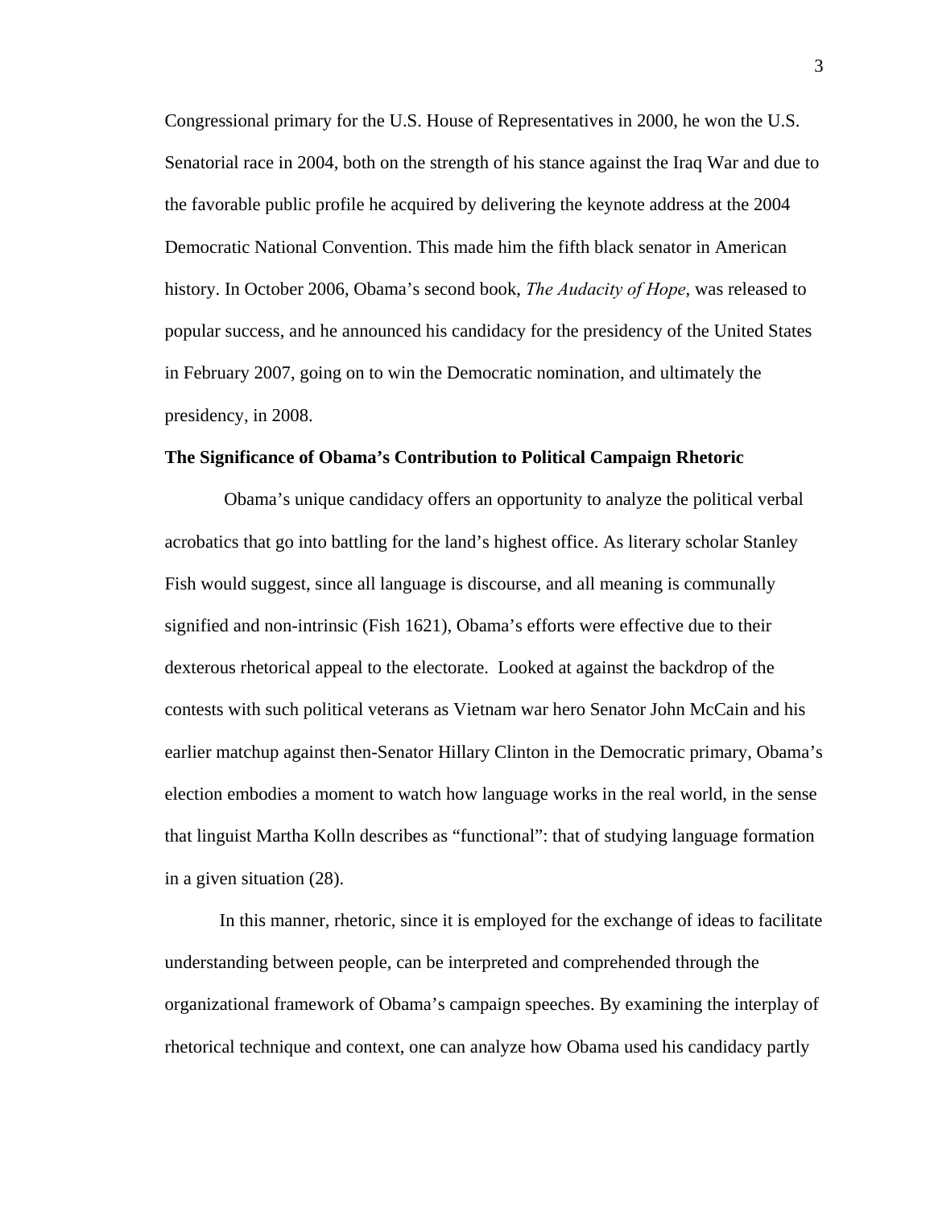Congressional primary for the U.S. House of Representatives in 2000, he won the U.S. Senatorial race in 2004, both on the strength of his stance against the Iraq War and due to the favorable public profile he acquired by delivering the keynote address at the 2004 Democratic National Convention. This made him the fifth black senator in American history. In October 2006, Obama's second book, *The Audacity of Hope*, was released to popular success, and he announced his candidacy for the presidency of the United States in February 2007, going on to win the Democratic nomination, and ultimately the presidency, in 2008.

**The Significance of Obama's Contribution to Political Campaign Rhetoric**

Obama's unique candidacy offers an opportunity to analyze the political verbal acrobatics that go into battling for the land's highest office. As literary scholar Stanley Fish would suggest, since all language is discourse, and all meaning is communally signified and non-intrinsic (Fish 1621), Obama's efforts were effective due to their dexterous rhetorical appeal to the electorate. Looked at against the backdrop of the contests with such political veterans as Vietnam war hero Senator John McCain and his earlier matchup against then-Senator Hillary Clinton in the Democratic primary, Obama's election embodies a moment to watch how language works in the real world, in the sense that linguist Martha Kolln describes as "functional": that of studying language formation in a given situation (28).

In this manner, rhetoric, since it is employed for the exchange of ideas to facilitate understanding between people, can be interpreted and comprehended through the organizational framework of Obama's campaign speeches. By examining the interplay of rhetorical technique and context, one can analyze how Obama used his candidacy partly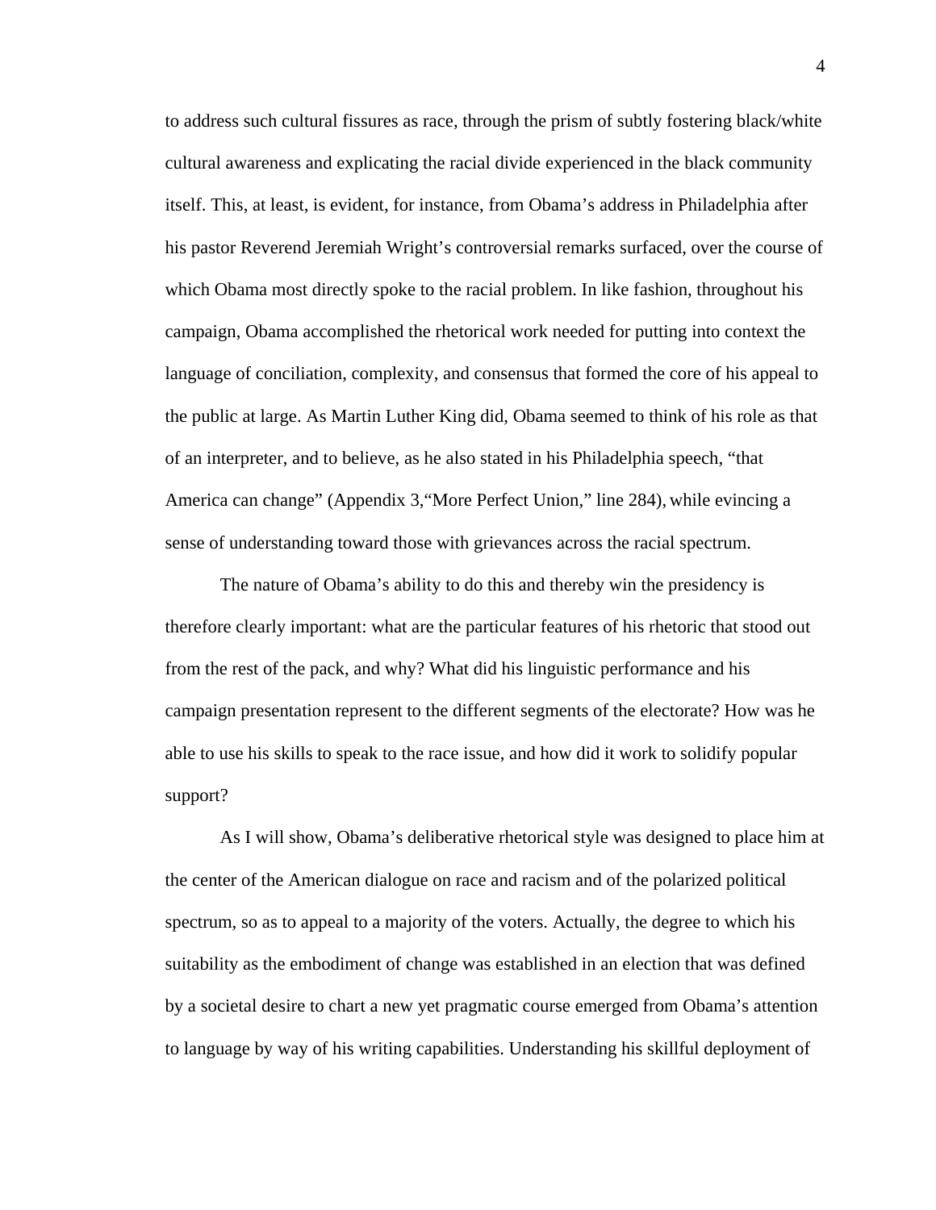to address such cultural fissures as race, through the prism of subtly fostering black/white cultural awareness and explicating the racial divide experienced in the black community itself. This, at least, is evident, for instance, from Obama's address in Philadelphia after his pastor Reverend Jeremiah Wright's controversial remarks surfaced, over the course of which Obama most directly spoke to the racial problem. In like fashion, throughout his campaign, Obama accomplished the rhetorical work needed for putting into context the language of conciliation, complexity, and consensus that formed the core of his appeal to the public at large. As Martin Luther King did, Obama seemed to think of his role as that of an interpreter, and to believe, as he also stated in his Philadelphia speech, "that America can change" (Appendix 3,"More Perfect Union," line 284), while evincing a sense of understanding toward those with grievances across the racial spectrum.

The nature of Obama's ability to do this and thereby win the presidency is therefore clearly important: what are the particular features of his rhetoric that stood out from the rest of the pack, and why? What did his linguistic performance and his campaign presentation represent to the different segments of the electorate? How was he able to use his skills to speak to the race issue, and how did it work to solidify popular support?

As I will show, Obama's deliberative rhetorical style was designed to place him at the center of the American dialogue on race and racism and of the polarized political spectrum, so as to appeal to a majority of the voters. Actually, the degree to which his suitability as the embodiment of change was established in an election that was defined by a societal desire to chart a new yet pragmatic course emerged from Obama's attention to language by way of his writing capabilities. Understanding his skillful deployment of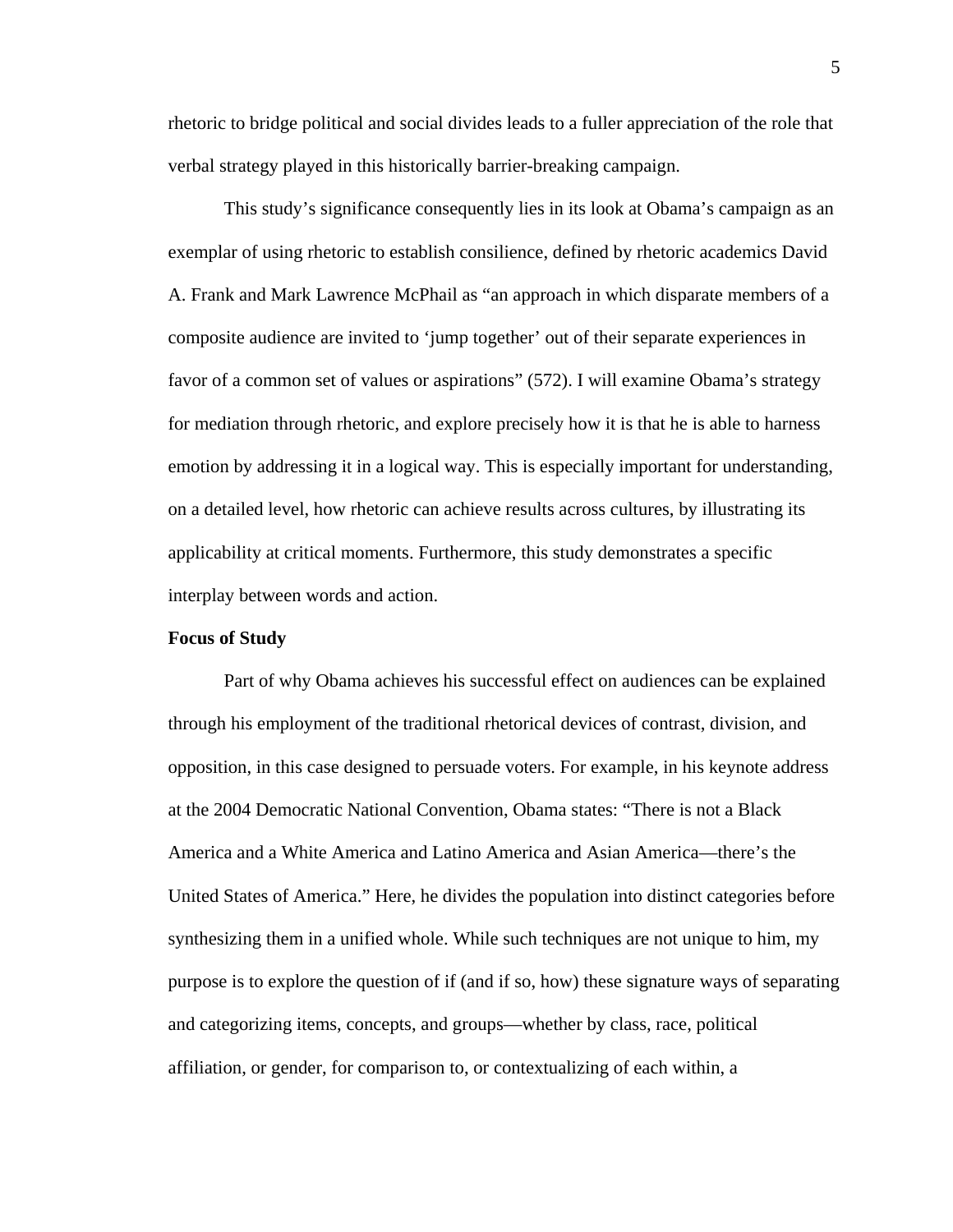rhetoric to bridge political and social divides leads to a fuller appreciation of the role that verbal strategy played in this historically barrier-breaking campaign.

This study's significance consequently lies in its look at Obama's campaign as an exemplar of using rhetoric to establish consilience, defined by rhetoric academics David A. Frank and Mark Lawrence McPhail as "an approach in which disparate members of a composite audience are invited to 'jump together' out of their separate experiences in favor of a common set of values or aspirations" (572). I will examine Obama's strategy for mediation through rhetoric, and explore precisely how it is that he is able to harness emotion by addressing it in a logical way. This is especially important for understanding, on a detailed level, how rhetoric can achieve results across cultures, by illustrating its applicability at critical moments. Furthermore, this study demonstrates a specific interplay between words and action.

**Focus of Study**

Part of why Obama achieves his successful effect on audiences can be explained through his employment of the traditional rhetorical devices of contrast, division, and opposition, in this case designed to persuade voters. For example, in his keynote address at the 2004 Democratic National Convention, Obama states: "There is not a Black America and a White America and Latino America and Asian America—there's the United States of America." Here, he divides the population into distinct categories before synthesizing them in a unified whole. While such techniques are not unique to him, my purpose is to explore the question of if (and if so, how) these signature ways of separating and categorizing items, concepts, and groups—whether by class, race, political affiliation, or gender, for comparison to, or contextualizing of each within, a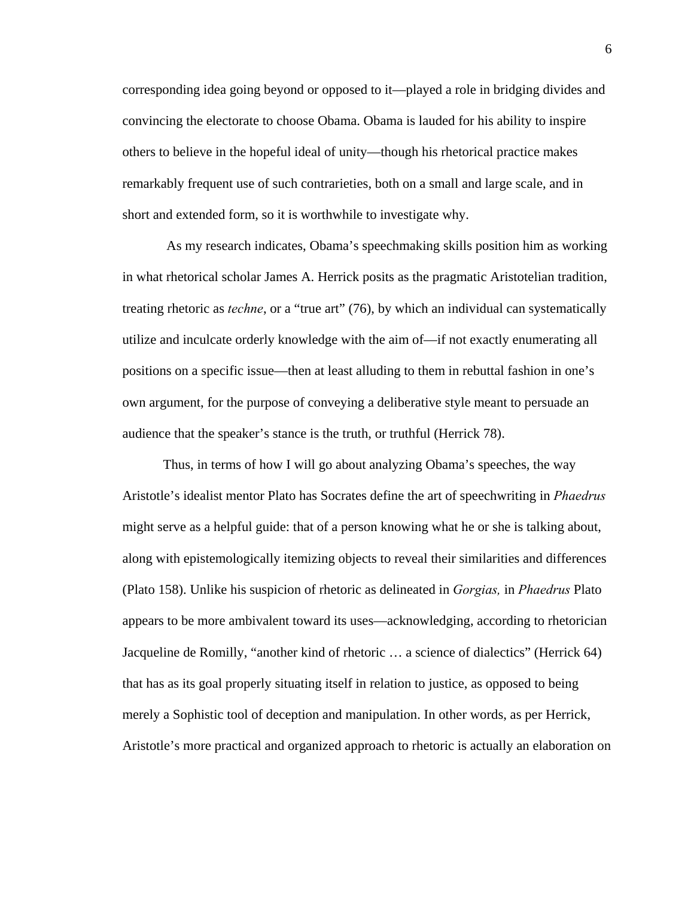corresponding idea going beyond or opposed to it—played a role in bridging divides and convincing the electorate to choose Obama. Obama is lauded for his ability to inspire others to believe in the hopeful ideal of unity—though his rhetorical practice makes remarkably frequent use of such contrarieties, both on a small and large scale, and in short and extended form, so it is worthwhile to investigate why.

As my research indicates, Obama's speechmaking skills position him as working in what rhetorical scholar James A. Herrick posits as the pragmatic Aristotelian tradition, treating rhetoric as *techne*, or a "true art" (76), by which an individual can systematically utilize and inculcate orderly knowledge with the aim of—if not exactly enumerating all positions on a specific issue—then at least alluding to them in rebuttal fashion in one's own argument, for the purpose of conveying a deliberative style meant to persuade an audience that the speaker's stance is the truth, or truthful (Herrick 78).

Thus, in terms of how I will go about analyzing Obama's speeches, the way Aristotle's idealist mentor Plato has Socrates define the art of speechwriting in *Phaedrus* might serve as a helpful guide: that of a person knowing what he or she is talking about, along with epistemologically itemizing objects to reveal their similarities and differences (Plato 158). Unlike his suspicion of rhetoric as delineated in *Gorgias,* in *Phaedrus* Plato appears to be more ambivalent toward its uses—acknowledging, according to rhetorician Jacqueline de Romilly, "another kind of rhetoric … a science of dialectics" (Herrick 64) that has as its goal properly situating itself in relation to justice, as opposed to being merely a Sophistic tool of deception and manipulation. In other words, as per Herrick, Aristotle's more practical and organized approach to rhetoric is actually an elaboration on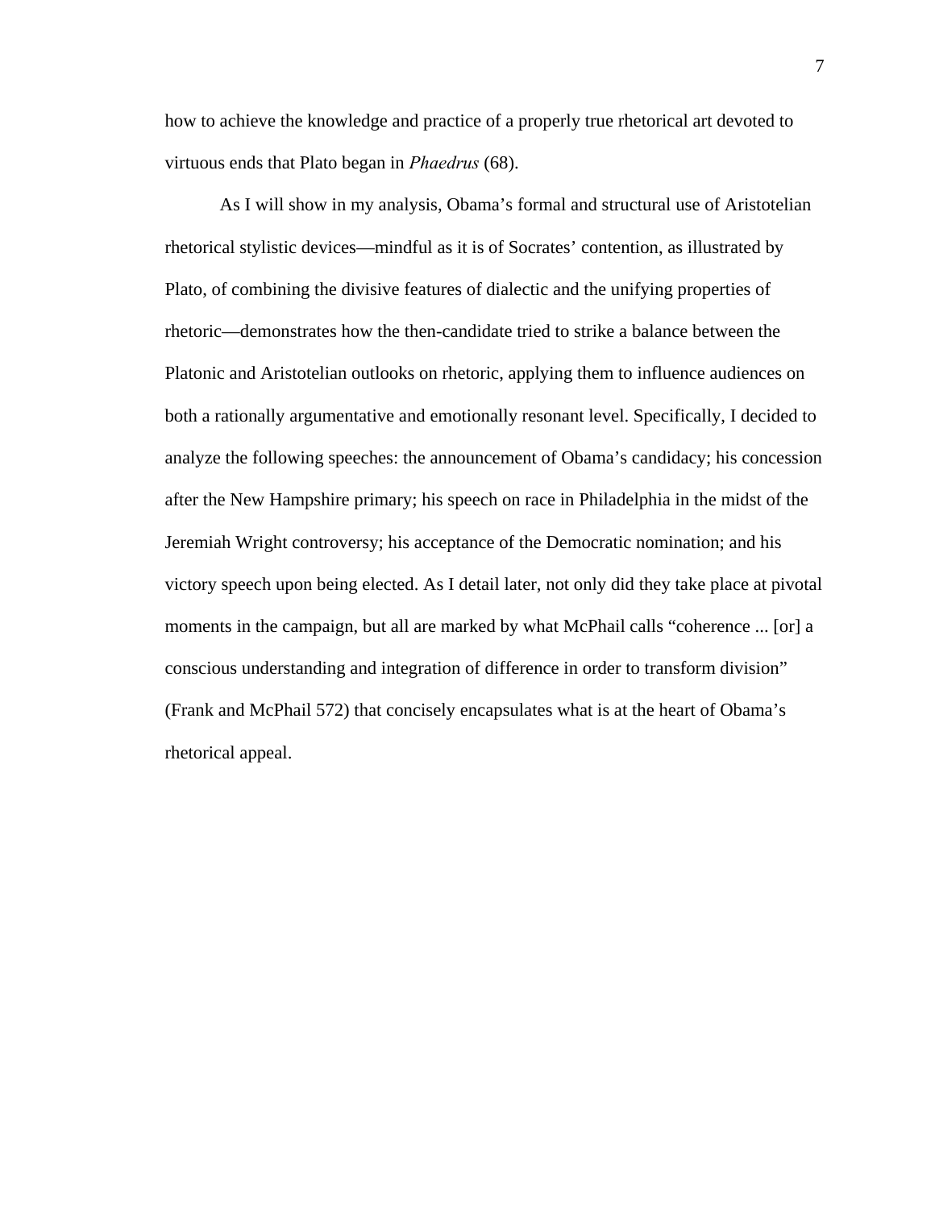how to achieve the knowledge and practice of a properly true rhetorical art devoted to virtuous ends that Plato began in *Phaedrus* (68).

As I will show in my analysis, Obama's formal and structural use of Aristotelian rhetorical stylistic devices—mindful as it is of Socrates' contention, as illustrated by Plato, of combining the divisive features of dialectic and the unifying properties of rhetoric—demonstrates how the then-candidate tried to strike a balance between the Platonic and Aristotelian outlooks on rhetoric, applying them to influence audiences on both a rationally argumentative and emotionally resonant level. Specifically, I decided to analyze the following speeches: the announcement of Obama's candidacy; his concession after the New Hampshire primary; his speech on race in Philadelphia in the midst of the Jeremiah Wright controversy; his acceptance of the Democratic nomination; and his victory speech upon being elected. As I detail later, not only did they take place at pivotal moments in the campaign, but all are marked by what McPhail calls "coherence ... [or] a conscious understanding and integration of difference in order to transform division" (Frank and McPhail 572) that concisely encapsulates what is at the heart of Obama's rhetorical appeal.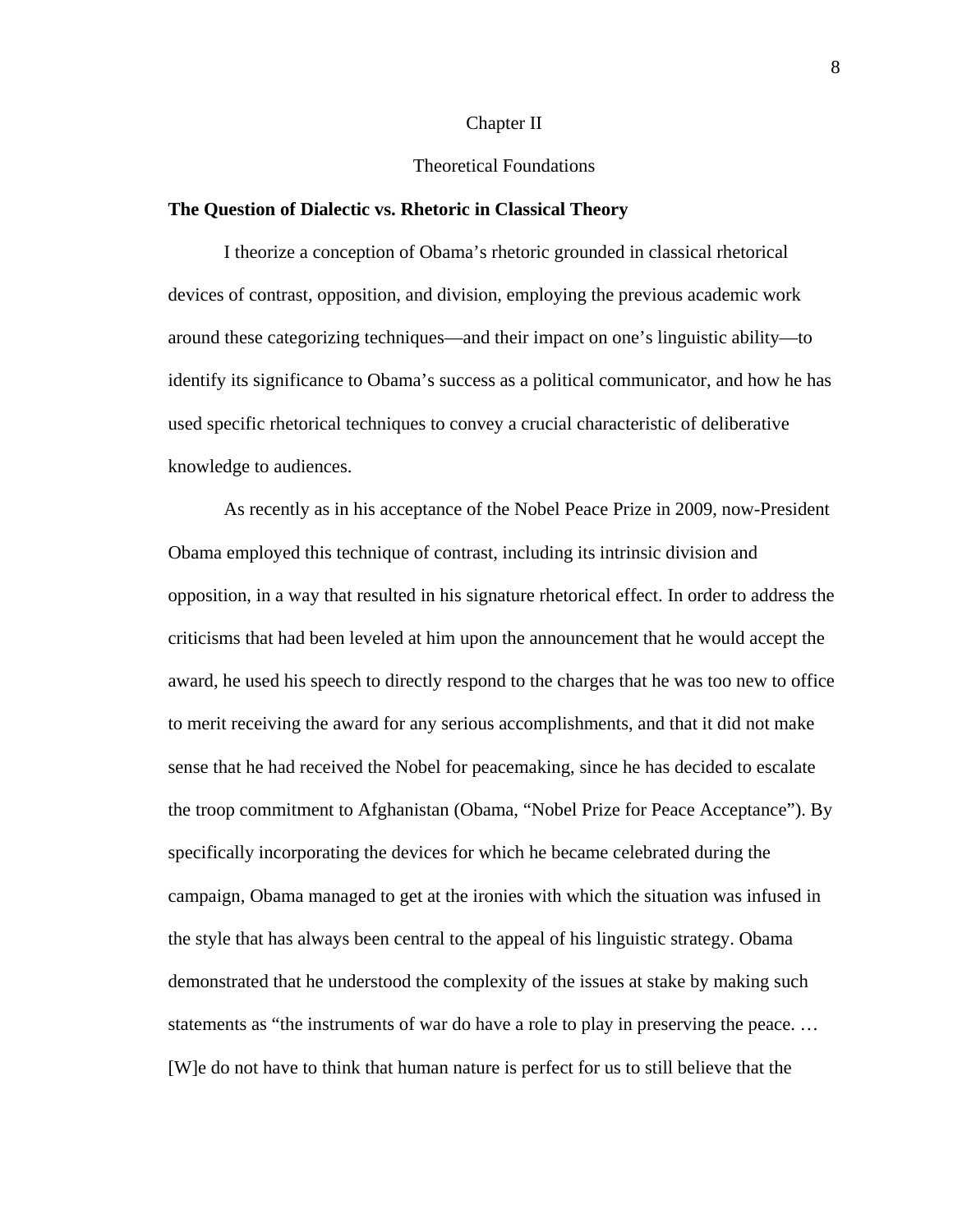# Chapter II

# Theoretical Foundations

## The Question of Dialectic vs. Rhetoric in Classical Theory

I theorize a conception of Obama's rhetoric grounded in classical rhetorical devices of contrast, opposition, and division, employing the previous academic work around these categorizing techniques—and their impact on one's linguistic ability—to identify its significance to Obama's success as a political communicator, and how he has used specific rhetorical techniques to convey a crucial characteristic of deliberative knowledge to audiences.

As recently as in his acceptance of the Nobel Peace Prize in 2009, now-President Obama employed this technique of contrast, including its intrinsic division and opposition, in a way that resulted in his signature rhetorical effect. In order to address the criticisms that had been leveled at him upon the announcement that he would accept the award, he used his speech to directly respond to the charges that he was too new to office to merit receiving the award for any serious accomplishments, and that it did not make sense that he had received the Nobel for peacemaking, since he has decided to escalate the troop commitment to Afghanistan (Obama, "Nobel Prize for Peace Acceptance"). By specifically incorporating the devices for which he became celebrated during the campaign, Obama managed to get at the ironies with which the situation was infused in the style that has always been central to the appeal of his linguistic strategy. Obama demonstrated that he understood the complexity of the issues at stake by making such statements as "the instruments of war do have a role to play in preserving the peace. … [W]e do not have to think that human nature is perfect for us to still believe that the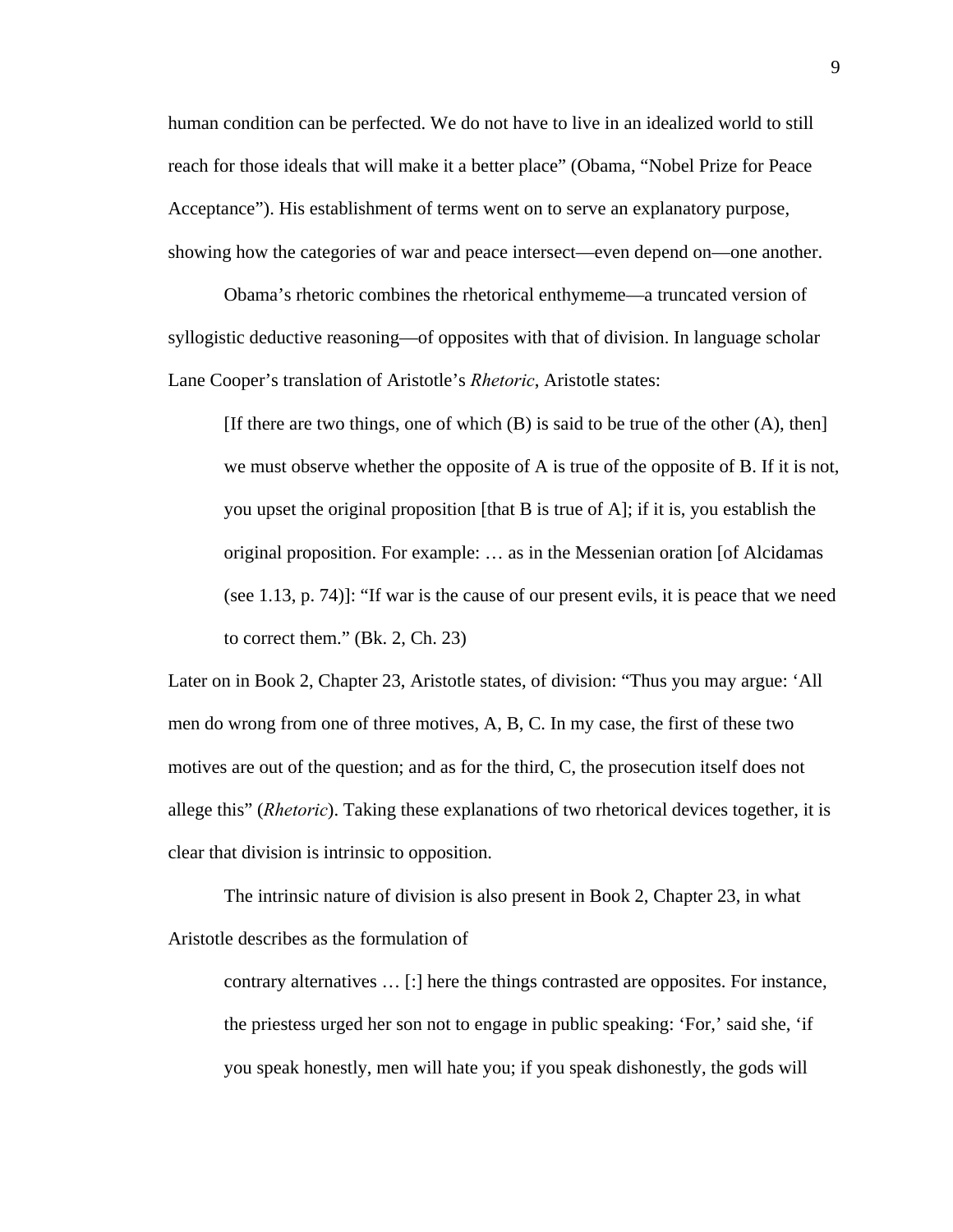human condition can be perfected. We do not have to live in an idealized world to still reach for those ideals that will make it a better place" (Obama, "Nobel Prize for Peace Acceptance"). His establishment of terms went on to serve an explanatory purpose, showing how the categories of war and peace intersect—even depend on—one another.

Obama's rhetoric combines the rhetorical enthymeme—a truncated version of syllogistic deductive reasoning—of opposites with that of division. In language scholar Lane Cooper's translation of Aristotle's *Rhetoric*, Aristotle states:

> [If there are two things, one of which (B) is said to be true of the other (A), then] we must observe whether the opposite of A is true of the opposite of B. If it is not, you upset the original proposition [that B is true of A]; if it is, you establish the original proposition. For example: … as in the Messenian oration [of Alcidamas (see 1.13, p. 74)]: "If war is the cause of our present evils, it is peace that we need to correct them." (Bk. 2, Ch. 23)

Later on in Book 2, Chapter 23, Aristotle states, of division: "Thus you may argue: 'All men do wrong from one of three motives, A, B, C. In my case, the first of these two motives are out of the question; and as for the third, C, the prosecution itself does not allege this" (*Rhetoric*). Taking these explanations of two rhetorical devices together, it is clear that division is intrinsic to opposition.

The intrinsic nature of division is also present in Book 2, Chapter 23, in what Aristotle describes as the formulation of

> contrary alternatives … [:] here the things contrasted are opposites. For instance, the priestess urged her son not to engage in public speaking: 'For,' said she, 'if you speak honestly, men will hate you; if you speak dishonestly, the gods will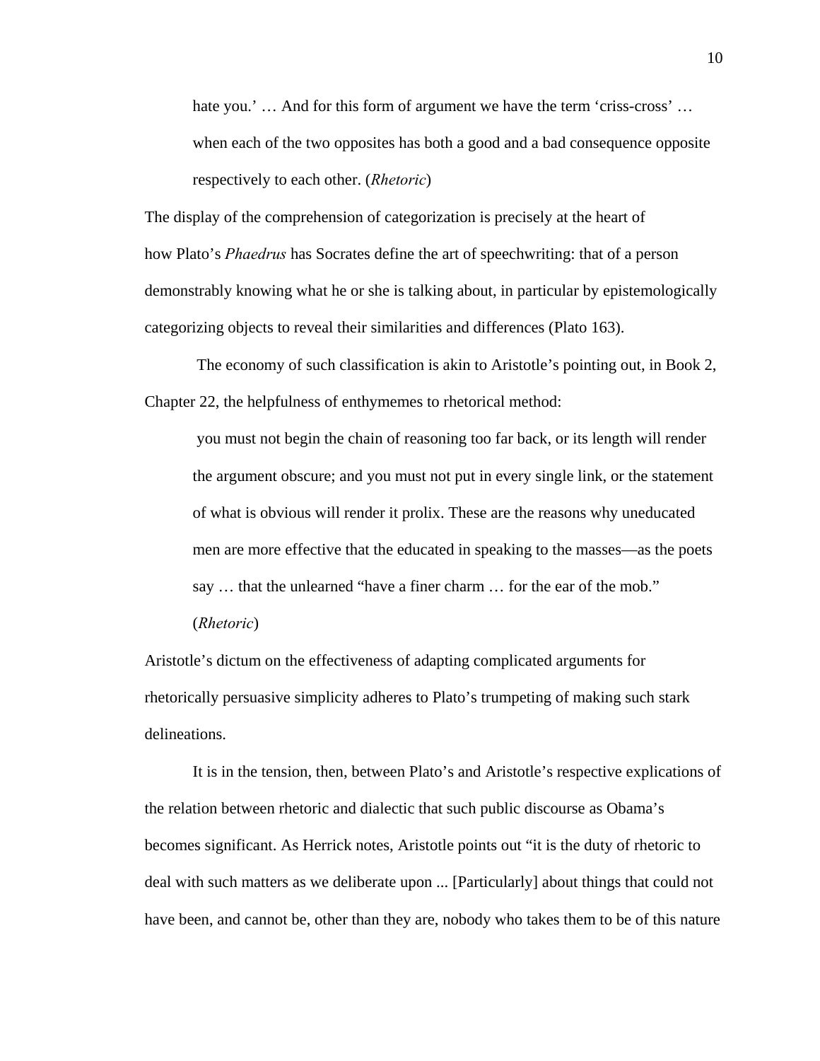> hate you.' … And for this form of argument we have the term 'criss-cross' … when each of the two opposites has both a good and a bad consequence opposite respectively to each other. (*Rhetoric*)

The display of the comprehension of categorization is precisely at the heart of how Plato's *Phaedrus* has Socrates define the art of speechwriting: that of a person demonstrably knowing what he or she is talking about, in particular by epistemologically categorizing objects to reveal their similarities and differences (Plato 163).

The economy of such classification is akin to Aristotle's pointing out, in Book 2, Chapter 22, the helpfulness of enthymemes to rhetorical method:

> you must not begin the chain of reasoning too far back, or its length will render the argument obscure; and you must not put in every single link, or the statement of what is obvious will render it prolix. These are the reasons why uneducated men are more effective that the educated in speaking to the masses—as the poets say … that the unlearned "have a finer charm … for the ear of the mob." (*Rhetoric*)

Aristotle's dictum on the effectiveness of adapting complicated arguments for rhetorically persuasive simplicity adheres to Plato's trumpeting of making such stark delineations.

It is in the tension, then, between Plato's and Aristotle's respective explications of the relation between rhetoric and dialectic that such public discourse as Obama's becomes significant. As Herrick notes, Aristotle points out "it is the duty of rhetoric to deal with such matters as we deliberate upon ... [Particularly] about things that could not have been, and cannot be, other than they are, nobody who takes them to be of this nature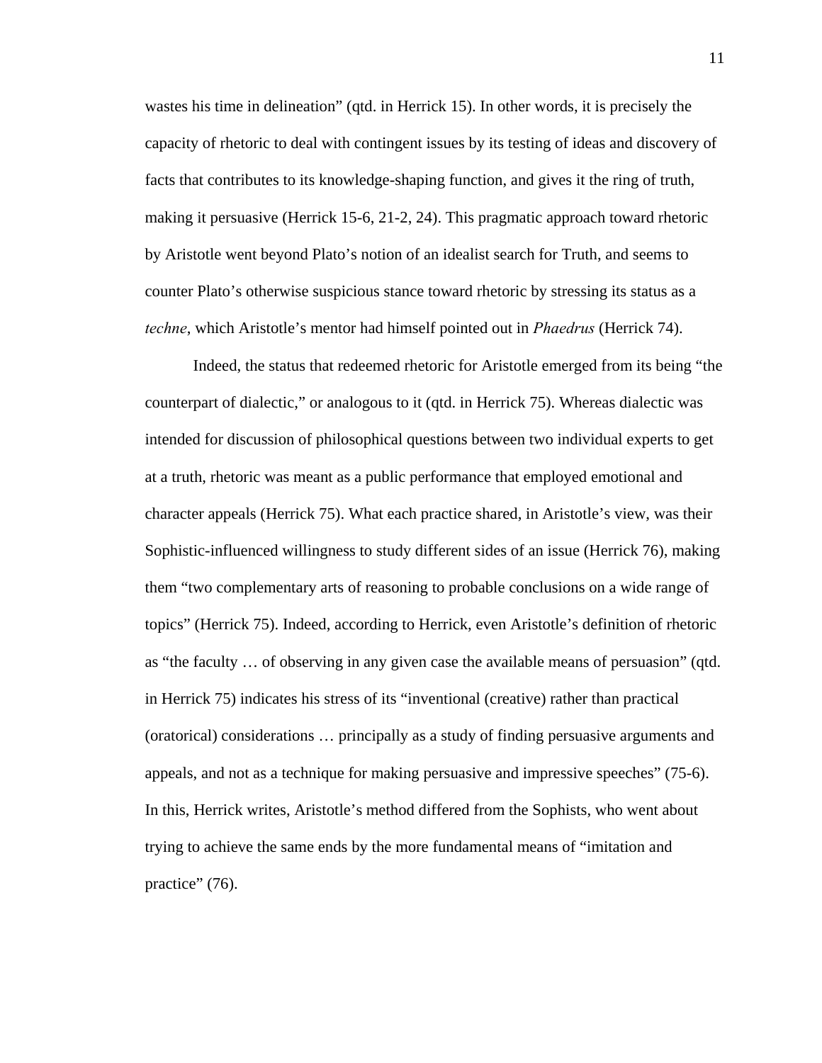wastes his time in delineation" (qtd. in Herrick 15). In other words, it is precisely the capacity of rhetoric to deal with contingent issues by its testing of ideas and discovery of facts that contributes to its knowledge-shaping function, and gives it the ring of truth, making it persuasive (Herrick 15-6, 21-2, 24). This pragmatic approach toward rhetoric by Aristotle went beyond Plato's notion of an idealist search for Truth, and seems to counter Plato's otherwise suspicious stance toward rhetoric by stressing its status as a *techne*, which Aristotle's mentor had himself pointed out in *Phaedrus* (Herrick 74).

Indeed, the status that redeemed rhetoric for Aristotle emerged from its being "the counterpart of dialectic," or analogous to it (qtd. in Herrick 75). Whereas dialectic was intended for discussion of philosophical questions between two individual experts to get at a truth, rhetoric was meant as a public performance that employed emotional and character appeals (Herrick 75). What each practice shared, in Aristotle's view, was their Sophistic-influenced willingness to study different sides of an issue (Herrick 76), making them "two complementary arts of reasoning to probable conclusions on a wide range of topics" (Herrick 75). Indeed, according to Herrick, even Aristotle's definition of rhetoric as "the faculty … of observing in any given case the available means of persuasion" (qtd. in Herrick 75) indicates his stress of its "inventional (creative) rather than practical (oratorical) considerations … principally as a study of finding persuasive arguments and appeals, and not as a technique for making persuasive and impressive speeches" (75-6). In this, Herrick writes, Aristotle's method differed from the Sophists, who went about trying to achieve the same ends by the more fundamental means of "imitation and practice" (76).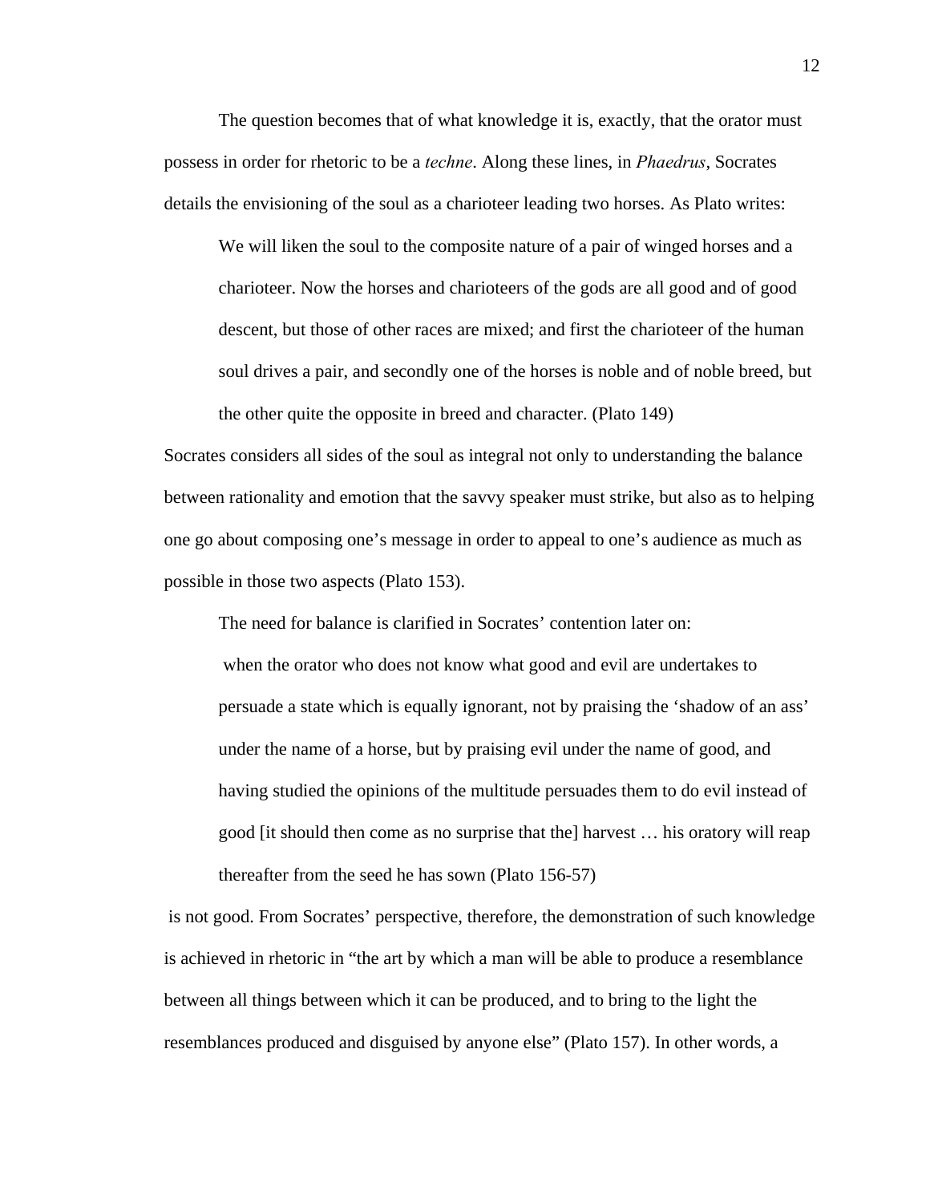The question becomes that of what knowledge it is, exactly, that the orator must possess in order for rhetoric to be a *techne*. Along these lines, in *Phaedrus*, Socrates details the envisioning of the soul as a charioteer leading two horses. As Plato writes:

> We will liken the soul to the composite nature of a pair of winged horses and a charioteer. Now the horses and charioteers of the gods are all good and of good descent, but those of other races are mixed; and first the charioteer of the human soul drives a pair, and secondly one of the horses is noble and of noble breed, but the other quite the opposite in breed and character. (Plato 149)

Socrates considers all sides of the soul as integral not only to understanding the balance between rationality and emotion that the savvy speaker must strike, but also as to helping one go about composing one's message in order to appeal to one's audience as much as possible in those two aspects (Plato 153).

The need for balance is clarified in Socrates' contention later on:

> when the orator who does not know what good and evil are undertakes to persuade a state which is equally ignorant, not by praising the 'shadow of an ass' under the name of a horse, but by praising evil under the name of good, and having studied the opinions of the multitude persuades them to do evil instead of good [it should then come as no surprise that the] harvest … his oratory will reap thereafter from the seed he has sown (Plato 156-57)

is not good. From Socrates' perspective, therefore, the demonstration of such knowledge is achieved in rhetoric in "the art by which a man will be able to produce a resemblance between all things between which it can be produced, and to bring to the light the resemblances produced and disguised by anyone else" (Plato 157). In other words, a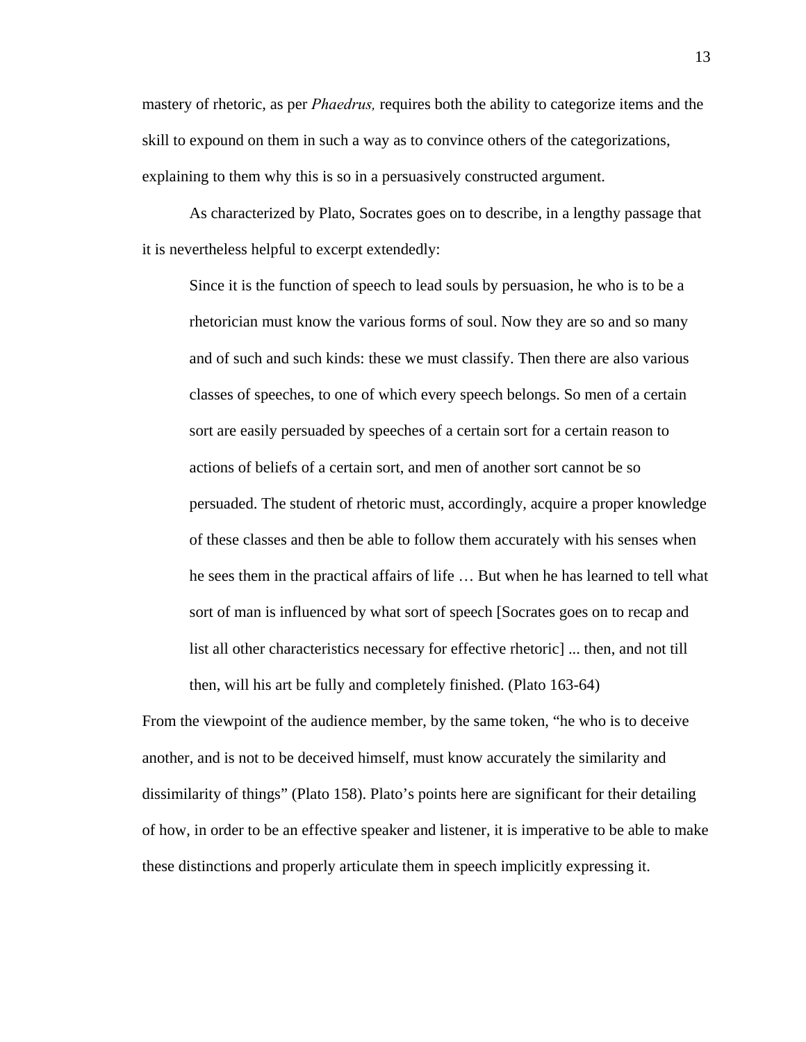mastery of rhetoric, as per *Phaedrus,* requires both the ability to categorize items and the skill to expound on them in such a way as to convince others of the categorizations, explaining to them why this is so in a persuasively constructed argument.

As characterized by Plato, Socrates goes on to describe, in a lengthy passage that it is nevertheless helpful to excerpt extendedly:

> Since it is the function of speech to lead souls by persuasion, he who is to be a rhetorician must know the various forms of soul. Now they are so and so many and of such and such kinds: these we must classify. Then there are also various classes of speeches, to one of which every speech belongs. So men of a certain sort are easily persuaded by speeches of a certain sort for a certain reason to actions of beliefs of a certain sort, and men of another sort cannot be so persuaded. The student of rhetoric must, accordingly, acquire a proper knowledge of these classes and then be able to follow them accurately with his senses when he sees them in the practical affairs of life … But when he has learned to tell what sort of man is influenced by what sort of speech [Socrates goes on to recap and list all other characteristics necessary for effective rhetoric] ... then, and not till then, will his art be fully and completely finished. (Plato 163-64)

From the viewpoint of the audience member, by the same token, "he who is to deceive another, and is not to be deceived himself, must know accurately the similarity and dissimilarity of things" (Plato 158). Plato's points here are significant for their detailing of how, in order to be an effective speaker and listener, it is imperative to be able to make these distinctions and properly articulate them in speech implicitly expressing it.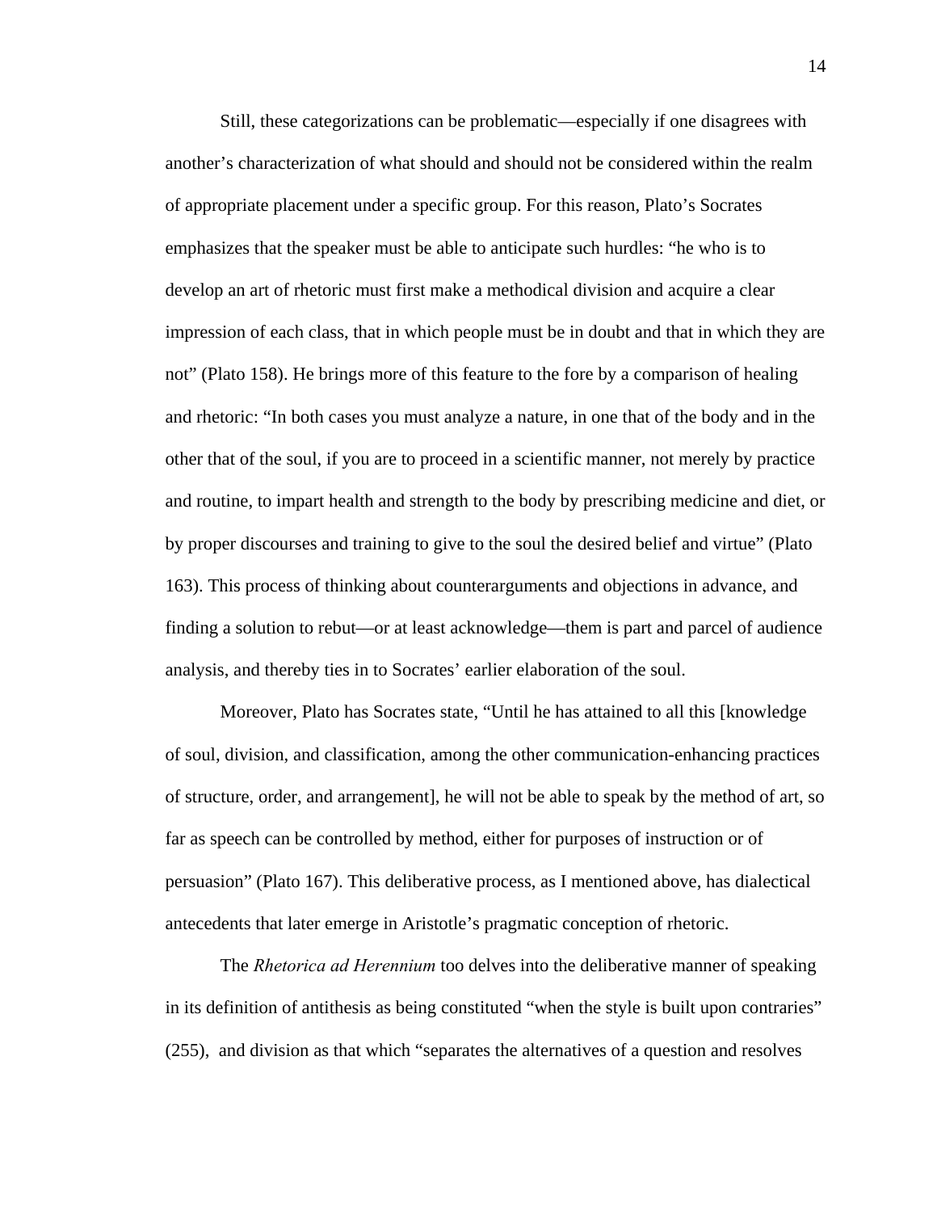Still, these categorizations can be problematic—especially if one disagrees with another's characterization of what should and should not be considered within the realm of appropriate placement under a specific group. For this reason, Plato's Socrates emphasizes that the speaker must be able to anticipate such hurdles: "he who is to develop an art of rhetoric must first make a methodical division and acquire a clear impression of each class, that in which people must be in doubt and that in which they are not" (Plato 158). He brings more of this feature to the fore by a comparison of healing and rhetoric: "In both cases you must analyze a nature, in one that of the body and in the other that of the soul, if you are to proceed in a scientific manner, not merely by practice and routine, to impart health and strength to the body by prescribing medicine and diet, or by proper discourses and training to give to the soul the desired belief and virtue" (Plato 163). This process of thinking about counterarguments and objections in advance, and finding a solution to rebut—or at least acknowledge—them is part and parcel of audience analysis, and thereby ties in to Socrates' earlier elaboration of the soul.

Moreover, Plato has Socrates state, "Until he has attained to all this [knowledge of soul, division, and classification, among the other communication-enhancing practices of structure, order, and arrangement], he will not be able to speak by the method of art, so far as speech can be controlled by method, either for purposes of instruction or of persuasion" (Plato 167). This deliberative process, as I mentioned above, has dialectical antecedents that later emerge in Aristotle's pragmatic conception of rhetoric.

The *Rhetorica ad Herennium* too delves into the deliberative manner of speaking in its definition of antithesis as being constituted "when the style is built upon contraries" (255), and division as that which "separates the alternatives of a question and resolves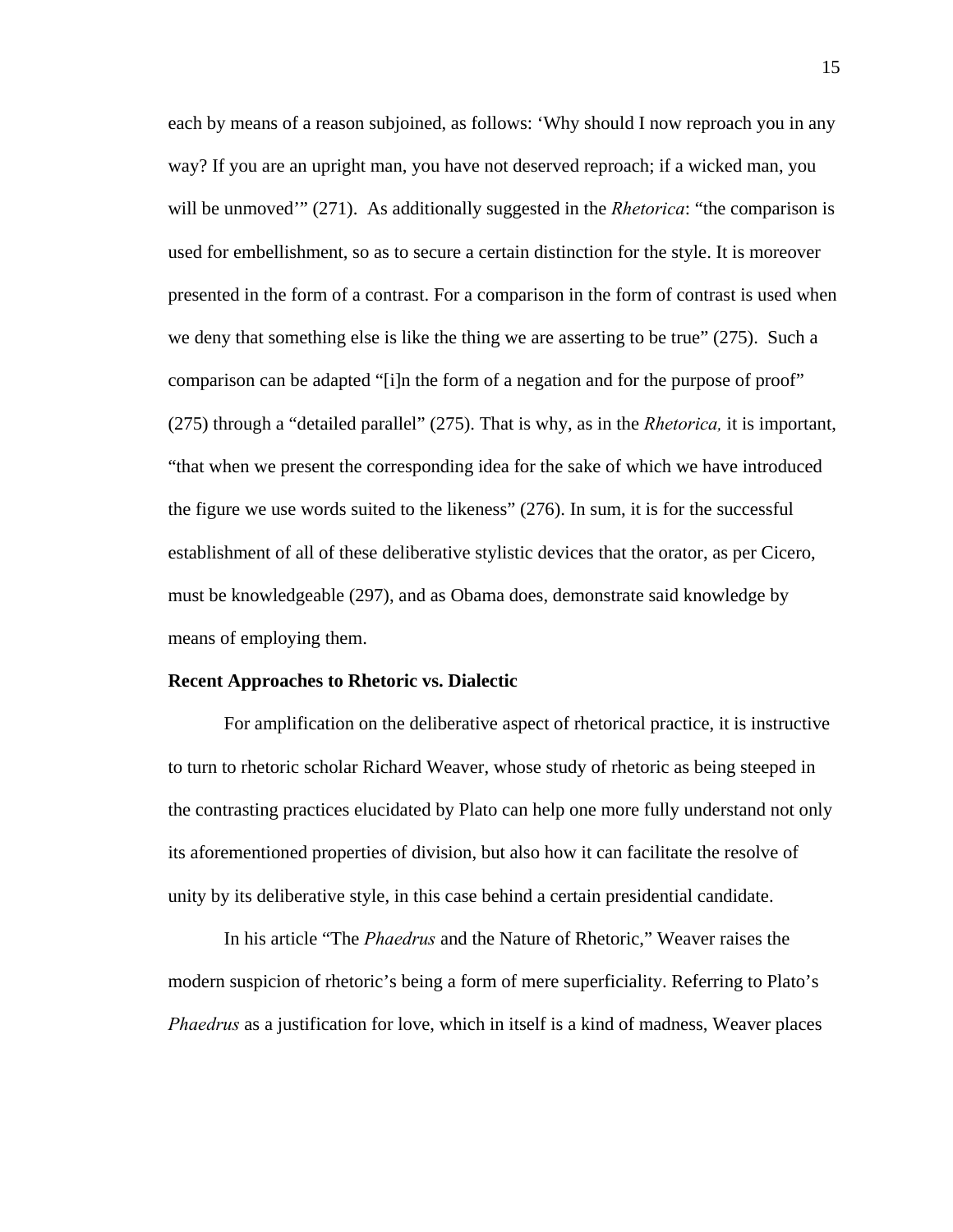each by means of a reason subjoined, as follows: 'Why should I now reproach you in any way? If you are an upright man, you have not deserved reproach; if a wicked man, you will be unmoved'" (271). As additionally suggested in the *Rhetorica*: "the comparison is used for embellishment, so as to secure a certain distinction for the style. It is moreover presented in the form of a contrast. For a comparison in the form of contrast is used when we deny that something else is like the thing we are asserting to be true" (275). Such a comparison can be adapted "[i]n the form of a negation and for the purpose of proof" (275) through a "detailed parallel" (275). That is why, as in the *Rhetorica,* it is important, "that when we present the corresponding idea for the sake of which we have introduced the figure we use words suited to the likeness" (276). In sum, it is for the successful establishment of all of these deliberative stylistic devices that the orator, as per Cicero, must be knowledgeable (297), and as Obama does, demonstrate said knowledge by means of employing them.

**Recent Approaches to Rhetoric vs. Dialectic**

For amplification on the deliberative aspect of rhetorical practice, it is instructive to turn to rhetoric scholar Richard Weaver, whose study of rhetoric as being steeped in the contrasting practices elucidated by Plato can help one more fully understand not only its aforementioned properties of division, but also how it can facilitate the resolve of unity by its deliberative style, in this case behind a certain presidential candidate.

In his article "The *Phaedrus* and the Nature of Rhetoric," Weaver raises the modern suspicion of rhetoric's being a form of mere superficiality. Referring to Plato's *Phaedrus* as a justification for love, which in itself is a kind of madness, Weaver places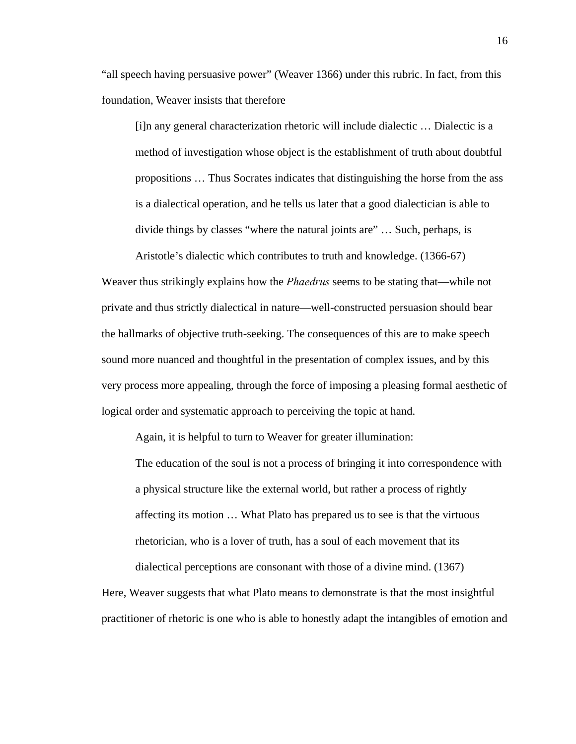"all speech having persuasive power" (Weaver 1366) under this rubric. In fact, from this foundation, Weaver insists that therefore

> [i]n any general characterization rhetoric will include dialectic … Dialectic is a method of investigation whose object is the establishment of truth about doubtful propositions … Thus Socrates indicates that distinguishing the horse from the ass is a dialectical operation, and he tells us later that a good dialectician is able to divide things by classes "where the natural joints are" … Such, perhaps, is Aristotle's dialectic which contributes to truth and knowledge. (1366-67)

Weaver thus strikingly explains how the *Phaedrus* seems to be stating that—while not private and thus strictly dialectical in nature—well-constructed persuasion should bear the hallmarks of objective truth-seeking. The consequences of this are to make speech sound more nuanced and thoughtful in the presentation of complex issues, and by this very process more appealing, through the force of imposing a pleasing formal aesthetic of logical order and systematic approach to perceiving the topic at hand.

Again, it is helpful to turn to Weaver for greater illumination:

> The education of the soul is not a process of bringing it into correspondence with a physical structure like the external world, but rather a process of rightly affecting its motion … What Plato has prepared us to see is that the virtuous rhetorician, who is a lover of truth, has a soul of each movement that its dialectical perceptions are consonant with those of a divine mind. (1367)

Here, Weaver suggests that what Plato means to demonstrate is that the most insightful practitioner of rhetoric is one who is able to honestly adapt the intangibles of emotion and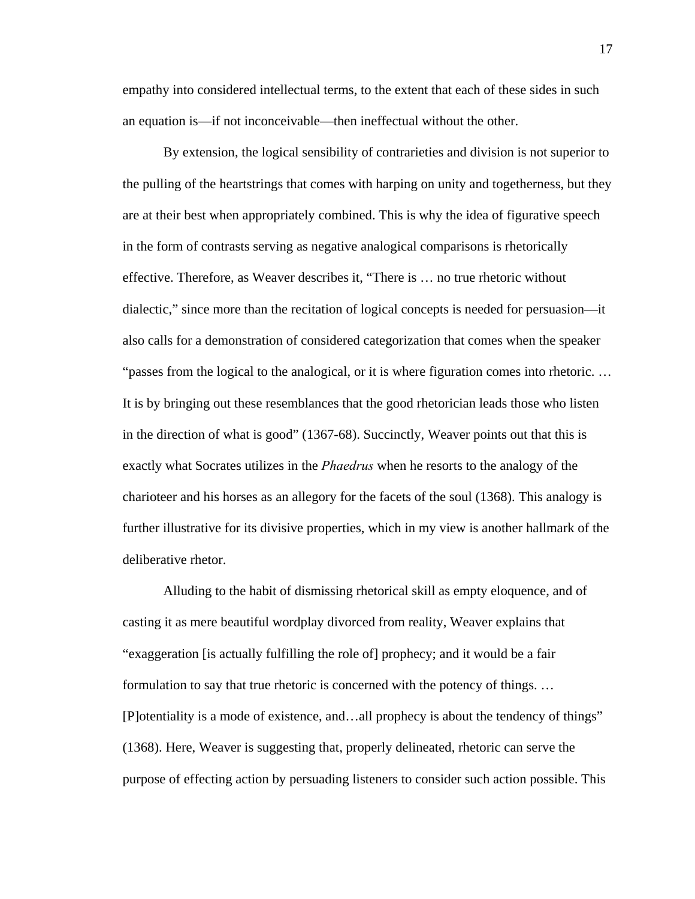empathy into considered intellectual terms, to the extent that each of these sides in such an equation is—if not inconceivable—then ineffectual without the other.

By extension, the logical sensibility of contrarieties and division is not superior to the pulling of the heartstrings that comes with harping on unity and togetherness, but they are at their best when appropriately combined. This is why the idea of figurative speech in the form of contrasts serving as negative analogical comparisons is rhetorically effective. Therefore, as Weaver describes it, "There is … no true rhetoric without dialectic," since more than the recitation of logical concepts is needed for persuasion—it also calls for a demonstration of considered categorization that comes when the speaker "passes from the logical to the analogical, or it is where figuration comes into rhetoric. … It is by bringing out these resemblances that the good rhetorician leads those who listen in the direction of what is good" (1367-68). Succinctly, Weaver points out that this is exactly what Socrates utilizes in the *Phaedrus* when he resorts to the analogy of the charioteer and his horses as an allegory for the facets of the soul (1368). This analogy is further illustrative for its divisive properties, which in my view is another hallmark of the deliberative rhetor.

Alluding to the habit of dismissing rhetorical skill as empty eloquence, and of casting it as mere beautiful wordplay divorced from reality, Weaver explains that "exaggeration [is actually fulfilling the role of] prophecy; and it would be a fair formulation to say that true rhetoric is concerned with the potency of things. … [P]otentiality is a mode of existence, and…all prophecy is about the tendency of things" (1368). Here, Weaver is suggesting that, properly delineated, rhetoric can serve the purpose of effecting action by persuading listeners to consider such action possible. This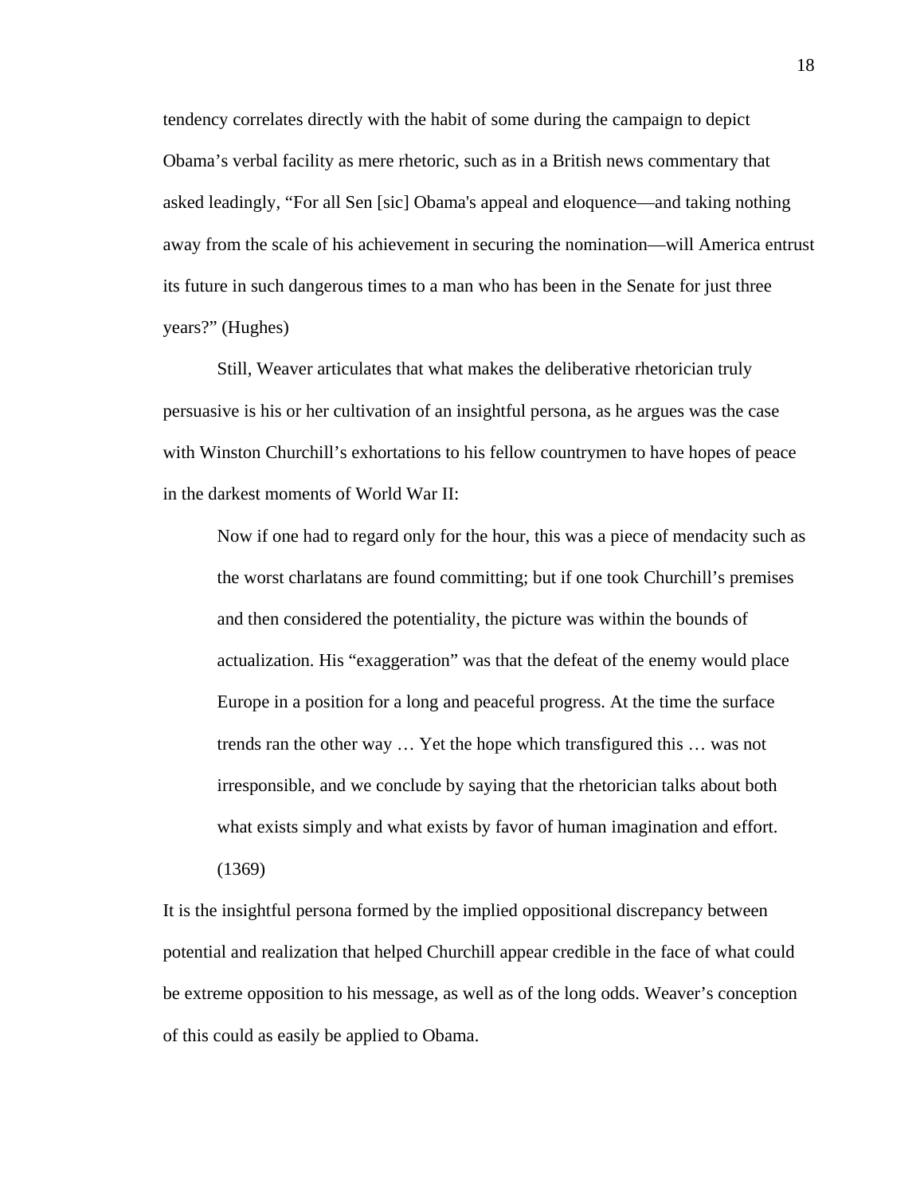tendency correlates directly with the habit of some during the campaign to depict Obama's verbal facility as mere rhetoric, such as in a British news commentary that asked leadingly, "For all Sen [sic] Obama's appeal and eloquence—and taking nothing away from the scale of his achievement in securing the nomination—will America entrust its future in such dangerous times to a man who has been in the Senate for just three years?" (Hughes)

Still, Weaver articulates that what makes the deliberative rhetorician truly persuasive is his or her cultivation of an insightful persona, as he argues was the case with Winston Churchill's exhortations to his fellow countrymen to have hopes of peace in the darkest moments of World War II:

> Now if one had to regard only for the hour, this was a piece of mendacity such as the worst charlatans are found committing; but if one took Churchill's premises and then considered the potentiality, the picture was within the bounds of actualization. His "exaggeration" was that the defeat of the enemy would place Europe in a position for a long and peaceful progress. At the time the surface trends ran the other way … Yet the hope which transfigured this … was not irresponsible, and we conclude by saying that the rhetorician talks about both what exists simply and what exists by favor of human imagination and effort. (1369)

It is the insightful persona formed by the implied oppositional discrepancy between potential and realization that helped Churchill appear credible in the face of what could be extreme opposition to his message, as well as of the long odds. Weaver's conception of this could as easily be applied to Obama.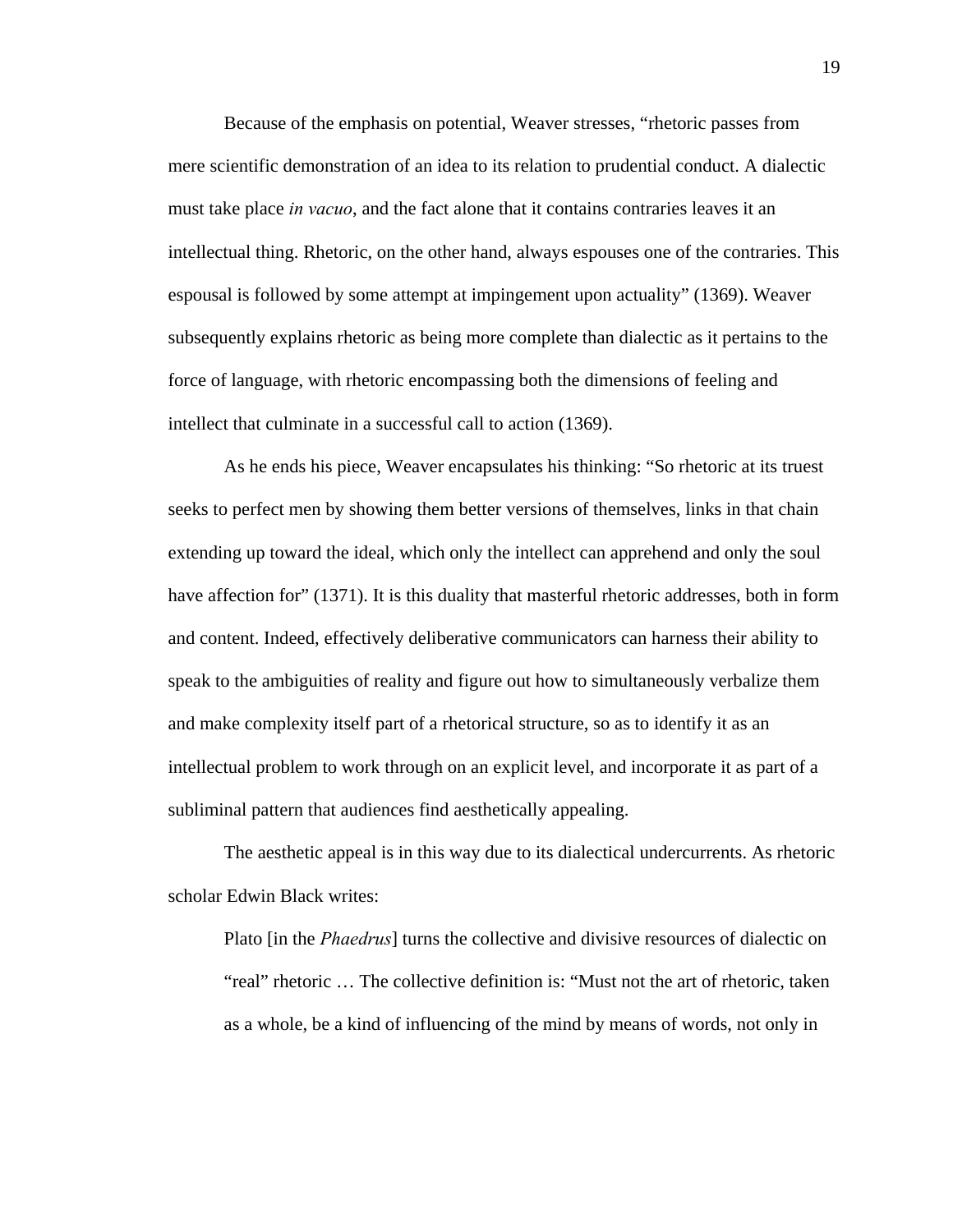Because of the emphasis on potential, Weaver stresses, "rhetoric passes from mere scientific demonstration of an idea to its relation to prudential conduct. A dialectic must take place *in vacuo*, and the fact alone that it contains contraries leaves it an intellectual thing. Rhetoric, on the other hand, always espouses one of the contraries. This espousal is followed by some attempt at impingement upon actuality" (1369). Weaver subsequently explains rhetoric as being more complete than dialectic as it pertains to the force of language, with rhetoric encompassing both the dimensions of feeling and intellect that culminate in a successful call to action (1369).

As he ends his piece, Weaver encapsulates his thinking: "So rhetoric at its truest seeks to perfect men by showing them better versions of themselves, links in that chain extending up toward the ideal, which only the intellect can apprehend and only the soul have affection for" (1371). It is this duality that masterful rhetoric addresses, both in form and content. Indeed, effectively deliberative communicators can harness their ability to speak to the ambiguities of reality and figure out how to simultaneously verbalize them and make complexity itself part of a rhetorical structure, so as to identify it as an intellectual problem to work through on an explicit level, and incorporate it as part of a subliminal pattern that audiences find aesthetically appealing.

The aesthetic appeal is in this way due to its dialectical undercurrents. As rhetoric scholar Edwin Black writes:

> Plato [in the *Phaedrus*] turns the collective and divisive resources of dialectic on "real" rhetoric … The collective definition is: "Must not the art of rhetoric, taken as a whole, be a kind of influencing of the mind by means of words, not only in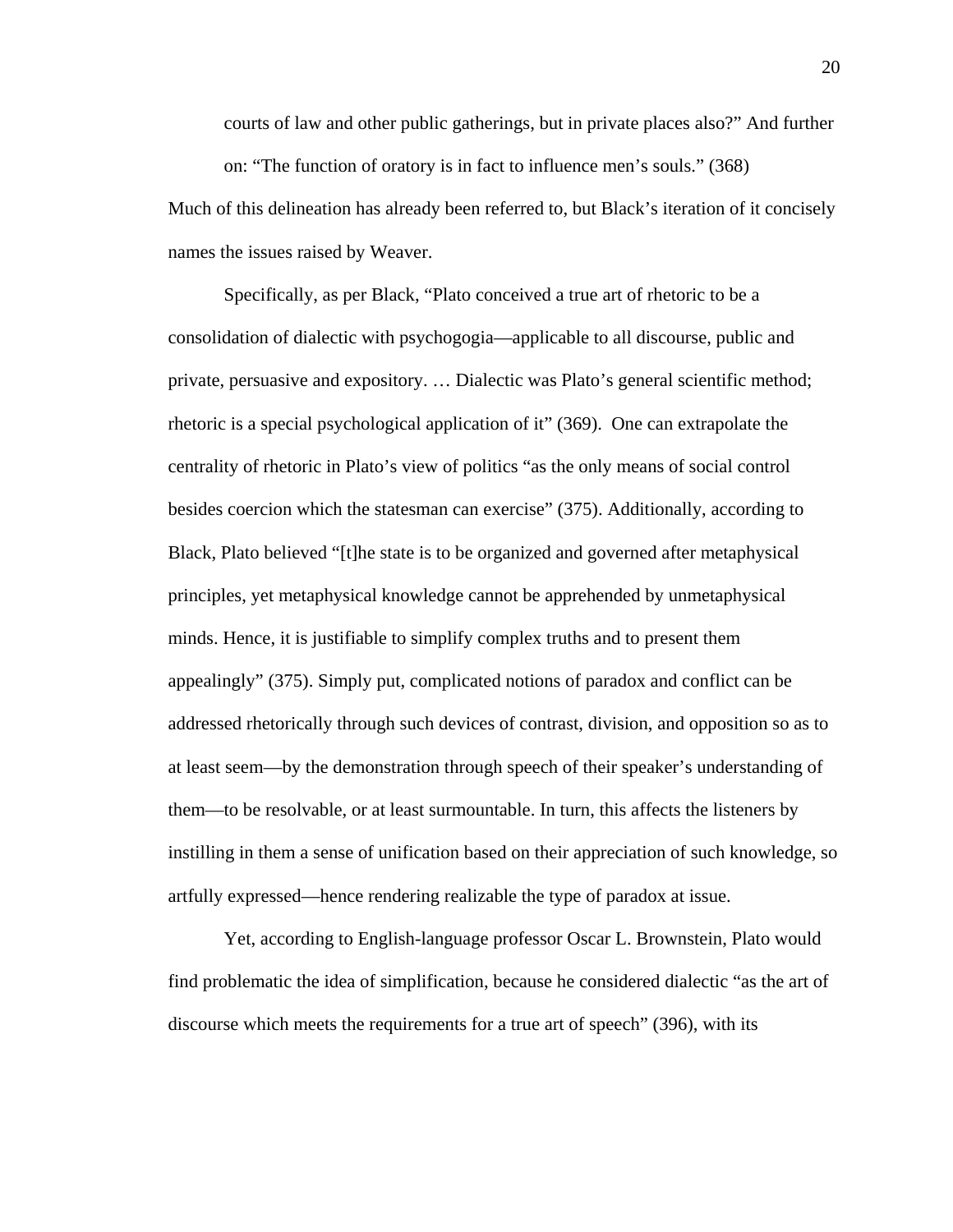> courts of law and other public gatherings, but in private places also?" And further on: "The function of oratory is in fact to influence men's souls." (368)

Much of this delineation has already been referred to, but Black's iteration of it concisely names the issues raised by Weaver.

Specifically, as per Black, "Plato conceived a true art of rhetoric to be a consolidation of dialectic with psychogogia—applicable to all discourse, public and private, persuasive and expository. … Dialectic was Plato's general scientific method; rhetoric is a special psychological application of it" (369). One can extrapolate the centrality of rhetoric in Plato's view of politics "as the only means of social control besides coercion which the statesman can exercise" (375). Additionally, according to Black, Plato believed "[t]he state is to be organized and governed after metaphysical principles, yet metaphysical knowledge cannot be apprehended by unmetaphysical minds. Hence, it is justifiable to simplify complex truths and to present them appealingly" (375). Simply put, complicated notions of paradox and conflict can be addressed rhetorically through such devices of contrast, division, and opposition so as to at least seem—by the demonstration through speech of their speaker's understanding of them—to be resolvable, or at least surmountable. In turn, this affects the listeners by instilling in them a sense of unification based on their appreciation of such knowledge, so artfully expressed—hence rendering realizable the type of paradox at issue.

Yet, according to English-language professor Oscar L. Brownstein, Plato would find problematic the idea of simplification, because he considered dialectic "as the art of discourse which meets the requirements for a true art of speech" (396), with its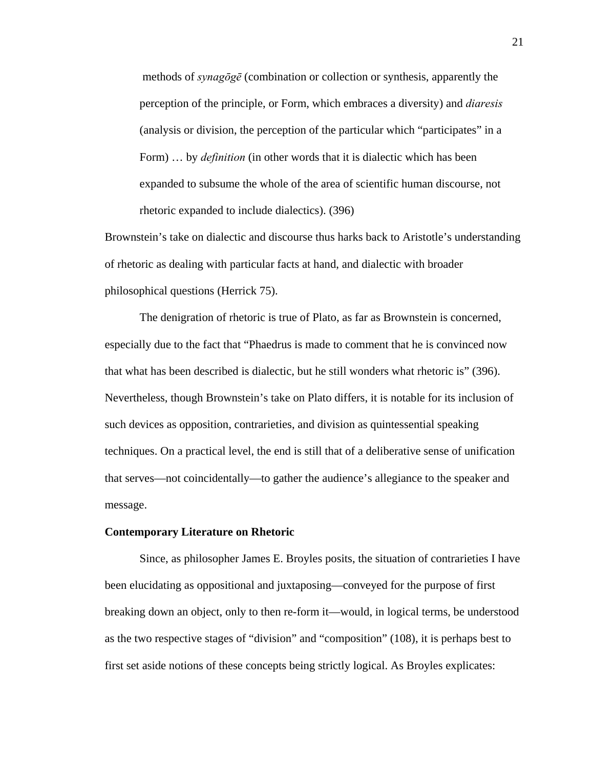> methods of *synagōgē* (combination or collection or synthesis, apparently the perception of the principle, or Form, which embraces a diversity) and *diaresis* (analysis or division, the perception of the particular which "participates" in a Form) … by *definition* (in other words that it is dialectic which has been expanded to subsume the whole of the area of scientific human discourse, not rhetoric expanded to include dialectics). (396)

Brownstein's take on dialectic and discourse thus harks back to Aristotle's understanding of rhetoric as dealing with particular facts at hand, and dialectic with broader philosophical questions (Herrick 75).

The denigration of rhetoric is true of Plato, as far as Brownstein is concerned, especially due to the fact that "Phaedrus is made to comment that he is convinced now that what has been described is dialectic, but he still wonders what rhetoric is" (396). Nevertheless, though Brownstein's take on Plato differs, it is notable for its inclusion of such devices as opposition, contrarieties, and division as quintessential speaking techniques. On a practical level, the end is still that of a deliberative sense of unification that serves—not coincidentally—to gather the audience's allegiance to the speaker and message.

**Contemporary Literature on Rhetoric**

Since, as philosopher James E. Broyles posits, the situation of contrarieties I have been elucidating as oppositional and juxtaposing—conveyed for the purpose of first breaking down an object, only to then re-form it—would, in logical terms, be understood as the two respective stages of "division" and "composition" (108), it is perhaps best to first set aside notions of these concepts being strictly logical. As Broyles explicates: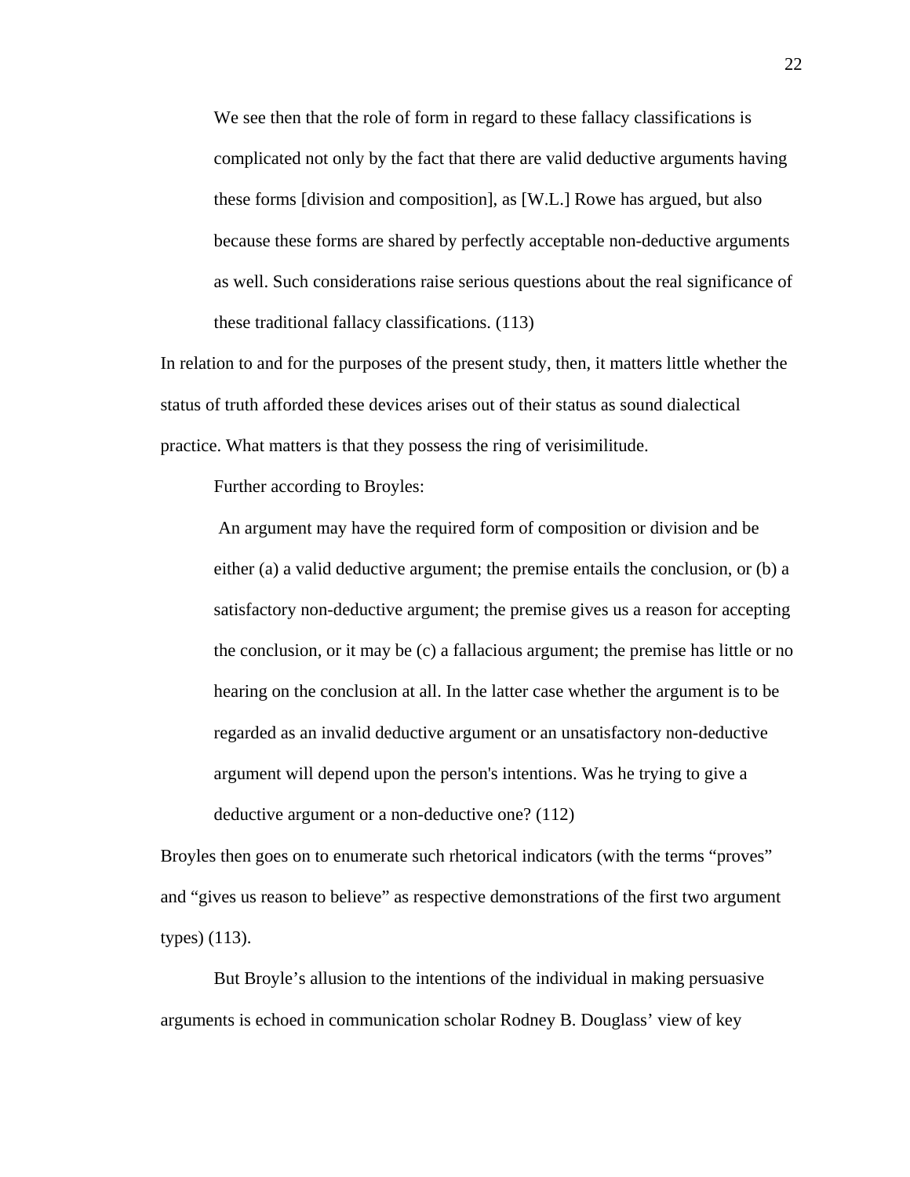> We see then that the role of form in regard to these fallacy classifications is complicated not only by the fact that there are valid deductive arguments having these forms [division and composition], as [W.L.] Rowe has argued, but also because these forms are shared by perfectly acceptable non-deductive arguments as well. Such considerations raise serious questions about the real significance of these traditional fallacy classifications. (113)

In relation to and for the purposes of the present study, then, it matters little whether the status of truth afforded these devices arises out of their status as sound dialectical practice. What matters is that they possess the ring of verisimilitude.

Further according to Broyles:

> An argument may have the required form of composition or division and be either (a) a valid deductive argument; the premise entails the conclusion, or (b) a satisfactory non-deductive argument; the premise gives us a reason for accepting the conclusion, or it may be (c) a fallacious argument; the premise has little or no hearing on the conclusion at all. In the latter case whether the argument is to be regarded as an invalid deductive argument or an unsatisfactory non-deductive argument will depend upon the person's intentions. Was he trying to give a deductive argument or a non-deductive one? (112)

Broyles then goes on to enumerate such rhetorical indicators (with the terms "proves" and "gives us reason to believe" as respective demonstrations of the first two argument types) (113).

But Broyle's allusion to the intentions of the individual in making persuasive arguments is echoed in communication scholar Rodney B. Douglass' view of key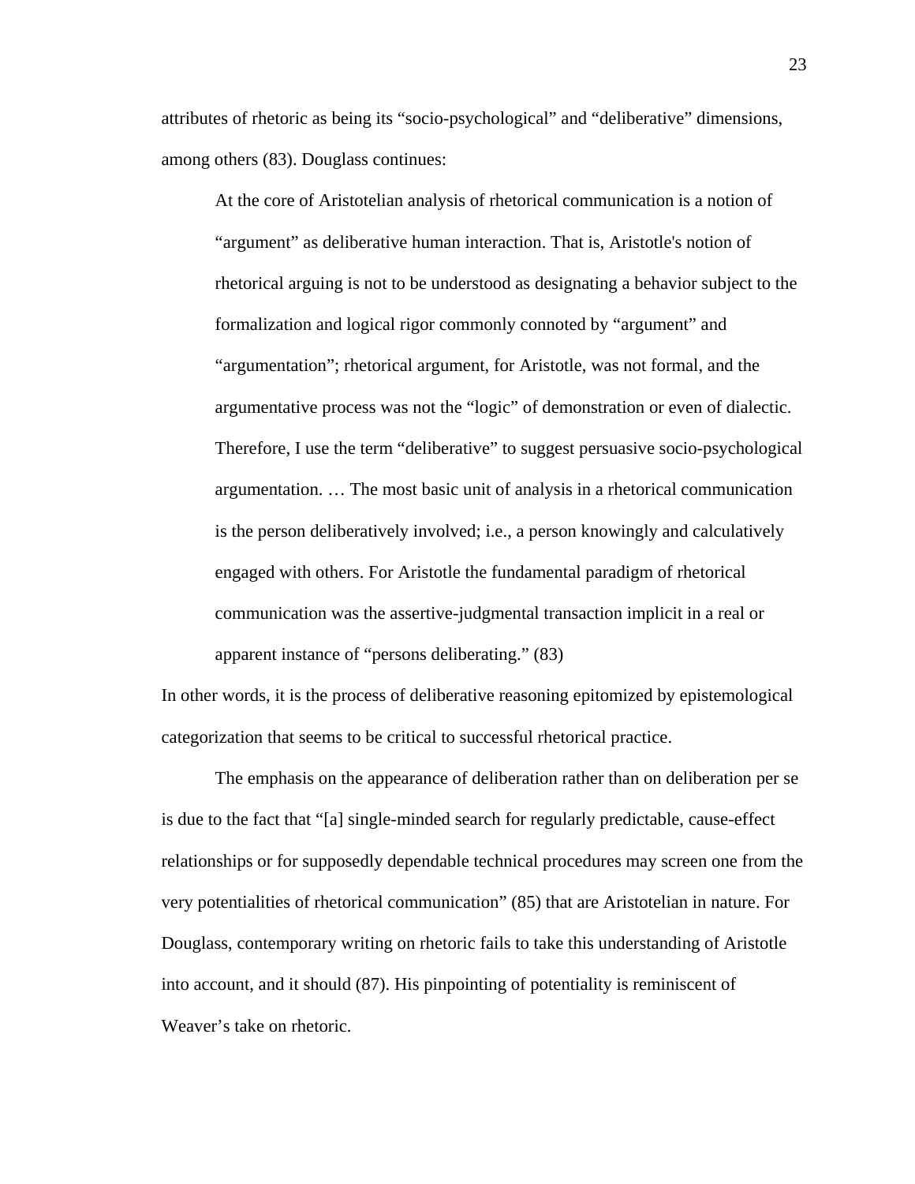attributes of rhetoric as being its “socio-psychological” and “deliberative” dimensions, among others (83). Douglass continues:

> At the core of Aristotelian analysis of rhetorical communication is a notion of “argument” as deliberative human interaction. That is, Aristotle's notion of rhetorical arguing is not to be understood as designating a behavior subject to the formalization and logical rigor commonly connoted by “argument” and “argumentation”; rhetorical argument, for Aristotle, was not formal, and the argumentative process was not the “logic” of demonstration or even of dialectic. Therefore, I use the term “deliberative” to suggest persuasive socio-psychological argumentation. … The most basic unit of analysis in a rhetorical communication is the person deliberatively involved; i.e., a person knowingly and calculatively engaged with others. For Aristotle the fundamental paradigm of rhetorical communication was the assertive-judgmental transaction implicit in a real or apparent instance of “persons deliberating.” (83)

In other words, it is the process of deliberative reasoning epitomized by epistemological categorization that seems to be critical to successful rhetorical practice.

The emphasis on the appearance of deliberation rather than on deliberation per se is due to the fact that “[a] single-minded search for regularly predictable, cause-effect relationships or for supposedly dependable technical procedures may screen one from the very potentialities of rhetorical communication” (85) that are Aristotelian in nature. For Douglass, contemporary writing on rhetoric fails to take this understanding of Aristotle into account, and it should (87). His pinpointing of potentiality is reminiscent of Weaver’s take on rhetoric.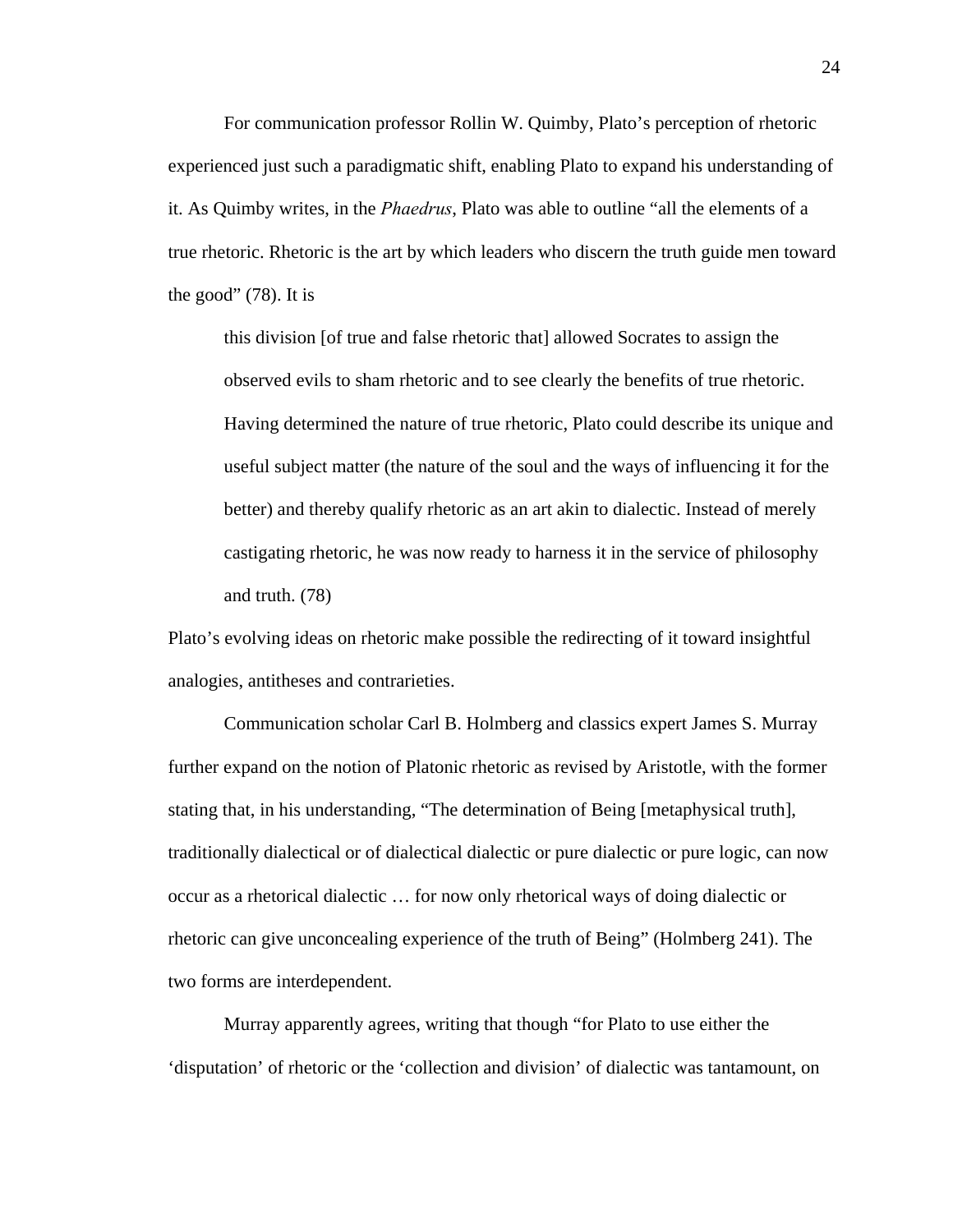For communication professor Rollin W. Quimby, Plato's perception of rhetoric experienced just such a paradigmatic shift, enabling Plato to expand his understanding of it. As Quimby writes, in the *Phaedrus*, Plato was able to outline "all the elements of a true rhetoric. Rhetoric is the art by which leaders who discern the truth guide men toward the good" (78). It is

> this division [of true and false rhetoric that] allowed Socrates to assign the observed evils to sham rhetoric and to see clearly the benefits of true rhetoric. Having determined the nature of true rhetoric, Plato could describe its unique and useful subject matter (the nature of the soul and the ways of influencing it for the better) and thereby qualify rhetoric as an art akin to dialectic. Instead of merely castigating rhetoric, he was now ready to harness it in the service of philosophy and truth. (78)

Plato's evolving ideas on rhetoric make possible the redirecting of it toward insightful analogies, antitheses and contrarieties.

Communication scholar Carl B. Holmberg and classics expert James S. Murray further expand on the notion of Platonic rhetoric as revised by Aristotle, with the former stating that, in his understanding, "The determination of Being [metaphysical truth], traditionally dialectical or of dialectical dialectic or pure dialectic or pure logic, can now occur as a rhetorical dialectic … for now only rhetorical ways of doing dialectic or rhetoric can give unconcealing experience of the truth of Being" (Holmberg 241). The two forms are interdependent.

Murray apparently agrees, writing that though "for Plato to use either the 'disputation' of rhetoric or the 'collection and division' of dialectic was tantamount, on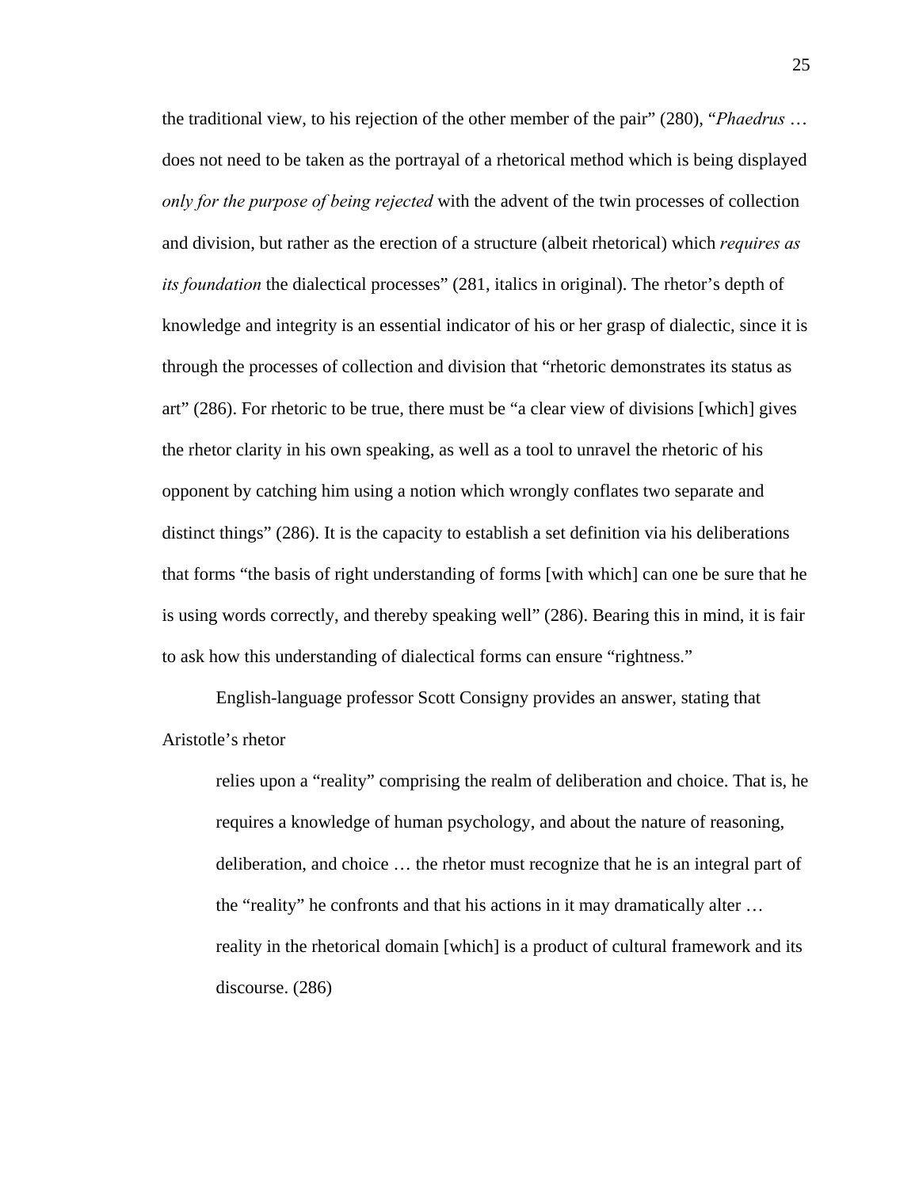the traditional view, to his rejection of the other member of the pair" (280), "*Phaedrus* … does not need to be taken as the portrayal of a rhetorical method which is being displayed *only for the purpose of being rejected* with the advent of the twin processes of collection and division, but rather as the erection of a structure (albeit rhetorical) which *requires as its foundation* the dialectical processes" (281, italics in original). The rhetor's depth of knowledge and integrity is an essential indicator of his or her grasp of dialectic, since it is through the processes of collection and division that "rhetoric demonstrates its status as art" (286). For rhetoric to be true, there must be "a clear view of divisions [which] gives the rhetor clarity in his own speaking, as well as a tool to unravel the rhetoric of his opponent by catching him using a notion which wrongly conflates two separate and distinct things" (286). It is the capacity to establish a set definition via his deliberations that forms "the basis of right understanding of forms [with which] can one be sure that he is using words correctly, and thereby speaking well" (286). Bearing this in mind, it is fair to ask how this understanding of dialectical forms can ensure "rightness."

English-language professor Scott Consigny provides an answer, stating that Aristotle's rhetor

> relies upon a "reality" comprising the realm of deliberation and choice. That is, he requires a knowledge of human psychology, and about the nature of reasoning, deliberation, and choice … the rhetor must recognize that he is an integral part of the "reality" he confronts and that his actions in it may dramatically alter … reality in the rhetorical domain [which] is a product of cultural framework and its discourse. (286)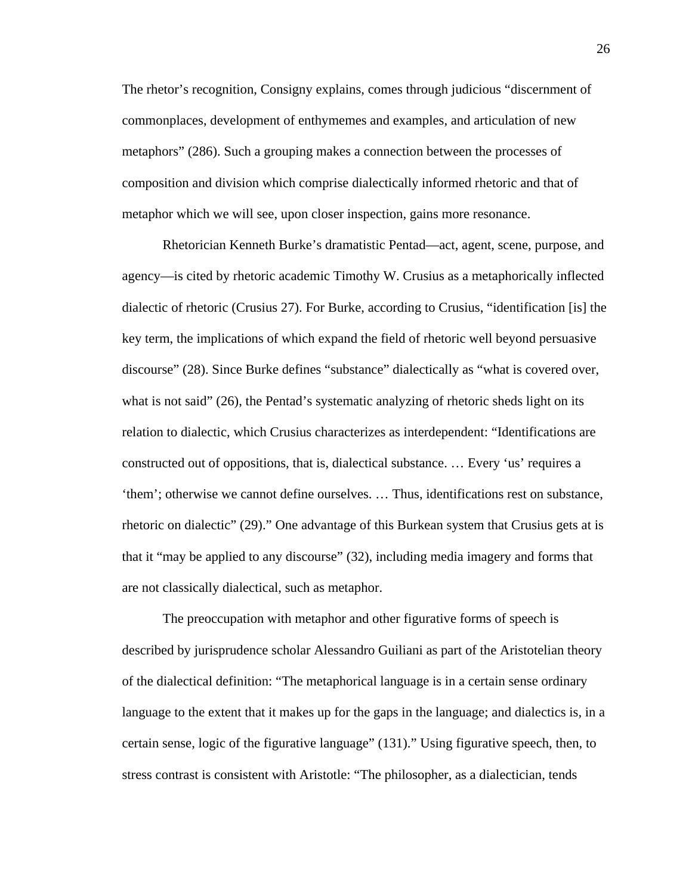The rhetor's recognition, Consigny explains, comes through judicious "discernment of commonplaces, development of enthymemes and examples, and articulation of new metaphors" (286). Such a grouping makes a connection between the processes of composition and division which comprise dialectically informed rhetoric and that of metaphor which we will see, upon closer inspection, gains more resonance.

Rhetorician Kenneth Burke's dramatistic Pentad—act, agent, scene, purpose, and agency—is cited by rhetoric academic Timothy W. Crusius as a metaphorically inflected dialectic of rhetoric (Crusius 27). For Burke, according to Crusius, "identification [is] the key term, the implications of which expand the field of rhetoric well beyond persuasive discourse" (28). Since Burke defines "substance" dialectically as "what is covered over, what is not said" (26), the Pentad's systematic analyzing of rhetoric sheds light on its relation to dialectic, which Crusius characterizes as interdependent: "Identifications are constructed out of oppositions, that is, dialectical substance. … Every 'us' requires a 'them'; otherwise we cannot define ourselves. … Thus, identifications rest on substance, rhetoric on dialectic" (29)." One advantage of this Burkean system that Crusius gets at is that it "may be applied to any discourse" (32), including media imagery and forms that are not classically dialectical, such as metaphor.

The preoccupation with metaphor and other figurative forms of speech is described by jurisprudence scholar Alessandro Guiliani as part of the Aristotelian theory of the dialectical definition: "The metaphorical language is in a certain sense ordinary language to the extent that it makes up for the gaps in the language; and dialectics is, in a certain sense, logic of the figurative language" (131)." Using figurative speech, then, to stress contrast is consistent with Aristotle: "The philosopher, as a dialectician, tends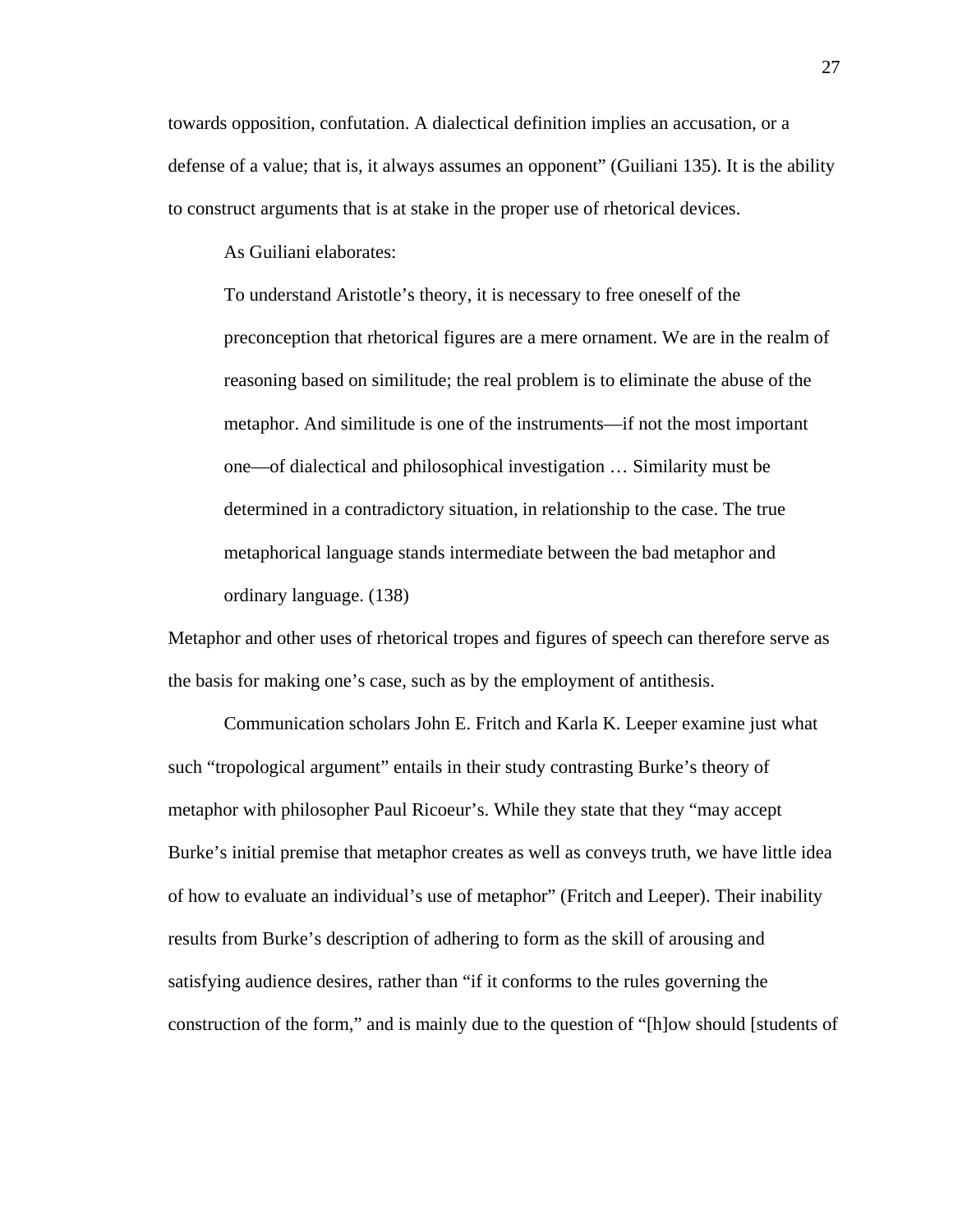towards opposition, confutation. A dialectical definition implies an accusation, or a defense of a value; that is, it always assumes an opponent" (Guiliani 135). It is the ability to construct arguments that is at stake in the proper use of rhetorical devices.

As Guiliani elaborates:

> To understand Aristotle's theory, it is necessary to free oneself of the preconception that rhetorical figures are a mere ornament. We are in the realm of reasoning based on similitude; the real problem is to eliminate the abuse of the metaphor. And similitude is one of the instruments—if not the most important one—of dialectical and philosophical investigation … Similarity must be determined in a contradictory situation, in relationship to the case. The true metaphorical language stands intermediate between the bad metaphor and ordinary language. (138)

Metaphor and other uses of rhetorical tropes and figures of speech can therefore serve as the basis for making one's case, such as by the employment of antithesis.

Communication scholars John E. Fritch and Karla K. Leeper examine just what such "tropological argument" entails in their study contrasting Burke's theory of metaphor with philosopher Paul Ricoeur's. While they state that they "may accept Burke's initial premise that metaphor creates as well as conveys truth, we have little idea of how to evaluate an individual's use of metaphor" (Fritch and Leeper). Their inability results from Burke's description of adhering to form as the skill of arousing and satisfying audience desires, rather than "if it conforms to the rules governing the construction of the form," and is mainly due to the question of "[h]ow should [students of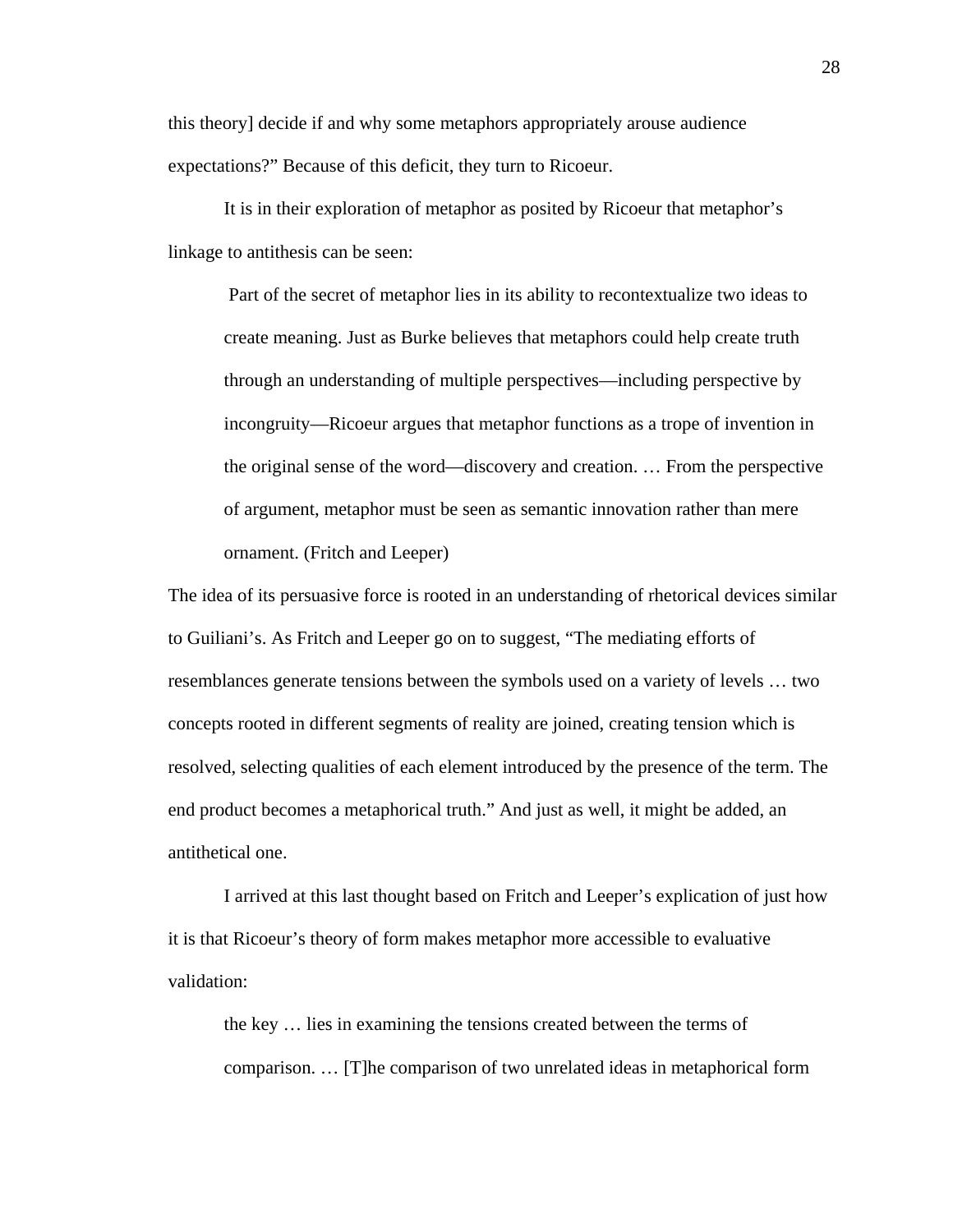this theory] decide if and why some metaphors appropriately arouse audience expectations?" Because of this deficit, they turn to Ricoeur.

It is in their exploration of metaphor as posited by Ricoeur that metaphor's linkage to antithesis can be seen:

> Part of the secret of metaphor lies in its ability to recontextualize two ideas to create meaning. Just as Burke believes that metaphors could help create truth through an understanding of multiple perspectives—including perspective by incongruity—Ricoeur argues that metaphor functions as a trope of invention in the original sense of the word—discovery and creation. … From the perspective of argument, metaphor must be seen as semantic innovation rather than mere ornament. (Fritch and Leeper)

The idea of its persuasive force is rooted in an understanding of rhetorical devices similar to Guiliani's. As Fritch and Leeper go on to suggest, "The mediating efforts of resemblances generate tensions between the symbols used on a variety of levels … two concepts rooted in different segments of reality are joined, creating tension which is resolved, selecting qualities of each element introduced by the presence of the term. The end product becomes a metaphorical truth." And just as well, it might be added, an antithetical one.

I arrived at this last thought based on Fritch and Leeper's explication of just how it is that Ricoeur's theory of form makes metaphor more accessible to evaluative validation:

> the key … lies in examining the tensions created between the terms of comparison. … [T]he comparison of two unrelated ideas in metaphorical form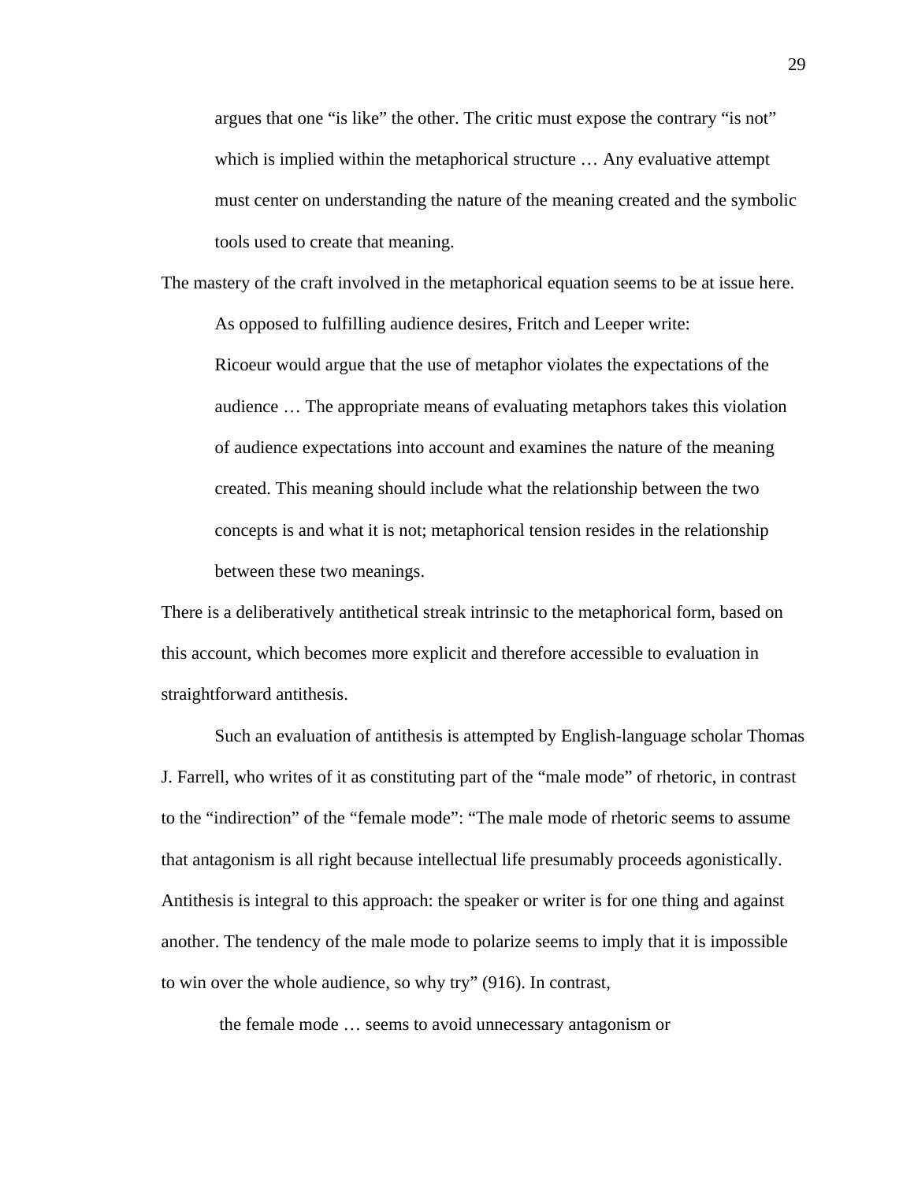> argues that one "is like" the other. The critic must expose the contrary "is not" which is implied within the metaphorical structure … Any evaluative attempt must center on understanding the nature of the meaning created and the symbolic tools used to create that meaning.

The mastery of the craft involved in the metaphorical equation seems to be at issue here.

As opposed to fulfilling audience desires, Fritch and Leeper write:

> Ricoeur would argue that the use of metaphor violates the expectations of the audience … The appropriate means of evaluating metaphors takes this violation of audience expectations into account and examines the nature of the meaning created. This meaning should include what the relationship between the two concepts is and what it is not; metaphorical tension resides in the relationship between these two meanings.

There is a deliberatively antithetical streak intrinsic to the metaphorical form, based on this account, which becomes more explicit and therefore accessible to evaluation in straightforward antithesis.

Such an evaluation of antithesis is attempted by English-language scholar Thomas J. Farrell, who writes of it as constituting part of the "male mode" of rhetoric, in contrast to the "indirection" of the "female mode": "The male mode of rhetoric seems to assume that antagonism is all right because intellectual life presumably proceeds agonistically. Antithesis is integral to this approach: the speaker or writer is for one thing and against another. The tendency of the male mode to polarize seems to imply that it is impossible to win over the whole audience, so why try" (916). In contrast,

> the female mode … seems to avoid unnecessary antagonism or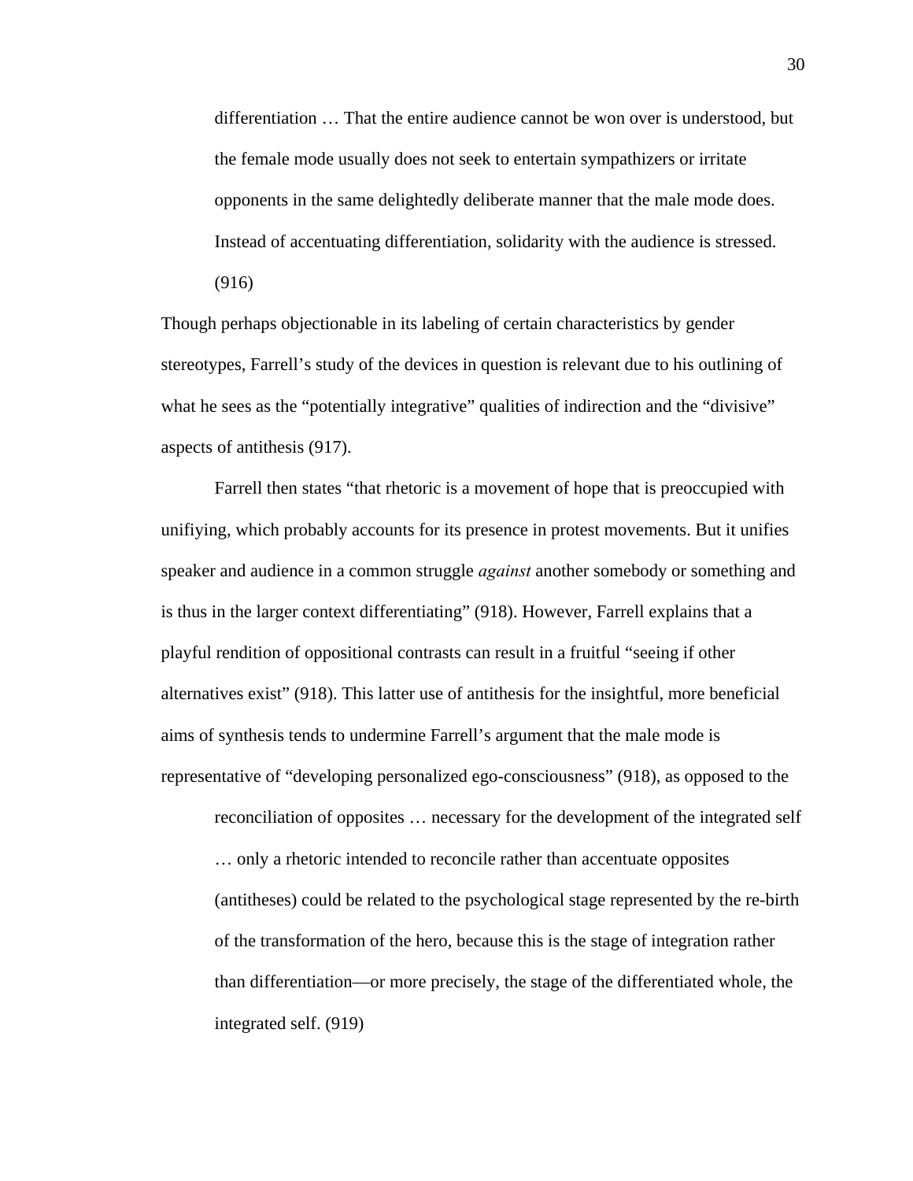> differentiation … That the entire audience cannot be won over is understood, but the female mode usually does not seek to entertain sympathizers or irritate opponents in the same delightedly deliberate manner that the male mode does. Instead of accentuating differentiation, solidarity with the audience is stressed. (916)

Though perhaps objectionable in its labeling of certain characteristics by gender stereotypes, Farrell's study of the devices in question is relevant due to his outlining of what he sees as the "potentially integrative" qualities of indirection and the "divisive" aspects of antithesis (917).

Farrell then states "that rhetoric is a movement of hope that is preoccupied with unifiying, which probably accounts for its presence in protest movements. But it unifies speaker and audience in a common struggle *against* another somebody or something and is thus in the larger context differentiating" (918). However, Farrell explains that a playful rendition of oppositional contrasts can result in a fruitful "seeing if other alternatives exist" (918). This latter use of antithesis for the insightful, more beneficial aims of synthesis tends to undermine Farrell's argument that the male mode is representative of "developing personalized ego-consciousness" (918), as opposed to the

> reconciliation of opposites … necessary for the development of the integrated self … only a rhetoric intended to reconcile rather than accentuate opposites (antitheses) could be related to the psychological stage represented by the re-birth of the transformation of the hero, because this is the stage of integration rather than differentiation—or more precisely, the stage of the differentiated whole, the integrated self. (919)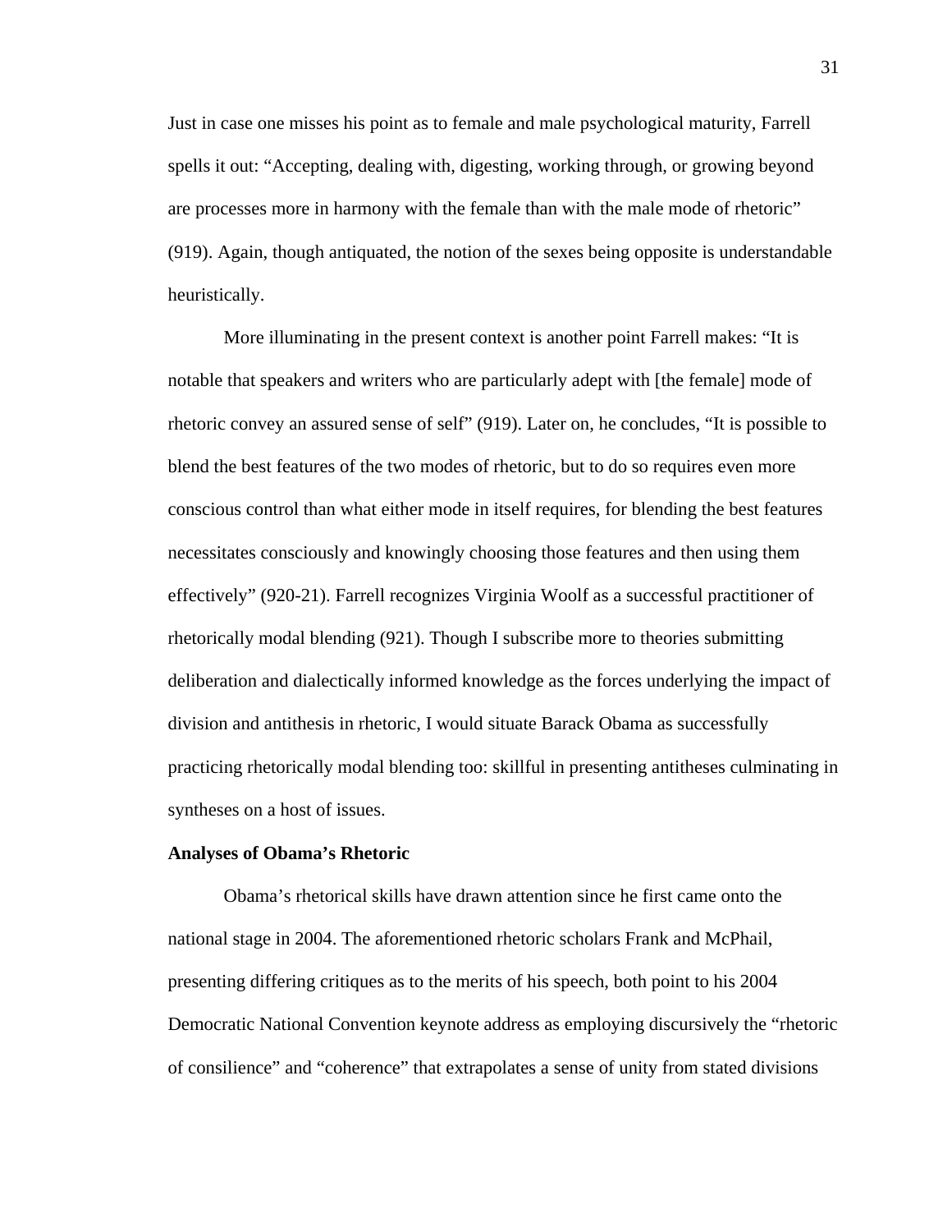Just in case one misses his point as to female and male psychological maturity, Farrell spells it out: "Accepting, dealing with, digesting, working through, or growing beyond are processes more in harmony with the female than with the male mode of rhetoric" (919). Again, though antiquated, the notion of the sexes being opposite is understandable heuristically.

More illuminating in the present context is another point Farrell makes: "It is notable that speakers and writers who are particularly adept with [the female] mode of rhetoric convey an assured sense of self" (919). Later on, he concludes, "It is possible to blend the best features of the two modes of rhetoric, but to do so requires even more conscious control than what either mode in itself requires, for blending the best features necessitates consciously and knowingly choosing those features and then using them effectively" (920-21). Farrell recognizes Virginia Woolf as a successful practitioner of rhetorically modal blending (921). Though I subscribe more to theories submitting deliberation and dialectically informed knowledge as the forces underlying the impact of division and antithesis in rhetoric, I would situate Barack Obama as successfully practicing rhetorically modal blending too: skillful in presenting antitheses culminating in syntheses on a host of issues.

**Analyses of Obama's Rhetoric**

Obama's rhetorical skills have drawn attention since he first came onto the national stage in 2004. The aforementioned rhetoric scholars Frank and McPhail, presenting differing critiques as to the merits of his speech, both point to his 2004 Democratic National Convention keynote address as employing discursively the "rhetoric of consilience" and "coherence" that extrapolates a sense of unity from stated divisions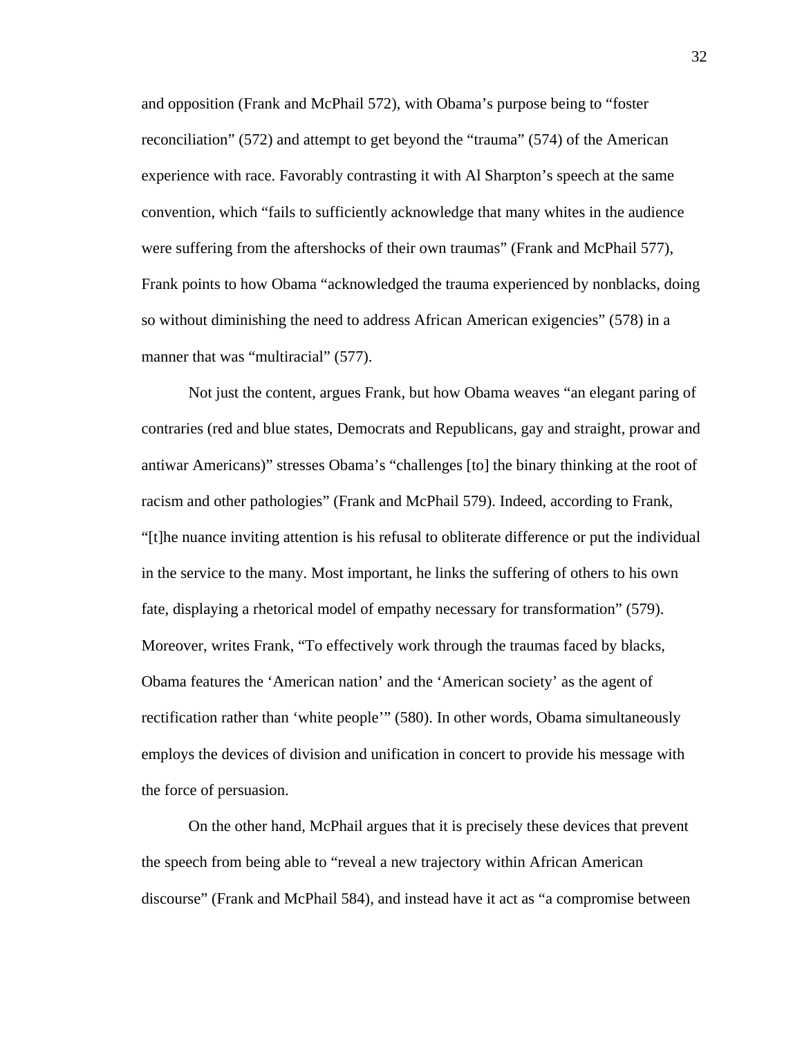and opposition (Frank and McPhail 572), with Obama's purpose being to "foster reconciliation" (572) and attempt to get beyond the "trauma" (574) of the American experience with race. Favorably contrasting it with Al Sharpton's speech at the same convention, which "fails to sufficiently acknowledge that many whites in the audience were suffering from the aftershocks of their own traumas" (Frank and McPhail 577), Frank points to how Obama "acknowledged the trauma experienced by nonblacks, doing so without diminishing the need to address African American exigencies" (578) in a manner that was "multiracial" (577).

Not just the content, argues Frank, but how Obama weaves "an elegant paring of contraries (red and blue states, Democrats and Republicans, gay and straight, prowar and antiwar Americans)" stresses Obama's "challenges [to] the binary thinking at the root of racism and other pathologies" (Frank and McPhail 579). Indeed, according to Frank, "[t]he nuance inviting attention is his refusal to obliterate difference or put the individual in the service to the many. Most important, he links the suffering of others to his own fate, displaying a rhetorical model of empathy necessary for transformation" (579). Moreover, writes Frank, "To effectively work through the traumas faced by blacks, Obama features the 'American nation' and the 'American society' as the agent of rectification rather than 'white people'" (580). In other words, Obama simultaneously employs the devices of division and unification in concert to provide his message with the force of persuasion.

On the other hand, McPhail argues that it is precisely these devices that prevent the speech from being able to "reveal a new trajectory within African American discourse" (Frank and McPhail 584), and instead have it act as "a compromise between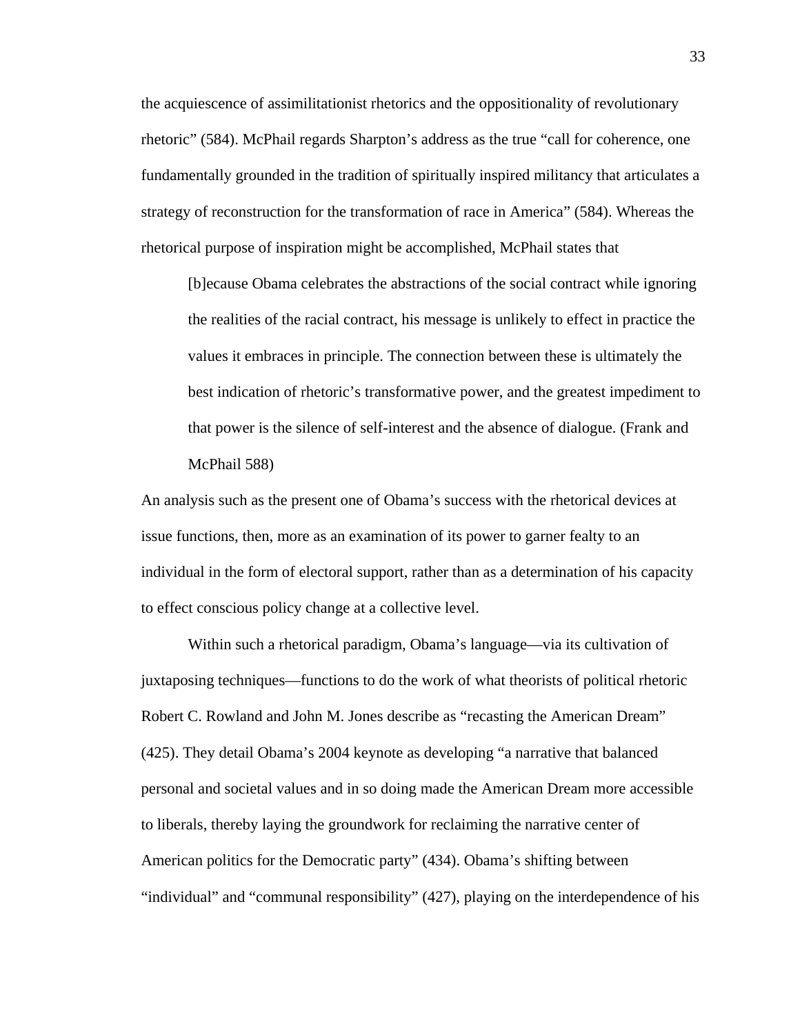the acquiescence of assimilitationist rhetorics and the oppositionality of revolutionary rhetoric" (584). McPhail regards Sharpton's address as the true "call for coherence, one fundamentally grounded in the tradition of spiritually inspired militancy that articulates a strategy of reconstruction for the transformation of race in America" (584). Whereas the rhetorical purpose of inspiration might be accomplished, McPhail states that

> [b]ecause Obama celebrates the abstractions of the social contract while ignoring the realities of the racial contract, his message is unlikely to effect in practice the values it embraces in principle. The connection between these is ultimately the best indication of rhetoric's transformative power, and the greatest impediment to that power is the silence of self-interest and the absence of dialogue. (Frank and McPhail 588)

An analysis such as the present one of Obama's success with the rhetorical devices at issue functions, then, more as an examination of its power to garner fealty to an individual in the form of electoral support, rather than as a determination of his capacity to effect conscious policy change at a collective level.

Within such a rhetorical paradigm, Obama's language—via its cultivation of juxtaposing techniques—functions to do the work of what theorists of political rhetoric Robert C. Rowland and John M. Jones describe as "recasting the American Dream" (425). They detail Obama's 2004 keynote as developing "a narrative that balanced personal and societal values and in so doing made the American Dream more accessible to liberals, thereby laying the groundwork for reclaiming the narrative center of American politics for the Democratic party" (434). Obama's shifting between "individual" and "communal responsibility" (427), playing on the interdependence of his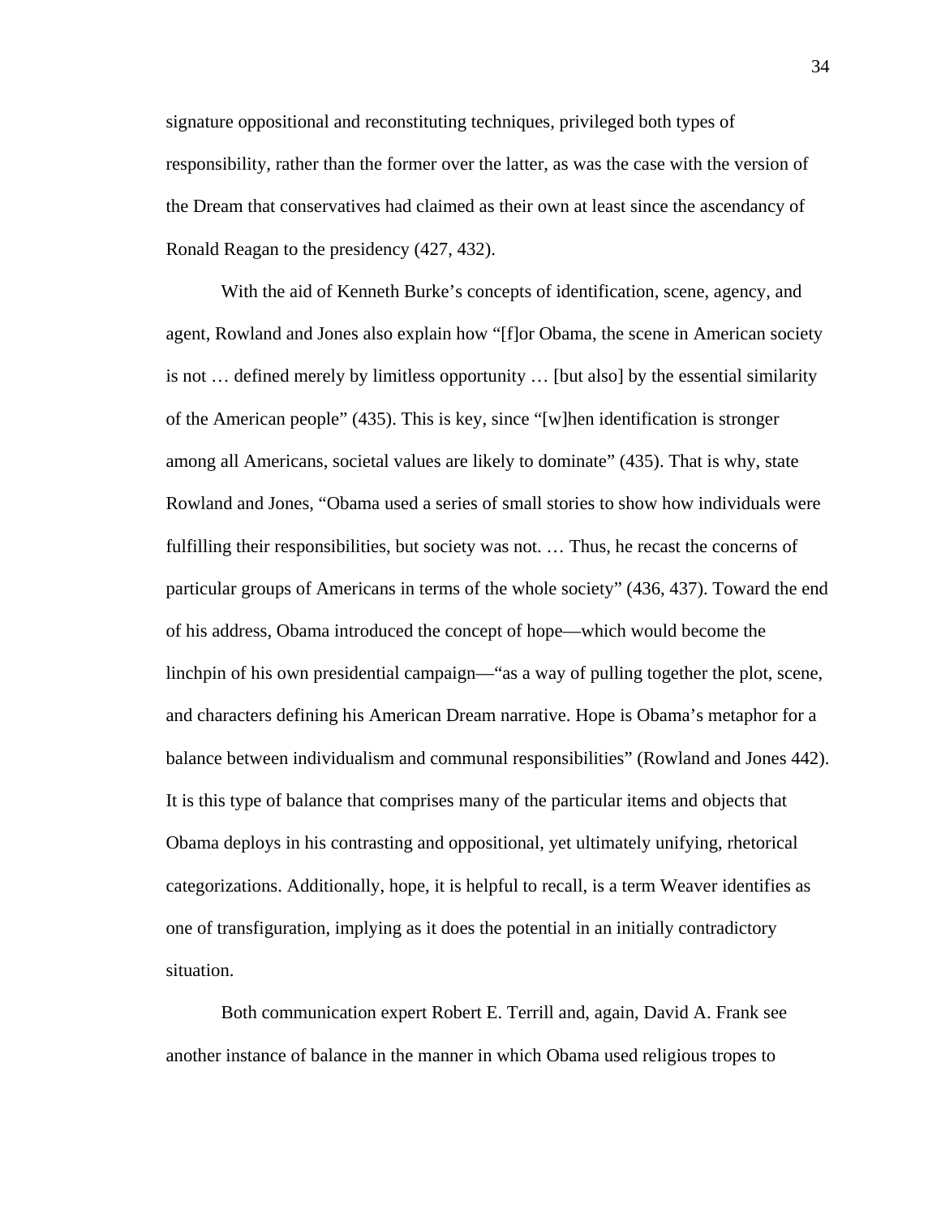signature oppositional and reconstituting techniques, privileged both types of responsibility, rather than the former over the latter, as was the case with the version of the Dream that conservatives had claimed as their own at least since the ascendancy of Ronald Reagan to the presidency (427, 432).

With the aid of Kenneth Burke's concepts of identification, scene, agency, and agent, Rowland and Jones also explain how "[f]or Obama, the scene in American society is not … defined merely by limitless opportunity … [but also] by the essential similarity of the American people" (435). This is key, since "[w]hen identification is stronger among all Americans, societal values are likely to dominate" (435). That is why, state Rowland and Jones, "Obama used a series of small stories to show how individuals were fulfilling their responsibilities, but society was not. … Thus, he recast the concerns of particular groups of Americans in terms of the whole society" (436, 437). Toward the end of his address, Obama introduced the concept of hope—which would become the linchpin of his own presidential campaign—"as a way of pulling together the plot, scene, and characters defining his American Dream narrative. Hope is Obama's metaphor for a balance between individualism and communal responsibilities" (Rowland and Jones 442). It is this type of balance that comprises many of the particular items and objects that Obama deploys in his contrasting and oppositional, yet ultimately unifying, rhetorical categorizations. Additionally, hope, it is helpful to recall, is a term Weaver identifies as one of transfiguration, implying as it does the potential in an initially contradictory situation.

Both communication expert Robert E. Terrill and, again, David A. Frank see another instance of balance in the manner in which Obama used religious tropes to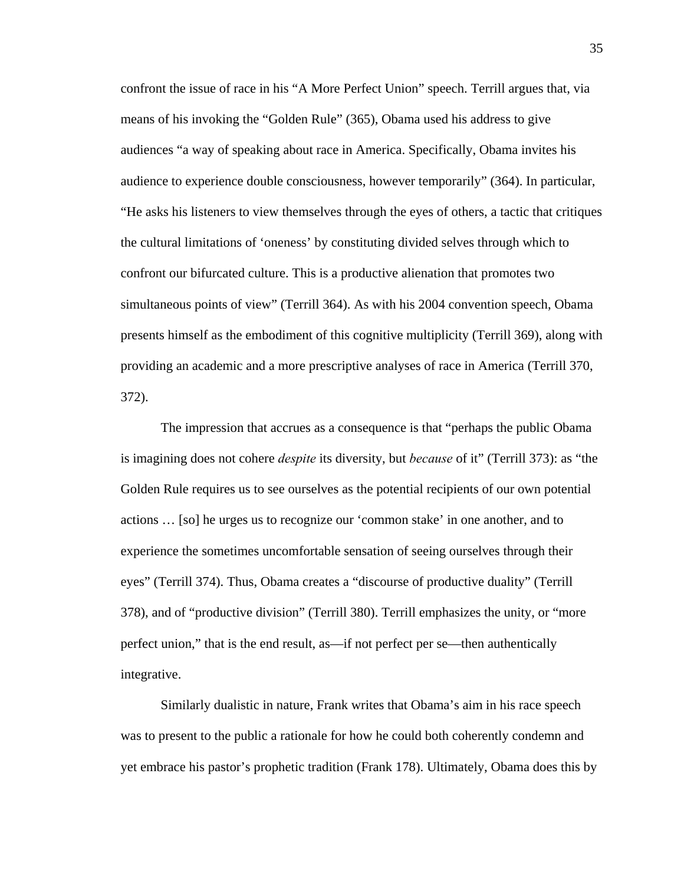confront the issue of race in his "A More Perfect Union" speech. Terrill argues that, via means of his invoking the "Golden Rule" (365), Obama used his address to give audiences "a way of speaking about race in America. Specifically, Obama invites his audience to experience double consciousness, however temporarily" (364). In particular, "He asks his listeners to view themselves through the eyes of others, a tactic that critiques the cultural limitations of 'oneness' by constituting divided selves through which to confront our bifurcated culture. This is a productive alienation that promotes two simultaneous points of view" (Terrill 364). As with his 2004 convention speech, Obama presents himself as the embodiment of this cognitive multiplicity (Terrill 369), along with providing an academic and a more prescriptive analyses of race in America (Terrill 370, 372).

The impression that accrues as a consequence is that "perhaps the public Obama is imagining does not cohere *despite* its diversity, but *because* of it" (Terrill 373): as "the Golden Rule requires us to see ourselves as the potential recipients of our own potential actions … [so] he urges us to recognize our 'common stake' in one another, and to experience the sometimes uncomfortable sensation of seeing ourselves through their eyes" (Terrill 374). Thus, Obama creates a "discourse of productive duality" (Terrill 378), and of "productive division" (Terrill 380). Terrill emphasizes the unity, or "more perfect union," that is the end result, as—if not perfect per se—then authentically integrative.

Similarly dualistic in nature, Frank writes that Obama's aim in his race speech was to present to the public a rationale for how he could both coherently condemn and yet embrace his pastor's prophetic tradition (Frank 178). Ultimately, Obama does this by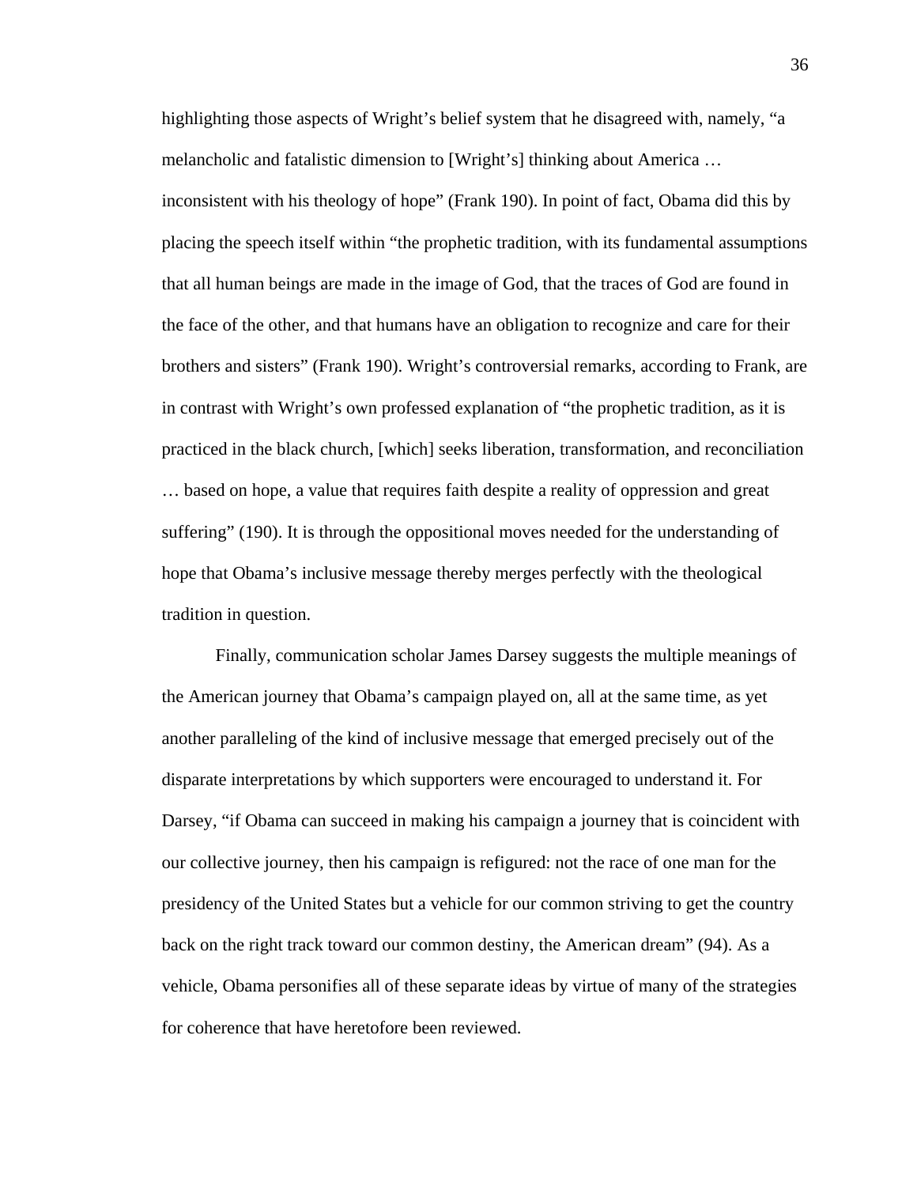highlighting those aspects of Wright's belief system that he disagreed with, namely, "a melancholic and fatalistic dimension to [Wright's] thinking about America … inconsistent with his theology of hope" (Frank 190). In point of fact, Obama did this by placing the speech itself within "the prophetic tradition, with its fundamental assumptions that all human beings are made in the image of God, that the traces of God are found in the face of the other, and that humans have an obligation to recognize and care for their brothers and sisters" (Frank 190). Wright's controversial remarks, according to Frank, are in contrast with Wright's own professed explanation of "the prophetic tradition, as it is practiced in the black church, [which] seeks liberation, transformation, and reconciliation … based on hope, a value that requires faith despite a reality of oppression and great suffering" (190). It is through the oppositional moves needed for the understanding of hope that Obama's inclusive message thereby merges perfectly with the theological tradition in question.

Finally, communication scholar James Darsey suggests the multiple meanings of the American journey that Obama's campaign played on, all at the same time, as yet another paralleling of the kind of inclusive message that emerged precisely out of the disparate interpretations by which supporters were encouraged to understand it. For Darsey, "if Obama can succeed in making his campaign a journey that is coincident with our collective journey, then his campaign is refigured: not the race of one man for the presidency of the United States but a vehicle for our common striving to get the country back on the right track toward our common destiny, the American dream" (94). As a vehicle, Obama personifies all of these separate ideas by virtue of many of the strategies for coherence that have heretofore been reviewed.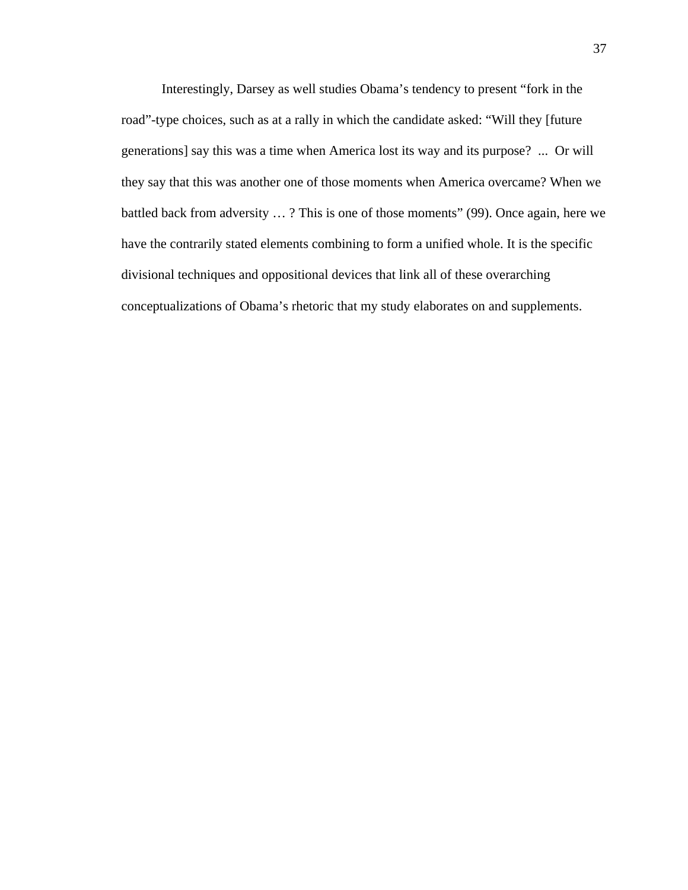Interestingly, Darsey as well studies Obama's tendency to present "fork in the road"-type choices, such as at a rally in which the candidate asked: "Will they [future generations] say this was a time when America lost its way and its purpose?  ...  Or will they say that this was another one of those moments when America overcame? When we battled back from adversity … ? This is one of those moments" (99). Once again, here we have the contrarily stated elements combining to form a unified whole. It is the specific divisional techniques and oppositional devices that link all of these overarching conceptualizations of Obama's rhetoric that my study elaborates on and supplements.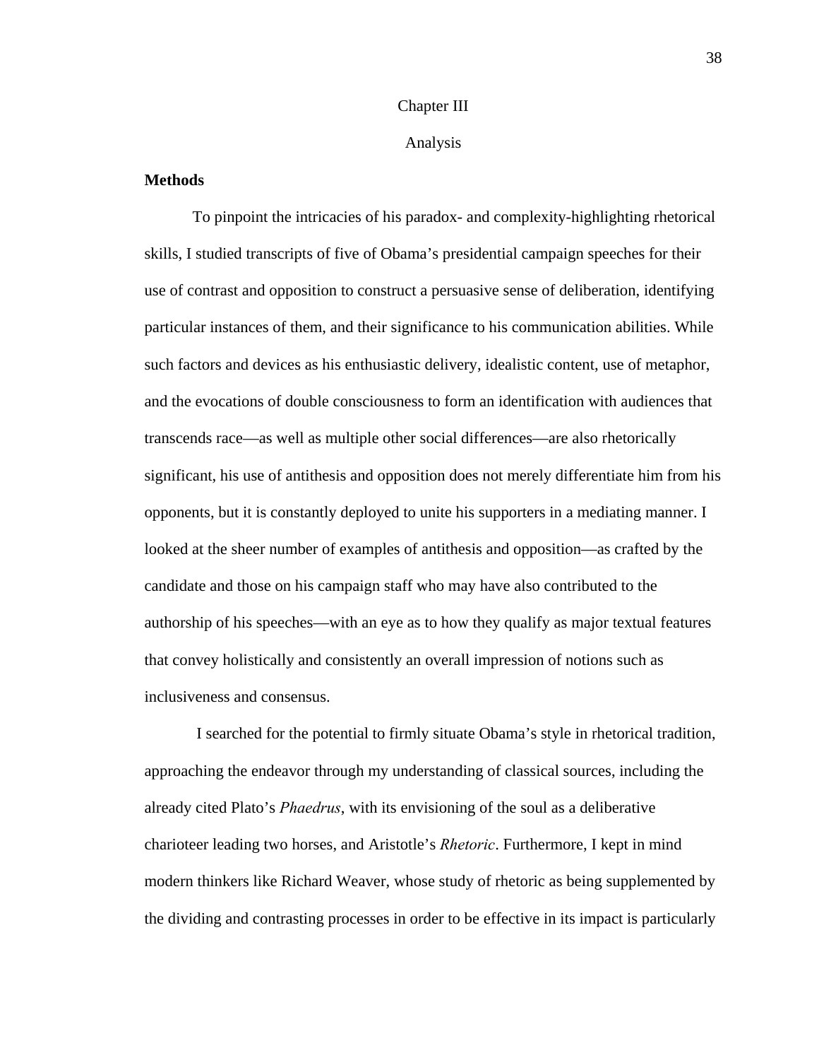# Chapter III

# Analysis

## Methods

To pinpoint the intricacies of his paradox- and complexity-highlighting rhetorical skills, I studied transcripts of five of Obama's presidential campaign speeches for their use of contrast and opposition to construct a persuasive sense of deliberation, identifying particular instances of them, and their significance to his communication abilities. While such factors and devices as his enthusiastic delivery, idealistic content, use of metaphor, and the evocations of double consciousness to form an identification with audiences that transcends race—as well as multiple other social differences—are also rhetorically significant, his use of antithesis and opposition does not merely differentiate him from his opponents, but it is constantly deployed to unite his supporters in a mediating manner. I looked at the sheer number of examples of antithesis and opposition—as crafted by the candidate and those on his campaign staff who may have also contributed to the authorship of his speeches—with an eye as to how they qualify as major textual features that convey holistically and consistently an overall impression of notions such as inclusiveness and consensus.

I searched for the potential to firmly situate Obama's style in rhetorical tradition, approaching the endeavor through my understanding of classical sources, including the already cited Plato's *Phaedrus*, with its envisioning of the soul as a deliberative charioteer leading two horses, and Aristotle's *Rhetoric*. Furthermore, I kept in mind modern thinkers like Richard Weaver, whose study of rhetoric as being supplemented by the dividing and contrasting processes in order to be effective in its impact is particularly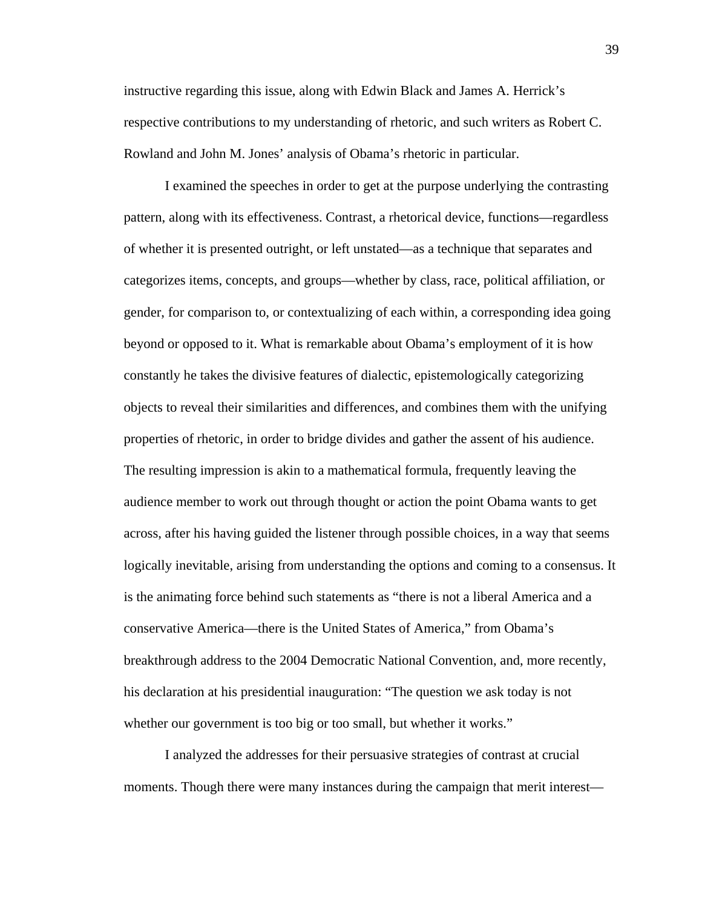instructive regarding this issue, along with Edwin Black and James A. Herrick's respective contributions to my understanding of rhetoric, and such writers as Robert C. Rowland and John M. Jones' analysis of Obama's rhetoric in particular.

I examined the speeches in order to get at the purpose underlying the contrasting pattern, along with its effectiveness. Contrast, a rhetorical device, functions—regardless of whether it is presented outright, or left unstated—as a technique that separates and categorizes items, concepts, and groups—whether by class, race, political affiliation, or gender, for comparison to, or contextualizing of each within, a corresponding idea going beyond or opposed to it. What is remarkable about Obama's employment of it is how constantly he takes the divisive features of dialectic, epistemologically categorizing objects to reveal their similarities and differences, and combines them with the unifying properties of rhetoric, in order to bridge divides and gather the assent of his audience. The resulting impression is akin to a mathematical formula, frequently leaving the audience member to work out through thought or action the point Obama wants to get across, after his having guided the listener through possible choices, in a way that seems logically inevitable, arising from understanding the options and coming to a consensus. It is the animating force behind such statements as "there is not a liberal America and a conservative America—there is the United States of America," from Obama's breakthrough address to the 2004 Democratic National Convention, and, more recently, his declaration at his presidential inauguration: "The question we ask today is not whether our government is too big or too small, but whether it works."

I analyzed the addresses for their persuasive strategies of contrast at crucial moments. Though there were many instances during the campaign that merit interest—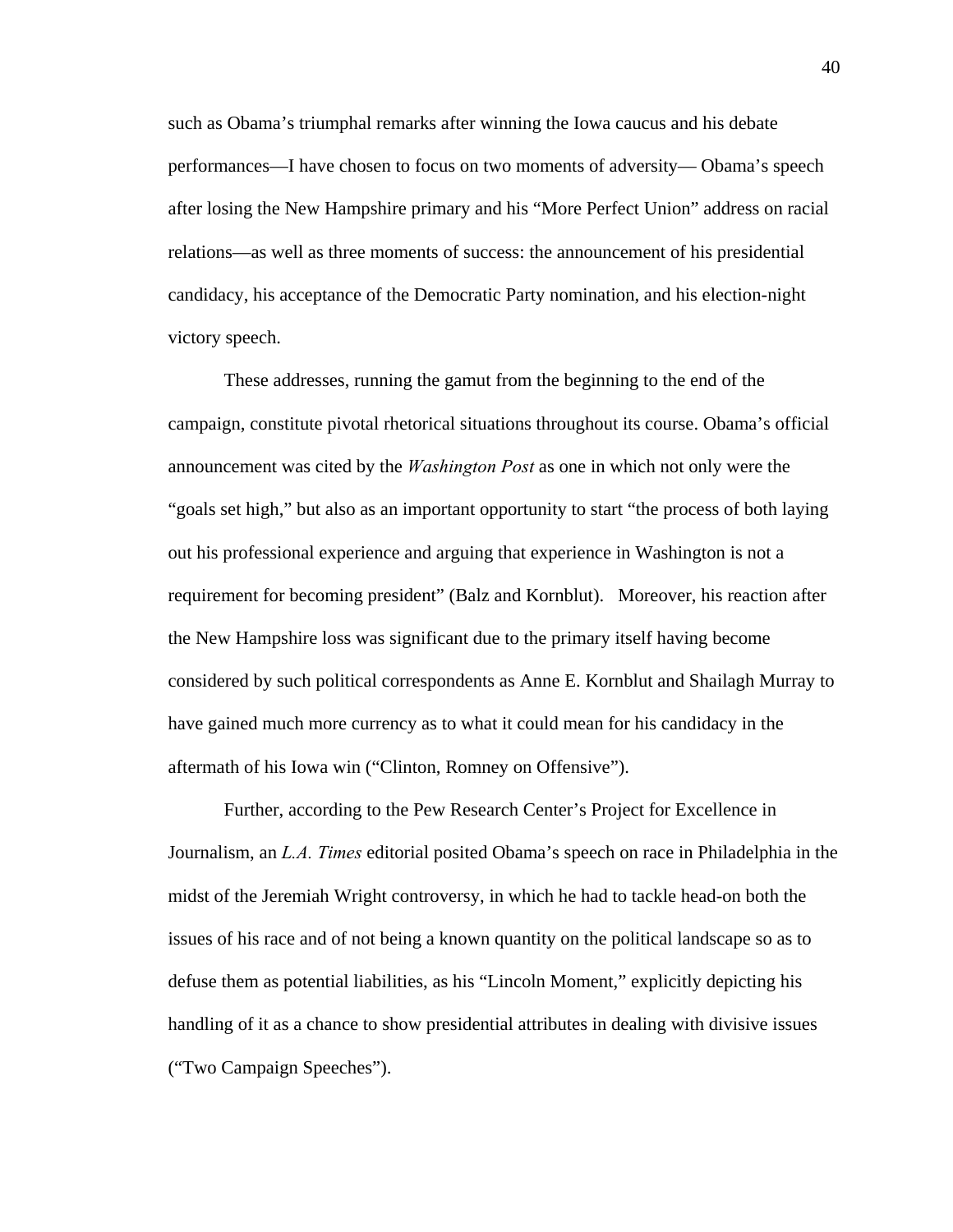such as Obama's triumphal remarks after winning the Iowa caucus and his debate performances—I have chosen to focus on two moments of adversity— Obama's speech after losing the New Hampshire primary and his "More Perfect Union" address on racial relations—as well as three moments of success: the announcement of his presidential candidacy, his acceptance of the Democratic Party nomination, and his election-night victory speech.

These addresses, running the gamut from the beginning to the end of the campaign, constitute pivotal rhetorical situations throughout its course. Obama's official announcement was cited by the *Washington Post* as one in which not only were the "goals set high," but also as an important opportunity to start "the process of both laying out his professional experience and arguing that experience in Washington is not a requirement for becoming president" (Balz and Kornblut). Moreover, his reaction after the New Hampshire loss was significant due to the primary itself having become considered by such political correspondents as Anne E. Kornblut and Shailagh Murray to have gained much more currency as to what it could mean for his candidacy in the aftermath of his Iowa win ("Clinton, Romney on Offensive").

Further, according to the Pew Research Center's Project for Excellence in Journalism, an *L.A. Times* editorial posited Obama's speech on race in Philadelphia in the midst of the Jeremiah Wright controversy, in which he had to tackle head-on both the issues of his race and of not being a known quantity on the political landscape so as to defuse them as potential liabilities, as his "Lincoln Moment," explicitly depicting his handling of it as a chance to show presidential attributes in dealing with divisive issues ("Two Campaign Speeches").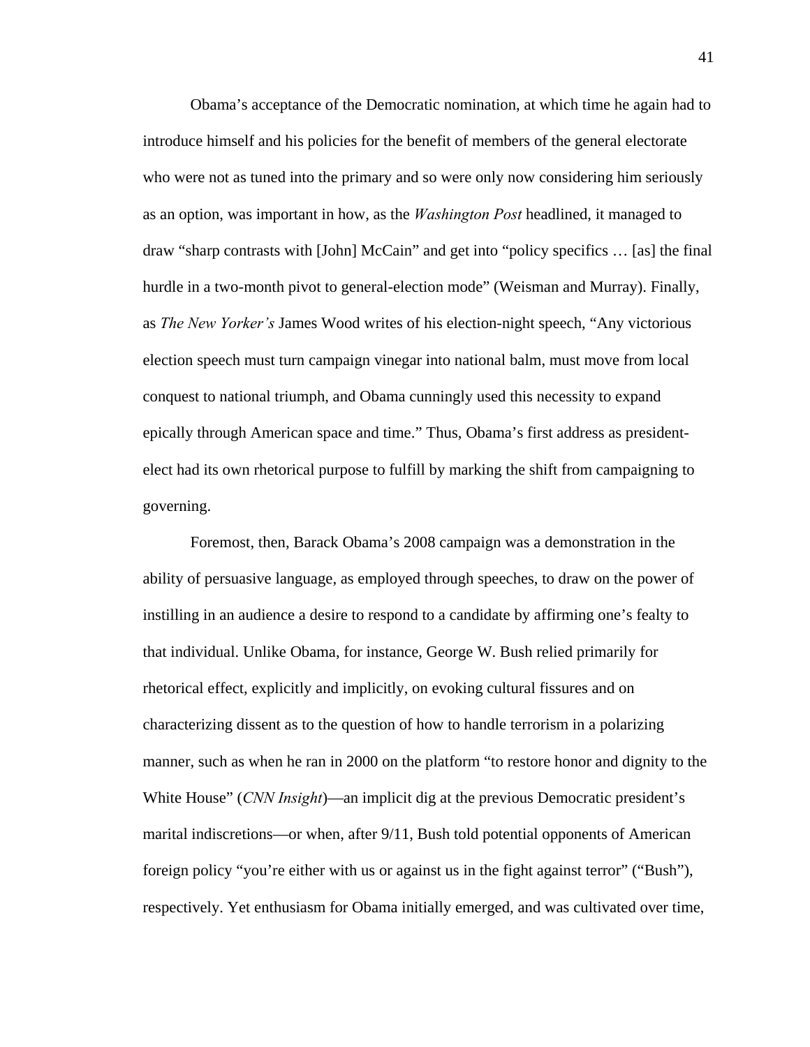Obama's acceptance of the Democratic nomination, at which time he again had to introduce himself and his policies for the benefit of members of the general electorate who were not as tuned into the primary and so were only now considering him seriously as an option, was important in how, as the *Washington Post* headlined, it managed to draw "sharp contrasts with [John] McCain" and get into "policy specifics … [as] the final hurdle in a two-month pivot to general-election mode" (Weisman and Murray). Finally, as *The New Yorker's* James Wood writes of his election-night speech, "Any victorious election speech must turn campaign vinegar into national balm, must move from local conquest to national triumph, and Obama cunningly used this necessity to expand epically through American space and time." Thus, Obama's first address as president-elect had its own rhetorical purpose to fulfill by marking the shift from campaigning to governing.

Foremost, then, Barack Obama's 2008 campaign was a demonstration in the ability of persuasive language, as employed through speeches, to draw on the power of instilling in an audience a desire to respond to a candidate by affirming one's fealty to that individual. Unlike Obama, for instance, George W. Bush relied primarily for rhetorical effect, explicitly and implicitly, on evoking cultural fissures and on characterizing dissent as to the question of how to handle terrorism in a polarizing manner, such as when he ran in 2000 on the platform "to restore honor and dignity to the White House" (*CNN Insight*)—an implicit dig at the previous Democratic president's marital indiscretions—or when, after 9/11, Bush told potential opponents of American foreign policy "you're either with us or against us in the fight against terror" ("Bush"), respectively. Yet enthusiasm for Obama initially emerged, and was cultivated over time,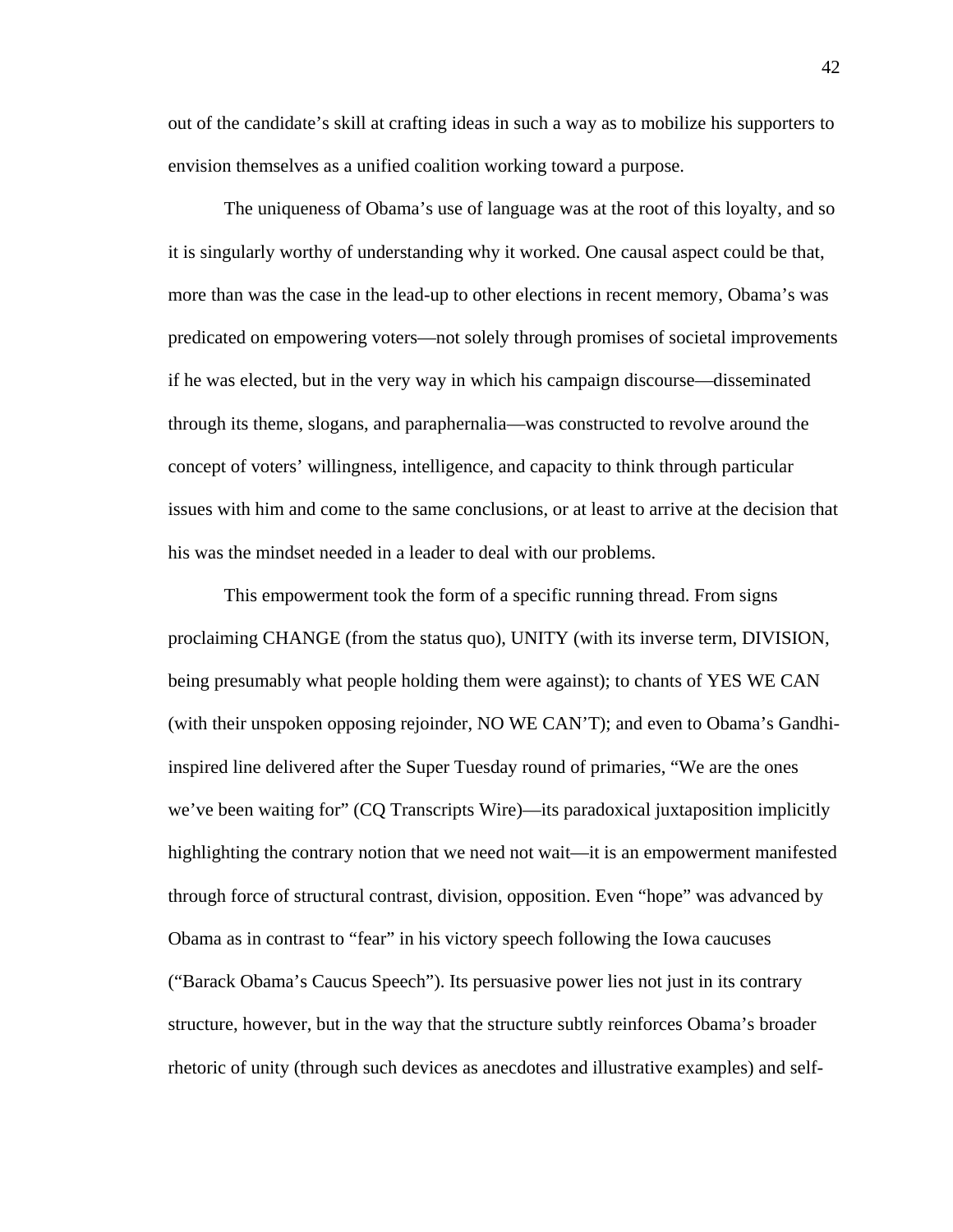out of the candidate's skill at crafting ideas in such a way as to mobilize his supporters to envision themselves as a unified coalition working toward a purpose.

The uniqueness of Obama's use of language was at the root of this loyalty, and so it is singularly worthy of understanding why it worked. One causal aspect could be that, more than was the case in the lead-up to other elections in recent memory, Obama's was predicated on empowering voters—not solely through promises of societal improvements if he was elected, but in the very way in which his campaign discourse—disseminated through its theme, slogans, and paraphernalia—was constructed to revolve around the concept of voters' willingness, intelligence, and capacity to think through particular issues with him and come to the same conclusions, or at least to arrive at the decision that his was the mindset needed in a leader to deal with our problems.

This empowerment took the form of a specific running thread. From signs proclaiming CHANGE (from the status quo), UNITY (with its inverse term, DIVISION, being presumably what people holding them were against); to chants of YES WE CAN (with their unspoken opposing rejoinder, NO WE CAN'T); and even to Obama's Gandhi-inspired line delivered after the Super Tuesday round of primaries, "We are the ones we've been waiting for" (CQ Transcripts Wire)—its paradoxical juxtaposition implicitly highlighting the contrary notion that we need not wait—it is an empowerment manifested through force of structural contrast, division, opposition. Even "hope" was advanced by Obama as in contrast to "fear" in his victory speech following the Iowa caucuses ("Barack Obama's Caucus Speech"). Its persuasive power lies not just in its contrary structure, however, but in the way that the structure subtly reinforces Obama's broader rhetoric of unity (through such devices as anecdotes and illustrative examples) and self-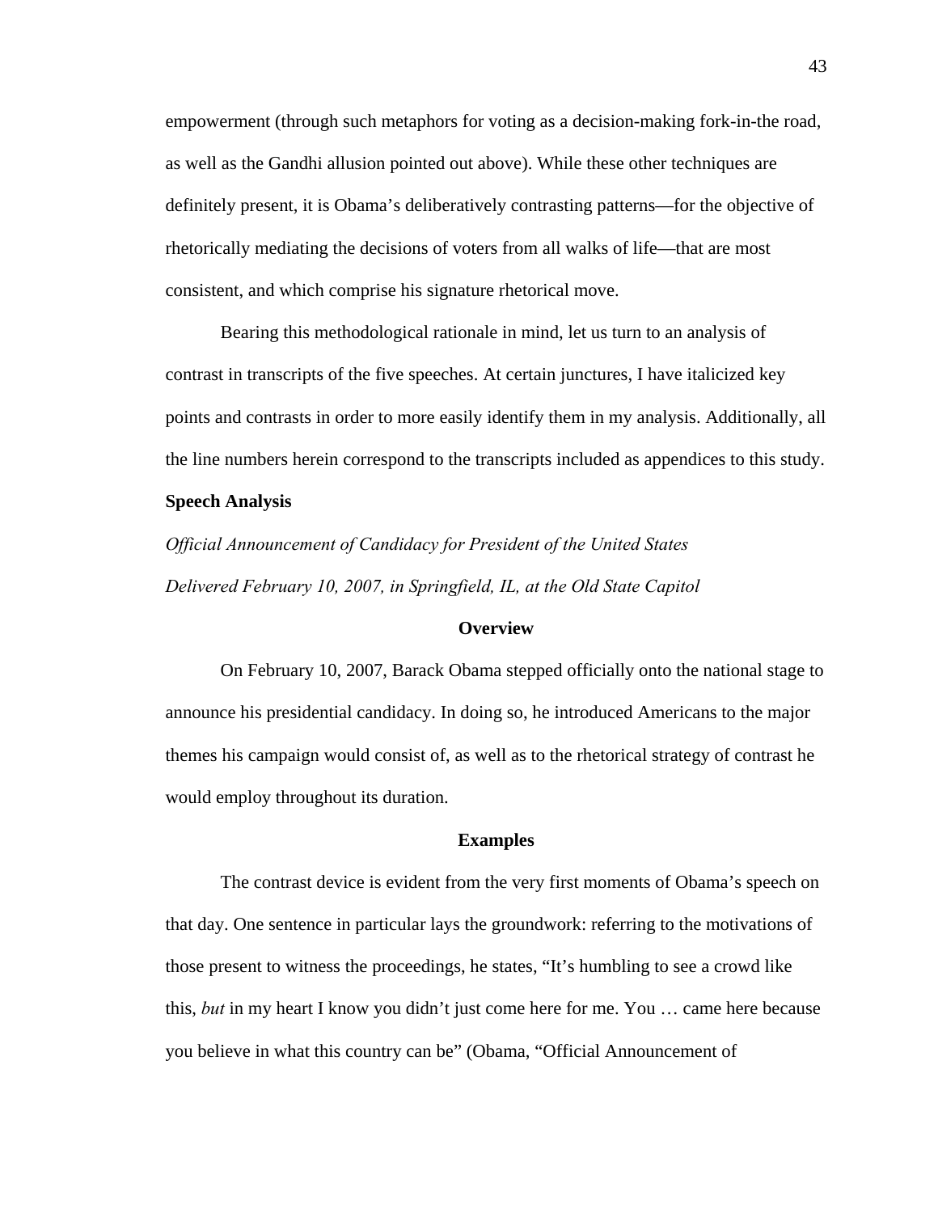empowerment (through such metaphors for voting as a decision-making fork-in-the road, as well as the Gandhi allusion pointed out above). While these other techniques are definitely present, it is Obama's deliberatively contrasting patterns—for the objective of rhetorically mediating the decisions of voters from all walks of life—that are most consistent, and which comprise his signature rhetorical move.

Bearing this methodological rationale in mind, let us turn to an analysis of contrast in transcripts of the five speeches. At certain junctures, I have italicized key points and contrasts in order to more easily identify them in my analysis. Additionally, all the line numbers herein correspond to the transcripts included as appendices to this study.

**Speech Analysis**

*Official Announcement of Candidacy for President of the United States*

*Delivered February 10, 2007, in Springfield, IL, at the Old State Capitol*

**Overview**

On February 10, 2007, Barack Obama stepped officially onto the national stage to announce his presidential candidacy. In doing so, he introduced Americans to the major themes his campaign would consist of, as well as to the rhetorical strategy of contrast he would employ throughout its duration.

**Examples**

The contrast device is evident from the very first moments of Obama's speech on that day. One sentence in particular lays the groundwork: referring to the motivations of those present to witness the proceedings, he states, "It's humbling to see a crowd like this, *but* in my heart I know you didn't just come here for me. You … came here because you believe in what this country can be" (Obama, "Official Announcement of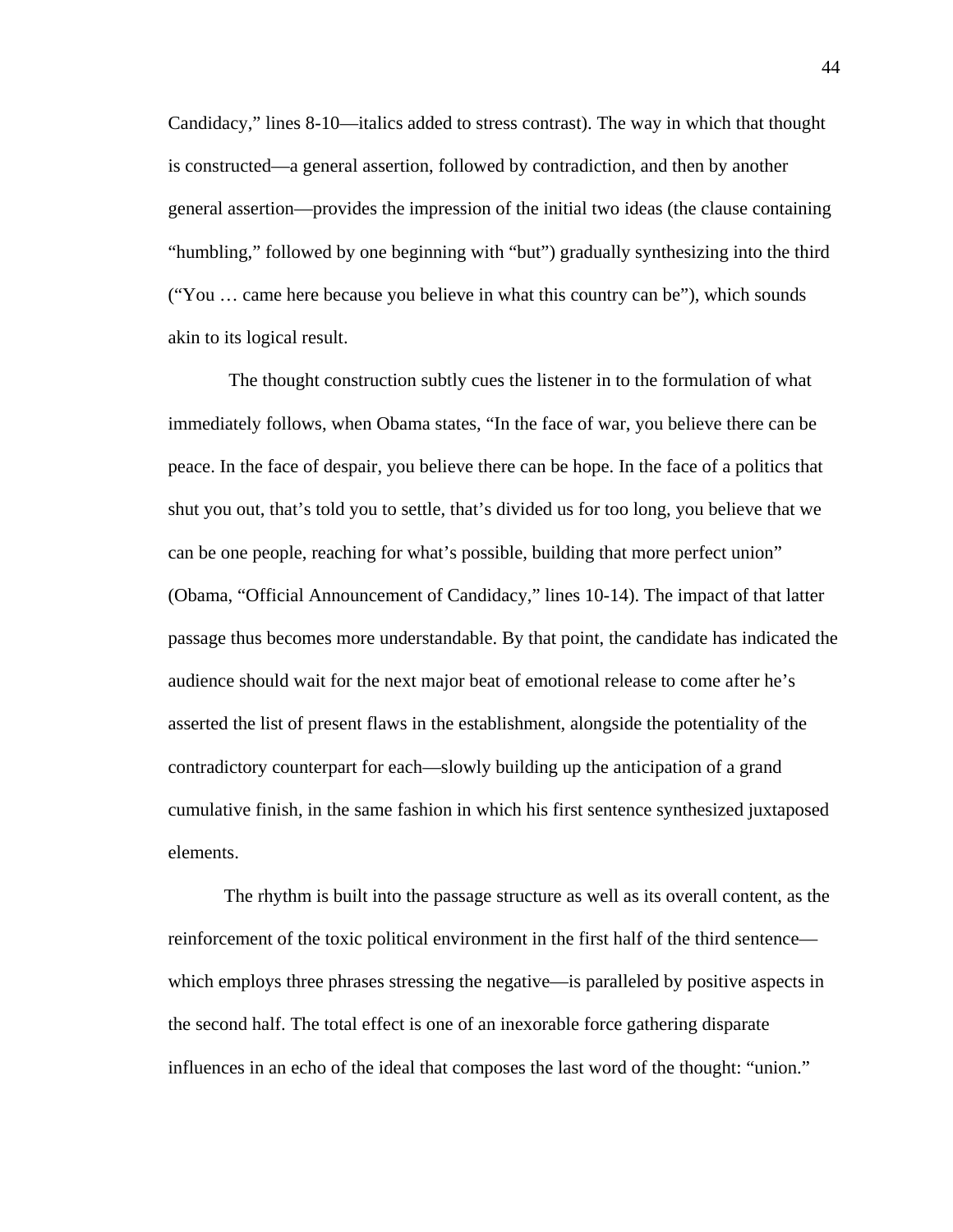Candidacy," lines 8-10—italics added to stress contrast). The way in which that thought is constructed—a general assertion, followed by contradiction, and then by another general assertion—provides the impression of the initial two ideas (the clause containing "humbling," followed by one beginning with "but") gradually synthesizing into the third ("You … came here because you believe in what this country can be"), which sounds akin to its logical result.

The thought construction subtly cues the listener in to the formulation of what immediately follows, when Obama states, "In the face of war, you believe there can be peace. In the face of despair, you believe there can be hope. In the face of a politics that shut you out, that's told you to settle, that's divided us for too long, you believe that we can be one people, reaching for what's possible, building that more perfect union" (Obama, "Official Announcement of Candidacy," lines 10-14). The impact of that latter passage thus becomes more understandable. By that point, the candidate has indicated the audience should wait for the next major beat of emotional release to come after he's asserted the list of present flaws in the establishment, alongside the potentiality of the contradictory counterpart for each—slowly building up the anticipation of a grand cumulative finish, in the same fashion in which his first sentence synthesized juxtaposed elements.

The rhythm is built into the passage structure as well as its overall content, as the reinforcement of the toxic political environment in the first half of the third sentence—which employs three phrases stressing the negative—is paralleled by positive aspects in the second half. The total effect is one of an inexorable force gathering disparate influences in an echo of the ideal that composes the last word of the thought: "union."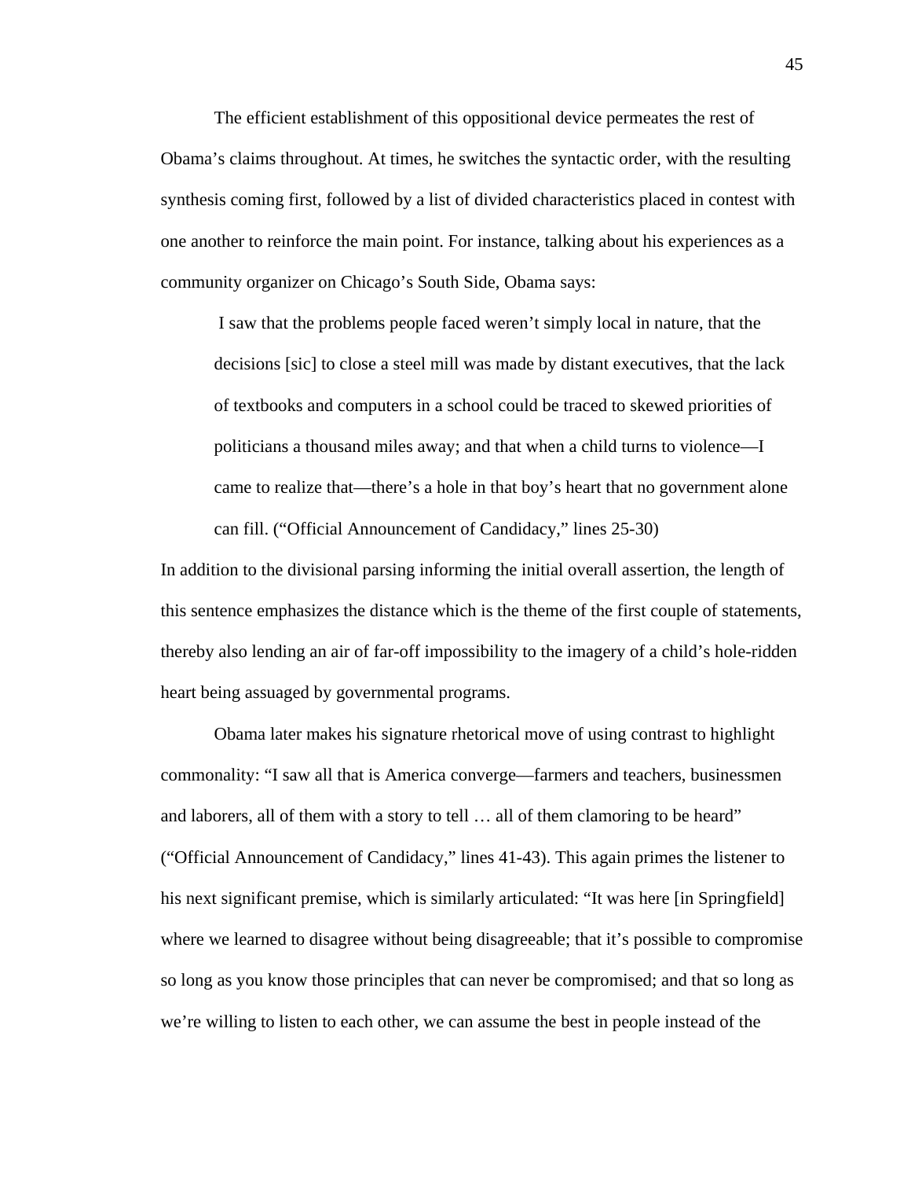The efficient establishment of this oppositional device permeates the rest of Obama's claims throughout. At times, he switches the syntactic order, with the resulting synthesis coming first, followed by a list of divided characteristics placed in contest with one another to reinforce the main point. For instance, talking about his experiences as a community organizer on Chicago's South Side, Obama says:

> I saw that the problems people faced weren't simply local in nature, that the decisions [sic] to close a steel mill was made by distant executives, that the lack of textbooks and computers in a school could be traced to skewed priorities of politicians a thousand miles away; and that when a child turns to violence—I came to realize that—there's a hole in that boy's heart that no government alone can fill. ("Official Announcement of Candidacy," lines 25-30)

In addition to the divisional parsing informing the initial overall assertion, the length of this sentence emphasizes the distance which is the theme of the first couple of statements, thereby also lending an air of far-off impossibility to the imagery of a child's hole-ridden heart being assuaged by governmental programs.

Obama later makes his signature rhetorical move of using contrast to highlight commonality: "I saw all that is America converge—farmers and teachers, businessmen and laborers, all of them with a story to tell … all of them clamoring to be heard" ("Official Announcement of Candidacy," lines 41-43). This again primes the listener to his next significant premise, which is similarly articulated: "It was here [in Springfield] where we learned to disagree without being disagreeable; that it's possible to compromise so long as you know those principles that can never be compromised; and that so long as we're willing to listen to each other, we can assume the best in people instead of the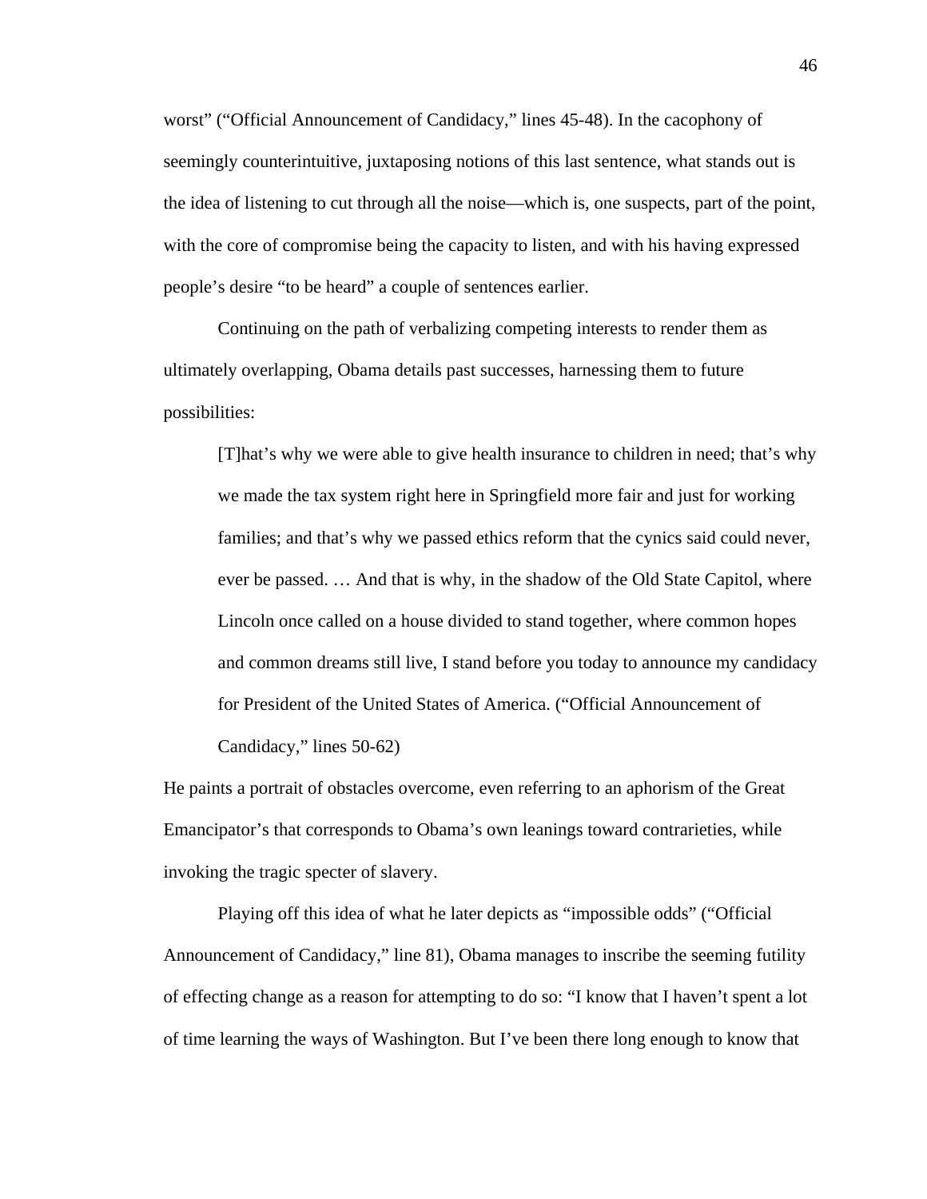worst" ("Official Announcement of Candidacy," lines 45-48). In the cacophony of seemingly counterintuitive, juxtaposing notions of this last sentence, what stands out is the idea of listening to cut through all the noise—which is, one suspects, part of the point, with the core of compromise being the capacity to listen, and with his having expressed people's desire "to be heard" a couple of sentences earlier.

Continuing on the path of verbalizing competing interests to render them as ultimately overlapping, Obama details past successes, harnessing them to future possibilities:

> [T]hat's why we were able to give health insurance to children in need; that's why we made the tax system right here in Springfield more fair and just for working families; and that's why we passed ethics reform that the cynics said could never, ever be passed. … And that is why, in the shadow of the Old State Capitol, where Lincoln once called on a house divided to stand together, where common hopes and common dreams still live, I stand before you today to announce my candidacy for President of the United States of America. ("Official Announcement of Candidacy," lines 50-62)

He paints a portrait of obstacles overcome, even referring to an aphorism of the Great Emancipator's that corresponds to Obama's own leanings toward contrarieties, while invoking the tragic specter of slavery.

Playing off this idea of what he later depicts as "impossible odds" ("Official Announcement of Candidacy," line 81), Obama manages to inscribe the seeming futility of effecting change as a reason for attempting to do so: "I know that I haven't spent a lot of time learning the ways of Washington. But I've been there long enough to know that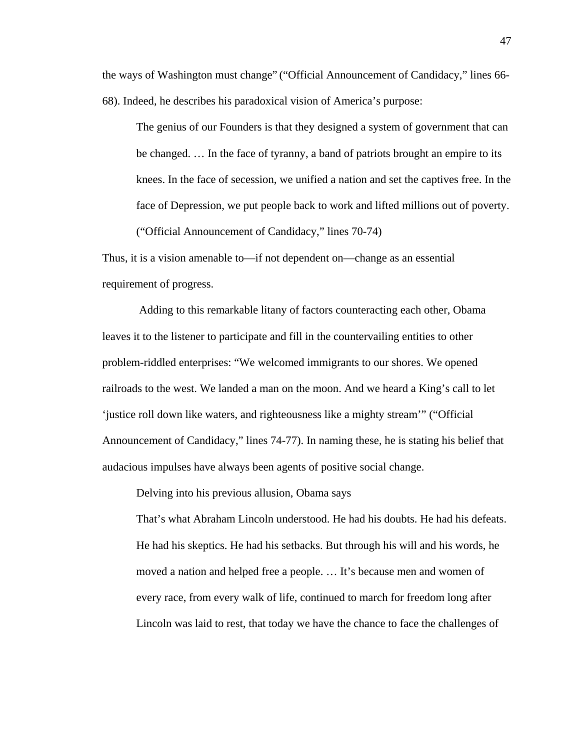the ways of Washington must change" ("Official Announcement of Candidacy," lines 66-68). Indeed, he describes his paradoxical vision of America's purpose:

> The genius of our Founders is that they designed a system of government that can be changed. … In the face of tyranny, a band of patriots brought an empire to its knees. In the face of secession, we unified a nation and set the captives free. In the face of Depression, we put people back to work and lifted millions out of poverty. ("Official Announcement of Candidacy," lines 70-74)

Thus, it is a vision amenable to—if not dependent on—change as an essential requirement of progress.

Adding to this remarkable litany of factors counteracting each other, Obama leaves it to the listener to participate and fill in the countervailing entities to other problem-riddled enterprises: "We welcomed immigrants to our shores. We opened railroads to the west. We landed a man on the moon. And we heard a King's call to let 'justice roll down like waters, and righteousness like a mighty stream'" ("Official Announcement of Candidacy," lines 74-77). In naming these, he is stating his belief that audacious impulses have always been agents of positive social change.

Delving into his previous allusion, Obama says

> That's what Abraham Lincoln understood. He had his doubts. He had his defeats. He had his skeptics. He had his setbacks. But through his will and his words, he moved a nation and helped free a people. … It's because men and women of every race, from every walk of life, continued to march for freedom long after Lincoln was laid to rest, that today we have the chance to face the challenges of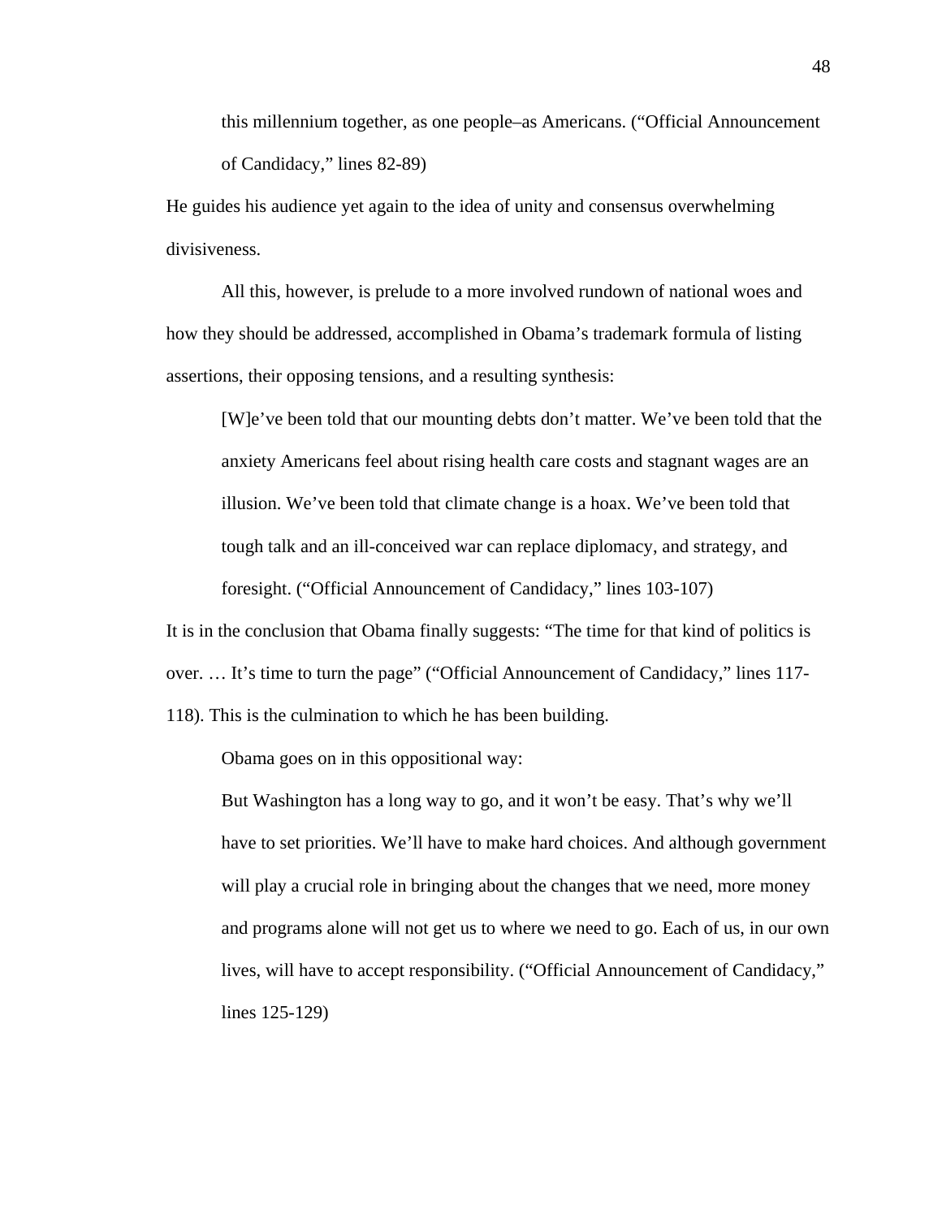> this millennium together, as one people–as Americans. (“Official Announcement of Candidacy,” lines 82-89)

He guides his audience yet again to the idea of unity and consensus overwhelming divisiveness.

All this, however, is prelude to a more involved rundown of national woes and how they should be addressed, accomplished in Obama’s trademark formula of listing assertions, their opposing tensions, and a resulting synthesis:

> [W]e’ve been told that our mounting debts don’t matter. We’ve been told that the anxiety Americans feel about rising health care costs and stagnant wages are an illusion. We’ve been told that climate change is a hoax. We’ve been told that tough talk and an ill-conceived war can replace diplomacy, and strategy, and foresight. (“Official Announcement of Candidacy,” lines 103-107)

It is in the conclusion that Obama finally suggests: “The time for that kind of politics is over. … It’s time to turn the page” (“Official Announcement of Candidacy,” lines 117-118). This is the culmination to which he has been building.

Obama goes on in this oppositional way:

> But Washington has a long way to go, and it won’t be easy. That’s why we’ll have to set priorities. We’ll have to make hard choices. And although government will play a crucial role in bringing about the changes that we need, more money and programs alone will not get us to where we need to go. Each of us, in our own lives, will have to accept responsibility. (“Official Announcement of Candidacy,” lines 125-129)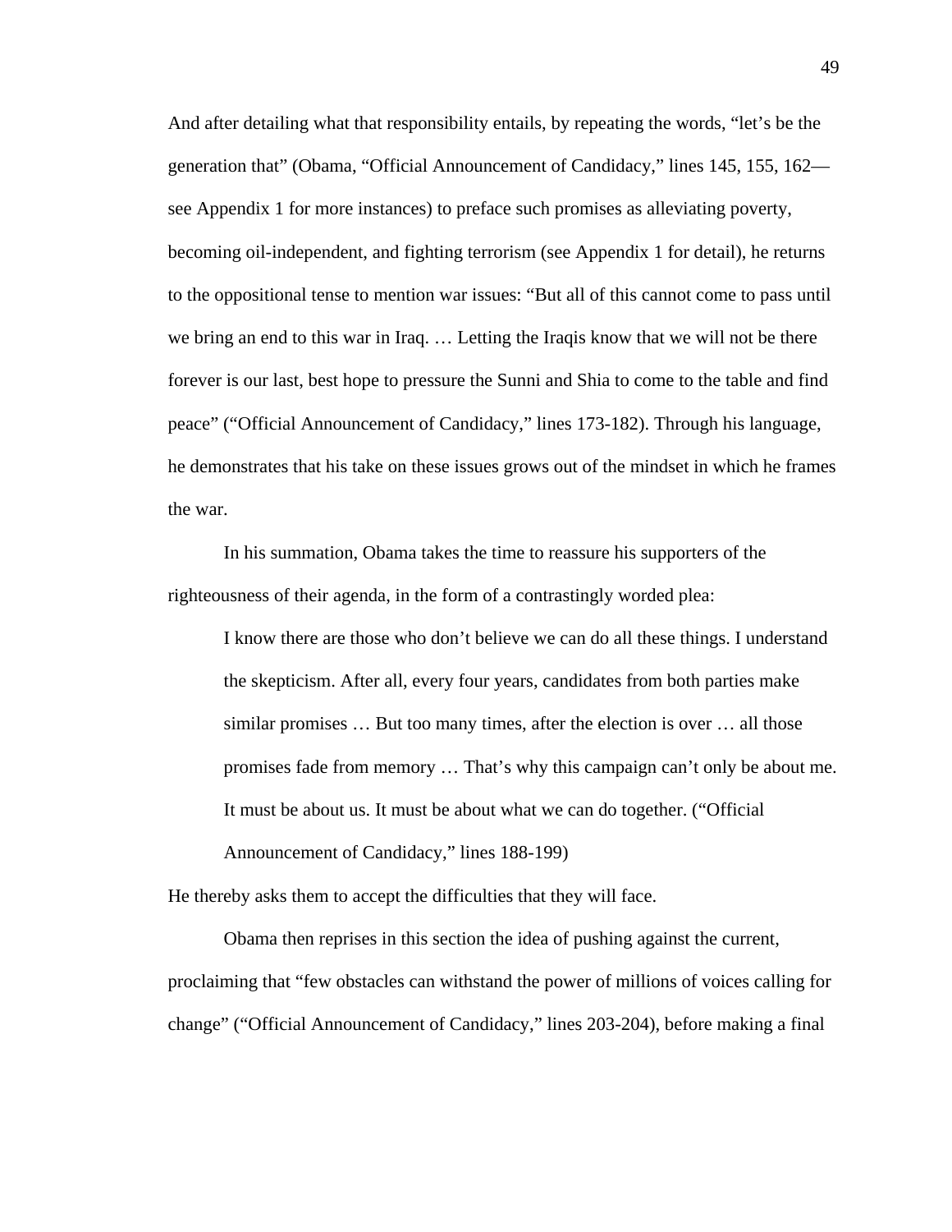And after detailing what that responsibility entails, by repeating the words, "let's be the generation that" (Obama, "Official Announcement of Candidacy," lines 145, 155, 162—see Appendix 1 for more instances) to preface such promises as alleviating poverty, becoming oil-independent, and fighting terrorism (see Appendix 1 for detail), he returns to the oppositional tense to mention war issues: "But all of this cannot come to pass until we bring an end to this war in Iraq. … Letting the Iraqis know that we will not be there forever is our last, best hope to pressure the Sunni and Shia to come to the table and find peace" ("Official Announcement of Candidacy," lines 173-182). Through his language, he demonstrates that his take on these issues grows out of the mindset in which he frames the war.

In his summation, Obama takes the time to reassure his supporters of the righteousness of their agenda, in the form of a contrastingly worded plea:

> I know there are those who don't believe we can do all these things. I understand the skepticism. After all, every four years, candidates from both parties make similar promises … But too many times, after the election is over … all those promises fade from memory … That's why this campaign can't only be about me. It must be about us. It must be about what we can do together. ("Official Announcement of Candidacy," lines 188-199)

He thereby asks them to accept the difficulties that they will face.

Obama then reprises in this section the idea of pushing against the current, proclaiming that "few obstacles can withstand the power of millions of voices calling for change" ("Official Announcement of Candidacy," lines 203-204), before making a final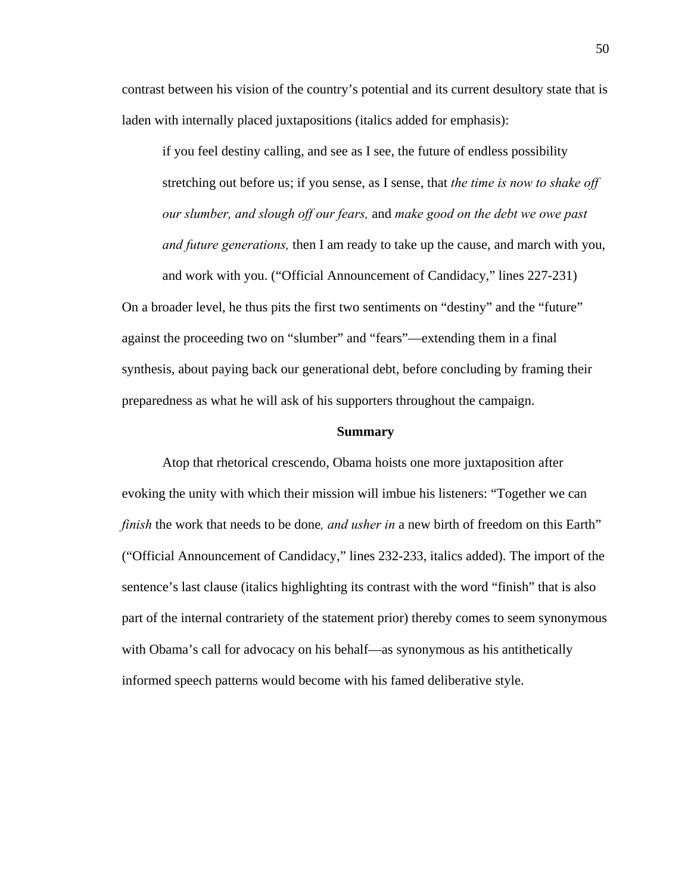contrast between his vision of the country's potential and its current desultory state that is laden with internally placed juxtapositions (italics added for emphasis):

> if you feel destiny calling, and see as I see, the future of endless possibility stretching out before us; if you sense, as I sense, that *the time is now to shake off our slumber, and slough off our fears,* and *make good on the debt we owe past and future generations,* then I am ready to take up the cause, and march with you, and work with you. ("Official Announcement of Candidacy," lines 227-231)

On a broader level, he thus pits the first two sentiments on "destiny" and the "future" against the proceeding two on "slumber" and "fears"—extending them in a final synthesis, about paying back our generational debt, before concluding by framing their preparedness as what he will ask of his supporters throughout the campaign.

**Summary**

Atop that rhetorical crescendo, Obama hoists one more juxtaposition after evoking the unity with which their mission will imbue his listeners: "Together we can *finish* the work that needs to be done*, and usher in* a new birth of freedom on this Earth" ("Official Announcement of Candidacy," lines 232-233, italics added). The import of the sentence's last clause (italics highlighting its contrast with the word "finish" that is also part of the internal contrariety of the statement prior) thereby comes to seem synonymous with Obama's call for advocacy on his behalf—as synonymous as his antithetically informed speech patterns would become with his famed deliberative style.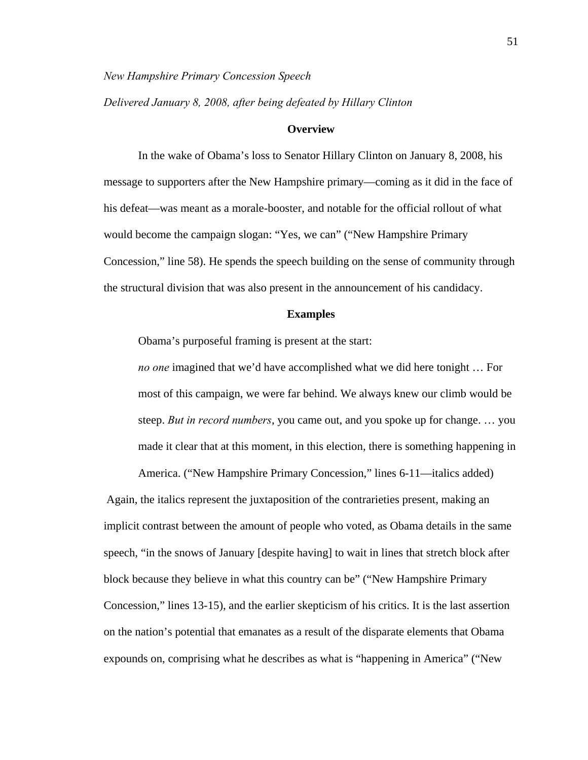*New Hampshire Primary Concession Speech*

*Delivered January 8, 2008, after being defeated by Hillary Clinton*

**Overview**

In the wake of Obama's loss to Senator Hillary Clinton on January 8, 2008, his message to supporters after the New Hampshire primary—coming as it did in the face of his defeat—was meant as a morale-booster, and notable for the official rollout of what would become the campaign slogan: "Yes, we can" ("New Hampshire Primary Concession," line 58). He spends the speech building on the sense of community through the structural division that was also present in the announcement of his candidacy.

**Examples**

Obama's purposeful framing is present at the start:

> *no one* imagined that we'd have accomplished what we did here tonight … For most of this campaign, we were far behind. We always knew our climb would be steep. *But in record numbers*, you came out, and you spoke up for change. … you made it clear that at this moment, in this election, there is something happening in America. ("New Hampshire Primary Concession," lines 6-11—italics added)

Again, the italics represent the juxtaposition of the contrarieties present, making an implicit contrast between the amount of people who voted, as Obama details in the same speech, "in the snows of January [despite having] to wait in lines that stretch block after block because they believe in what this country can be" ("New Hampshire Primary Concession," lines 13-15), and the earlier skepticism of his critics. It is the last assertion on the nation's potential that emanates as a result of the disparate elements that Obama expounds on, comprising what he describes as what is "happening in America" ("New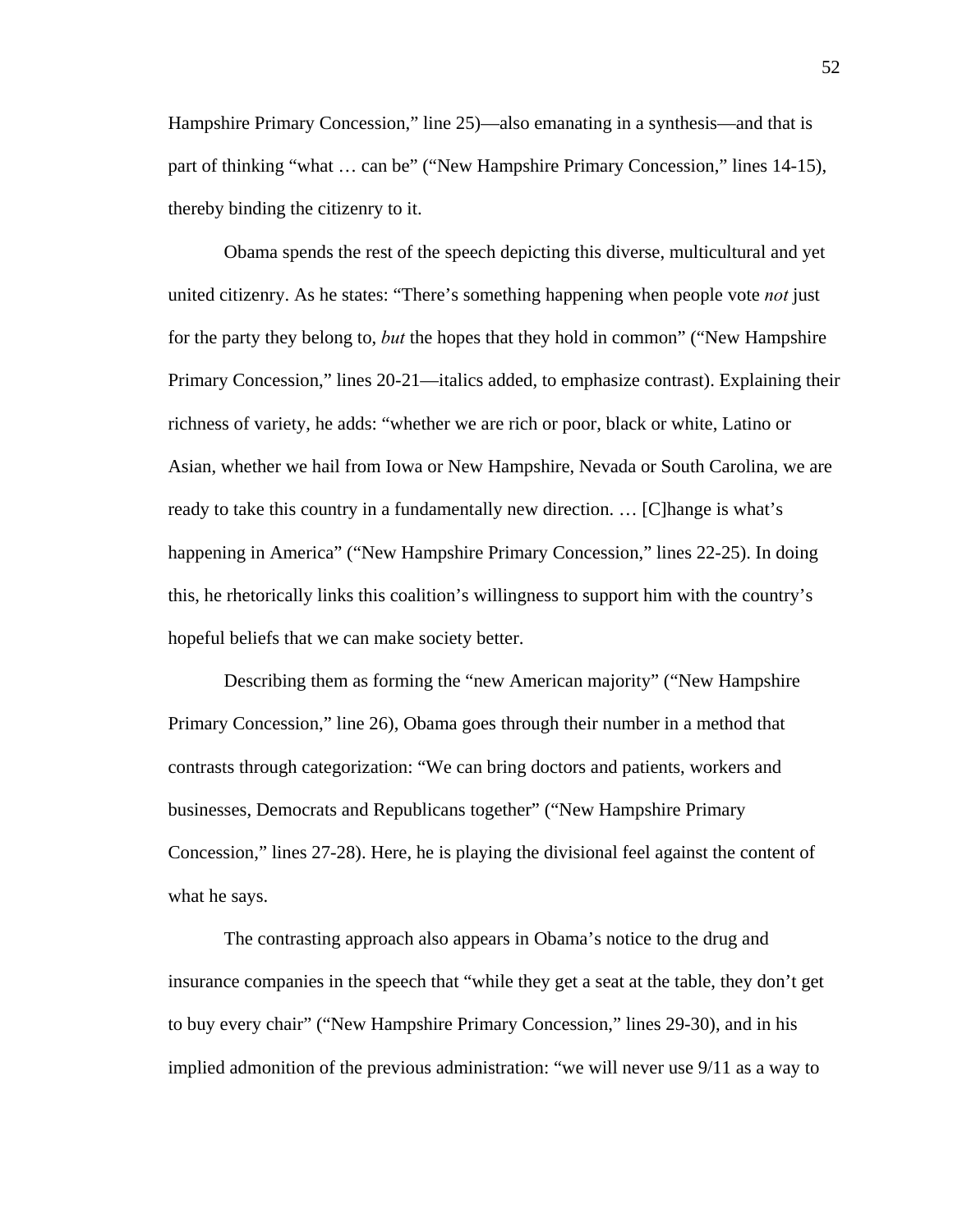Hampshire Primary Concession," line 25)—also emanating in a synthesis—and that is part of thinking "what … can be" ("New Hampshire Primary Concession," lines 14-15), thereby binding the citizenry to it.

Obama spends the rest of the speech depicting this diverse, multicultural and yet united citizenry. As he states: "There's something happening when people vote *not* just for the party they belong to, *but* the hopes that they hold in common" ("New Hampshire Primary Concession," lines 20-21—italics added, to emphasize contrast). Explaining their richness of variety, he adds: "whether we are rich or poor, black or white, Latino or Asian, whether we hail from Iowa or New Hampshire, Nevada or South Carolina, we are ready to take this country in a fundamentally new direction. … [C]hange is what's happening in America" ("New Hampshire Primary Concession," lines 22-25). In doing this, he rhetorically links this coalition's willingness to support him with the country's hopeful beliefs that we can make society better.

Describing them as forming the "new American majority" ("New Hampshire Primary Concession," line 26), Obama goes through their number in a method that contrasts through categorization: "We can bring doctors and patients, workers and businesses, Democrats and Republicans together" ("New Hampshire Primary Concession," lines 27-28). Here, he is playing the divisional feel against the content of what he says.

The contrasting approach also appears in Obama's notice to the drug and insurance companies in the speech that "while they get a seat at the table, they don't get to buy every chair" ("New Hampshire Primary Concession," lines 29-30), and in his implied admonition of the previous administration: "we will never use 9/11 as a way to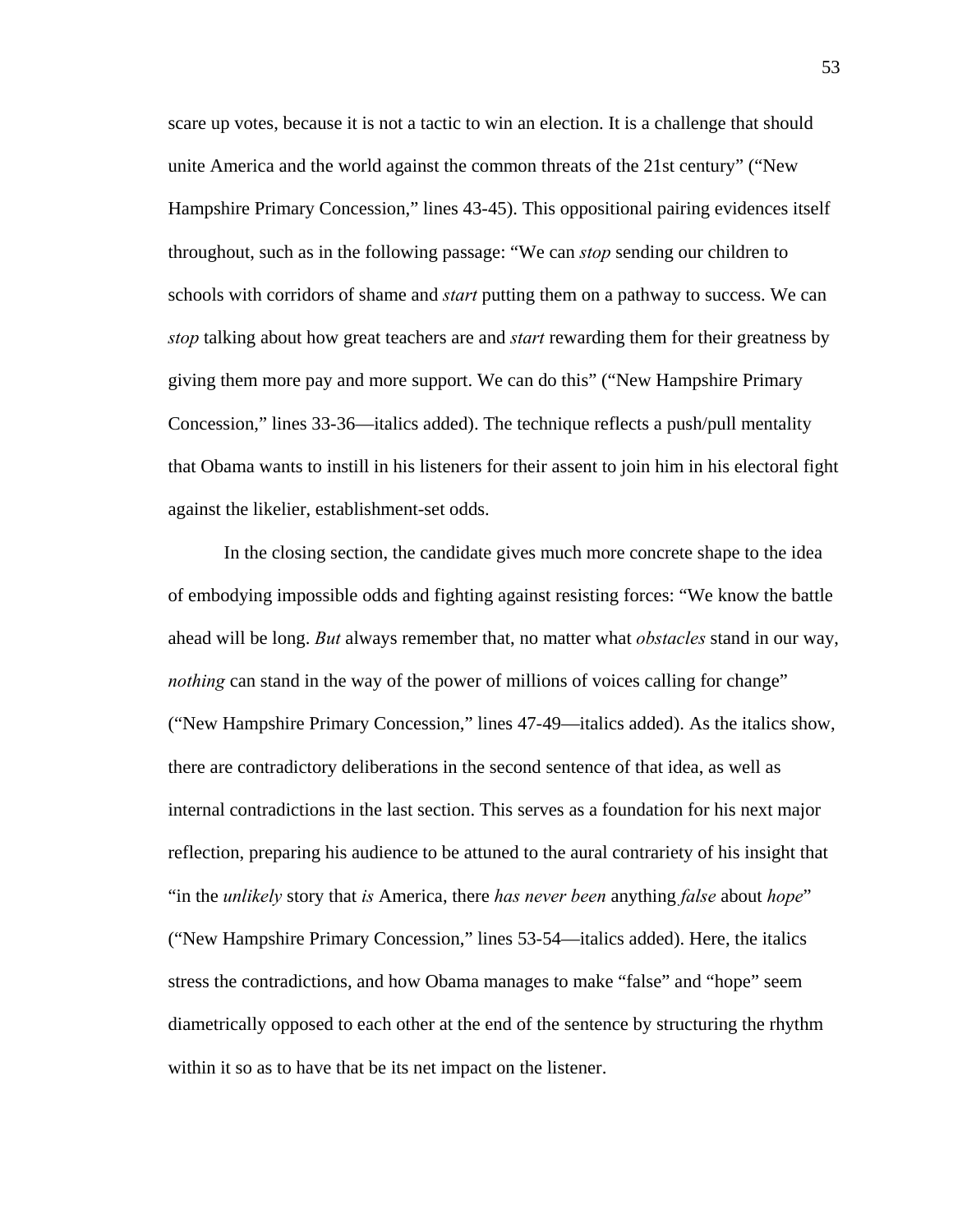scare up votes, because it is not a tactic to win an election. It is a challenge that should unite America and the world against the common threats of the 21st century" ("New Hampshire Primary Concession," lines 43-45). This oppositional pairing evidences itself throughout, such as in the following passage: "We can *stop* sending our children to schools with corridors of shame and *start* putting them on a pathway to success. We can *stop* talking about how great teachers are and *start* rewarding them for their greatness by giving them more pay and more support. We can do this" ("New Hampshire Primary Concession," lines 33-36—italics added). The technique reflects a push/pull mentality that Obama wants to instill in his listeners for their assent to join him in his electoral fight against the likelier, establishment-set odds.

In the closing section, the candidate gives much more concrete shape to the idea of embodying impossible odds and fighting against resisting forces: "We know the battle ahead will be long. *But* always remember that, no matter what *obstacles* stand in our way, *nothing* can stand in the way of the power of millions of voices calling for change" ("New Hampshire Primary Concession," lines 47-49—italics added). As the italics show, there are contradictory deliberations in the second sentence of that idea, as well as internal contradictions in the last section. This serves as a foundation for his next major reflection, preparing his audience to be attuned to the aural contrariety of his insight that "in the *unlikely* story that *is* America, there *has never been* anything *false* about *hope*" ("New Hampshire Primary Concession," lines 53-54—italics added). Here, the italics stress the contradictions, and how Obama manages to make "false" and "hope" seem diametrically opposed to each other at the end of the sentence by structuring the rhythm within it so as to have that be its net impact on the listener.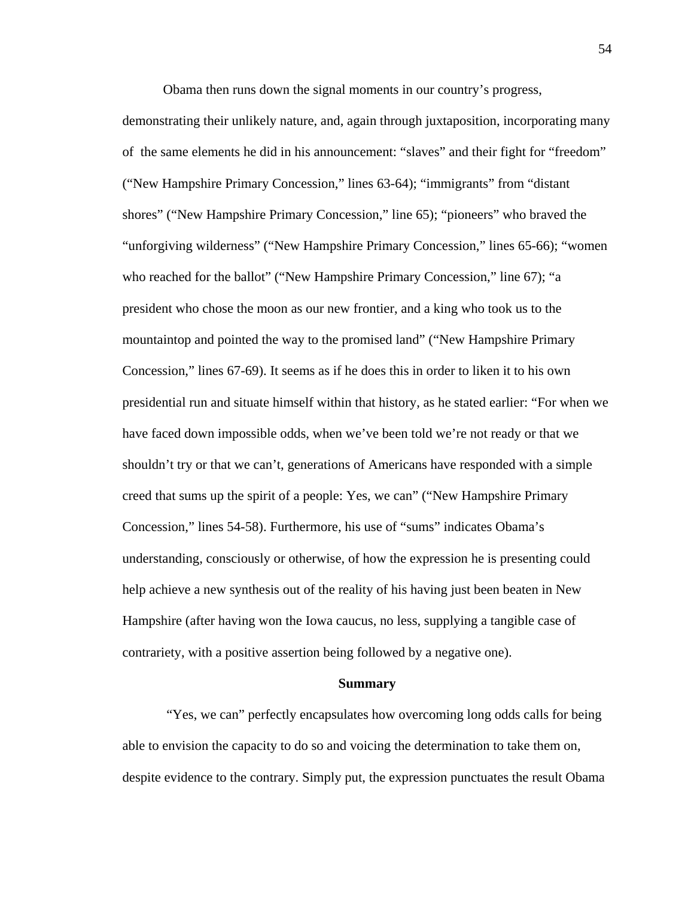Obama then runs down the signal moments in our country's progress, demonstrating their unlikely nature, and, again through juxtaposition, incorporating many of the same elements he did in his announcement: "slaves" and their fight for "freedom" ("New Hampshire Primary Concession," lines 63-64); "immigrants" from "distant shores" ("New Hampshire Primary Concession," line 65); "pioneers" who braved the "unforgiving wilderness" ("New Hampshire Primary Concession," lines 65-66); "women who reached for the ballot" ("New Hampshire Primary Concession," line 67); "a president who chose the moon as our new frontier, and a king who took us to the mountaintop and pointed the way to the promised land" ("New Hampshire Primary Concession," lines 67-69). It seems as if he does this in order to liken it to his own presidential run and situate himself within that history, as he stated earlier: "For when we have faced down impossible odds, when we've been told we're not ready or that we shouldn't try or that we can't, generations of Americans have responded with a simple creed that sums up the spirit of a people: Yes, we can" ("New Hampshire Primary Concession," lines 54-58). Furthermore, his use of "sums" indicates Obama's understanding, consciously or otherwise, of how the expression he is presenting could help achieve a new synthesis out of the reality of his having just been beaten in New Hampshire (after having won the Iowa caucus, no less, supplying a tangible case of contrariety, with a positive assertion being followed by a negative one).

**Summary**

"Yes, we can" perfectly encapsulates how overcoming long odds calls for being able to envision the capacity to do so and voicing the determination to take them on, despite evidence to the contrary. Simply put, the expression punctuates the result Obama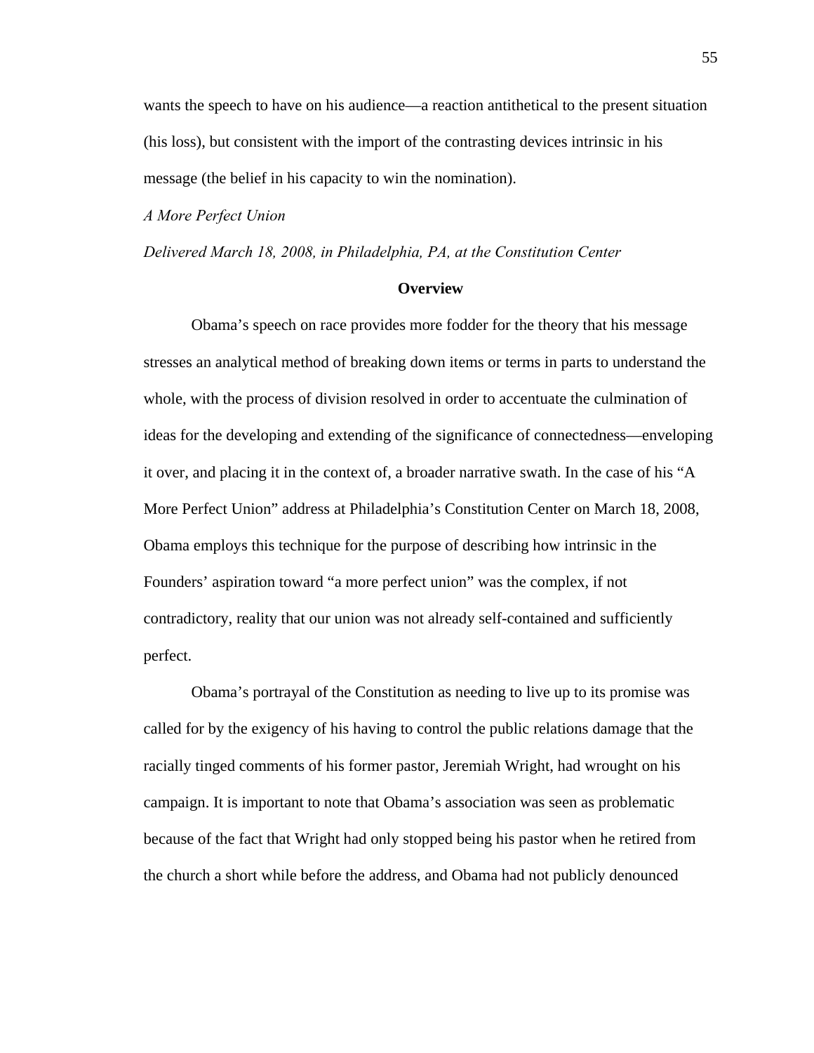wants the speech to have on his audience—a reaction antithetical to the present situation (his loss), but consistent with the import of the contrasting devices intrinsic in his message (the belief in his capacity to win the nomination).

*A More Perfect Union*

*Delivered March 18, 2008, in Philadelphia, PA, at the Constitution Center*

**Overview**

Obama's speech on race provides more fodder for the theory that his message stresses an analytical method of breaking down items or terms in parts to understand the whole, with the process of division resolved in order to accentuate the culmination of ideas for the developing and extending of the significance of connectedness—enveloping it over, and placing it in the context of, a broader narrative swath. In the case of his "A More Perfect Union" address at Philadelphia's Constitution Center on March 18, 2008, Obama employs this technique for the purpose of describing how intrinsic in the Founders' aspiration toward "a more perfect union" was the complex, if not contradictory, reality that our union was not already self-contained and sufficiently perfect.

Obama's portrayal of the Constitution as needing to live up to its promise was called for by the exigency of his having to control the public relations damage that the racially tinged comments of his former pastor, Jeremiah Wright, had wrought on his campaign. It is important to note that Obama's association was seen as problematic because of the fact that Wright had only stopped being his pastor when he retired from the church a short while before the address, and Obama had not publicly denounced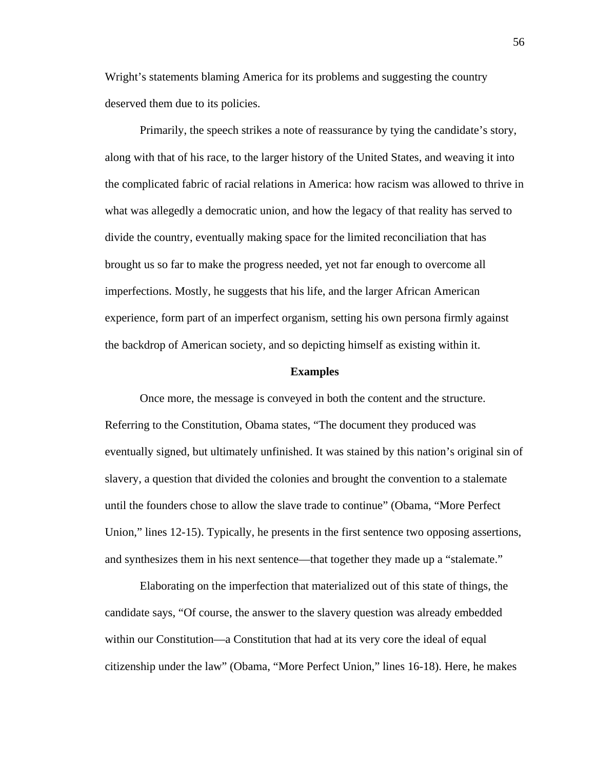Wright's statements blaming America for its problems and suggesting the country deserved them due to its policies.

Primarily, the speech strikes a note of reassurance by tying the candidate's story, along with that of his race, to the larger history of the United States, and weaving it into the complicated fabric of racial relations in America: how racism was allowed to thrive in what was allegedly a democratic union, and how the legacy of that reality has served to divide the country, eventually making space for the limited reconciliation that has brought us so far to make the progress needed, yet not far enough to overcome all imperfections. Mostly, he suggests that his life, and the larger African American experience, form part of an imperfect organism, setting his own persona firmly against the backdrop of American society, and so depicting himself as existing within it.

**Examples**

Once more, the message is conveyed in both the content and the structure. Referring to the Constitution, Obama states, "The document they produced was eventually signed, but ultimately unfinished. It was stained by this nation's original sin of slavery, a question that divided the colonies and brought the convention to a stalemate until the founders chose to allow the slave trade to continue" (Obama, "More Perfect Union," lines 12-15). Typically, he presents in the first sentence two opposing assertions, and synthesizes them in his next sentence—that together they made up a "stalemate."

Elaborating on the imperfection that materialized out of this state of things, the candidate says, "Of course, the answer to the slavery question was already embedded within our Constitution—a Constitution that had at its very core the ideal of equal citizenship under the law" (Obama, "More Perfect Union," lines 16-18). Here, he makes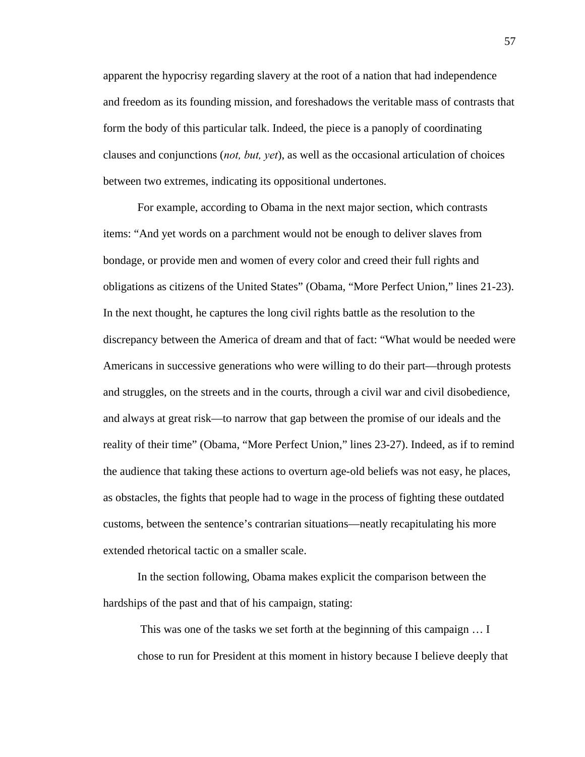apparent the hypocrisy regarding slavery at the root of a nation that had independence and freedom as its founding mission, and foreshadows the veritable mass of contrasts that form the body of this particular talk. Indeed, the piece is a panoply of coordinating clauses and conjunctions (*not, but, yet*), as well as the occasional articulation of choices between two extremes, indicating its oppositional undertones.

For example, according to Obama in the next major section, which contrasts items: "And yet words on a parchment would not be enough to deliver slaves from bondage, or provide men and women of every color and creed their full rights and obligations as citizens of the United States" (Obama, "More Perfect Union," lines 21-23). In the next thought, he captures the long civil rights battle as the resolution to the discrepancy between the America of dream and that of fact: "What would be needed were Americans in successive generations who were willing to do their part—through protests and struggles, on the streets and in the courts, through a civil war and civil disobedience, and always at great risk—to narrow that gap between the promise of our ideals and the reality of their time" (Obama, "More Perfect Union," lines 23-27). Indeed, as if to remind the audience that taking these actions to overturn age-old beliefs was not easy, he places, as obstacles, the fights that people had to wage in the process of fighting these outdated customs, between the sentence's contrarian situations—neatly recapitulating his more extended rhetorical tactic on a smaller scale.

In the section following, Obama makes explicit the comparison between the hardships of the past and that of his campaign, stating:

> This was one of the tasks we set forth at the beginning of this campaign … I chose to run for President at this moment in history because I believe deeply that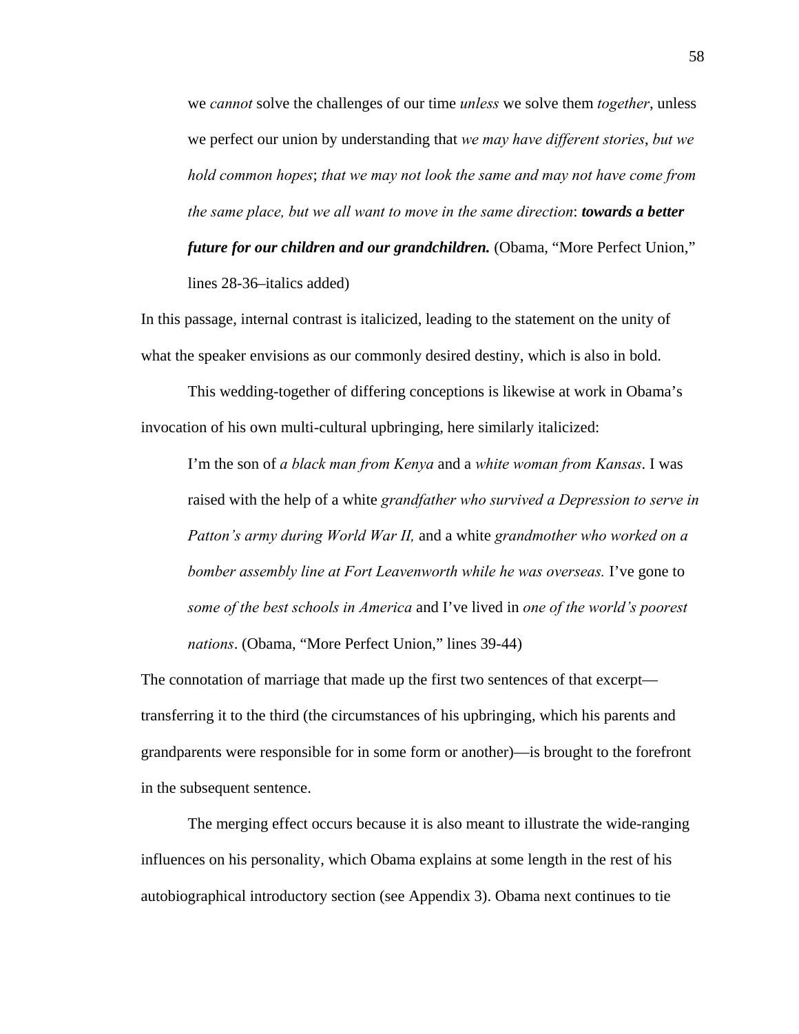> we *cannot* solve the challenges of our time *unless* we solve them *together*, unless we perfect our union by understanding that *we may have different stories*, *but we hold common hopes*; *that we may not look the same and may not have come from the same place, but we all want to move in the same direction*: ***towards a better future for our children and our grandchildren.*** (Obama, "More Perfect Union," lines 28-36–italics added)

In this passage, internal contrast is italicized, leading to the statement on the unity of what the speaker envisions as our commonly desired destiny, which is also in bold.

This wedding-together of differing conceptions is likewise at work in Obama's invocation of his own multi-cultural upbringing, here similarly italicized:

> I'm the son of *a black man from Kenya* and a *white woman from Kansas*. I was raised with the help of a white *grandfather who survived a Depression to serve in Patton's army during World War II,* and a white *grandmother who worked on a bomber assembly line at Fort Leavenworth while he was overseas.* I've gone to *some of the best schools in America* and I've lived in *one of the world's poorest nations*. (Obama, "More Perfect Union," lines 39-44)

The connotation of marriage that made up the first two sentences of that excerpt—transferring it to the third (the circumstances of his upbringing, which his parents and grandparents were responsible for in some form or another)—is brought to the forefront in the subsequent sentence.

The merging effect occurs because it is also meant to illustrate the wide-ranging influences on his personality, which Obama explains at some length in the rest of his autobiographical introductory section (see Appendix 3). Obama next continues to tie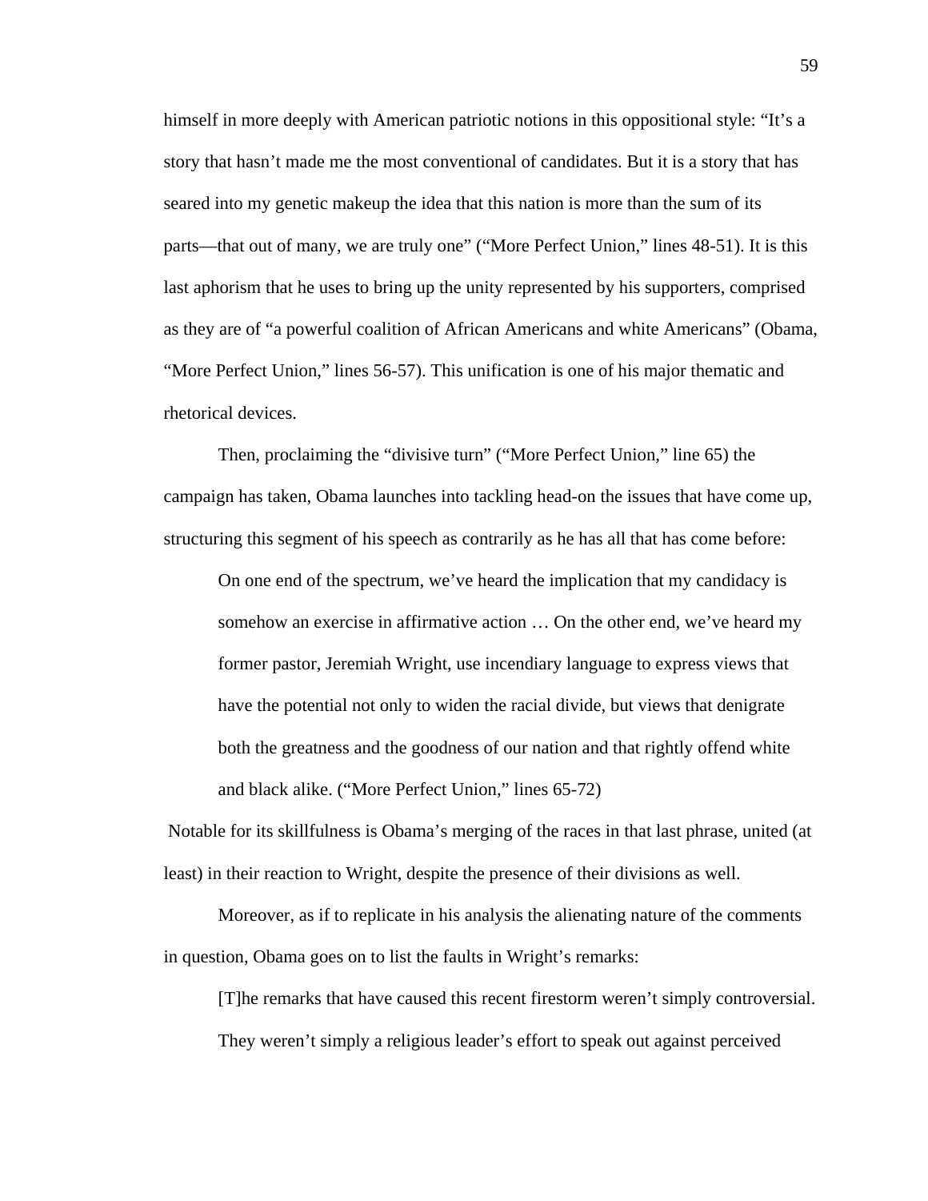himself in more deeply with American patriotic notions in this oppositional style: “It’s a story that hasn’t made me the most conventional of candidates. But it is a story that has seared into my genetic makeup the idea that this nation is more than the sum of its parts—that out of many, we are truly one” (“More Perfect Union,” lines 48-51). It is this last aphorism that he uses to bring up the unity represented by his supporters, comprised as they are of “a powerful coalition of African Americans and white Americans” (Obama, “More Perfect Union,” lines 56-57). This unification is one of his major thematic and rhetorical devices.

Then, proclaiming the “divisive turn” (“More Perfect Union,” line 65) the campaign has taken, Obama launches into tackling head-on the issues that have come up, structuring this segment of his speech as contrarily as he has all that has come before:

> On one end of the spectrum, we’ve heard the implication that my candidacy is somehow an exercise in affirmative action … On the other end, we’ve heard my former pastor, Jeremiah Wright, use incendiary language to express views that have the potential not only to widen the racial divide, but views that denigrate both the greatness and the goodness of our nation and that rightly offend white and black alike. (“More Perfect Union,” lines 65-72)

Notable for its skillfulness is Obama’s merging of the races in that last phrase, united (at least) in their reaction to Wright, despite the presence of their divisions as well.

Moreover, as if to replicate in his analysis the alienating nature of the comments in question, Obama goes on to list the faults in Wright’s remarks:

> [T]he remarks that have caused this recent firestorm weren’t simply controversial. They weren’t simply a religious leader’s effort to speak out against perceived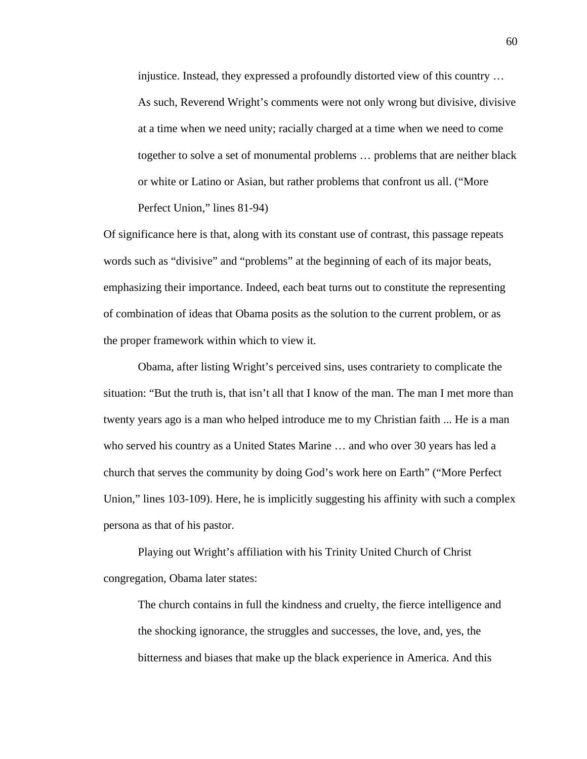> injustice. Instead, they expressed a profoundly distorted view of this country … As such, Reverend Wright's comments were not only wrong but divisive, divisive at a time when we need unity; racially charged at a time when we need to come together to solve a set of monumental problems … problems that are neither black or white or Latino or Asian, but rather problems that confront us all. ("More Perfect Union," lines 81-94)

Of significance here is that, along with its constant use of contrast, this passage repeats words such as "divisive" and "problems" at the beginning of each of its major beats, emphasizing their importance. Indeed, each beat turns out to constitute the representing of combination of ideas that Obama posits as the solution to the current problem, or as the proper framework within which to view it.

Obama, after listing Wright's perceived sins, uses contrariety to complicate the situation: "But the truth is, that isn't all that I know of the man. The man I met more than twenty years ago is a man who helped introduce me to my Christian faith ... He is a man who served his country as a United States Marine … and who over 30 years has led a church that serves the community by doing God's work here on Earth" ("More Perfect Union," lines 103-109). Here, he is implicitly suggesting his affinity with such a complex persona as that of his pastor.

Playing out Wright's affiliation with his Trinity United Church of Christ congregation, Obama later states:

> The church contains in full the kindness and cruelty, the fierce intelligence and the shocking ignorance, the struggles and successes, the love, and, yes, the bitterness and biases that make up the black experience in America. And this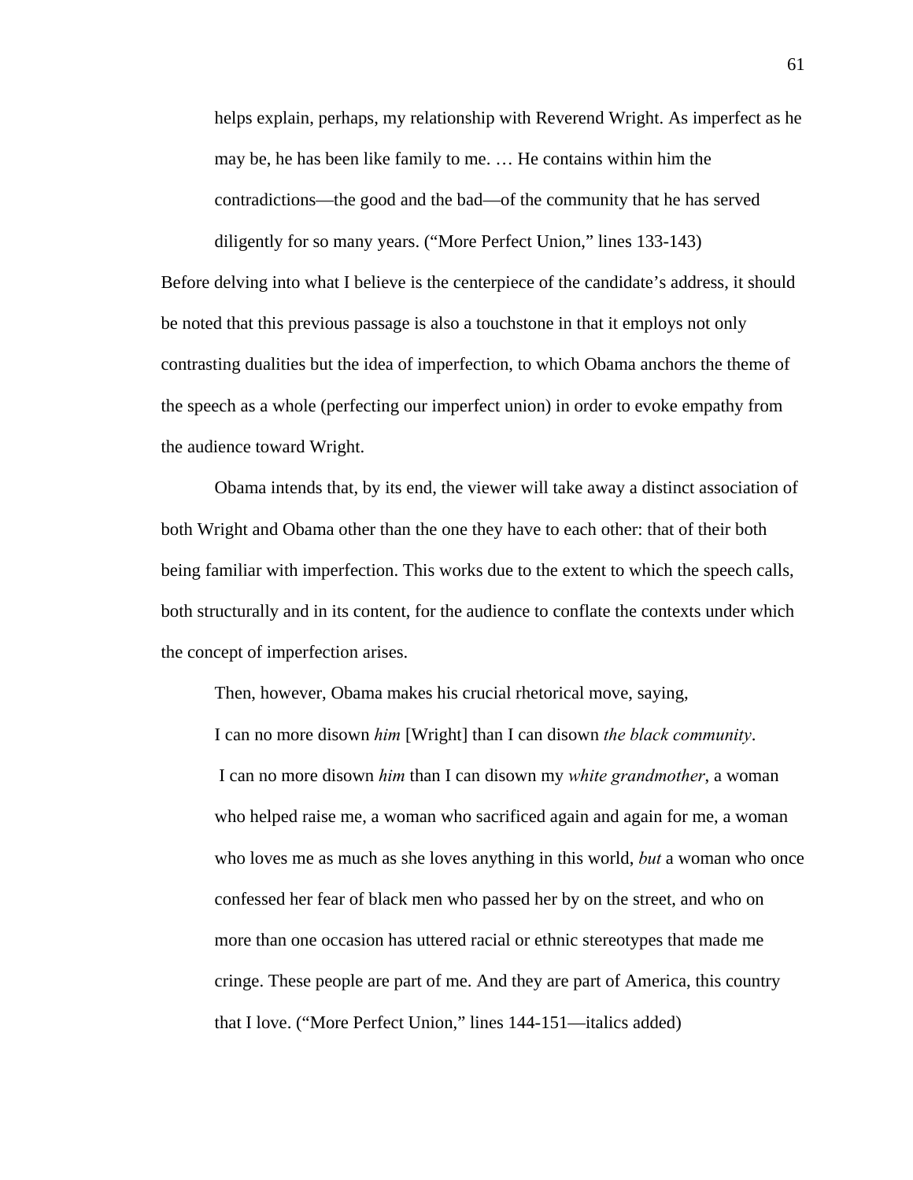> helps explain, perhaps, my relationship with Reverend Wright. As imperfect as he may be, he has been like family to me. … He contains within him the contradictions—the good and the bad—of the community that he has served diligently for so many years. (“More Perfect Union,” lines 133-143)

Before delving into what I believe is the centerpiece of the candidate’s address, it should be noted that this previous passage is also a touchstone in that it employs not only contrasting dualities but the idea of imperfection, to which Obama anchors the theme of the speech as a whole (perfecting our imperfect union) in order to evoke empathy from the audience toward Wright.

Obama intends that, by its end, the viewer will take away a distinct association of both Wright and Obama other than the one they have to each other: that of their both being familiar with imperfection. This works due to the extent to which the speech calls, both structurally and in its content, for the audience to conflate the contexts under which the concept of imperfection arises.

Then, however, Obama makes his crucial rhetorical move, saying,

> I can no more disown *him* [Wright] than I can disown *the black community*. I can no more disown *him* than I can disown my *white grandmother*, a woman who helped raise me, a woman who sacrificed again and again for me, a woman who loves me as much as she loves anything in this world, *but* a woman who once confessed her fear of black men who passed her by on the street, and who on more than one occasion has uttered racial or ethnic stereotypes that made me cringe. These people are part of me. And they are part of America, this country that I love. (“More Perfect Union,” lines 144-151—italics added)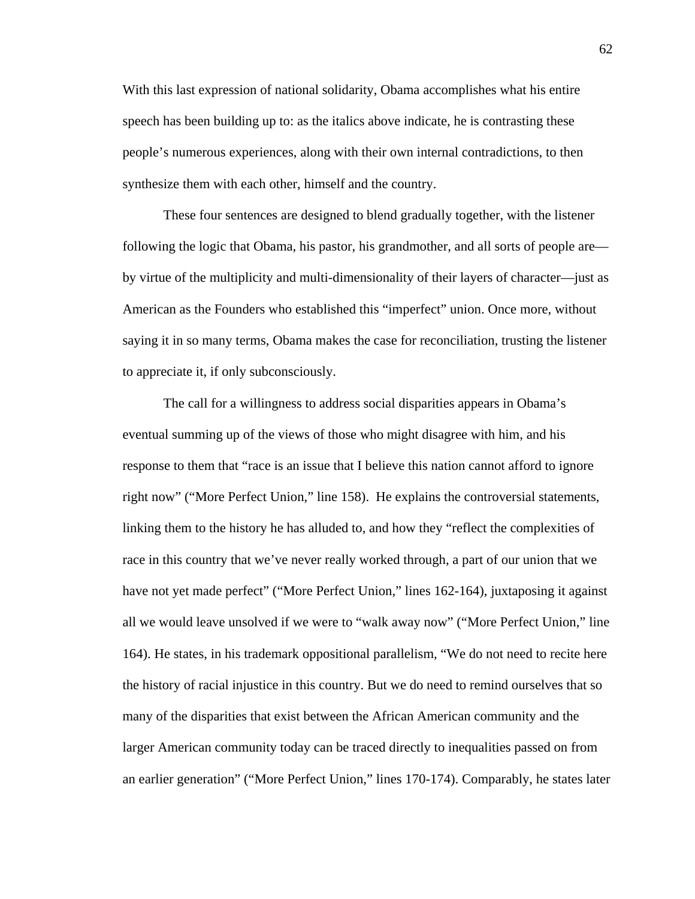With this last expression of national solidarity, Obama accomplishes what his entire speech has been building up to: as the italics above indicate, he is contrasting these people's numerous experiences, along with their own internal contradictions, to then synthesize them with each other, himself and the country.

These four sentences are designed to blend gradually together, with the listener following the logic that Obama, his pastor, his grandmother, and all sorts of people are—by virtue of the multiplicity and multi-dimensionality of their layers of character—just as American as the Founders who established this "imperfect" union. Once more, without saying it in so many terms, Obama makes the case for reconciliation, trusting the listener to appreciate it, if only subconsciously.

The call for a willingness to address social disparities appears in Obama's eventual summing up of the views of those who might disagree with him, and his response to them that "race is an issue that I believe this nation cannot afford to ignore right now" ("More Perfect Union," line 158). He explains the controversial statements, linking them to the history he has alluded to, and how they "reflect the complexities of race in this country that we've never really worked through, a part of our union that we have not yet made perfect" ("More Perfect Union," lines 162-164), juxtaposing it against all we would leave unsolved if we were to "walk away now" ("More Perfect Union," line 164). He states, in his trademark oppositional parallelism, "We do not need to recite here the history of racial injustice in this country. But we do need to remind ourselves that so many of the disparities that exist between the African American community and the larger American community today can be traced directly to inequalities passed on from an earlier generation" ("More Perfect Union," lines 170-174). Comparably, he states later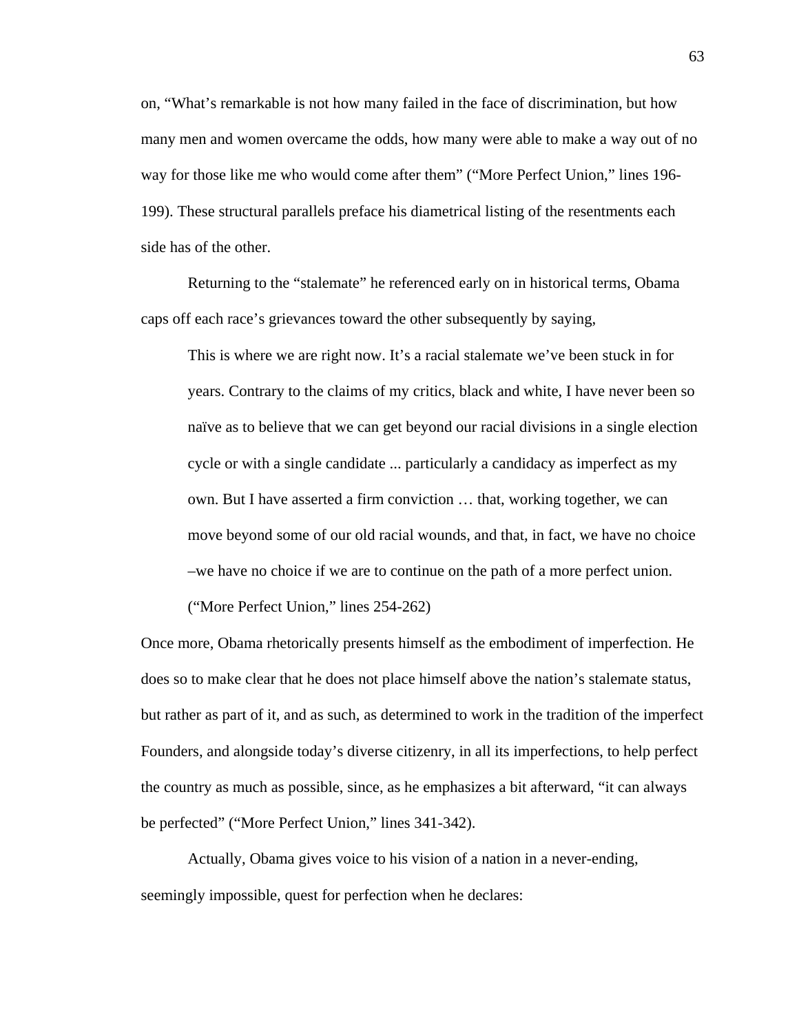on, “What’s remarkable is not how many failed in the face of discrimination, but how many men and women overcame the odds, how many were able to make a way out of no way for those like me who would come after them” (“More Perfect Union,” lines 196-199). These structural parallels preface his diametrical listing of the resentments each side has of the other.

Returning to the “stalemate” he referenced early on in historical terms, Obama caps off each race’s grievances toward the other subsequently by saying,

> This is where we are right now. It’s a racial stalemate we’ve been stuck in for years. Contrary to the claims of my critics, black and white, I have never been so naïve as to believe that we can get beyond our racial divisions in a single election cycle or with a single candidate ... particularly a candidacy as imperfect as my own. But I have asserted a firm conviction … that, working together, we can move beyond some of our old racial wounds, and that, in fact, we have no choice –we have no choice if we are to continue on the path of a more perfect union. (“More Perfect Union,” lines 254-262)

Once more, Obama rhetorically presents himself as the embodiment of imperfection. He does so to make clear that he does not place himself above the nation’s stalemate status, but rather as part of it, and as such, as determined to work in the tradition of the imperfect Founders, and alongside today’s diverse citizenry, in all its imperfections, to help perfect the country as much as possible, since, as he emphasizes a bit afterward, “it can always be perfected” (“More Perfect Union,” lines 341-342).

Actually, Obama gives voice to his vision of a nation in a never-ending, seemingly impossible, quest for perfection when he declares: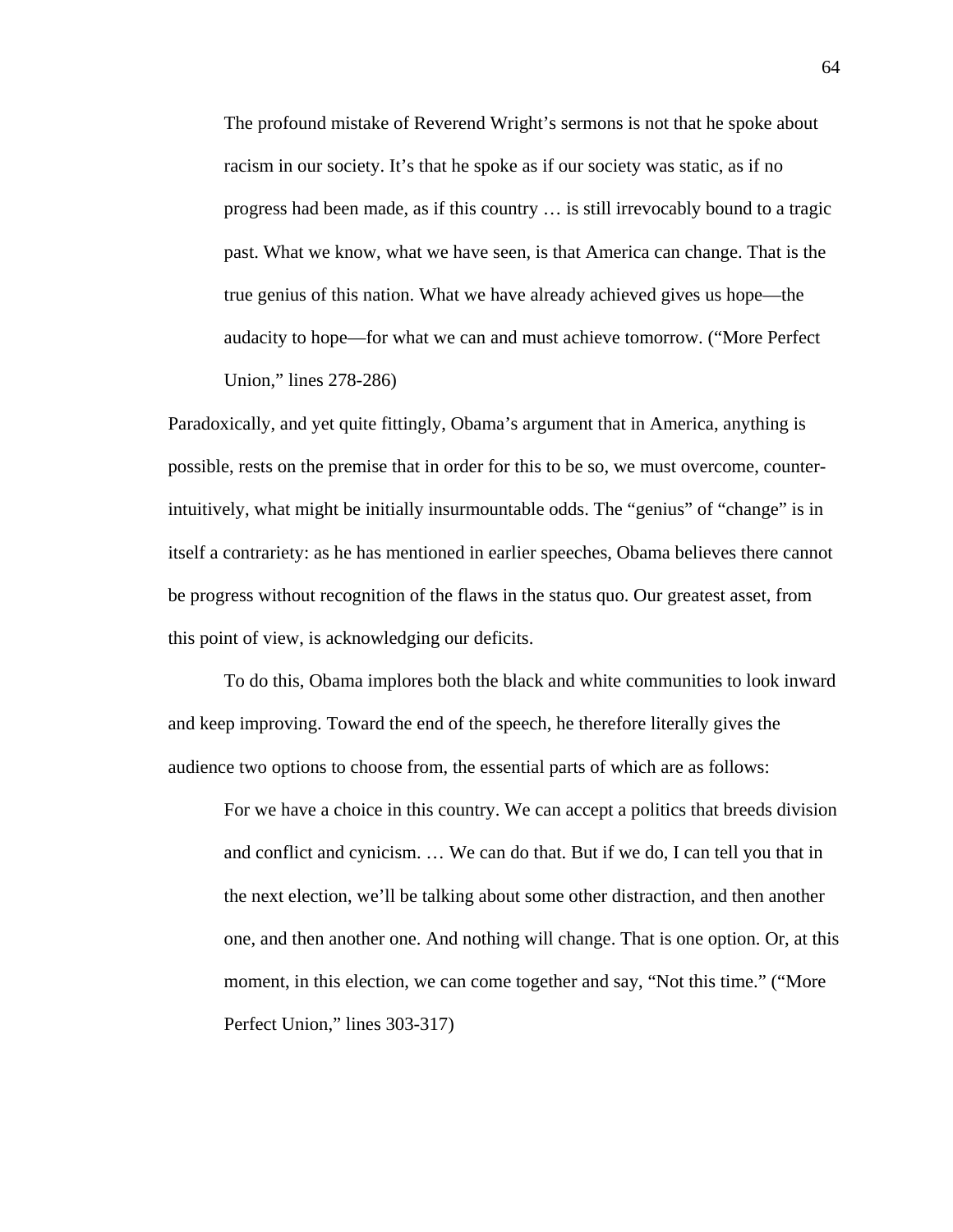> The profound mistake of Reverend Wright's sermons is not that he spoke about racism in our society. It's that he spoke as if our society was static, as if no progress had been made, as if this country … is still irrevocably bound to a tragic past. What we know, what we have seen, is that America can change. That is the true genius of this nation. What we have already achieved gives us hope—the audacity to hope—for what we can and must achieve tomorrow. ("More Perfect Union," lines 278-286)

Paradoxically, and yet quite fittingly, Obama's argument that in America, anything is possible, rests on the premise that in order for this to be so, we must overcome, counter-intuitively, what might be initially insurmountable odds. The "genius" of "change" is in itself a contrariety: as he has mentioned in earlier speeches, Obama believes there cannot be progress without recognition of the flaws in the status quo. Our greatest asset, from this point of view, is acknowledging our deficits.

To do this, Obama implores both the black and white communities to look inward and keep improving. Toward the end of the speech, he therefore literally gives the audience two options to choose from, the essential parts of which are as follows:

> For we have a choice in this country. We can accept a politics that breeds division and conflict and cynicism. … We can do that. But if we do, I can tell you that in the next election, we'll be talking about some other distraction, and then another one, and then another one. And nothing will change. That is one option. Or, at this moment, in this election, we can come together and say, "Not this time." ("More Perfect Union," lines 303-317)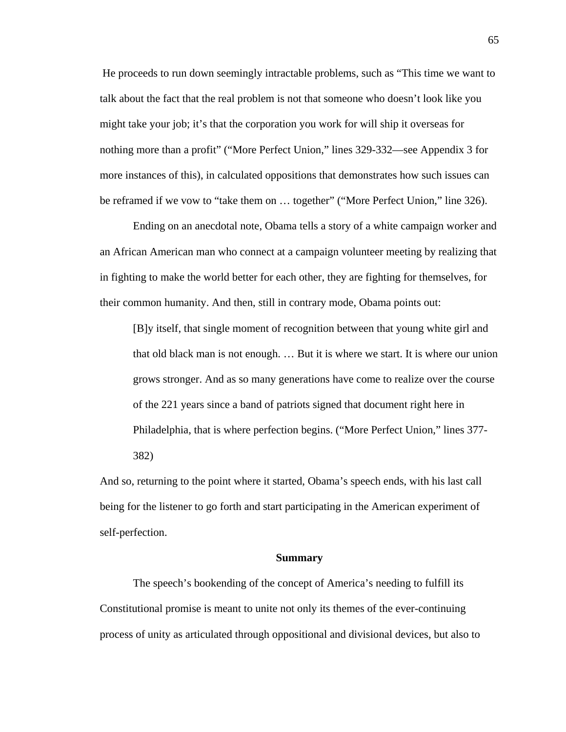He proceeds to run down seemingly intractable problems, such as “This time we want to talk about the fact that the real problem is not that someone who doesn’t look like you might take your job; it’s that the corporation you work for will ship it overseas for nothing more than a profit” (“More Perfect Union,” lines 329-332—see Appendix 3 for more instances of this), in calculated oppositions that demonstrates how such issues can be reframed if we vow to “take them on … together” (“More Perfect Union,” line 326).

Ending on an anecdotal note, Obama tells a story of a white campaign worker and an African American man who connect at a campaign volunteer meeting by realizing that in fighting to make the world better for each other, they are fighting for themselves, for their common humanity. And then, still in contrary mode, Obama points out:

> [B]y itself, that single moment of recognition between that young white girl and that old black man is not enough. … But it is where we start. It is where our union grows stronger. And as so many generations have come to realize over the course of the 221 years since a band of patriots signed that document right here in Philadelphia, that is where perfection begins. (“More Perfect Union,” lines 377-382)

And so, returning to the point where it started, Obama’s speech ends, with his last call being for the listener to go forth and start participating in the American experiment of self-perfection.

### Summary

The speech’s bookending of the concept of America’s needing to fulfill its Constitutional promise is meant to unite not only its themes of the ever-continuing process of unity as articulated through oppositional and divisional devices, but also to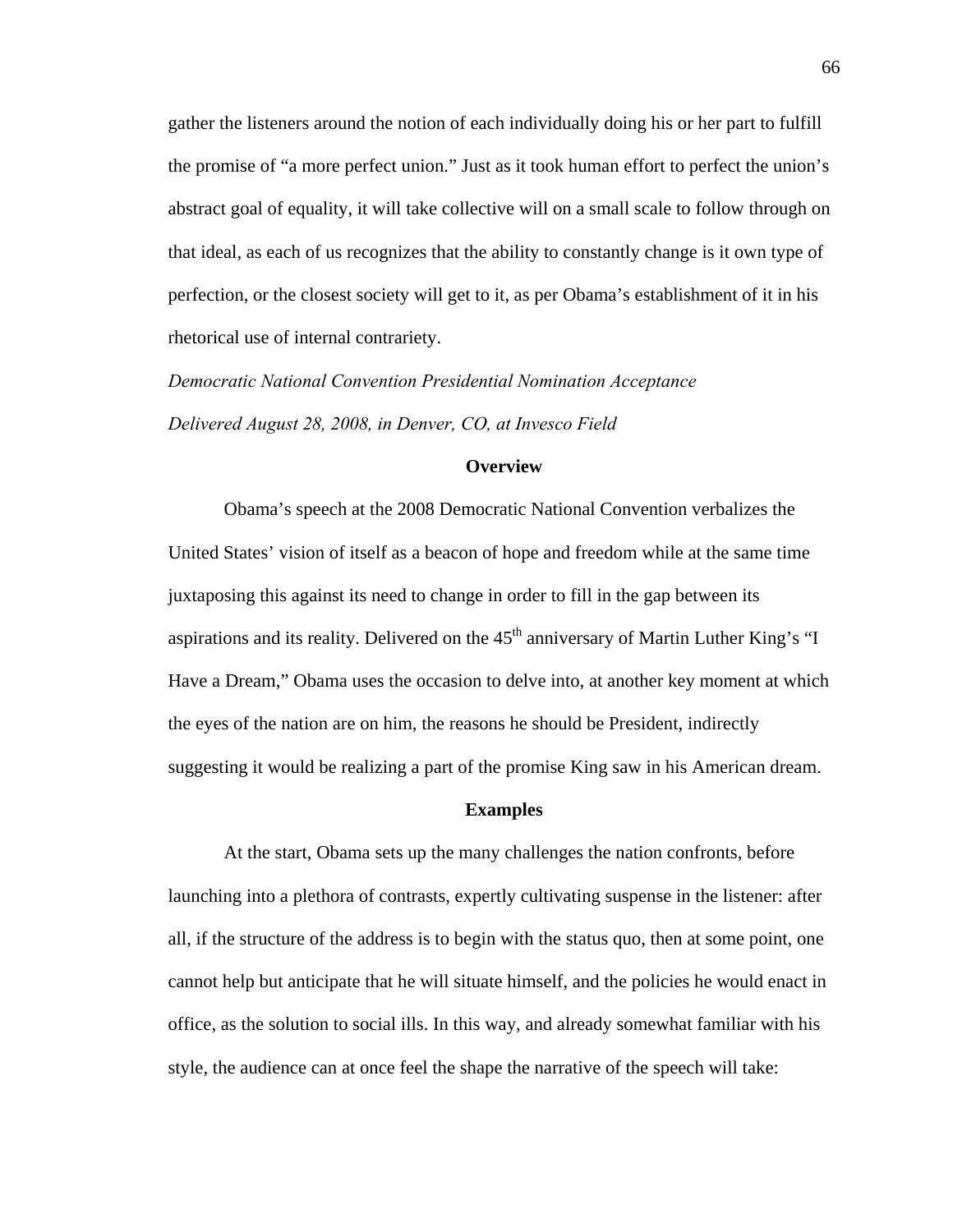gather the listeners around the notion of each individually doing his or her part to fulfill the promise of "a more perfect union." Just as it took human effort to perfect the union's abstract goal of equality, it will take collective will on a small scale to follow through on that ideal, as each of us recognizes that the ability to constantly change is it own type of perfection, or the closest society will get to it, as per Obama's establishment of it in his rhetorical use of internal contrariety.

*Democratic National Convention Presidential Nomination Acceptance*

*Delivered August 28, 2008, in Denver, CO, at Invesco Field*

**Overview**

Obama's speech at the 2008 Democratic National Convention verbalizes the United States' vision of itself as a beacon of hope and freedom while at the same time juxtaposing this against its need to change in order to fill in the gap between its aspirations and its reality. Delivered on the 45th anniversary of Martin Luther King's "I Have a Dream," Obama uses the occasion to delve into, at another key moment at which the eyes of the nation are on him, the reasons he should be President, indirectly suggesting it would be realizing a part of the promise King saw in his American dream.

**Examples**

At the start, Obama sets up the many challenges the nation confronts, before launching into a plethora of contrasts, expertly cultivating suspense in the listener: after all, if the structure of the address is to begin with the status quo, then at some point, one cannot help but anticipate that he will situate himself, and the policies he would enact in office, as the solution to social ills. In this way, and already somewhat familiar with his style, the audience can at once feel the shape the narrative of the speech will take: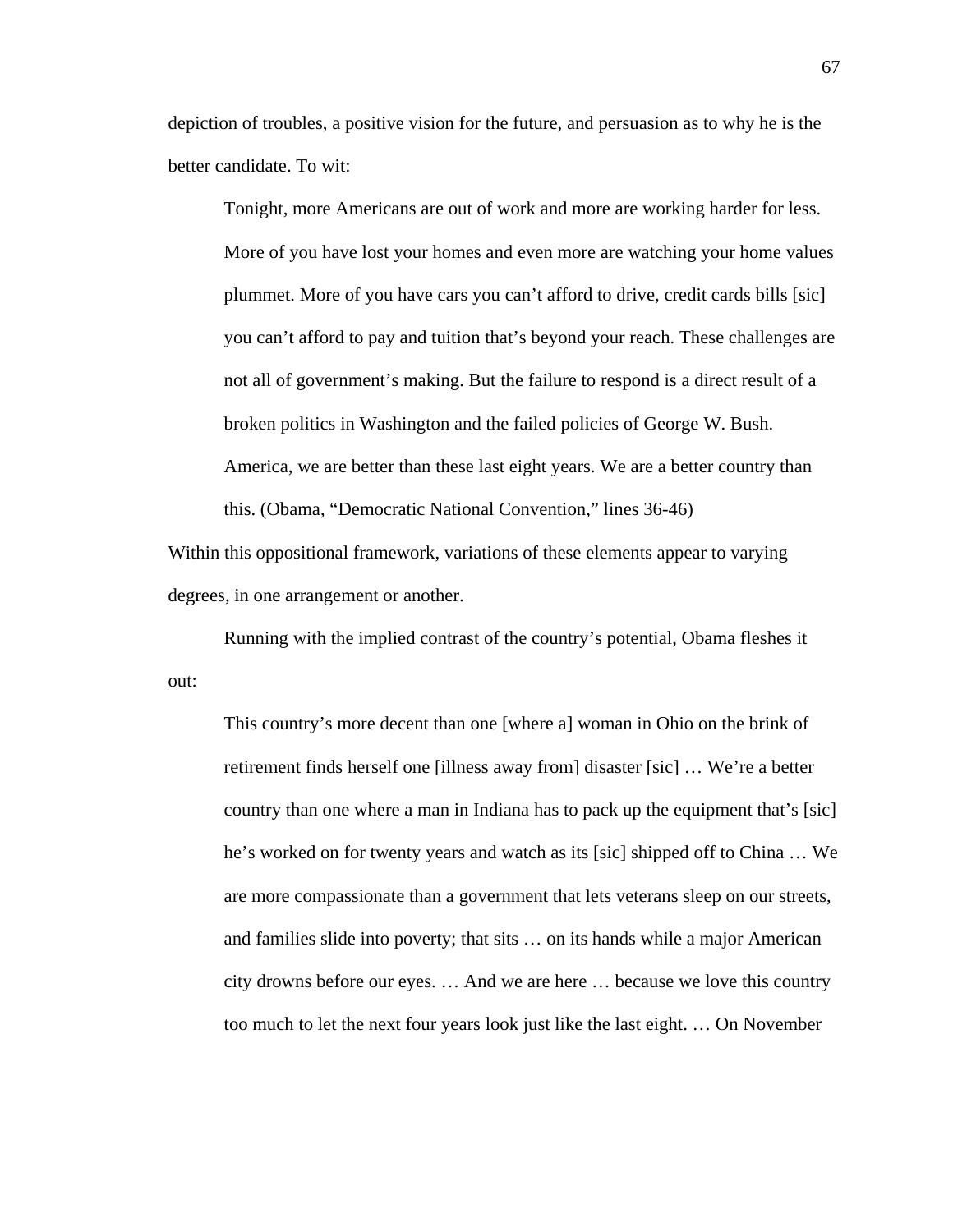depiction of troubles, a positive vision for the future, and persuasion as to why he is the better candidate. To wit:

> Tonight, more Americans are out of work and more are working harder for less. More of you have lost your homes and even more are watching your home values plummet. More of you have cars you can't afford to drive, credit cards bills [sic] you can't afford to pay and tuition that's beyond your reach. These challenges are not all of government's making. But the failure to respond is a direct result of a broken politics in Washington and the failed policies of George W. Bush. America, we are better than these last eight years. We are a better country than this. (Obama, "Democratic National Convention," lines 36-46)

Within this oppositional framework, variations of these elements appear to varying degrees, in one arrangement or another.

Running with the implied contrast of the country's potential, Obama fleshes it out:

> This country's more decent than one [where a] woman in Ohio on the brink of retirement finds herself one [illness away from] disaster [sic] … We're a better country than one where a man in Indiana has to pack up the equipment that's [sic] he's worked on for twenty years and watch as its [sic] shipped off to China … We are more compassionate than a government that lets veterans sleep on our streets, and families slide into poverty; that sits … on its hands while a major American city drowns before our eyes. … And we are here … because we love this country too much to let the next four years look just like the last eight. … On November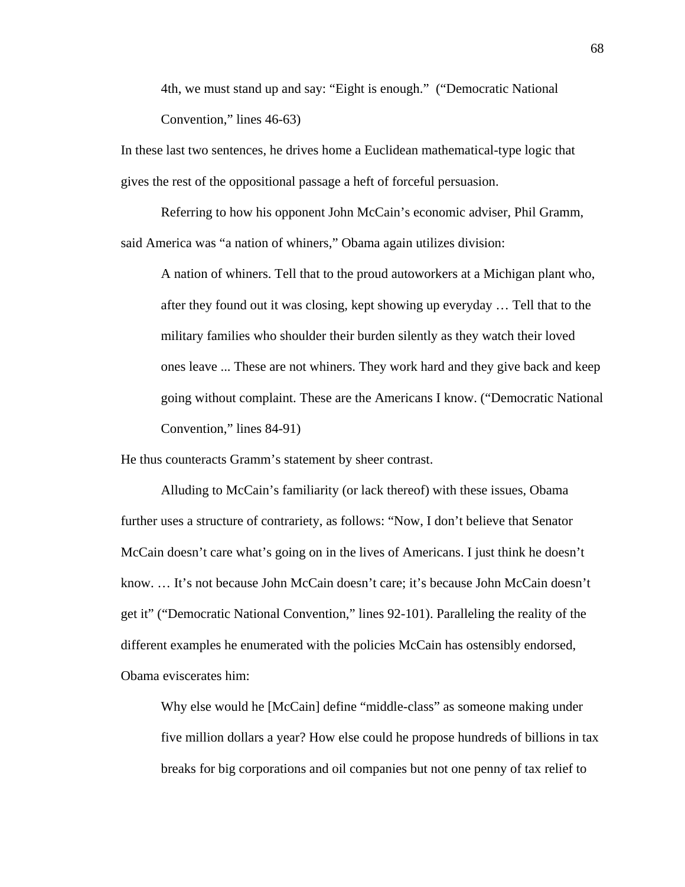> 4th, we must stand up and say: "Eight is enough." ("Democratic National Convention," lines 46-63)

In these last two sentences, he drives home a Euclidean mathematical-type logic that gives the rest of the oppositional passage a heft of forceful persuasion.

Referring to how his opponent John McCain's economic adviser, Phil Gramm, said America was "a nation of whiners," Obama again utilizes division:

> A nation of whiners. Tell that to the proud autoworkers at a Michigan plant who, after they found out it was closing, kept showing up everyday … Tell that to the military families who shoulder their burden silently as they watch their loved ones leave ... These are not whiners. They work hard and they give back and keep going without complaint. These are the Americans I know. ("Democratic National Convention," lines 84-91)

He thus counteracts Gramm's statement by sheer contrast.

Alluding to McCain's familiarity (or lack thereof) with these issues, Obama further uses a structure of contrariety, as follows: "Now, I don't believe that Senator McCain doesn't care what's going on in the lives of Americans. I just think he doesn't know. … It's not because John McCain doesn't care; it's because John McCain doesn't get it" ("Democratic National Convention," lines 92-101). Paralleling the reality of the different examples he enumerated with the policies McCain has ostensibly endorsed, Obama eviscerates him:

> Why else would he [McCain] define "middle-class" as someone making under five million dollars a year? How else could he propose hundreds of billions in tax breaks for big corporations and oil companies but not one penny of tax relief to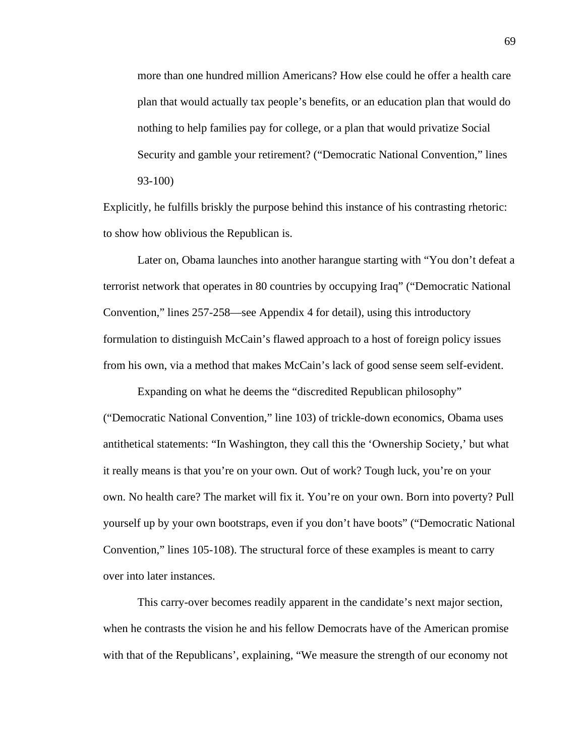> more than one hundred million Americans? How else could he offer a health care plan that would actually tax people's benefits, or an education plan that would do nothing to help families pay for college, or a plan that would privatize Social Security and gamble your retirement? ("Democratic National Convention," lines 93-100)

Explicitly, he fulfills briskly the purpose behind this instance of his contrasting rhetoric: to show how oblivious the Republican is.

Later on, Obama launches into another harangue starting with "You don't defeat a terrorist network that operates in 80 countries by occupying Iraq" ("Democratic National Convention," lines 257-258—see Appendix 4 for detail), using this introductory formulation to distinguish McCain's flawed approach to a host of foreign policy issues from his own, via a method that makes McCain's lack of good sense seem self-evident.

Expanding on what he deems the "discredited Republican philosophy" ("Democratic National Convention," line 103) of trickle-down economics, Obama uses antithetical statements: "In Washington, they call this the 'Ownership Society,' but what it really means is that you're on your own. Out of work? Tough luck, you're on your own. No health care? The market will fix it. You're on your own. Born into poverty? Pull yourself up by your own bootstraps, even if you don't have boots" ("Democratic National Convention," lines 105-108). The structural force of these examples is meant to carry over into later instances.

This carry-over becomes readily apparent in the candidate's next major section, when he contrasts the vision he and his fellow Democrats have of the American promise with that of the Republicans', explaining, "We measure the strength of our economy not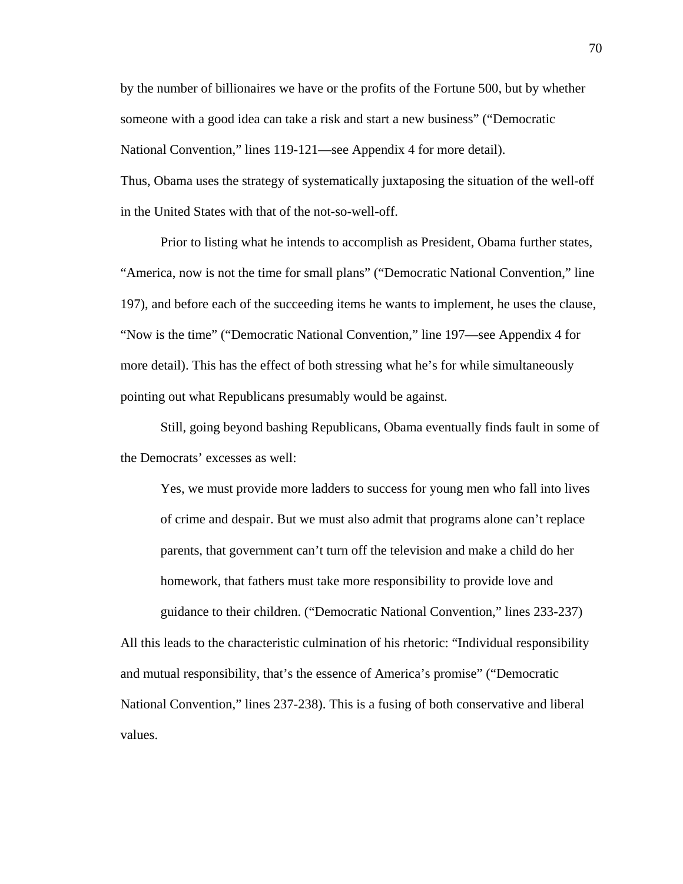by the number of billionaires we have or the profits of the Fortune 500, but by whether someone with a good idea can take a risk and start a new business" ("Democratic National Convention," lines 119-121—see Appendix 4 for more detail).
Thus, Obama uses the strategy of systematically juxtaposing the situation of the well-off in the United States with that of the not-so-well-off.

Prior to listing what he intends to accomplish as President, Obama further states, "America, now is not the time for small plans" ("Democratic National Convention," line 197), and before each of the succeeding items he wants to implement, he uses the clause, "Now is the time" ("Democratic National Convention," line 197—see Appendix 4 for more detail). This has the effect of both stressing what he's for while simultaneously pointing out what Republicans presumably would be against.

Still, going beyond bashing Republicans, Obama eventually finds fault in some of the Democrats' excesses as well:

> Yes, we must provide more ladders to success for young men who fall into lives of crime and despair. But we must also admit that programs alone can't replace parents, that government can't turn off the television and make a child do her homework, that fathers must take more responsibility to provide love and guidance to their children. ("Democratic National Convention," lines 233-237)

All this leads to the characteristic culmination of his rhetoric: "Individual responsibility and mutual responsibility, that's the essence of America's promise" ("Democratic National Convention," lines 237-238). This is a fusing of both conservative and liberal values.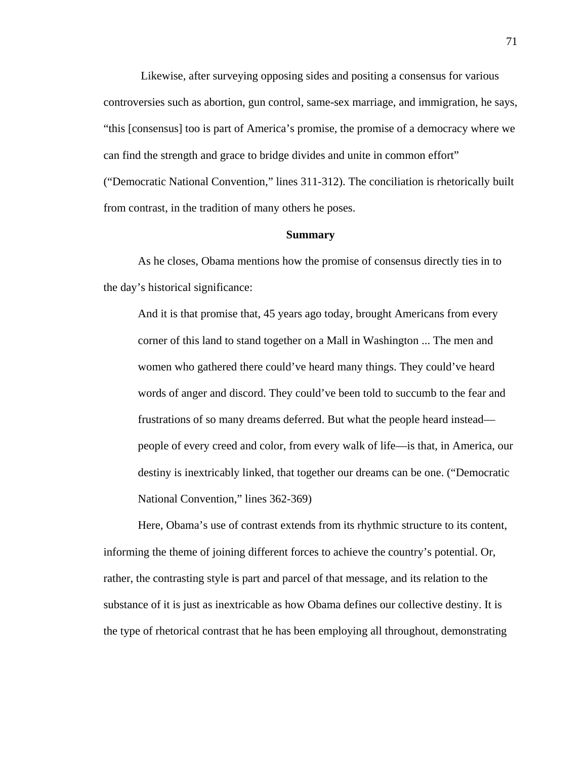Likewise, after surveying opposing sides and positing a consensus for various controversies such as abortion, gun control, same-sex marriage, and immigration, he says, “this [consensus] too is part of America’s promise, the promise of a democracy where we can find the strength and grace to bridge divides and unite in common effort” (“Democratic National Convention,” lines 311-312). The conciliation is rhetorically built from contrast, in the tradition of many others he poses.

**Summary**

As he closes, Obama mentions how the promise of consensus directly ties in to the day’s historical significance:

> And it is that promise that, 45 years ago today, brought Americans from every corner of this land to stand together on a Mall in Washington ... The men and women who gathered there could’ve heard many things. They could’ve heard words of anger and discord. They could’ve been told to succumb to the fear and frustrations of so many dreams deferred. But what the people heard instead—people of every creed and color, from every walk of life—is that, in America, our destiny is inextricably linked, that together our dreams can be one. (“Democratic National Convention,” lines 362-369)

Here, Obama’s use of contrast extends from its rhythmic structure to its content, informing the theme of joining different forces to achieve the country’s potential. Or, rather, the contrasting style is part and parcel of that message, and its relation to the substance of it is just as inextricable as how Obama defines our collective destiny. It is the type of rhetorical contrast that he has been employing all throughout, demonstrating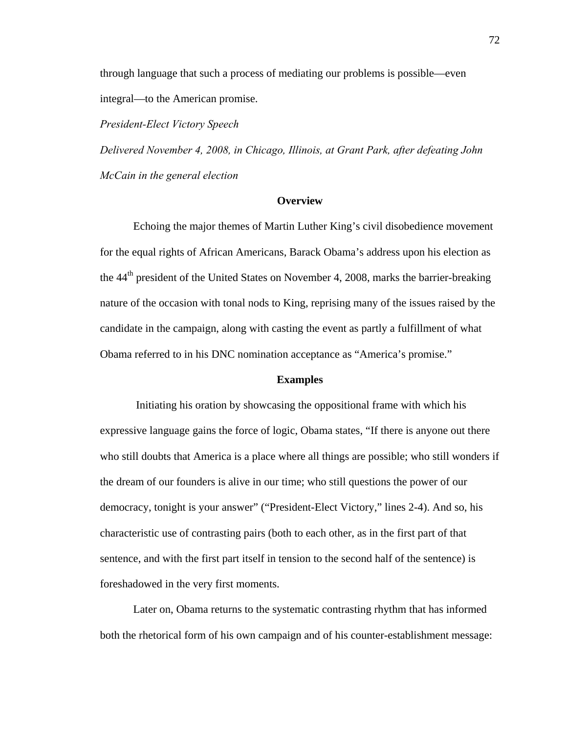through language that such a process of mediating our problems is possible—even integral—to the American promise.

*President-Elect Victory Speech*

*Delivered November 4, 2008, in Chicago, Illinois, at Grant Park, after defeating John McCain in the general election*

### Overview

Echoing the major themes of Martin Luther King's civil disobedience movement for the equal rights of African Americans, Barack Obama's address upon his election as the 44th president of the United States on November 4, 2008, marks the barrier-breaking nature of the occasion with tonal nods to King, reprising many of the issues raised by the candidate in the campaign, along with casting the event as partly a fulfillment of what Obama referred to in his DNC nomination acceptance as "America's promise."

### Examples

Initiating his oration by showcasing the oppositional frame with which his expressive language gains the force of logic, Obama states, "If there is anyone out there who still doubts that America is a place where all things are possible; who still wonders if the dream of our founders is alive in our time; who still questions the power of our democracy, tonight is your answer" ("President-Elect Victory," lines 2-4). And so, his characteristic use of contrasting pairs (both to each other, as in the first part of that sentence, and with the first part itself in tension to the second half of the sentence) is foreshadowed in the very first moments.

Later on, Obama returns to the systematic contrasting rhythm that has informed both the rhetorical form of his own campaign and of his counter-establishment message: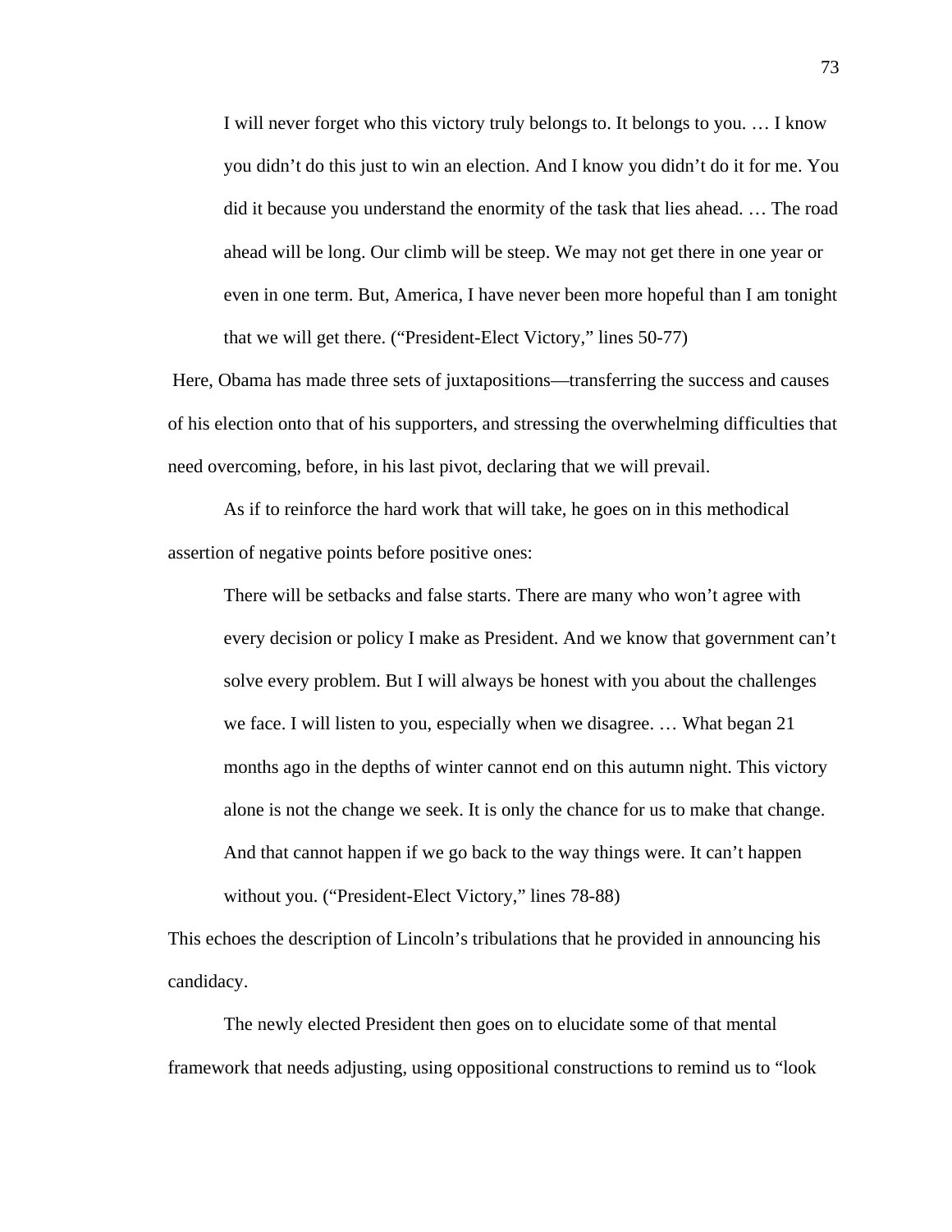> I will never forget who this victory truly belongs to. It belongs to you. … I know you didn't do this just to win an election. And I know you didn't do it for me. You did it because you understand the enormity of the task that lies ahead. … The road ahead will be long. Our climb will be steep. We may not get there in one year or even in one term. But, America, I have never been more hopeful than I am tonight that we will get there. ("President-Elect Victory," lines 50-77)

Here, Obama has made three sets of juxtapositions—transferring the success and causes of his election onto that of his supporters, and stressing the overwhelming difficulties that need overcoming, before, in his last pivot, declaring that we will prevail.

As if to reinforce the hard work that will take, he goes on in this methodical assertion of negative points before positive ones:

> There will be setbacks and false starts. There are many who won't agree with every decision or policy I make as President. And we know that government can't solve every problem. But I will always be honest with you about the challenges we face. I will listen to you, especially when we disagree. … What began 21 months ago in the depths of winter cannot end on this autumn night. This victory alone is not the change we seek. It is only the chance for us to make that change. And that cannot happen if we go back to the way things were. It can't happen without you. ("President-Elect Victory," lines 78-88)

This echoes the description of Lincoln's tribulations that he provided in announcing his candidacy.

The newly elected President then goes on to elucidate some of that mental framework that needs adjusting, using oppositional constructions to remind us to "look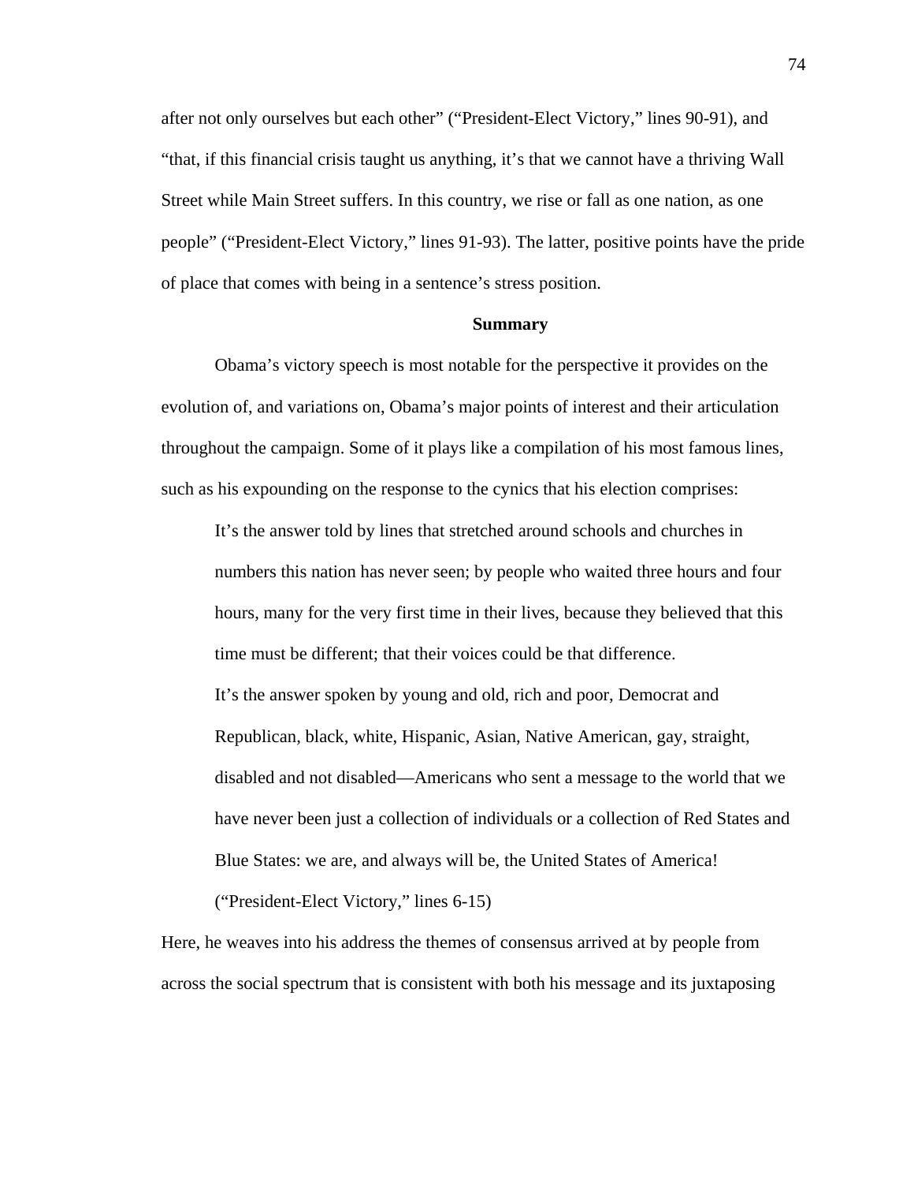after not only ourselves but each other" ("President-Elect Victory," lines 90-91), and "that, if this financial crisis taught us anything, it's that we cannot have a thriving Wall Street while Main Street suffers. In this country, we rise or fall as one nation, as one people" ("President-Elect Victory," lines 91-93). The latter, positive points have the pride of place that comes with being in a sentence's stress position.

## Summary

Obama's victory speech is most notable for the perspective it provides on the evolution of, and variations on, Obama's major points of interest and their articulation throughout the campaign. Some of it plays like a compilation of his most famous lines, such as his expounding on the response to the cynics that his election comprises:

> It's the answer told by lines that stretched around schools and churches in numbers this nation has never seen; by people who waited three hours and four hours, many for the very first time in their lives, because they believed that this time must be different; that their voices could be that difference.
>
> It's the answer spoken by young and old, rich and poor, Democrat and Republican, black, white, Hispanic, Asian, Native American, gay, straight, disabled and not disabled—Americans who sent a message to the world that we have never been just a collection of individuals or a collection of Red States and Blue States: we are, and always will be, the United States of America! ("President-Elect Victory," lines 6-15)

Here, he weaves into his address the themes of consensus arrived at by people from across the social spectrum that is consistent with both his message and its juxtaposing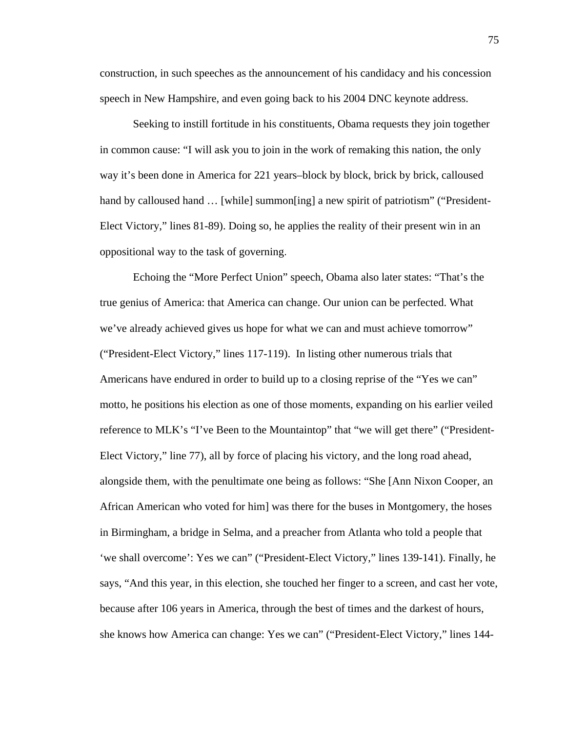construction, in such speeches as the announcement of his candidacy and his concession speech in New Hampshire, and even going back to his 2004 DNC keynote address.

Seeking to instill fortitude in his constituents, Obama requests they join together in common cause: "I will ask you to join in the work of remaking this nation, the only way it's been done in America for 221 years–block by block, brick by brick, calloused hand by calloused hand … [while] summon[ing] a new spirit of patriotism" ("President-Elect Victory," lines 81-89). Doing so, he applies the reality of their present win in an oppositional way to the task of governing.

Echoing the "More Perfect Union" speech, Obama also later states: "That's the true genius of America: that America can change. Our union can be perfected. What we've already achieved gives us hope for what we can and must achieve tomorrow" ("President-Elect Victory," lines 117-119). In listing other numerous trials that Americans have endured in order to build up to a closing reprise of the "Yes we can" motto, he positions his election as one of those moments, expanding on his earlier veiled reference to MLK's "I've Been to the Mountaintop" that "we will get there" ("President-Elect Victory," line 77), all by force of placing his victory, and the long road ahead, alongside them, with the penultimate one being as follows: "She [Ann Nixon Cooper, an African American who voted for him] was there for the buses in Montgomery, the hoses in Birmingham, a bridge in Selma, and a preacher from Atlanta who told a people that 'we shall overcome': Yes we can" ("President-Elect Victory," lines 139-141). Finally, he says, "And this year, in this election, she touched her finger to a screen, and cast her vote, because after 106 years in America, through the best of times and the darkest of hours, she knows how America can change: Yes we can" ("President-Elect Victory," lines 144-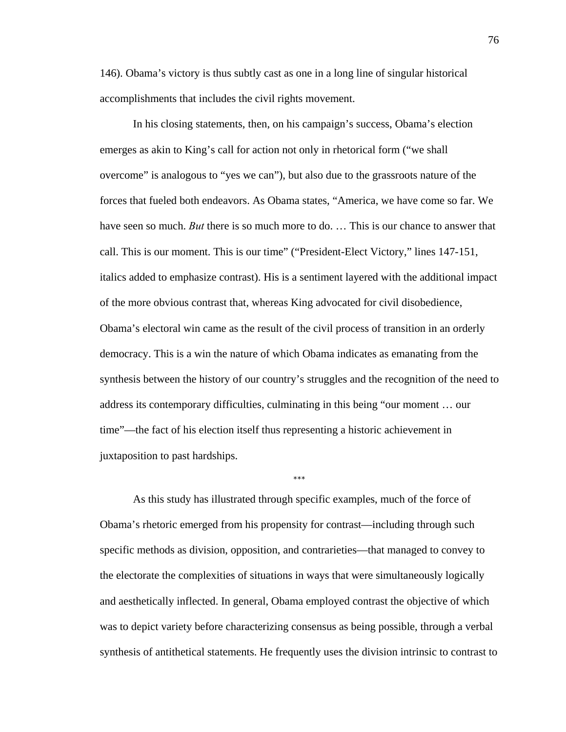146). Obama's victory is thus subtly cast as one in a long line of singular historical accomplishments that includes the civil rights movement.

In his closing statements, then, on his campaign's success, Obama's election emerges as akin to King's call for action not only in rhetorical form ("we shall overcome" is analogous to "yes we can"), but also due to the grassroots nature of the forces that fueled both endeavors. As Obama states, "America, we have come so far. We have seen so much. *But* there is so much more to do. … This is our chance to answer that call. This is our moment. This is our time" ("President-Elect Victory," lines 147-151, italics added to emphasize contrast). His is a sentiment layered with the additional impact of the more obvious contrast that, whereas King advocated for civil disobedience, Obama's electoral win came as the result of the civil process of transition in an orderly democracy. This is a win the nature of which Obama indicates as emanating from the synthesis between the history of our country's struggles and the recognition of the need to address its contemporary difficulties, culminating in this being "our moment … our time"—the fact of his election itself thus representing a historic achievement in juxtaposition to past hardships.

***

As this study has illustrated through specific examples, much of the force of Obama's rhetoric emerged from his propensity for contrast—including through such specific methods as division, opposition, and contrarieties—that managed to convey to the electorate the complexities of situations in ways that were simultaneously logically and aesthetically inflected. In general, Obama employed contrast the objective of which was to depict variety before characterizing consensus as being possible, through a verbal synthesis of antithetical statements. He frequently uses the division intrinsic to contrast to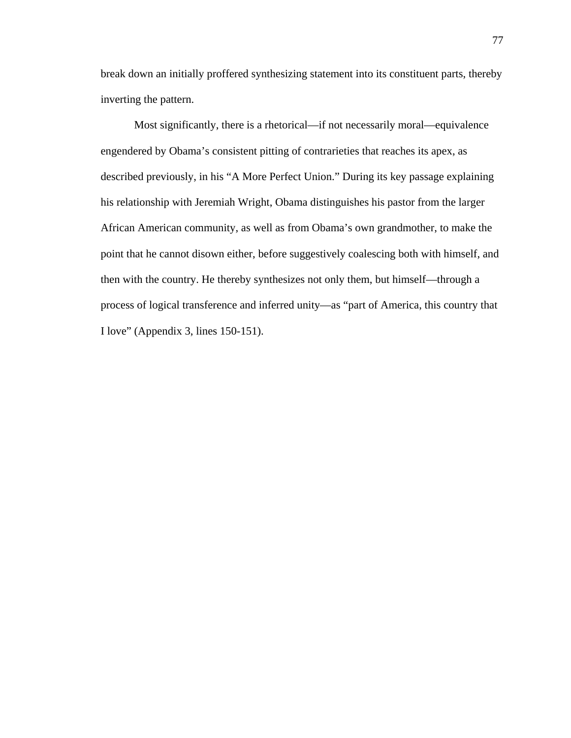break down an initially proffered synthesizing statement into its constituent parts, thereby inverting the pattern.

Most significantly, there is a rhetorical—if not necessarily moral—equivalence engendered by Obama's consistent pitting of contrarieties that reaches its apex, as described previously, in his "A More Perfect Union." During its key passage explaining his relationship with Jeremiah Wright, Obama distinguishes his pastor from the larger African American community, as well as from Obama's own grandmother, to make the point that he cannot disown either, before suggestively coalescing both with himself, and then with the country. He thereby synthesizes not only them, but himself—through a process of logical transference and inferred unity—as "part of America, this country that I love" (Appendix 3, lines 150-151).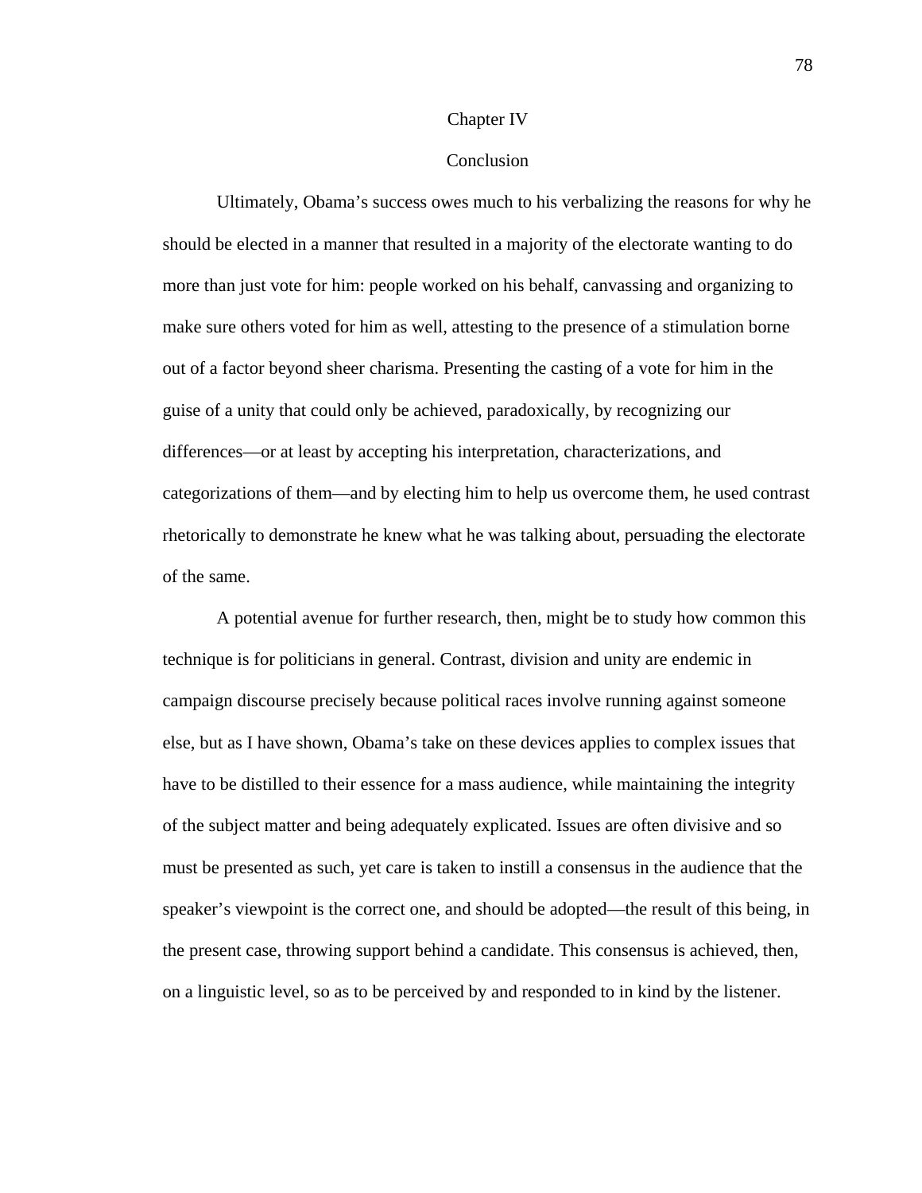# Chapter IV

## Conclusion

Ultimately, Obama's success owes much to his verbalizing the reasons for why he should be elected in a manner that resulted in a majority of the electorate wanting to do more than just vote for him: people worked on his behalf, canvassing and organizing to make sure others voted for him as well, attesting to the presence of a stimulation borne out of a factor beyond sheer charisma. Presenting the casting of a vote for him in the guise of a unity that could only be achieved, paradoxically, by recognizing our differences—or at least by accepting his interpretation, characterizations, and categorizations of them—and by electing him to help us overcome them, he used contrast rhetorically to demonstrate he knew what he was talking about, persuading the electorate of the same.

A potential avenue for further research, then, might be to study how common this technique is for politicians in general. Contrast, division and unity are endemic in campaign discourse precisely because political races involve running against someone else, but as I have shown, Obama's take on these devices applies to complex issues that have to be distilled to their essence for a mass audience, while maintaining the integrity of the subject matter and being adequately explicated. Issues are often divisive and so must be presented as such, yet care is taken to instill a consensus in the audience that the speaker's viewpoint is the correct one, and should be adopted—the result of this being, in the present case, throwing support behind a candidate. This consensus is achieved, then, on a linguistic level, so as to be perceived by and responded to in kind by the listener.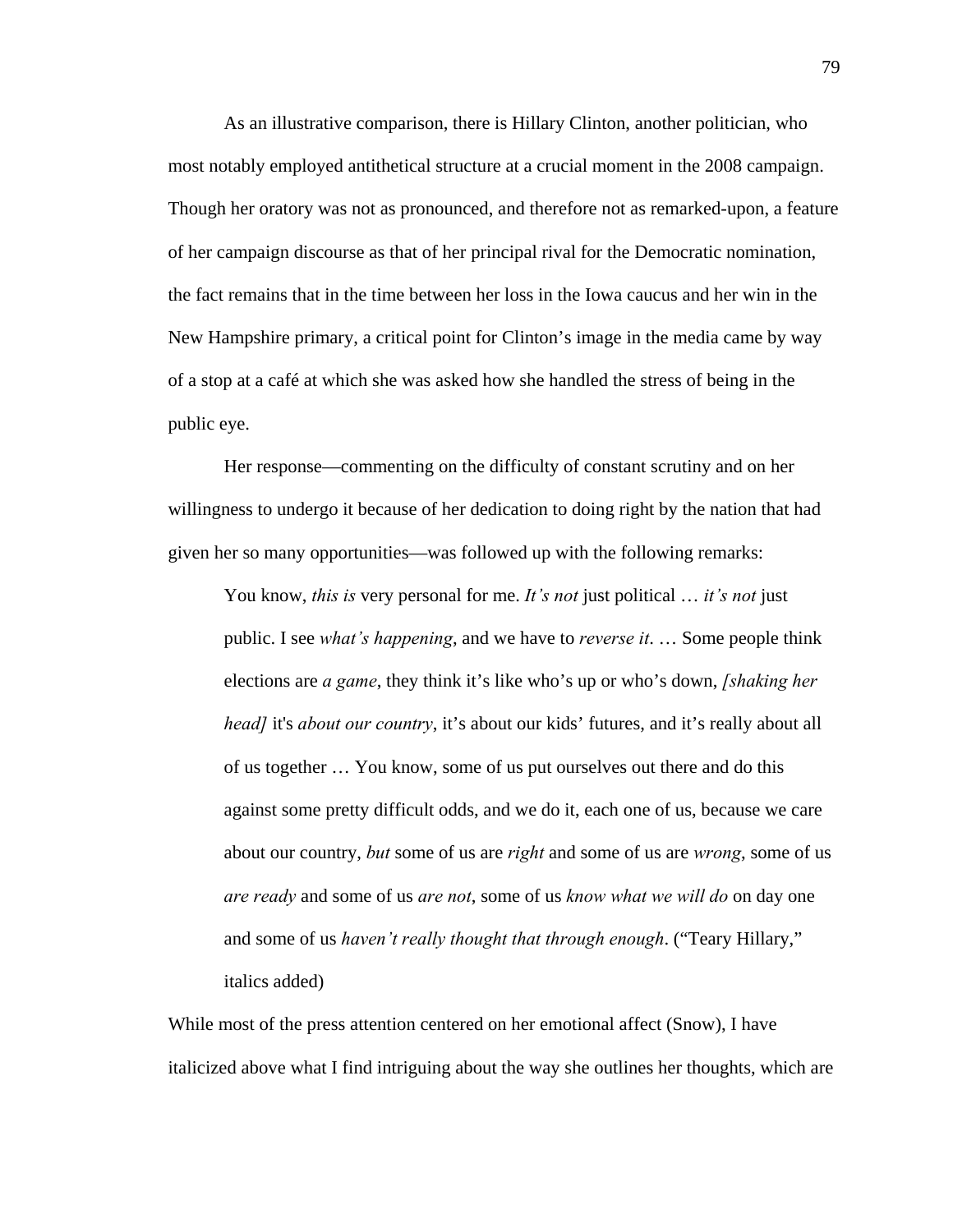As an illustrative comparison, there is Hillary Clinton, another politician, who most notably employed antithetical structure at a crucial moment in the 2008 campaign. Though her oratory was not as pronounced, and therefore not as remarked-upon, a feature of her campaign discourse as that of her principal rival for the Democratic nomination, the fact remains that in the time between her loss in the Iowa caucus and her win in the New Hampshire primary, a critical point for Clinton's image in the media came by way of a stop at a café at which she was asked how she handled the stress of being in the public eye.

Her response—commenting on the difficulty of constant scrutiny and on her willingness to undergo it because of her dedication to doing right by the nation that had given her so many opportunities—was followed up with the following remarks:

> You know, *this is* very personal for me. *It's not* just political … *it's not* just public. I see *what's happening*, and we have to *reverse it*. … Some people think elections are *a game*, they think it's like who's up or who's down, *[shaking her head]* it's *about our country*, it's about our kids' futures, and it's really about all of us together … You know, some of us put ourselves out there and do this against some pretty difficult odds, and we do it, each one of us, because we care about our country, *but* some of us are *right* and some of us are *wrong*, some of us *are ready* and some of us *are not*, some of us *know what we will do* on day one and some of us *haven't really thought that through enough*. ("Teary Hillary," italics added)

While most of the press attention centered on her emotional affect (Snow), I have italicized above what I find intriguing about the way she outlines her thoughts, which are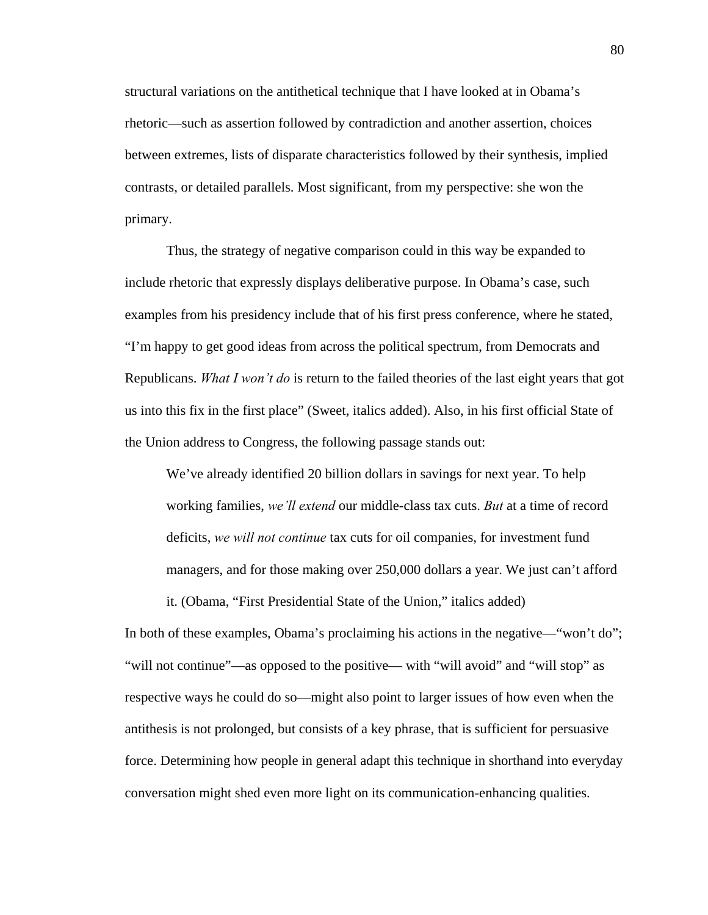structural variations on the antithetical technique that I have looked at in Obama's rhetoric—such as assertion followed by contradiction and another assertion, choices between extremes, lists of disparate characteristics followed by their synthesis, implied contrasts, or detailed parallels. Most significant, from my perspective: she won the primary.

Thus, the strategy of negative comparison could in this way be expanded to include rhetoric that expressly displays deliberative purpose. In Obama's case, such examples from his presidency include that of his first press conference, where he stated, "I'm happy to get good ideas from across the political spectrum, from Democrats and Republicans. *What I won't do* is return to the failed theories of the last eight years that got us into this fix in the first place" (Sweet, italics added). Also, in his first official State of the Union address to Congress, the following passage stands out:

> We've already identified 20 billion dollars in savings for next year. To help working families, *we'll extend* our middle-class tax cuts. *But* at a time of record deficits, *we will not continue* tax cuts for oil companies, for investment fund managers, and for those making over 250,000 dollars a year. We just can't afford it. (Obama, "First Presidential State of the Union," italics added)

In both of these examples, Obama's proclaiming his actions in the negative—"won't do"; "will not continue"—as opposed to the positive— with "will avoid" and "will stop" as respective ways he could do so—might also point to larger issues of how even when the antithesis is not prolonged, but consists of a key phrase, that is sufficient for persuasive force. Determining how people in general adapt this technique in shorthand into everyday conversation might shed even more light on its communication-enhancing qualities.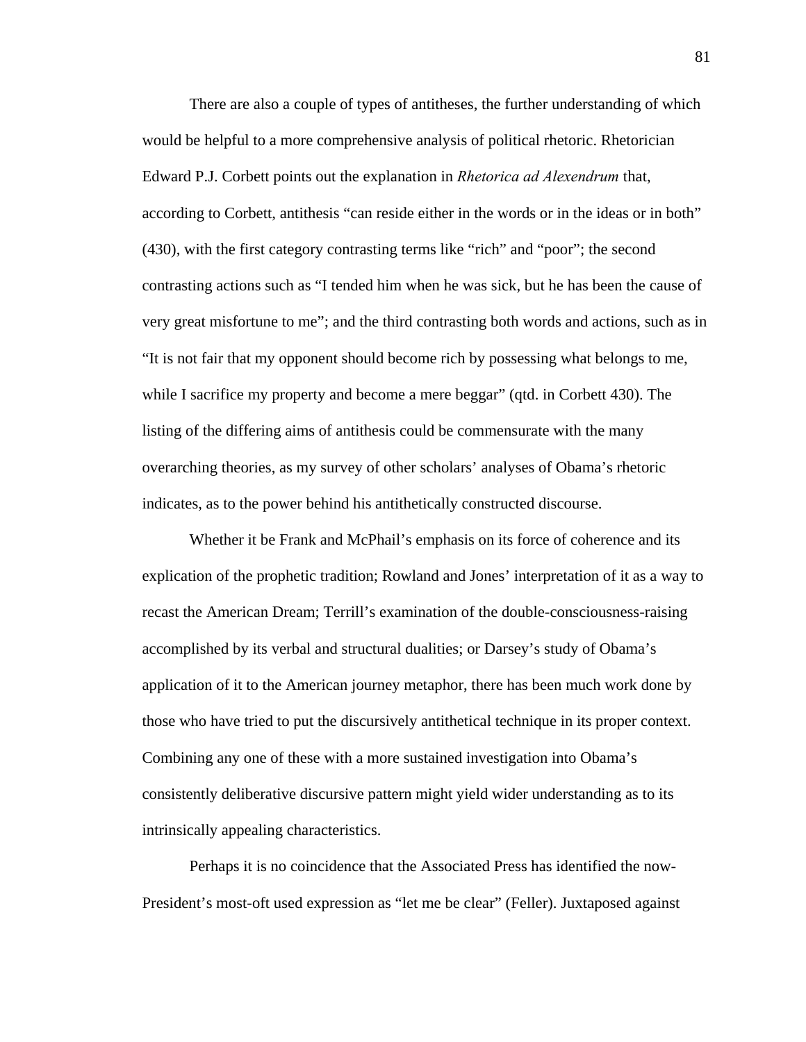There are also a couple of types of antitheses, the further understanding of which would be helpful to a more comprehensive analysis of political rhetoric. Rhetorician Edward P.J. Corbett points out the explanation in *Rhetorica ad Alexendrum* that, according to Corbett, antithesis "can reside either in the words or in the ideas or in both" (430), with the first category contrasting terms like "rich" and "poor"; the second contrasting actions such as "I tended him when he was sick, but he has been the cause of very great misfortune to me"; and the third contrasting both words and actions, such as in "It is not fair that my opponent should become rich by possessing what belongs to me, while I sacrifice my property and become a mere beggar" (qtd. in Corbett 430). The listing of the differing aims of antithesis could be commensurate with the many overarching theories, as my survey of other scholars' analyses of Obama's rhetoric indicates, as to the power behind his antithetically constructed discourse.

Whether it be Frank and McPhail's emphasis on its force of coherence and its explication of the prophetic tradition; Rowland and Jones' interpretation of it as a way to recast the American Dream; Terrill's examination of the double-consciousness-raising accomplished by its verbal and structural dualities; or Darsey's study of Obama's application of it to the American journey metaphor, there has been much work done by those who have tried to put the discursively antithetical technique in its proper context. Combining any one of these with a more sustained investigation into Obama's consistently deliberative discursive pattern might yield wider understanding as to its intrinsically appealing characteristics.

Perhaps it is no coincidence that the Associated Press has identified the now-President's most-oft used expression as "let me be clear" (Feller). Juxtaposed against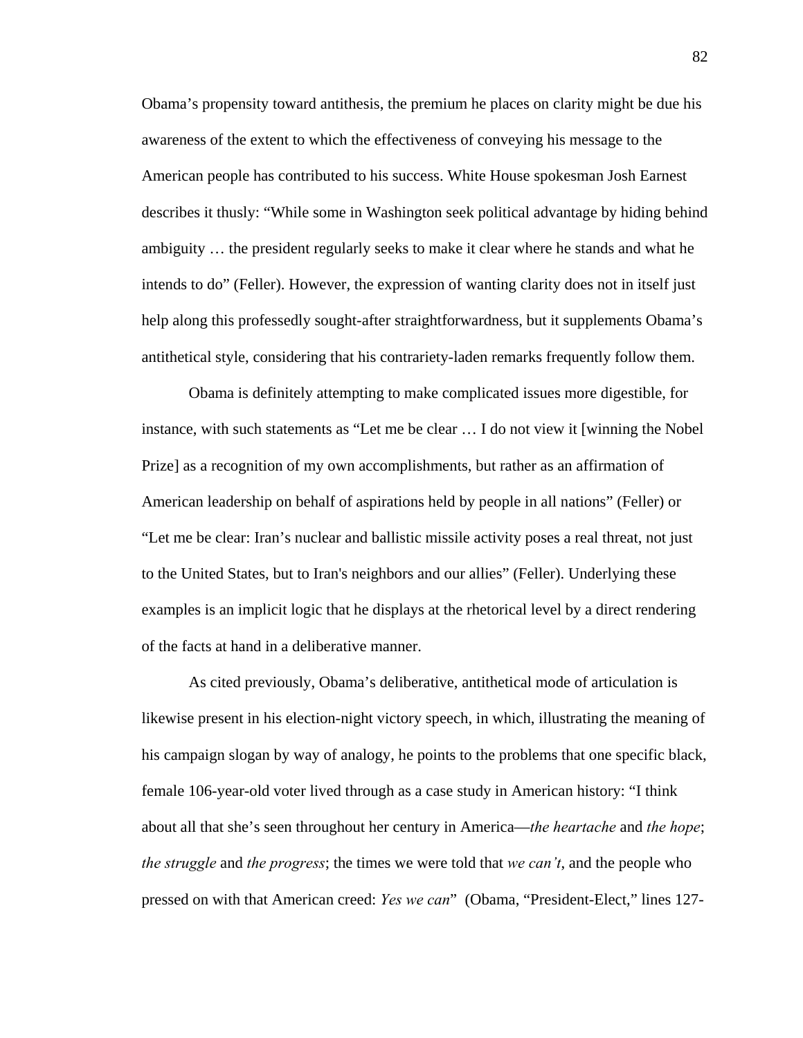Obama's propensity toward antithesis, the premium he places on clarity might be due his awareness of the extent to which the effectiveness of conveying his message to the American people has contributed to his success. White House spokesman Josh Earnest describes it thusly: "While some in Washington seek political advantage by hiding behind ambiguity … the president regularly seeks to make it clear where he stands and what he intends to do" (Feller). However, the expression of wanting clarity does not in itself just help along this professedly sought-after straightforwardness, but it supplements Obama's antithetical style, considering that his contrariety-laden remarks frequently follow them.

Obama is definitely attempting to make complicated issues more digestible, for instance, with such statements as "Let me be clear … I do not view it [winning the Nobel Prize] as a recognition of my own accomplishments, but rather as an affirmation of American leadership on behalf of aspirations held by people in all nations" (Feller) or "Let me be clear: Iran's nuclear and ballistic missile activity poses a real threat, not just to the United States, but to Iran's neighbors and our allies" (Feller). Underlying these examples is an implicit logic that he displays at the rhetorical level by a direct rendering of the facts at hand in a deliberative manner.

As cited previously, Obama's deliberative, antithetical mode of articulation is likewise present in his election-night victory speech, in which, illustrating the meaning of his campaign slogan by way of analogy, he points to the problems that one specific black, female 106-year-old voter lived through as a case study in American history: "I think about all that she's seen throughout her century in America—*the heartache* and *the hope*; *the struggle* and *the progress*; the times we were told that *we can't*, and the people who pressed on with that American creed: *Yes we can*" (Obama, "President-Elect," lines 127-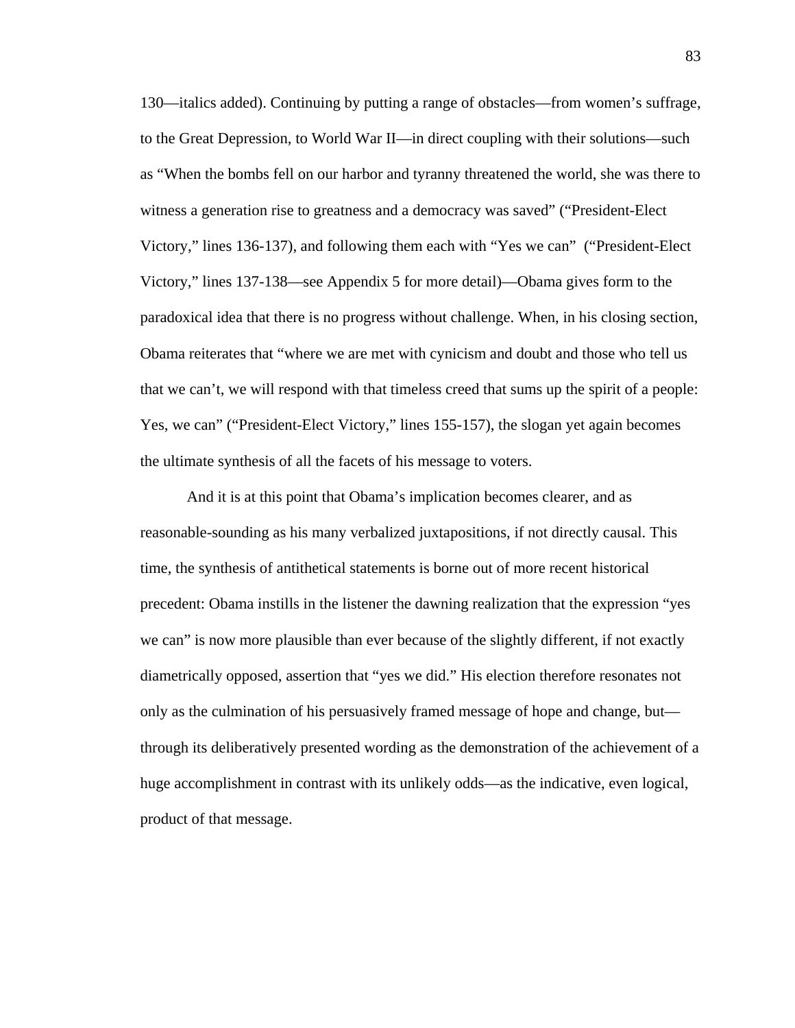130—italics added). Continuing by putting a range of obstacles—from women's suffrage, to the Great Depression, to World War II—in direct coupling with their solutions—such as "When the bombs fell on our harbor and tyranny threatened the world, she was there to witness a generation rise to greatness and a democracy was saved" ("President-Elect Victory," lines 136-137), and following them each with "Yes we can" ("President-Elect Victory," lines 137-138—see Appendix 5 for more detail)—Obama gives form to the paradoxical idea that there is no progress without challenge. When, in his closing section, Obama reiterates that "where we are met with cynicism and doubt and those who tell us that we can't, we will respond with that timeless creed that sums up the spirit of a people: Yes, we can" ("President-Elect Victory," lines 155-157), the slogan yet again becomes the ultimate synthesis of all the facets of his message to voters.

And it is at this point that Obama's implication becomes clearer, and as reasonable-sounding as his many verbalized juxtapositions, if not directly causal. This time, the synthesis of antithetical statements is borne out of more recent historical precedent: Obama instills in the listener the dawning realization that the expression "yes we can" is now more plausible than ever because of the slightly different, if not exactly diametrically opposed, assertion that "yes we did." His election therefore resonates not only as the culmination of his persuasively framed message of hope and change, but—through its deliberatively presented wording as the demonstration of the achievement of a huge accomplishment in contrast with its unlikely odds—as the indicative, even logical, product of that message.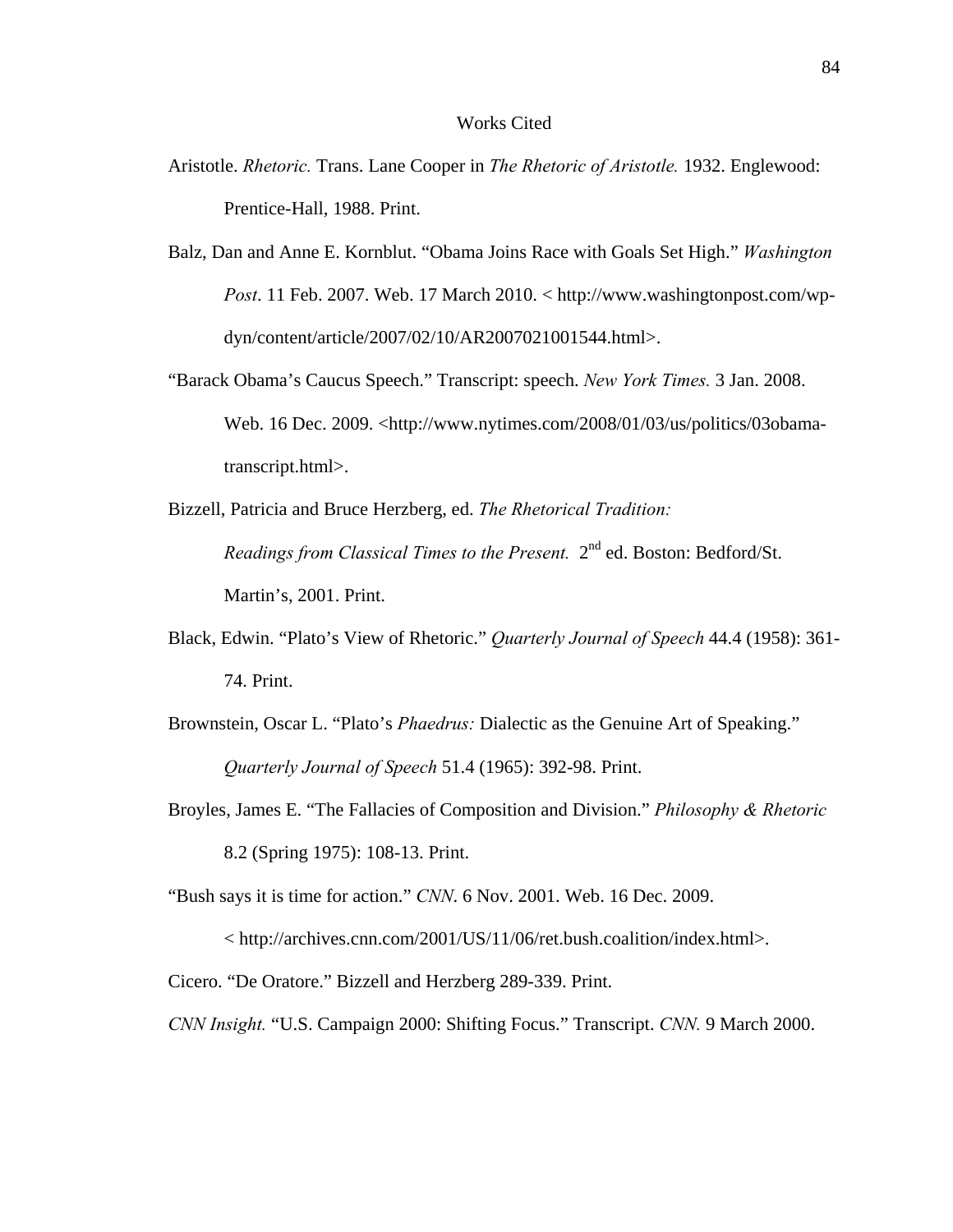# Works Cited

Aristotle. *Rhetoric.* Trans. Lane Cooper in *The Rhetoric of Aristotle.* 1932. Englewood: Prentice-Hall, 1988. Print.

Balz, Dan and Anne E. Kornblut. "Obama Joins Race with Goals Set High." *Washington Post*. 11 Feb. 2007. Web. 17 March 2010. < http://www.washingtonpost.com/wp-dyn/content/article/2007/02/10/AR2007021001544.html>.

"Barack Obama's Caucus Speech." Transcript: speech. *New York Times.* 3 Jan. 2008. Web. 16 Dec. 2009. <http://www.nytimes.com/2008/01/03/us/politics/03obama-transcript.html>.

Bizzell, Patricia and Bruce Herzberg, ed. *The Rhetorical Tradition: Readings from Classical Times to the Present.* 2nd ed. Boston: Bedford/St. Martin's, 2001. Print.

Black, Edwin. "Plato's View of Rhetoric." *Quarterly Journal of Speech* 44.4 (1958): 361-74. Print.

Brownstein, Oscar L. "Plato's *Phaedrus:* Dialectic as the Genuine Art of Speaking." *Quarterly Journal of Speech* 51.4 (1965): 392-98. Print.

Broyles, James E. "The Fallacies of Composition and Division." *Philosophy & Rhetoric* 8.2 (Spring 1975): 108-13. Print.

"Bush says it is time for action." *CNN*. 6 Nov. 2001. Web. 16 Dec. 2009. < http://archives.cnn.com/2001/US/11/06/ret.bush.coalition/index.html>.

Cicero. "De Oratore." Bizzell and Herzberg 289-339. Print.

*CNN Insight.* "U.S. Campaign 2000: Shifting Focus." Transcript. *CNN.* 9 March 2000.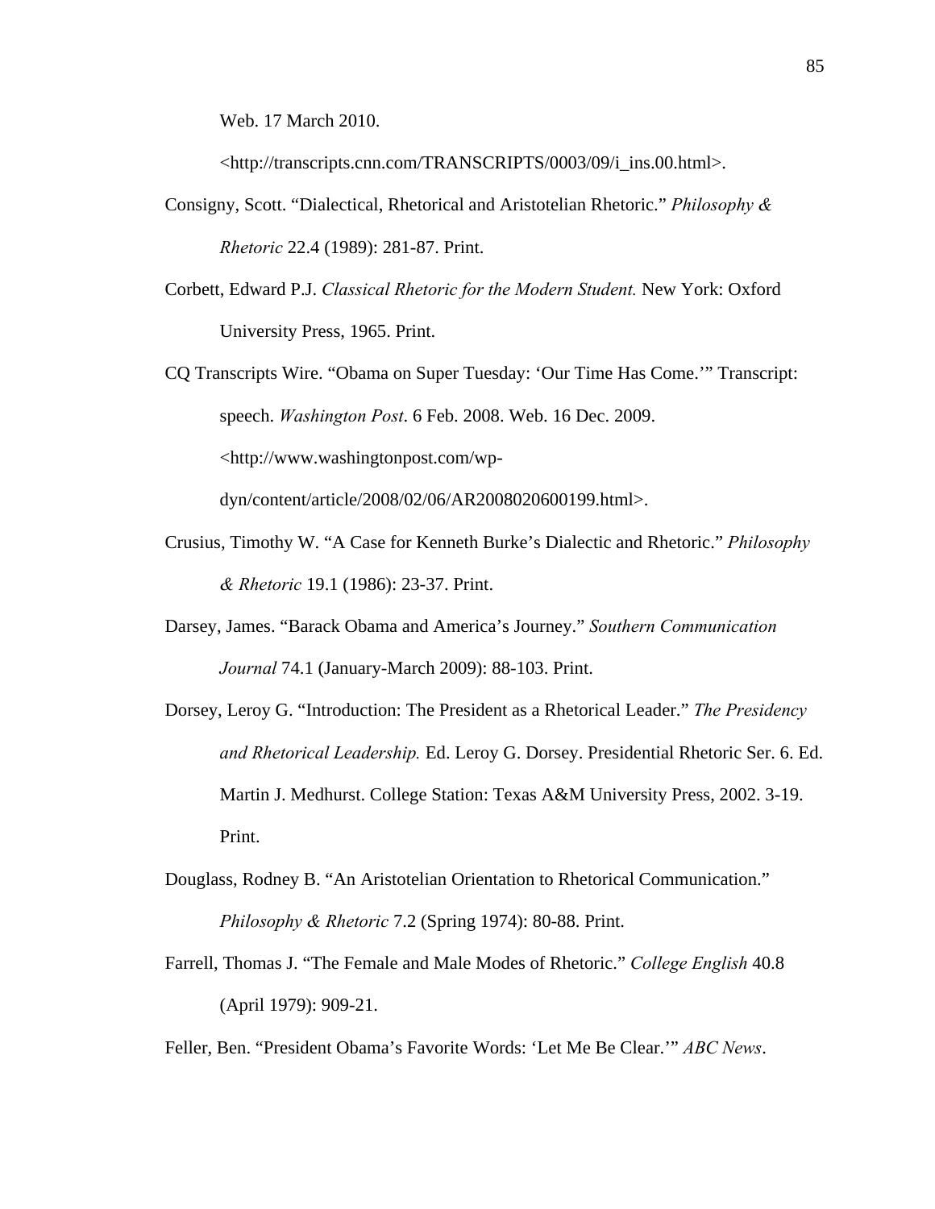Web. 17 March 2010.

<http://transcripts.cnn.com/TRANSCRIPTS/0003/09/i_ins.00.html>.

Consigny, Scott. "Dialectical, Rhetorical and Aristotelian Rhetoric." *Philosophy & Rhetoric* 22.4 (1989): 281-87. Print.

Corbett, Edward P.J. *Classical Rhetoric for the Modern Student.* New York: Oxford University Press, 1965. Print.

CQ Transcripts Wire. "Obama on Super Tuesday: 'Our Time Has Come.'" Transcript: speech. *Washington Post*. 6 Feb. 2008. Web. 16 Dec. 2009. <http://www.washingtonpost.com/wp-dyn/content/article/2008/02/06/AR2008020600199.html>.

Crusius, Timothy W. "A Case for Kenneth Burke's Dialectic and Rhetoric." *Philosophy & Rhetoric* 19.1 (1986): 23-37. Print.

Darsey, James. "Barack Obama and America's Journey." *Southern Communication Journal* 74.1 (January-March 2009): 88-103. Print.

Dorsey, Leroy G. "Introduction: The President as a Rhetorical Leader." *The Presidency and Rhetorical Leadership.* Ed. Leroy G. Dorsey. Presidential Rhetoric Ser. 6. Ed. Martin J. Medhurst. College Station: Texas A&M University Press, 2002. 3-19. Print.

Douglass, Rodney B. "An Aristotelian Orientation to Rhetorical Communication." *Philosophy & Rhetoric* 7.2 (Spring 1974): 80-88. Print.

Farrell, Thomas J. "The Female and Male Modes of Rhetoric." *College English* 40.8 (April 1979): 909-21.

Feller, Ben. "President Obama's Favorite Words: 'Let Me Be Clear.'" *ABC News*.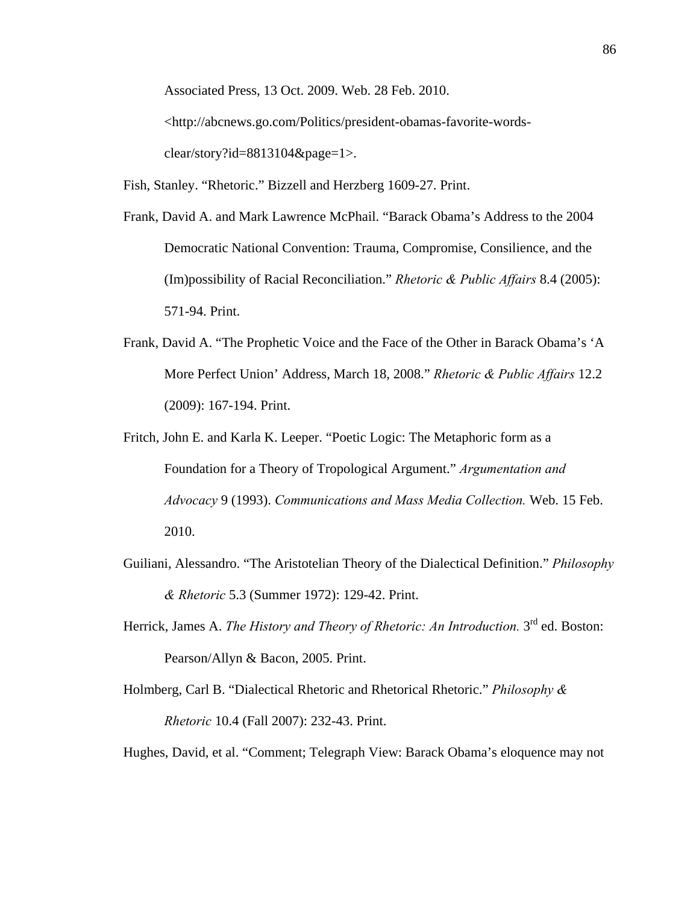Associated Press, 13 Oct. 2009. Web. 28 Feb. 2010.
<http://abcnews.go.com/Politics/president-obamas-favorite-words-clear/story?id=8813104&page=1>.

Fish, Stanley. "Rhetoric." Bizzell and Herzberg 1609-27. Print.

Frank, David A. and Mark Lawrence McPhail. "Barack Obama's Address to the 2004 Democratic National Convention: Trauma, Compromise, Consilience, and the (Im)possibility of Racial Reconciliation." *Rhetoric & Public Affairs* 8.4 (2005): 571-94. Print.

Frank, David A. "The Prophetic Voice and the Face of the Other in Barack Obama's 'A More Perfect Union' Address, March 18, 2008." *Rhetoric & Public Affairs* 12.2 (2009): 167-194. Print.

Fritch, John E. and Karla K. Leeper. "Poetic Logic: The Metaphoric form as a Foundation for a Theory of Tropological Argument." *Argumentation and Advocacy* 9 (1993). *Communications and Mass Media Collection.* Web. 15 Feb. 2010.

Guiliani, Alessandro. "The Aristotelian Theory of the Dialectical Definition." *Philosophy & Rhetoric* 5.3 (Summer 1972): 129-42. Print.

Herrick, James A. *The History and Theory of Rhetoric: An Introduction.* 3rd ed. Boston: Pearson/Allyn & Bacon, 2005. Print.

Holmberg, Carl B. "Dialectical Rhetoric and Rhetorical Rhetoric." *Philosophy & Rhetoric* 10.4 (Fall 2007): 232-43. Print.

Hughes, David, et al. "Comment; Telegraph View: Barack Obama's eloquence may not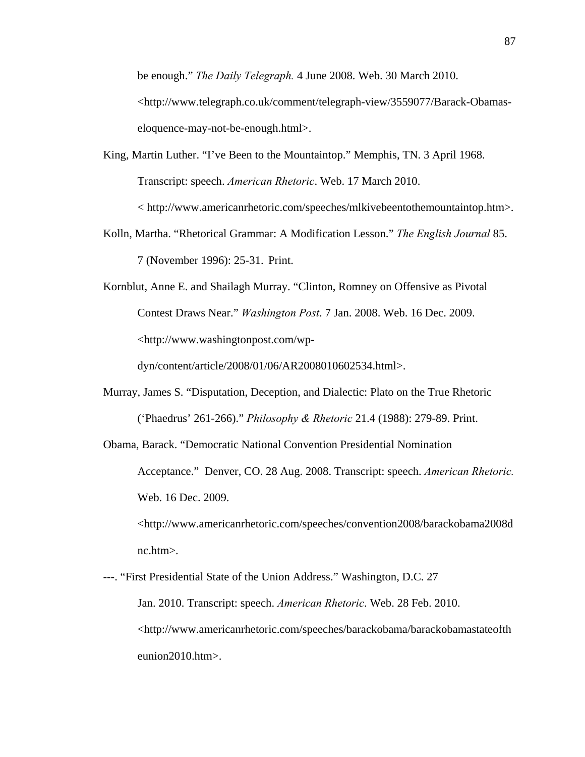be enough." *The Daily Telegraph.* 4 June 2008. Web. 30 March 2010. <http://www.telegraph.co.uk/comment/telegraph-view/3559077/Barack-Obamas-eloquence-may-not-be-enough.html>.

King, Martin Luther. "I've Been to the Mountaintop." Memphis, TN. 3 April 1968. Transcript: speech. *American Rhetoric*. Web. 17 March 2010. < http://www.americanrhetoric.com/speeches/mlkivebeentothemountaintop.htm>.

Kolln, Martha. "Rhetorical Grammar: A Modification Lesson." *The English Journal* 85. 7 (November 1996): 25-31. Print.

Kornblut, Anne E. and Shailagh Murray. "Clinton, Romney on Offensive as Pivotal Contest Draws Near." *Washington Post*. 7 Jan. 2008. Web. 16 Dec. 2009. <http://www.washingtonpost.com/wp-dyn/content/article/2008/01/06/AR2008010602534.html>.

Murray, James S. "Disputation, Deception, and Dialectic: Plato on the True Rhetoric ('Phaedrus' 261-266)." *Philosophy & Rhetoric* 21.4 (1988): 279-89. Print.

Obama, Barack. "Democratic National Convention Presidential Nomination Acceptance." Denver, CO. 28 Aug. 2008. Transcript: speech. *American Rhetoric.* Web. 16 Dec. 2009. <http://www.americanrhetoric.com/speeches/convention2008/barackobama2008dnc.htm>.

---. "First Presidential State of the Union Address." Washington, D.C. 27 Jan. 2010. Transcript: speech. *American Rhetoric*. Web. 28 Feb. 2010. <http://www.americanrhetoric.com/speeches/barackobama/barackobamastateoftheunion2010.htm>.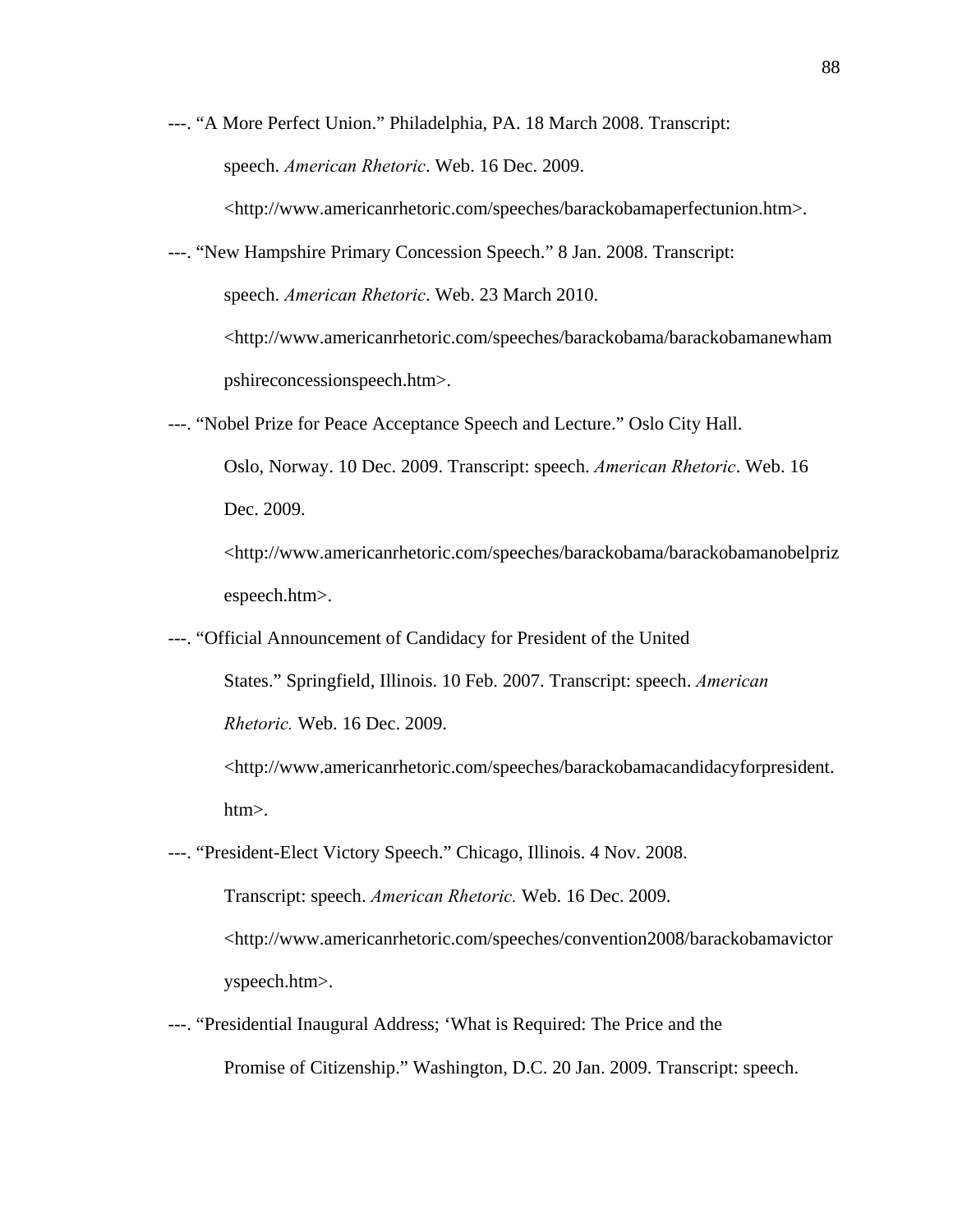---. “A More Perfect Union.” Philadelphia, PA. 18 March 2008. Transcript: speech. *American Rhetoric*. Web. 16 Dec. 2009. <http://www.americanrhetoric.com/speeches/barackobamaperfectunion.htm>.

---. “New Hampshire Primary Concession Speech.” 8 Jan. 2008. Transcript: speech. *American Rhetoric*. Web. 23 March 2010. <http://www.americanrhetoric.com/speeches/barackobama/barackobamanewhampshireconcessionspeech.htm>.

---. “Nobel Prize for Peace Acceptance Speech and Lecture.” Oslo City Hall. Oslo, Norway. 10 Dec. 2009. Transcript: speech. *American Rhetoric*. Web. 16 Dec. 2009. <http://www.americanrhetoric.com/speeches/barackobama/barackobamanobelprizespeech.htm>.

---. “Official Announcement of Candidacy for President of the United States.” Springfield, Illinois. 10 Feb. 2007. Transcript: speech. *American Rhetoric.* Web. 16 Dec. 2009. <http://www.americanrhetoric.com/speeches/barackobamacandidacyforpresident.htm>.

---. “President-Elect Victory Speech.” Chicago, Illinois. 4 Nov. 2008. Transcript: speech. *American Rhetoric.* Web. 16 Dec. 2009. <http://www.americanrhetoric.com/speeches/convention2008/barackobamavictoryspeech.htm>.

---. “Presidential Inaugural Address; ‘What is Required: The Price and the Promise of Citizenship.” Washington, D.C. 20 Jan. 2009. Transcript: speech.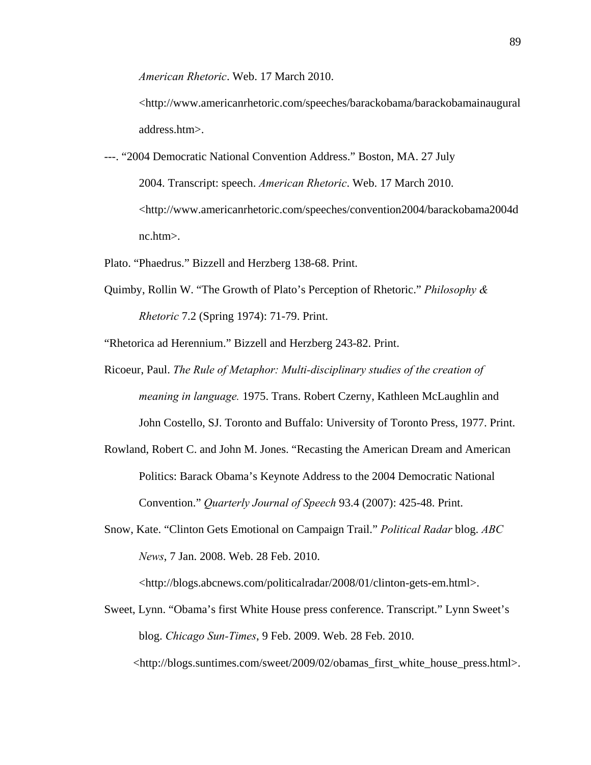*American Rhetoric*. Web. 17 March 2010.
<http://www.americanrhetoric.com/speeches/barackobama/barackobamainauguraladdress.htm>.

---. "2004 Democratic National Convention Address." Boston, MA. 27 July 2004. Transcript: speech. *American Rhetoric*. Web. 17 March 2010. <http://www.americanrhetoric.com/speeches/convention2004/barackobama2004dnc.htm>.

Plato. "Phaedrus." Bizzell and Herzberg 138-68. Print.

Quimby, Rollin W. "The Growth of Plato's Perception of Rhetoric." *Philosophy & Rhetoric* 7.2 (Spring 1974): 71-79. Print.

"Rhetorica ad Herennium." Bizzell and Herzberg 243-82. Print.

Ricoeur, Paul. *The Rule of Metaphor: Multi-disciplinary studies of the creation of meaning in language.* 1975. Trans. Robert Czerny, Kathleen McLaughlin and John Costello, SJ. Toronto and Buffalo: University of Toronto Press, 1977. Print.

Rowland, Robert C. and John M. Jones. "Recasting the American Dream and American Politics: Barack Obama's Keynote Address to the 2004 Democratic National Convention." *Quarterly Journal of Speech* 93.4 (2007): 425-48. Print.

Snow, Kate. "Clinton Gets Emotional on Campaign Trail." *Political Radar* blog. *ABC News*, 7 Jan. 2008. Web. 28 Feb. 2010. <http://blogs.abcnews.com/politicalradar/2008/01/clinton-gets-em.html>.

Sweet, Lynn. "Obama's first White House press conference. Transcript." Lynn Sweet's blog. *Chicago Sun-Times*, 9 Feb. 2009. Web. 28 Feb. 2010. <http://blogs.suntimes.com/sweet/2009/02/obamas_first_white_house_press.html>.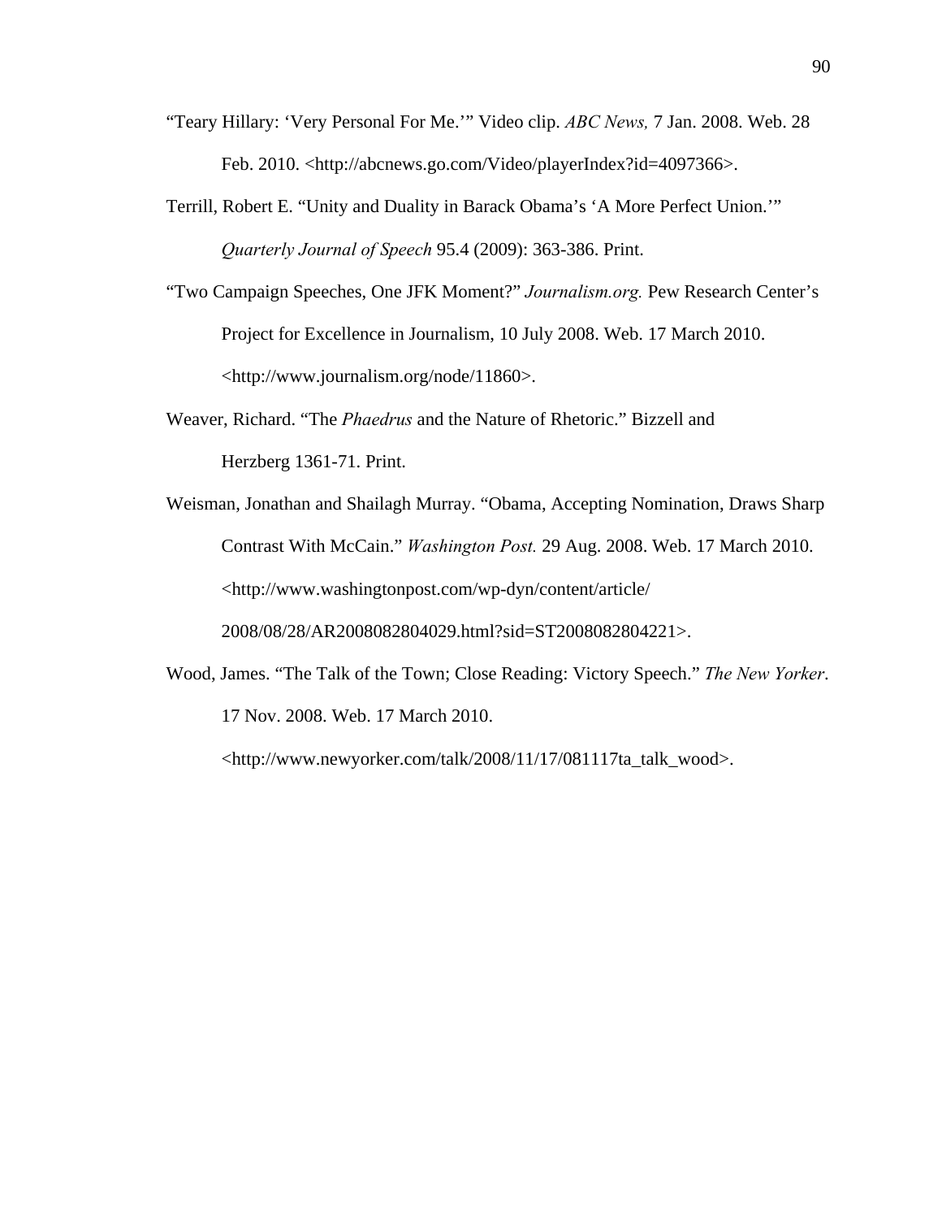"Teary Hillary: 'Very Personal For Me.'" Video clip. *ABC News,* 7 Jan. 2008. Web. 28 Feb. 2010. <http://abcnews.go.com/Video/playerIndex?id=4097366>.

Terrill, Robert E. "Unity and Duality in Barack Obama's 'A More Perfect Union.'" *Quarterly Journal of Speech* 95.4 (2009): 363-386. Print.

"Two Campaign Speeches, One JFK Moment?" *Journalism.org.* Pew Research Center's Project for Excellence in Journalism, 10 July 2008. Web. 17 March 2010. <http://www.journalism.org/node/11860>.

Weaver, Richard. "The *Phaedrus* and the Nature of Rhetoric." Bizzell and Herzberg 1361-71. Print.

Weisman, Jonathan and Shailagh Murray. "Obama, Accepting Nomination, Draws Sharp Contrast With McCain." *Washington Post.* 29 Aug. 2008. Web. 17 March 2010. <http://www.washingtonpost.com/wp-dyn/content/article/2008/08/28/AR2008082804029.html?sid=ST2008082804221>.

Wood, James. "The Talk of the Town; Close Reading: Victory Speech." *The New Yorker*. 17 Nov. 2008. Web. 17 March 2010. <http://www.newyorker.com/talk/2008/11/17/081117ta_talk_wood>.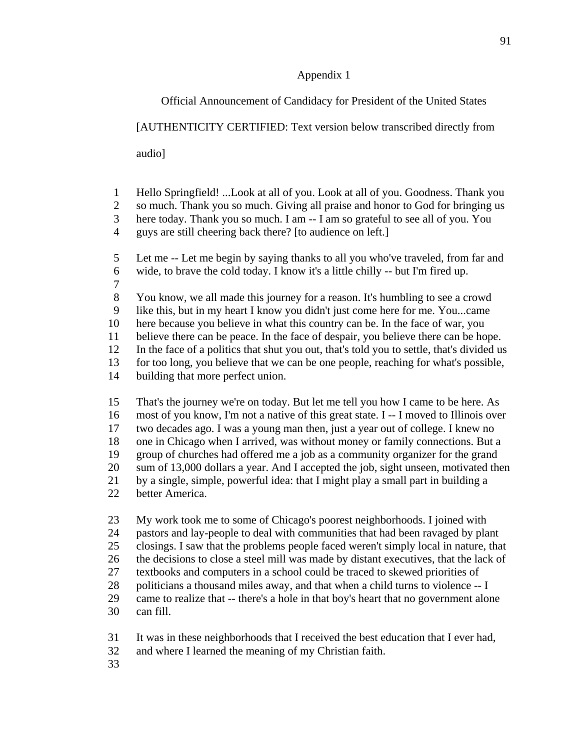Appendix 1

Official Announcement of Candidacy for President of the United States

[AUTHENTICITY CERTIFIED: Text version below transcribed directly from audio]

1 Hello Springfield! ...Look at all of you. Look at all of you. Goodness. Thank you
2 so much. Thank you so much. Giving all praise and honor to God for bringing us
3 here today. Thank you so much. I am -- I am so grateful to see all of you. You
4 guys are still cheering back there? [to audience on left.]

5 Let me -- Let me begin by saying thanks to all you who've traveled, from far and
6 wide, to brave the cold today. I know it's a little chilly -- but I'm fired up.
7

8 You know, we all made this journey for a reason. It's humbling to see a crowd
9 like this, but in my heart I know you didn't just come here for me. You...came
10 here because you believe in what this country can be. In the face of war, you
11 believe there can be peace. In the face of despair, you believe there can be hope.
12 In the face of a politics that shut you out, that's told you to settle, that's divided us
13 for too long, you believe that we can be one people, reaching for what's possible,
14 building that more perfect union.

15 That's the journey we're on today. But let me tell you how I came to be here. As
16 most of you know, I'm not a native of this great state. I -- I moved to Illinois over
17 two decades ago. I was a young man then, just a year out of college. I knew no
18 one in Chicago when I arrived, was without money or family connections. But a
19 group of churches had offered me a job as a community organizer for the grand
20 sum of 13,000 dollars a year. And I accepted the job, sight unseen, motivated then
21 by a single, simple, powerful idea: that I might play a small part in building a
22 better America.

23 My work took me to some of Chicago's poorest neighborhoods. I joined with
24 pastors and lay-people to deal with communities that had been ravaged by plant
25 closings. I saw that the problems people faced weren't simply local in nature, that
26 the decisions to close a steel mill was made by distant executives, that the lack of
27 textbooks and computers in a school could be traced to skewed priorities of
28 politicians a thousand miles away, and that when a child turns to violence -- I
29 came to realize that -- there's a hole in that boy's heart that no government alone
30 can fill.

31 It was in these neighborhoods that I received the best education that I ever had,
32 and where I learned the meaning of my Christian faith.
33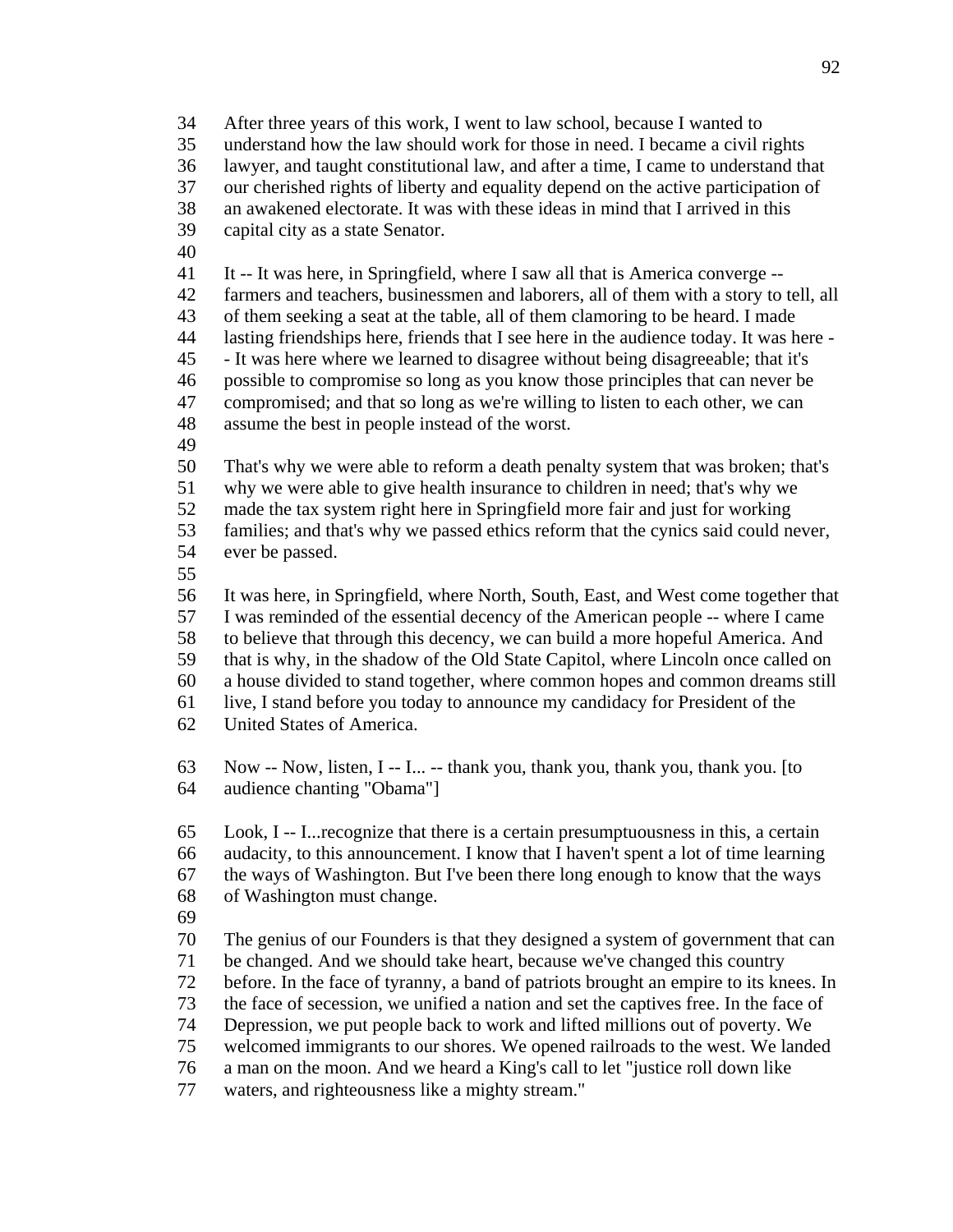34 After three years of this work, I went to law school, because I wanted to
35 understand how the law should work for those in need. I became a civil rights
36 lawyer, and taught constitutional law, and after a time, I came to understand that
37 our cherished rights of liberty and equality depend on the active participation of
38 an awakened electorate. It was with these ideas in mind that I arrived in this
39 capital city as a state Senator.
40
41 It -- It was here, in Springfield, where I saw all that is America converge --
42 farmers and teachers, businessmen and laborers, all of them with a story to tell, all
43 of them seeking a seat at the table, all of them clamoring to be heard. I made
44 lasting friendships here, friends that I see here in the audience today. It was here -
45 - It was here where we learned to disagree without being disagreeable; that it's
46 possible to compromise so long as you know those principles that can never be
47 compromised; and that so long as we're willing to listen to each other, we can
48 assume the best in people instead of the worst.
49
50 That's why we were able to reform a death penalty system that was broken; that's
51 why we were able to give health insurance to children in need; that's why we
52 made the tax system right here in Springfield more fair and just for working
53 families; and that's why we passed ethics reform that the cynics said could never,
54 ever be passed.
55
56 It was here, in Springfield, where North, South, East, and West come together that
57 I was reminded of the essential decency of the American people -- where I came
58 to believe that through this decency, we can build a more hopeful America. And
59 that is why, in the shadow of the Old State Capitol, where Lincoln once called on
60 a house divided to stand together, where common hopes and common dreams still
61 live, I stand before you today to announce my candidacy for President of the
62 United States of America.

63 Now -- Now, listen, I -- I... -- thank you, thank you, thank you, thank you. [to
64 audience chanting "Obama"]

65 Look, I -- I...recognize that there is a certain presumptuousness in this, a certain
66 audacity, to this announcement. I know that I haven't spent a lot of time learning
67 the ways of Washington. But I've been there long enough to know that the ways
68 of Washington must change.
69
70 The genius of our Founders is that they designed a system of government that can
71 be changed. And we should take heart, because we've changed this country
72 before. In the face of tyranny, a band of patriots brought an empire to its knees. In
73 the face of secession, we unified a nation and set the captives free. In the face of
74 Depression, we put people back to work and lifted millions out of poverty. We
75 welcomed immigrants to our shores. We opened railroads to the west. We landed
76 a man on the moon. And we heard a King's call to let "justice roll down like
77 waters, and righteousness like a mighty stream."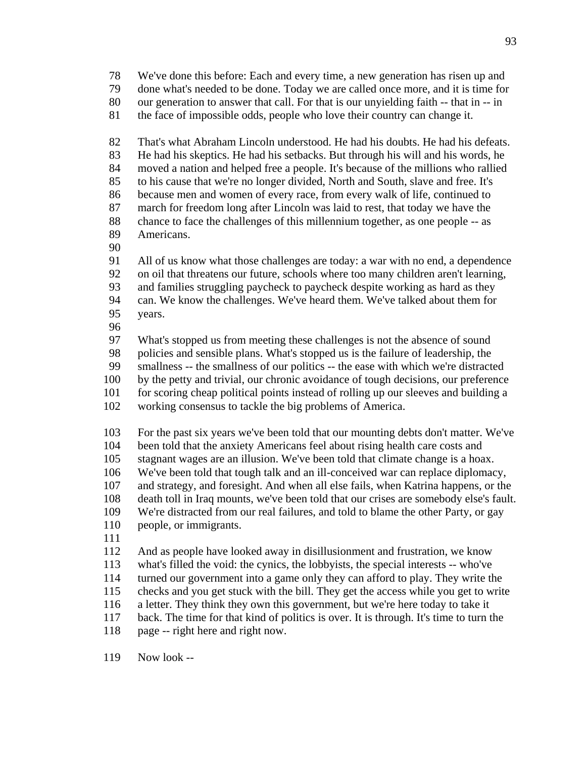78 We've done this before: Each and every time, a new generation has risen up and
79 done what's needed to be done. Today we are called once more, and it is time for
80 our generation to answer that call. For that is our unyielding faith -- that in -- in
81 the face of impossible odds, people who love their country can change it.

82 That's what Abraham Lincoln understood. He had his doubts. He had his defeats.
83 He had his skeptics. He had his setbacks. But through his will and his words, he
84 moved a nation and helped free a people. It's because of the millions who rallied
85 to his cause that we're no longer divided, North and South, slave and free. It's
86 because men and women of every race, from every walk of life, continued to
87 march for freedom long after Lincoln was laid to rest, that today we have the
88 chance to face the challenges of this millennium together, as one people -- as
89 Americans.
90
91 All of us know what those challenges are today: a war with no end, a dependence
92 on oil that threatens our future, schools where too many children aren't learning,
93 and families struggling paycheck to paycheck despite working as hard as they
94 can. We know the challenges. We've heard them. We've talked about them for
95 years.
96
97 What's stopped us from meeting these challenges is not the absence of sound
98 policies and sensible plans. What's stopped us is the failure of leadership, the
99 smallness -- the smallness of our politics -- the ease with which we're distracted
100 by the petty and trivial, our chronic avoidance of tough decisions, our preference
101 for scoring cheap political points instead of rolling up our sleeves and building a
102 working consensus to tackle the big problems of America.

103 For the past six years we've been told that our mounting debts don't matter. We've
104 been told that the anxiety Americans feel about rising health care costs and
105 stagnant wages are an illusion. We've been told that climate change is a hoax.
106 We've been told that tough talk and an ill-conceived war can replace diplomacy,
107 and strategy, and foresight. And when all else fails, when Katrina happens, or the
108 death toll in Iraq mounts, we've been told that our crises are somebody else's fault.
109 We're distracted from our real failures, and told to blame the other Party, or gay
110 people, or immigrants.
111
112 And as people have looked away in disillusionment and frustration, we know
113 what's filled the void: the cynics, the lobbyists, the special interests -- who've
114 turned our government into a game only they can afford to play. They write the
115 checks and you get stuck with the bill. They get the access while you get to write
116 a letter. They think they own this government, but we're here today to take it
117 back. The time for that kind of politics is over. It is through. It's time to turn the
118 page -- right here and right now.

119 Now look --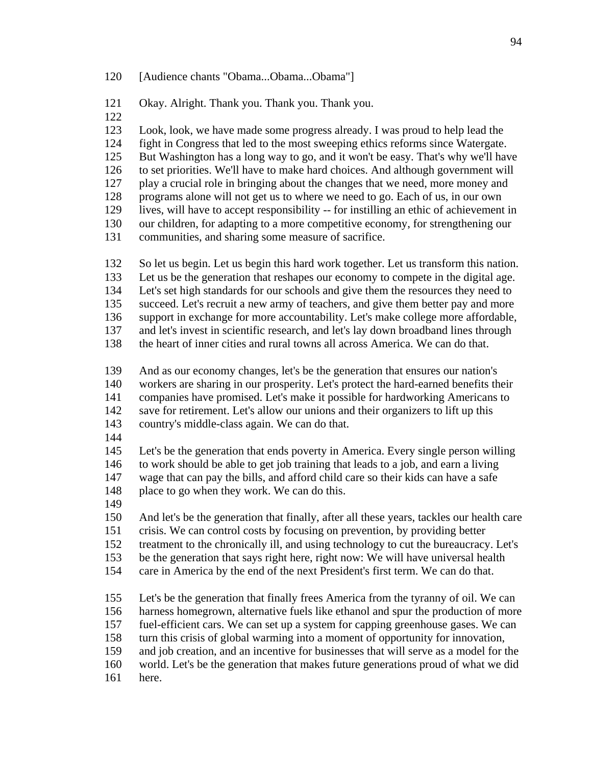120 [Audience chants "Obama...Obama...Obama"]

121 Okay. Alright. Thank you. Thank you. Thank you.
122

123 Look, look, we have made some progress already. I was proud to help lead the
124 fight in Congress that led to the most sweeping ethics reforms since Watergate.
125 But Washington has a long way to go, and it won't be easy. That's why we'll have
126 to set priorities. We'll have to make hard choices. And although government will
127 play a crucial role in bringing about the changes that we need, more money and
128 programs alone will not get us to where we need to go. Each of us, in our own
129 lives, will have to accept responsibility -- for instilling an ethic of achievement in
130 our children, for adapting to a more competitive economy, for strengthening our
131 communities, and sharing some measure of sacrifice.

132 So let us begin. Let us begin this hard work together. Let us transform this nation.
133 Let us be the generation that reshapes our economy to compete in the digital age.
134 Let's set high standards for our schools and give them the resources they need to
135 succeed. Let's recruit a new army of teachers, and give them better pay and more
136 support in exchange for more accountability. Let's make college more affordable,
137 and let's invest in scientific research, and let's lay down broadband lines through
138 the heart of inner cities and rural towns all across America. We can do that.

139 And as our economy changes, let's be the generation that ensures our nation's
140 workers are sharing in our prosperity. Let's protect the hard-earned benefits their
141 companies have promised. Let's make it possible for hardworking Americans to
142 save for retirement. Let's allow our unions and their organizers to lift up this
143 country's middle-class again. We can do that.
144

145 Let's be the generation that ends poverty in America. Every single person willing
146 to work should be able to get job training that leads to a job, and earn a living
147 wage that can pay the bills, and afford child care so their kids can have a safe
148 place to go when they work. We can do this.
149

150 And let's be the generation that finally, after all these years, tackles our health care
151 crisis. We can control costs by focusing on prevention, by providing better
152 treatment to the chronically ill, and using technology to cut the bureaucracy. Let's
153 be the generation that says right here, right now: We will have universal health
154 care in America by the end of the next President's first term. We can do that.

155 Let's be the generation that finally frees America from the tyranny of oil. We can
156 harness homegrown, alternative fuels like ethanol and spur the production of more
157 fuel-efficient cars. We can set up a system for capping greenhouse gases. We can
158 turn this crisis of global warming into a moment of opportunity for innovation,
159 and job creation, and an incentive for businesses that will serve as a model for the
160 world. Let's be the generation that makes future generations proud of what we did
161 here.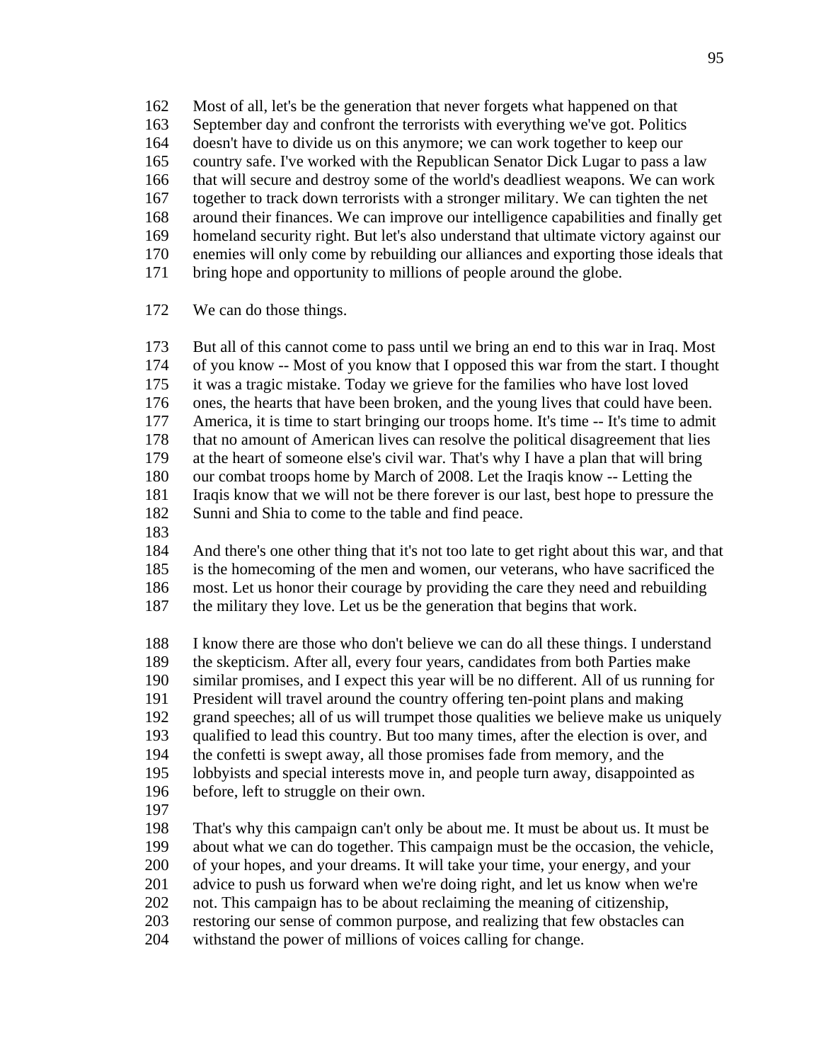162 Most of all, let's be the generation that never forgets what happened on that
163 September day and confront the terrorists with everything we've got. Politics
164 doesn't have to divide us on this anymore; we can work together to keep our
165 country safe. I've worked with the Republican Senator Dick Lugar to pass a law
166 that will secure and destroy some of the world's deadliest weapons. We can work
167 together to track down terrorists with a stronger military. We can tighten the net
168 around their finances. We can improve our intelligence capabilities and finally get
169 homeland security right. But let's also understand that ultimate victory against our
170 enemies will only come by rebuilding our alliances and exporting those ideals that
171 bring hope and opportunity to millions of people around the globe.

172 We can do those things.

173 But all of this cannot come to pass until we bring an end to this war in Iraq. Most
174 of you know -- Most of you know that I opposed this war from the start. I thought
175 it was a tragic mistake. Today we grieve for the families who have lost loved
176 ones, the hearts that have been broken, and the young lives that could have been.
177 America, it is time to start bringing our troops home. It's time -- It's time to admit
178 that no amount of American lives can resolve the political disagreement that lies
179 at the heart of someone else's civil war. That's why I have a plan that will bring
180 our combat troops home by March of 2008. Let the Iraqis know -- Letting the
181 Iraqis know that we will not be there forever is our last, best hope to pressure the
182 Sunni and Shia to come to the table and find peace.
183
184 And there's one other thing that it's not too late to get right about this war, and that
185 is the homecoming of the men and women, our veterans, who have sacrificed the
186 most. Let us honor their courage by providing the care they need and rebuilding
187 the military they love. Let us be the generation that begins that work.

188 I know there are those who don't believe we can do all these things. I understand
189 the skepticism. After all, every four years, candidates from both Parties make
190 similar promises, and I expect this year will be no different. All of us running for
191 President will travel around the country offering ten-point plans and making
192 grand speeches; all of us will trumpet those qualities we believe make us uniquely
193 qualified to lead this country. But too many times, after the election is over, and
194 the confetti is swept away, all those promises fade from memory, and the
195 lobbyists and special interests move in, and people turn away, disappointed as
196 before, left to struggle on their own.
197
198 That's why this campaign can't only be about me. It must be about us. It must be
199 about what we can do together. This campaign must be the occasion, the vehicle,
200 of your hopes, and your dreams. It will take your time, your energy, and your
201 advice to push us forward when we're doing right, and let us know when we're
202 not. This campaign has to be about reclaiming the meaning of citizenship,
203 restoring our sense of common purpose, and realizing that few obstacles can
204 withstand the power of millions of voices calling for change.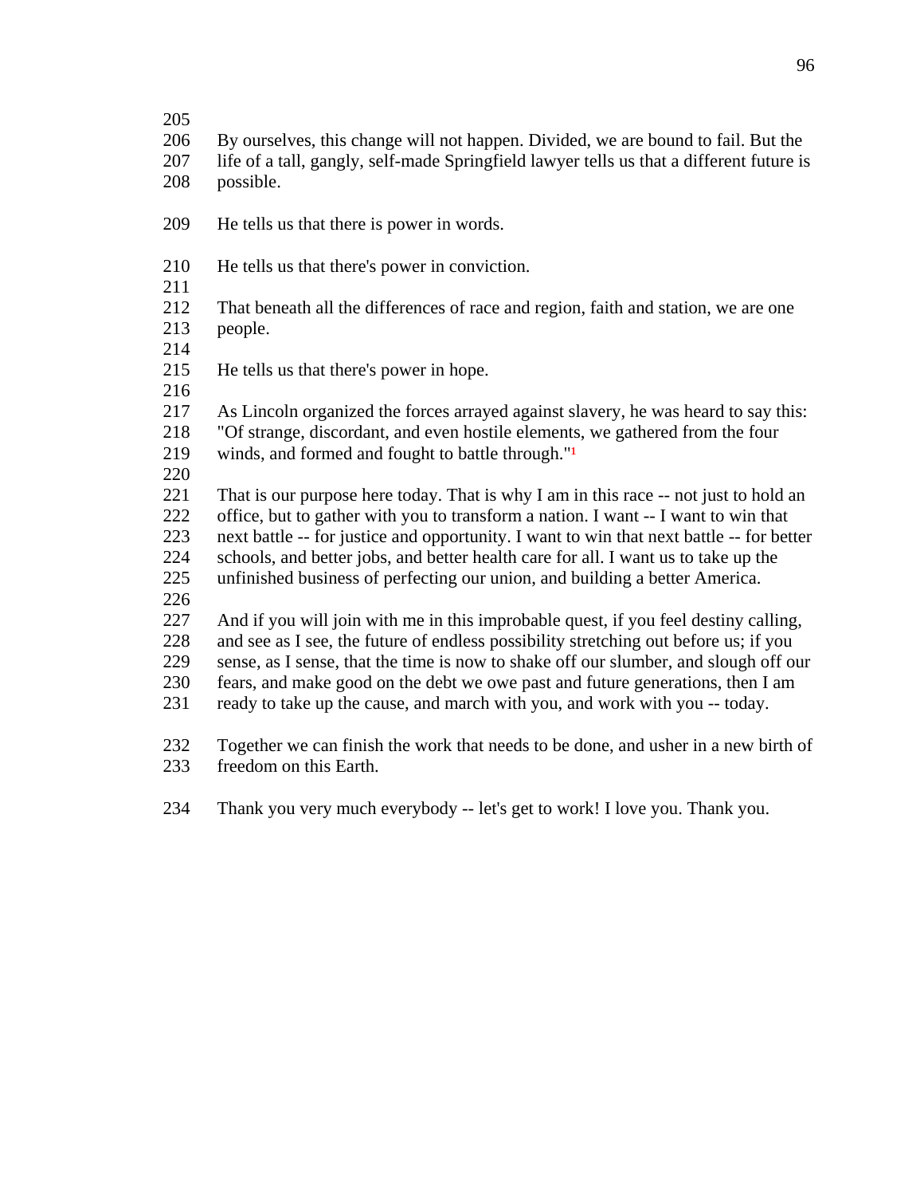205
206 By ourselves, this change will not happen. Divided, we are bound to fail. But the
207 life of a tall, gangly, self-made Springfield lawyer tells us that a different future is
208 possible.

209 He tells us that there is power in words.

210 He tells us that there's power in conviction.
211
212 That beneath all the differences of race and region, faith and station, we are one
213 people.
214
215 He tells us that there's power in hope.
216
217 As Lincoln organized the forces arrayed against slavery, he was heard to say this:
218 "Of strange, discordant, and even hostile elements, we gathered from the four
219 winds, and formed and fought to battle through."[1]
220
221 That is our purpose here today. That is why I am in this race -- not just to hold an
222 office, but to gather with you to transform a nation. I want -- I want to win that
223 next battle -- for justice and opportunity. I want to win that next battle -- for better
224 schools, and better jobs, and better health care for all. I want us to take up the
225 unfinished business of perfecting our union, and building a better America.
226
227 And if you will join with me in this improbable quest, if you feel destiny calling,
228 and see as I see, the future of endless possibility stretching out before us; if you
229 sense, as I sense, that the time is now to shake off our slumber, and slough off our
230 fears, and make good on the debt we owe past and future generations, then I am
231 ready to take up the cause, and march with you, and work with you -- today.

232 Together we can finish the work that needs to be done, and usher in a new birth of
233 freedom on this Earth.

234 Thank you very much everybody -- let's get to work! I love you. Thank you.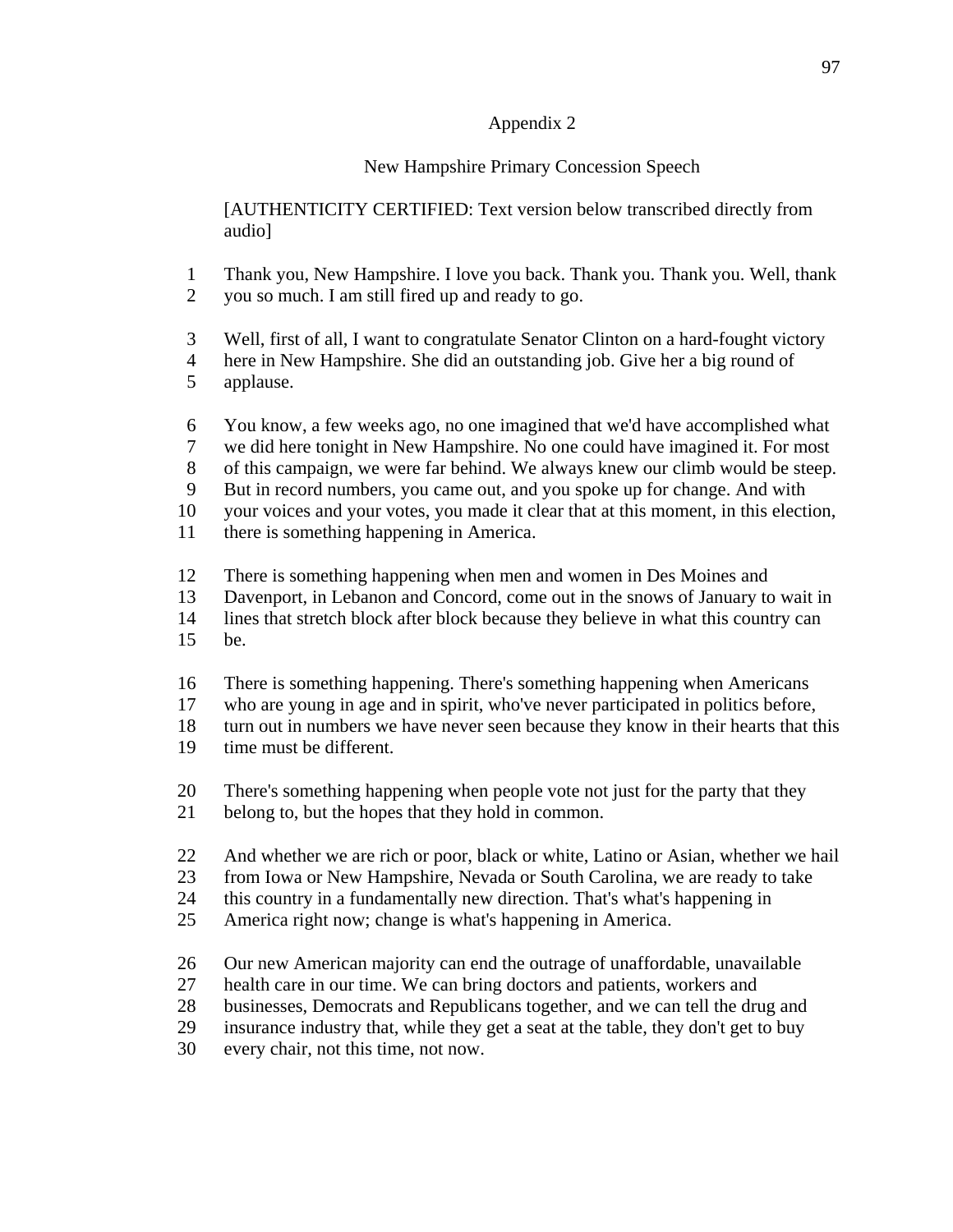# Appendix 2

## New Hampshire Primary Concession Speech

[AUTHENTICITY CERTIFIED: Text version below transcribed directly from audio]

1 Thank you, New Hampshire. I love you back. Thank you. Thank you. Well, thank
2 you so much. I am still fired up and ready to go.

3 Well, first of all, I want to congratulate Senator Clinton on a hard-fought victory
4 here in New Hampshire. She did an outstanding job. Give her a big round of
5 applause.

6 You know, a few weeks ago, no one imagined that we'd have accomplished what
7 we did here tonight in New Hampshire. No one could have imagined it. For most
8 of this campaign, we were far behind. We always knew our climb would be steep.
9 But in record numbers, you came out, and you spoke up for change. And with
10 your voices and your votes, you made it clear that at this moment, in this election,
11 there is something happening in America.

12 There is something happening when men and women in Des Moines and
13 Davenport, in Lebanon and Concord, come out in the snows of January to wait in
14 lines that stretch block after block because they believe in what this country can
15 be.

16 There is something happening. There's something happening when Americans
17 who are young in age and in spirit, who've never participated in politics before,
18 turn out in numbers we have never seen because they know in their hearts that this
19 time must be different.

20 There's something happening when people vote not just for the party that they
21 belong to, but the hopes that they hold in common.

22 And whether we are rich or poor, black or white, Latino or Asian, whether we hail
23 from Iowa or New Hampshire, Nevada or South Carolina, we are ready to take
24 this country in a fundamentally new direction. That's what's happening in
25 America right now; change is what's happening in America.

26 Our new American majority can end the outrage of unaffordable, unavailable
27 health care in our time. We can bring doctors and patients, workers and
28 businesses, Democrats and Republicans together, and we can tell the drug and
29 insurance industry that, while they get a seat at the table, they don't get to buy
30 every chair, not this time, not now.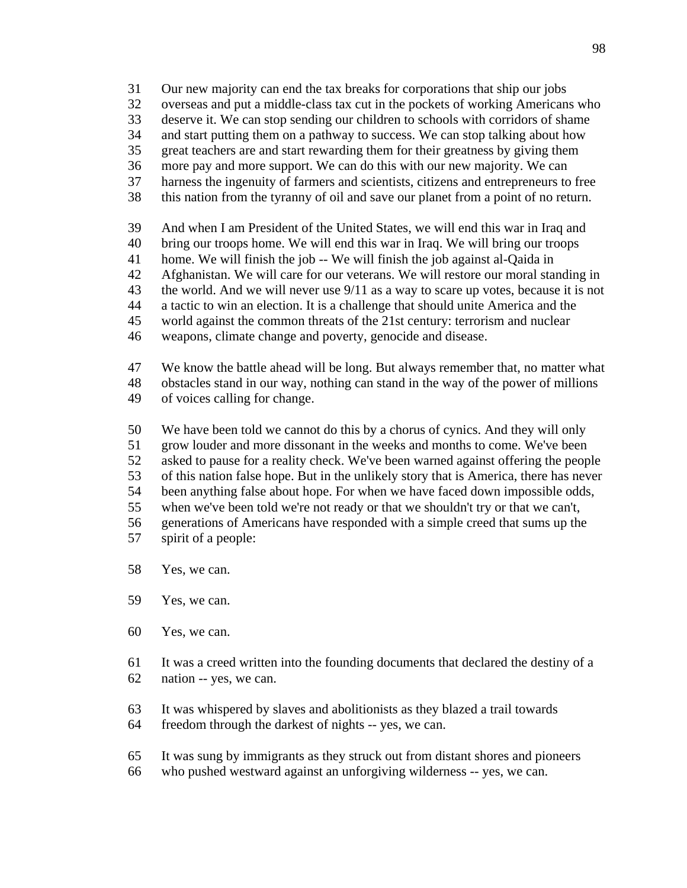Our new majority can end the tax breaks for corporations that ship our jobs overseas and put a middle-class tax cut in the pockets of working Americans who deserve it. We can stop sending our children to schools with corridors of shame and start putting them on a pathway to success. We can stop talking about how great teachers are and start rewarding them for their greatness by giving them more pay and more support. We can do this with our new majority. We can harness the ingenuity of farmers and scientists, citizens and entrepreneurs to free this nation from the tyranny of oil and save our planet from a point of no return.

And when I am President of the United States, we will end this war in Iraq and bring our troops home. We will end this war in Iraq. We will bring our troops home. We will finish the job -- We will finish the job against al-Qaida in Afghanistan. We will care for our veterans. We will restore our moral standing in the world. And we will never use 9/11 as a way to scare up votes, because it is not a tactic to win an election. It is a challenge that should unite America and the world against the common threats of the 21st century: terrorism and nuclear weapons, climate change and poverty, genocide and disease.

We know the battle ahead will be long. But always remember that, no matter what obstacles stand in our way, nothing can stand in the way of the power of millions of voices calling for change.

We have been told we cannot do this by a chorus of cynics. And they will only grow louder and more dissonant in the weeks and months to come. We've been asked to pause for a reality check. We've been warned against offering the people of this nation false hope. But in the unlikely story that is America, there has never been anything false about hope. For when we have faced down impossible odds, when we've been told we're not ready or that we shouldn't try or that we can't, generations of Americans have responded with a simple creed that sums up the spirit of a people:

Yes, we can.

Yes, we can.

Yes, we can.

It was a creed written into the founding documents that declared the destiny of a nation -- yes, we can.

It was whispered by slaves and abolitionists as they blazed a trail towards freedom through the darkest of nights -- yes, we can.

It was sung by immigrants as they struck out from distant shores and pioneers who pushed westward against an unforgiving wilderness -- yes, we can.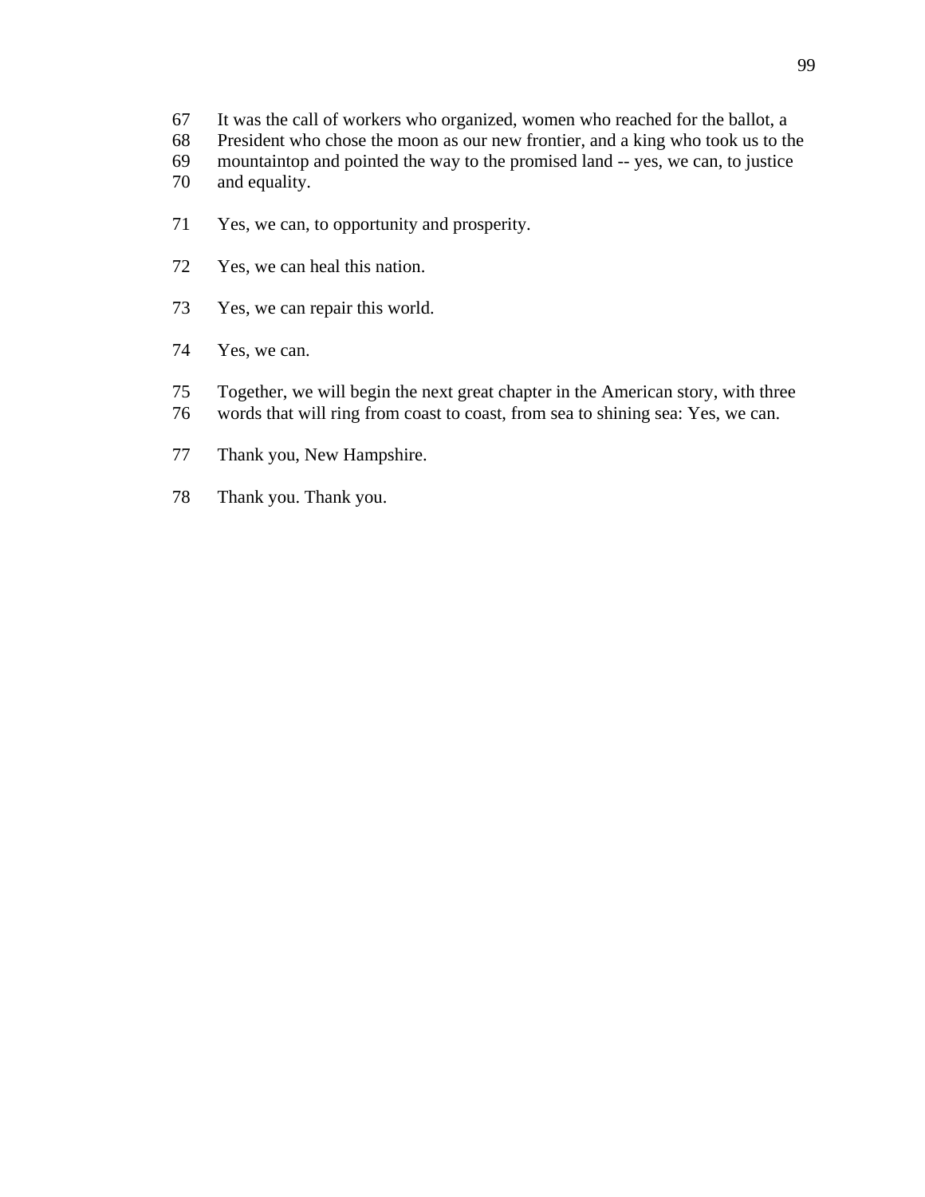67 It was the call of workers who organized, women who reached for the ballot, a
68 President who chose the moon as our new frontier, and a king who took us to the
69 mountaintop and pointed the way to the promised land -- yes, we can, to justice
70 and equality.

71 Yes, we can, to opportunity and prosperity.

72 Yes, we can heal this nation.

73 Yes, we can repair this world.

74 Yes, we can.

75 Together, we will begin the next great chapter in the American story, with three
76 words that will ring from coast to coast, from sea to shining sea: Yes, we can.

77 Thank you, New Hampshire.

78 Thank you. Thank you.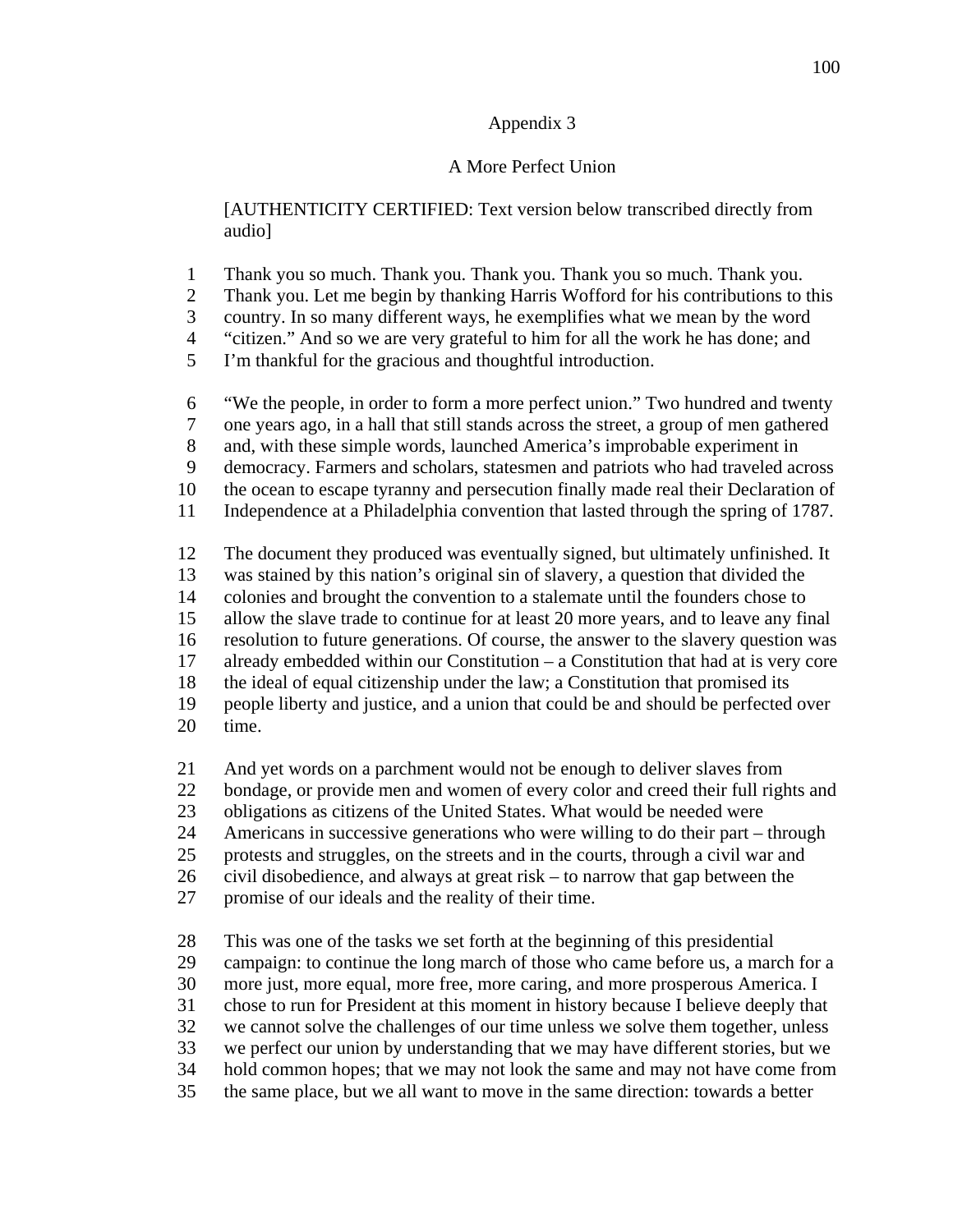Appendix 3

A More Perfect Union

[AUTHENTICITY CERTIFIED: Text version below transcribed directly from audio]

1 Thank you so much. Thank you. Thank you. Thank you so much. Thank you.
2 Thank you. Let me begin by thanking Harris Wofford for his contributions to this
3 country. In so many different ways, he exemplifies what we mean by the word
4 “citizen.” And so we are very grateful to him for all the work he has done; and
5 I’m thankful for the gracious and thoughtful introduction.

6 “We the people, in order to form a more perfect union.” Two hundred and twenty
7 one years ago, in a hall that still stands across the street, a group of men gathered
8 and, with these simple words, launched America’s improbable experiment in
9 democracy. Farmers and scholars, statesmen and patriots who had traveled across
10 the ocean to escape tyranny and persecution finally made real their Declaration of
11 Independence at a Philadelphia convention that lasted through the spring of 1787.

12 The document they produced was eventually signed, but ultimately unfinished. It
13 was stained by this nation’s original sin of slavery, a question that divided the
14 colonies and brought the convention to a stalemate until the founders chose to
15 allow the slave trade to continue for at least 20 more years, and to leave any final
16 resolution to future generations. Of course, the answer to the slavery question was
17 already embedded within our Constitution – a Constitution that had at is very core
18 the ideal of equal citizenship under the law; a Constitution that promised its
19 people liberty and justice, and a union that could be and should be perfected over
20 time.

21 And yet words on a parchment would not be enough to deliver slaves from
22 bondage, or provide men and women of every color and creed their full rights and
23 obligations as citizens of the United States. What would be needed were
24 Americans in successive generations who were willing to do their part – through
25 protests and struggles, on the streets and in the courts, through a civil war and
26 civil disobedience, and always at great risk – to narrow that gap between the
27 promise of our ideals and the reality of their time.

28 This was one of the tasks we set forth at the beginning of this presidential
29 campaign: to continue the long march of those who came before us, a march for a
30 more just, more equal, more free, more caring, and more prosperous America. I
31 chose to run for President at this moment in history because I believe deeply that
32 we cannot solve the challenges of our time unless we solve them together, unless
33 we perfect our union by understanding that we may have different stories, but we
34 hold common hopes; that we may not look the same and may not have come from
35 the same place, but we all want to move in the same direction: towards a better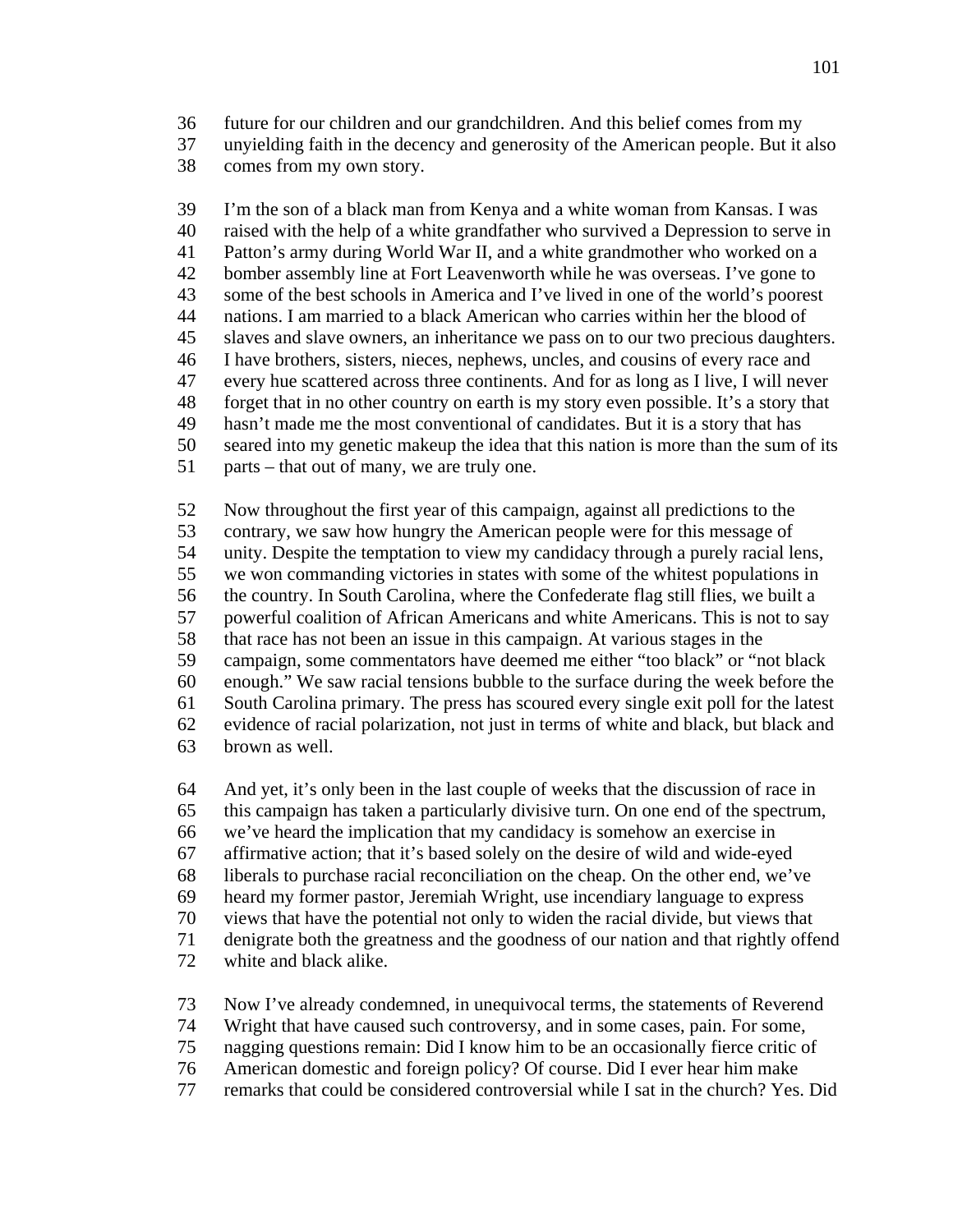future for our children and our grandchildren. And this belief comes from my unyielding faith in the decency and generosity of the American people. But it also comes from my own story.

I'm the son of a black man from Kenya and a white woman from Kansas. I was raised with the help of a white grandfather who survived a Depression to serve in Patton's army during World War II, and a white grandmother who worked on a bomber assembly line at Fort Leavenworth while he was overseas. I've gone to some of the best schools in America and I've lived in one of the world's poorest nations. I am married to a black American who carries within her the blood of slaves and slave owners, an inheritance we pass on to our two precious daughters. I have brothers, sisters, nieces, nephews, uncles, and cousins of every race and every hue scattered across three continents. And for as long as I live, I will never forget that in no other country on earth is my story even possible. It's a story that hasn't made me the most conventional of candidates. But it is a story that has seared into my genetic makeup the idea that this nation is more than the sum of its parts – that out of many, we are truly one.

Now throughout the first year of this campaign, against all predictions to the contrary, we saw how hungry the American people were for this message of unity. Despite the temptation to view my candidacy through a purely racial lens, we won commanding victories in states with some of the whitest populations in the country. In South Carolina, where the Confederate flag still flies, we built a powerful coalition of African Americans and white Americans. This is not to say that race has not been an issue in this campaign. At various stages in the campaign, some commentators have deemed me either "too black" or "not black enough." We saw racial tensions bubble to the surface during the week before the South Carolina primary. The press has scoured every single exit poll for the latest evidence of racial polarization, not just in terms of white and black, but black and brown as well.

And yet, it's only been in the last couple of weeks that the discussion of race in this campaign has taken a particularly divisive turn. On one end of the spectrum, we've heard the implication that my candidacy is somehow an exercise in affirmative action; that it's based solely on the desire of wild and wide-eyed liberals to purchase racial reconciliation on the cheap. On the other end, we've heard my former pastor, Jeremiah Wright, use incendiary language to express views that have the potential not only to widen the racial divide, but views that denigrate both the greatness and the goodness of our nation and that rightly offend white and black alike.

Now I've already condemned, in unequivocal terms, the statements of Reverend Wright that have caused such controversy, and in some cases, pain. For some, nagging questions remain: Did I know him to be an occasionally fierce critic of American domestic and foreign policy? Of course. Did I ever hear him make remarks that could be considered controversial while I sat in the church? Yes. Did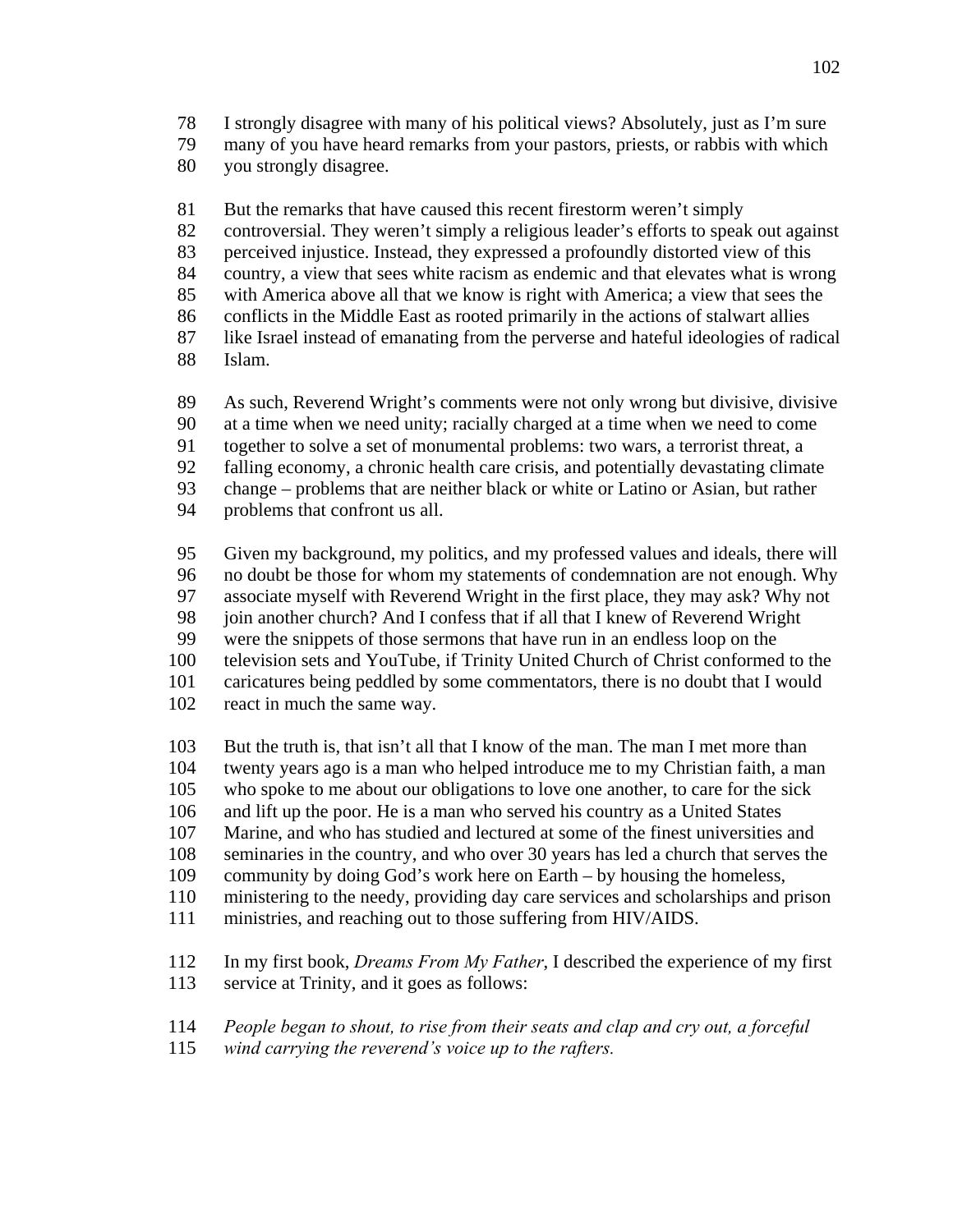I strongly disagree with many of his political views? Absolutely, just as I'm sure many of you have heard remarks from your pastors, priests, or rabbis with which you strongly disagree.

But the remarks that have caused this recent firestorm weren't simply controversial. They weren't simply a religious leader's efforts to speak out against perceived injustice. Instead, they expressed a profoundly distorted view of this country, a view that sees white racism as endemic and that elevates what is wrong with America above all that we know is right with America; a view that sees the conflicts in the Middle East as rooted primarily in the actions of stalwart allies like Israel instead of emanating from the perverse and hateful ideologies of radical Islam.

As such, Reverend Wright's comments were not only wrong but divisive, divisive at a time when we need unity; racially charged at a time when we need to come together to solve a set of monumental problems: two wars, a terrorist threat, a falling economy, a chronic health care crisis, and potentially devastating climate change – problems that are neither black or white or Latino or Asian, but rather problems that confront us all.

Given my background, my politics, and my professed values and ideals, there will no doubt be those for whom my statements of condemnation are not enough. Why associate myself with Reverend Wright in the first place, they may ask? Why not join another church? And I confess that if all that I knew of Reverend Wright were the snippets of those sermons that have run in an endless loop on the television sets and YouTube, if Trinity United Church of Christ conformed to the caricatures being peddled by some commentators, there is no doubt that I would react in much the same way.

But the truth is, that isn't all that I know of the man. The man I met more than twenty years ago is a man who helped introduce me to my Christian faith, a man who spoke to me about our obligations to love one another, to care for the sick and lift up the poor. He is a man who served his country as a United States Marine, and who has studied and lectured at some of the finest universities and seminaries in the country, and who over 30 years has led a church that serves the community by doing God's work here on Earth – by housing the homeless, ministering to the needy, providing day care services and scholarships and prison ministries, and reaching out to those suffering from HIV/AIDS.

In my first book, *Dreams From My Father*, I described the experience of my first service at Trinity, and it goes as follows:

*People began to shout, to rise from their seats and clap and cry out, a forceful wind carrying the reverend's voice up to the rafters.*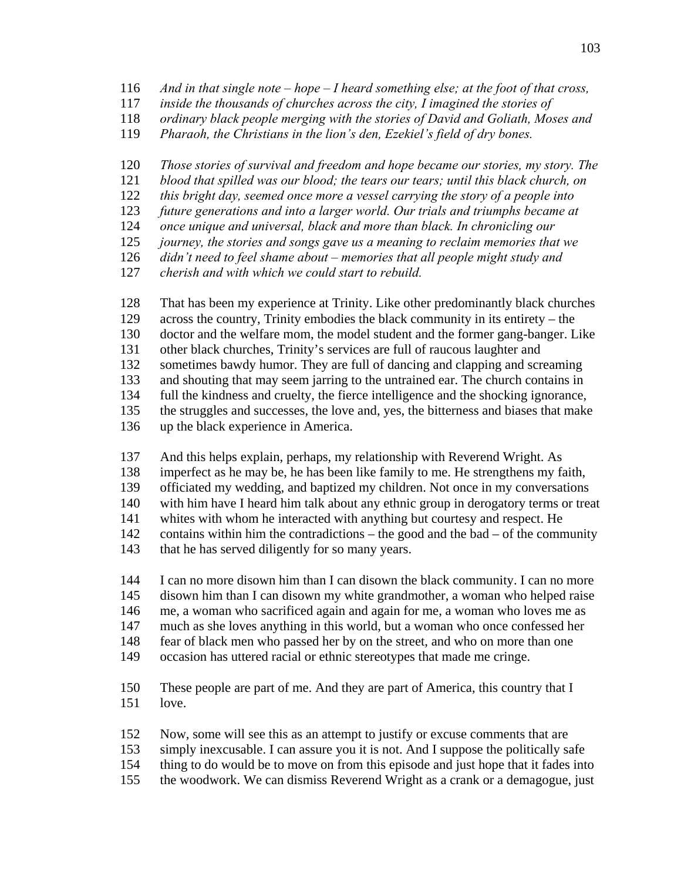116 *And in that single note – hope – I heard something else; at the foot of that cross,*
117 *inside the thousands of churches across the city, I imagined the stories of*
118 *ordinary black people merging with the stories of David and Goliath, Moses and*
119 *Pharaoh, the Christians in the lion's den, Ezekiel's field of dry bones.*

120 *Those stories of survival and freedom and hope became our stories, my story. The*
121 *blood that spilled was our blood; the tears our tears; until this black church, on*
122 *this bright day, seemed once more a vessel carrying the story of a people into*
123 *future generations and into a larger world. Our trials and triumphs became at*
124 *once unique and universal, black and more than black. In chronicling our*
125 *journey, the stories and songs gave us a meaning to reclaim memories that we*
126 *didn't need to feel shame about – memories that all people might study and*
127 *cherish and with which we could start to rebuild.*

128 That has been my experience at Trinity. Like other predominantly black churches
129 across the country, Trinity embodies the black community in its entirety – the
130 doctor and the welfare mom, the model student and the former gang-banger. Like
131 other black churches, Trinity's services are full of raucous laughter and
132 sometimes bawdy humor. They are full of dancing and clapping and screaming
133 and shouting that may seem jarring to the untrained ear. The church contains in
134 full the kindness and cruelty, the fierce intelligence and the shocking ignorance,
135 the struggles and successes, the love and, yes, the bitterness and biases that make
136 up the black experience in America.

137 And this helps explain, perhaps, my relationship with Reverend Wright. As
138 imperfect as he may be, he has been like family to me. He strengthens my faith,
139 officiated my wedding, and baptized my children. Not once in my conversations
140 with him have I heard him talk about any ethnic group in derogatory terms or treat
141 whites with whom he interacted with anything but courtesy and respect. He
142 contains within him the contradictions – the good and the bad – of the community
143 that he has served diligently for so many years.

144 I can no more disown him than I can disown the black community. I can no more
145 disown him than I can disown my white grandmother, a woman who helped raise
146 me, a woman who sacrificed again and again for me, a woman who loves me as
147 much as she loves anything in this world, but a woman who once confessed her
148 fear of black men who passed her by on the street, and who on more than one
149 occasion has uttered racial or ethnic stereotypes that made me cringe.

150 These people are part of me. And they are part of America, this country that I
151 love.

152 Now, some will see this as an attempt to justify or excuse comments that are
153 simply inexcusable. I can assure you it is not. And I suppose the politically safe
154 thing to do would be to move on from this episode and just hope that it fades into
155 the woodwork. We can dismiss Reverend Wright as a crank or a demagogue, just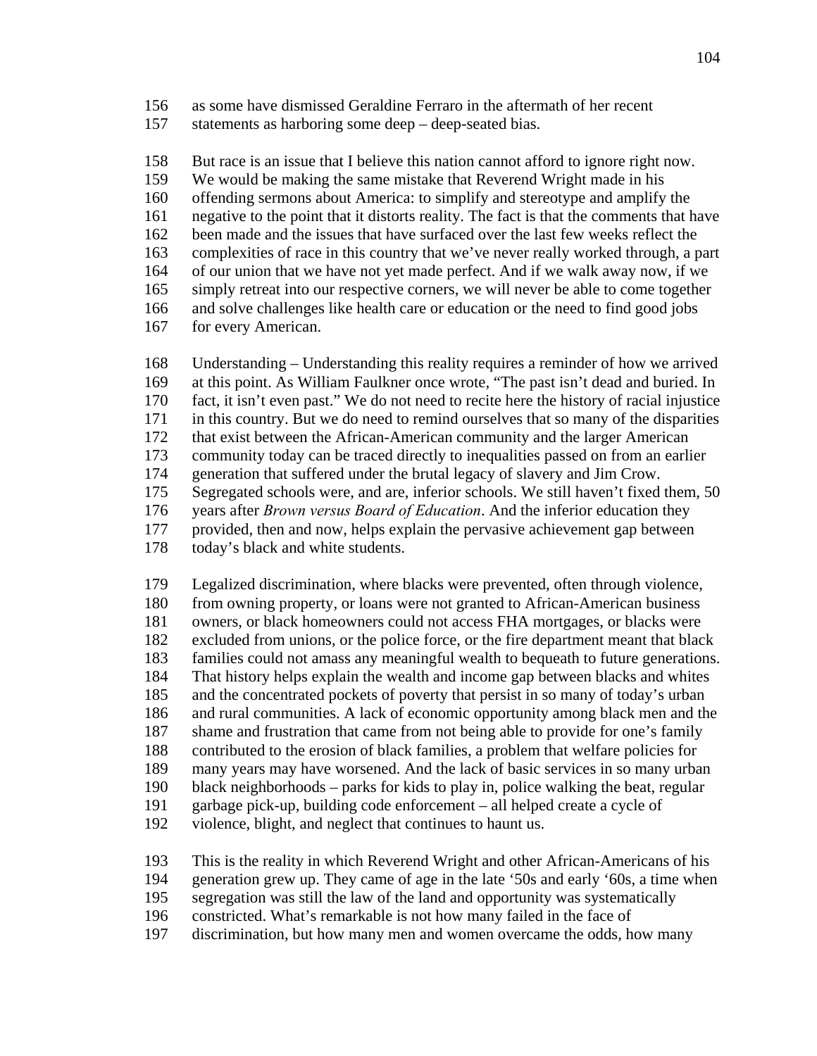as some have dismissed Geraldine Ferraro in the aftermath of her recent statements as harboring some deep – deep-seated bias.

But race is an issue that I believe this nation cannot afford to ignore right now. We would be making the same mistake that Reverend Wright made in his offending sermons about America: to simplify and stereotype and amplify the negative to the point that it distorts reality. The fact is that the comments that have been made and the issues that have surfaced over the last few weeks reflect the complexities of race in this country that we've never really worked through, a part of our union that we have not yet made perfect. And if we walk away now, if we simply retreat into our respective corners, we will never be able to come together and solve challenges like health care or education or the need to find good jobs for every American.

Understanding – Understanding this reality requires a reminder of how we arrived at this point. As William Faulkner once wrote, "The past isn't dead and buried. In fact, it isn't even past." We do not need to recite here the history of racial injustice in this country. But we do need to remind ourselves that so many of the disparities that exist between the African-American community and the larger American community today can be traced directly to inequalities passed on from an earlier generation that suffered under the brutal legacy of slavery and Jim Crow. Segregated schools were, and are, inferior schools. We still haven't fixed them, 50 years after *Brown versus Board of Education*. And the inferior education they provided, then and now, helps explain the pervasive achievement gap between today's black and white students.

Legalized discrimination, where blacks were prevented, often through violence, from owning property, or loans were not granted to African-American business owners, or black homeowners could not access FHA mortgages, or blacks were excluded from unions, or the police force, or the fire department meant that black families could not amass any meaningful wealth to bequeath to future generations. That history helps explain the wealth and income gap between blacks and whites and the concentrated pockets of poverty that persist in so many of today's urban and rural communities. A lack of economic opportunity among black men and the shame and frustration that came from not being able to provide for one's family contributed to the erosion of black families, a problem that welfare policies for many years may have worsened. And the lack of basic services in so many urban black neighborhoods – parks for kids to play in, police walking the beat, regular garbage pick-up, building code enforcement – all helped create a cycle of violence, blight, and neglect that continues to haunt us.

This is the reality in which Reverend Wright and other African-Americans of his generation grew up. They came of age in the late '50s and early '60s, a time when segregation was still the law of the land and opportunity was systematically constricted. What's remarkable is not how many failed in the face of discrimination, but how many men and women overcame the odds, how many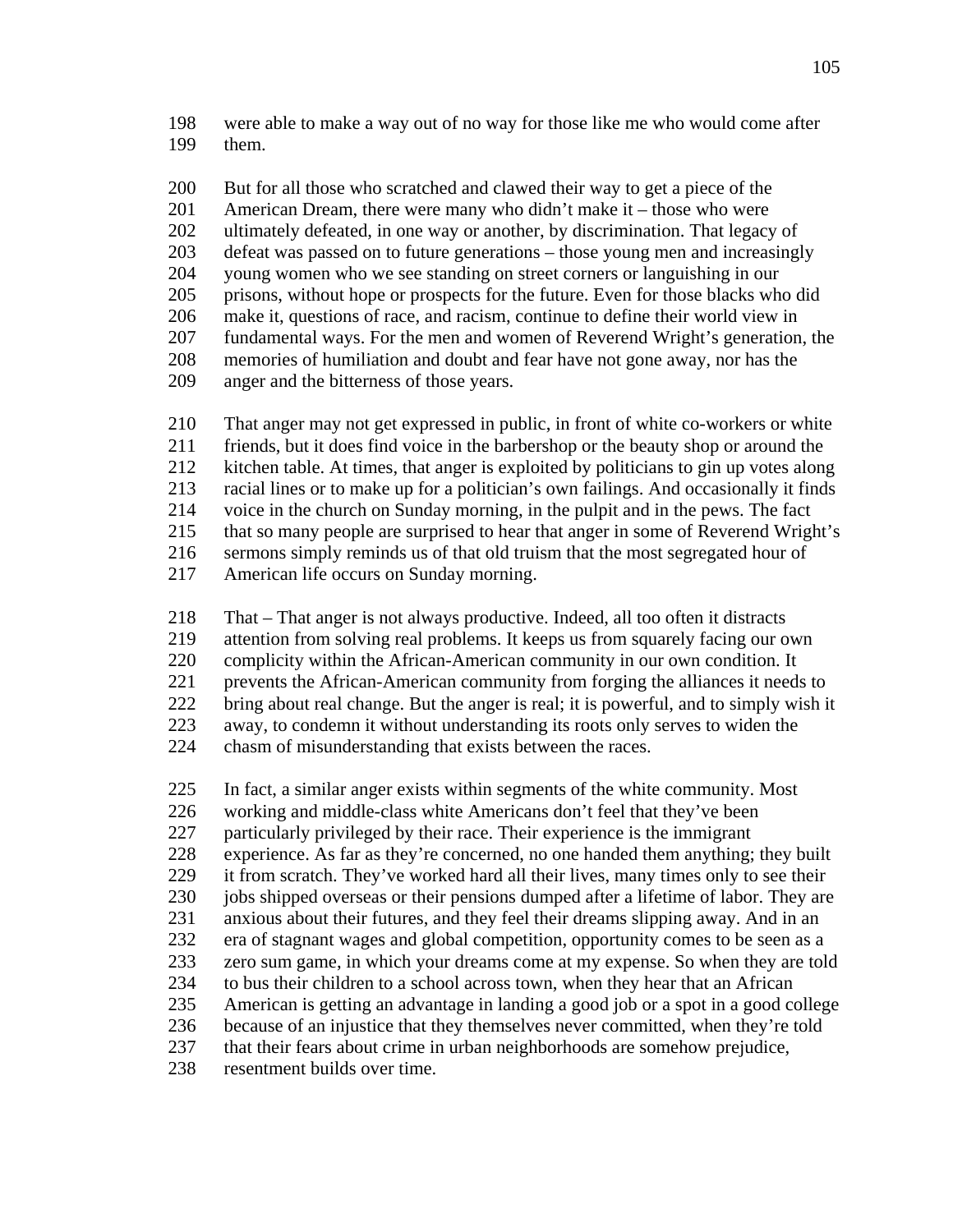were able to make a way out of no way for those like me who would come after them.

But for all those who scratched and clawed their way to get a piece of the American Dream, there were many who didn't make it – those who were ultimately defeated, in one way or another, by discrimination. That legacy of defeat was passed on to future generations – those young men and increasingly young women who we see standing on street corners or languishing in our prisons, without hope or prospects for the future. Even for those blacks who did make it, questions of race, and racism, continue to define their world view in fundamental ways. For the men and women of Reverend Wright's generation, the memories of humiliation and doubt and fear have not gone away, nor has the anger and the bitterness of those years.

That anger may not get expressed in public, in front of white co-workers or white friends, but it does find voice in the barbershop or the beauty shop or around the kitchen table. At times, that anger is exploited by politicians to gin up votes along racial lines or to make up for a politician's own failings. And occasionally it finds voice in the church on Sunday morning, in the pulpit and in the pews. The fact that so many people are surprised to hear that anger in some of Reverend Wright's sermons simply reminds us of that old truism that the most segregated hour of American life occurs on Sunday morning.

That – That anger is not always productive. Indeed, all too often it distracts attention from solving real problems. It keeps us from squarely facing our own complicity within the African-American community in our own condition. It prevents the African-American community from forging the alliances it needs to bring about real change. But the anger is real; it is powerful, and to simply wish it away, to condemn it without understanding its roots only serves to widen the chasm of misunderstanding that exists between the races.

In fact, a similar anger exists within segments of the white community. Most working and middle-class white Americans don't feel that they've been particularly privileged by their race. Their experience is the immigrant experience. As far as they're concerned, no one handed them anything; they built it from scratch. They've worked hard all their lives, many times only to see their jobs shipped overseas or their pensions dumped after a lifetime of labor. They are anxious about their futures, and they feel their dreams slipping away. And in an era of stagnant wages and global competition, opportunity comes to be seen as a zero sum game, in which your dreams come at my expense. So when they are told to bus their children to a school across town, when they hear that an African American is getting an advantage in landing a good job or a spot in a good college because of an injustice that they themselves never committed, when they're told that their fears about crime in urban neighborhoods are somehow prejudice, resentment builds over time.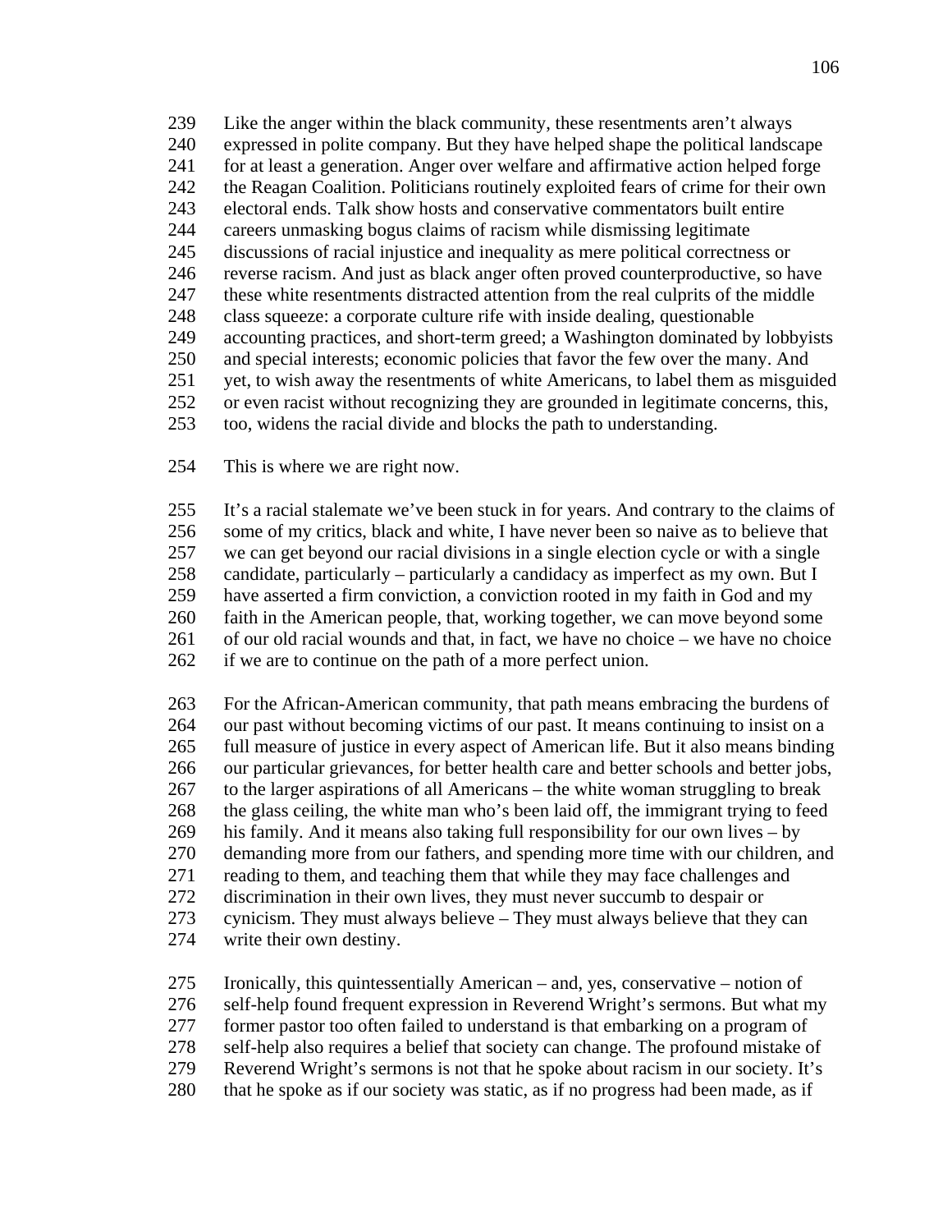239 Like the anger within the black community, these resentments aren't always
240 expressed in polite company. But they have helped shape the political landscape
241 for at least a generation. Anger over welfare and affirmative action helped forge
242 the Reagan Coalition. Politicians routinely exploited fears of crime for their own
243 electoral ends. Talk show hosts and conservative commentators built entire
244 careers unmasking bogus claims of racism while dismissing legitimate
245 discussions of racial injustice and inequality as mere political correctness or
246 reverse racism. And just as black anger often proved counterproductive, so have
247 these white resentments distracted attention from the real culprits of the middle
248 class squeeze: a corporate culture rife with inside dealing, questionable
249 accounting practices, and short-term greed; a Washington dominated by lobbyists
250 and special interests; economic policies that favor the few over the many. And
251 yet, to wish away the resentments of white Americans, to label them as misguided
252 or even racist without recognizing they are grounded in legitimate concerns, this,
253 too, widens the racial divide and blocks the path to understanding.

254 This is where we are right now.

255 It's a racial stalemate we've been stuck in for years. And contrary to the claims of
256 some of my critics, black and white, I have never been so naive as to believe that
257 we can get beyond our racial divisions in a single election cycle or with a single
258 candidate, particularly – particularly a candidacy as imperfect as my own. But I
259 have asserted a firm conviction, a conviction rooted in my faith in God and my
260 faith in the American people, that, working together, we can move beyond some
261 of our old racial wounds and that, in fact, we have no choice – we have no choice
262 if we are to continue on the path of a more perfect union.

263 For the African-American community, that path means embracing the burdens of
264 our past without becoming victims of our past. It means continuing to insist on a
265 full measure of justice in every aspect of American life. But it also means binding
266 our particular grievances, for better health care and better schools and better jobs,
267 to the larger aspirations of all Americans – the white woman struggling to break
268 the glass ceiling, the white man who's been laid off, the immigrant trying to feed
269 his family. And it means also taking full responsibility for our own lives – by
270 demanding more from our fathers, and spending more time with our children, and
271 reading to them, and teaching them that while they may face challenges and
272 discrimination in their own lives, they must never succumb to despair or
273 cynicism. They must always believe – They must always believe that they can
274 write their own destiny.

275 Ironically, this quintessentially American – and, yes, conservative – notion of
276 self-help found frequent expression in Reverend Wright's sermons. But what my
277 former pastor too often failed to understand is that embarking on a program of
278 self-help also requires a belief that society can change. The profound mistake of
279 Reverend Wright's sermons is not that he spoke about racism in our society. It's
280 that he spoke as if our society was static, as if no progress had been made, as if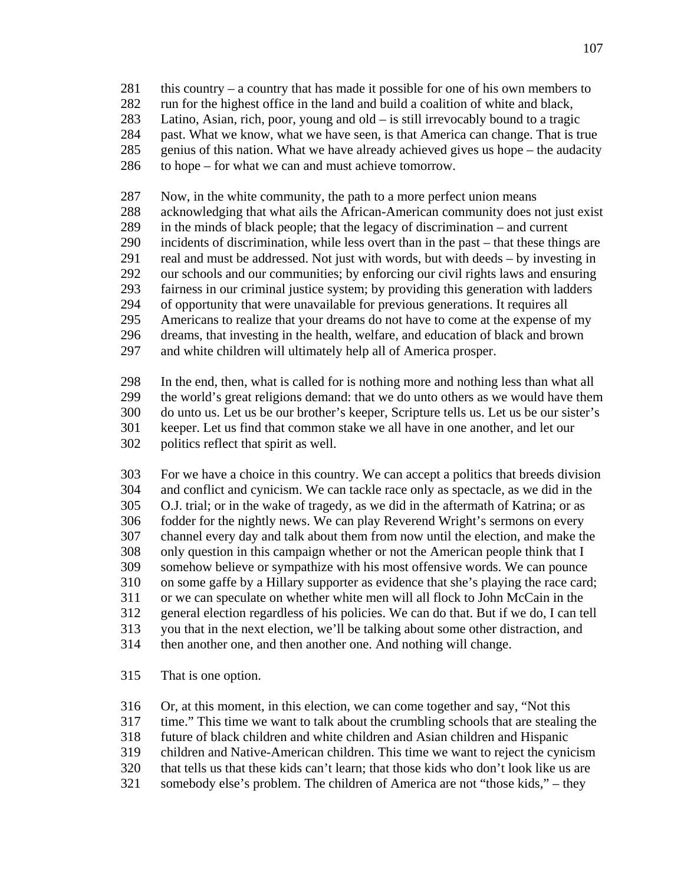281 this country – a country that has made it possible for one of his own members to
282 run for the highest office in the land and build a coalition of white and black,
283 Latino, Asian, rich, poor, young and old – is still irrevocably bound to a tragic
284 past. What we know, what we have seen, is that America can change. That is true
285 genius of this nation. What we have already achieved gives us hope – the audacity
286 to hope – for what we can and must achieve tomorrow.

287 Now, in the white community, the path to a more perfect union means
288 acknowledging that what ails the African-American community does not just exist
289 in the minds of black people; that the legacy of discrimination – and current
290 incidents of discrimination, while less overt than in the past – that these things are
291 real and must be addressed. Not just with words, but with deeds – by investing in
292 our schools and our communities; by enforcing our civil rights laws and ensuring
293 fairness in our criminal justice system; by providing this generation with ladders
294 of opportunity that were unavailable for previous generations. It requires all
295 Americans to realize that your dreams do not have to come at the expense of my
296 dreams, that investing in the health, welfare, and education of black and brown
297 and white children will ultimately help all of America prosper.

298 In the end, then, what is called for is nothing more and nothing less than what all
299 the world's great religions demand: that we do unto others as we would have them
300 do unto us. Let us be our brother's keeper, Scripture tells us. Let us be our sister's
301 keeper. Let us find that common stake we all have in one another, and let our
302 politics reflect that spirit as well.

303 For we have a choice in this country. We can accept a politics that breeds division
304 and conflict and cynicism. We can tackle race only as spectacle, as we did in the
305 O.J. trial; or in the wake of tragedy, as we did in the aftermath of Katrina; or as
306 fodder for the nightly news. We can play Reverend Wright's sermons on every
307 channel every day and talk about them from now until the election, and make the
308 only question in this campaign whether or not the American people think that I
309 somehow believe or sympathize with his most offensive words. We can pounce
310 on some gaffe by a Hillary supporter as evidence that she's playing the race card;
311 or we can speculate on whether white men will all flock to John McCain in the
312 general election regardless of his policies. We can do that. But if we do, I can tell
313 you that in the next election, we'll be talking about some other distraction, and
314 then another one, and then another one. And nothing will change.

315 That is one option.

316 Or, at this moment, in this election, we can come together and say, "Not this
317 time." This time we want to talk about the crumbling schools that are stealing the
318 future of black children and white children and Asian children and Hispanic
319 children and Native-American children. This time we want to reject the cynicism
320 that tells us that these kids can't learn; that those kids who don't look like us are
321 somebody else's problem. The children of America are not "those kids," – they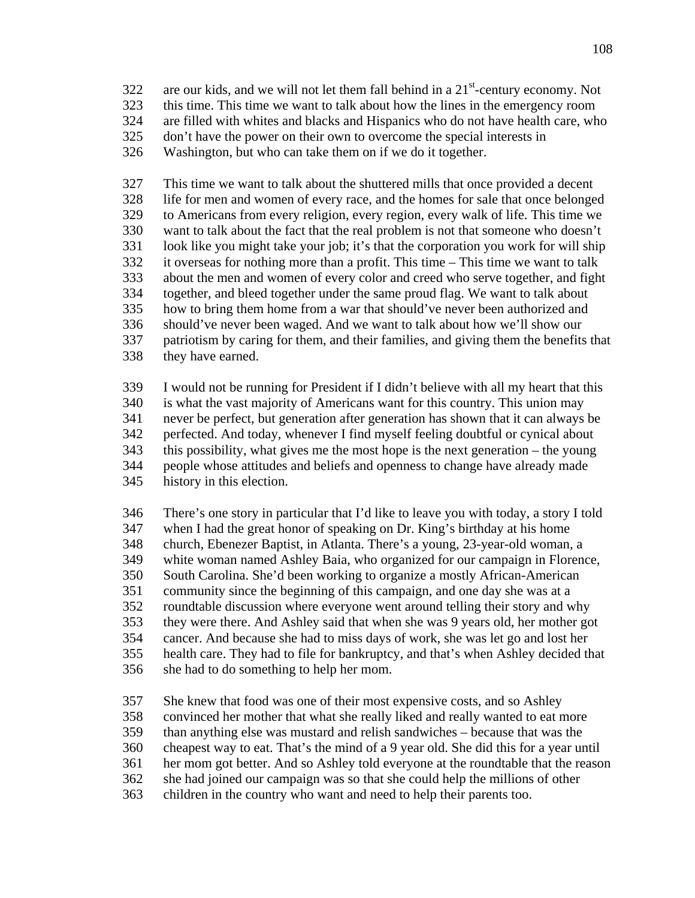are our kids, and we will not let them fall behind in a 21st-century economy. Not this time. This time we want to talk about how the lines in the emergency room are filled with whites and blacks and Hispanics who do not have health care, who don't have the power on their own to overcome the special interests in Washington, but who can take them on if we do it together.

This time we want to talk about the shuttered mills that once provided a decent life for men and women of every race, and the homes for sale that once belonged to Americans from every religion, every region, every walk of life. This time we want to talk about the fact that the real problem is not that someone who doesn't look like you might take your job; it's that the corporation you work for will ship it overseas for nothing more than a profit. This time – This time we want to talk about the men and women of every color and creed who serve together, and fight together, and bleed together under the same proud flag. We want to talk about how to bring them home from a war that should've never been authorized and should've never been waged. And we want to talk about how we'll show our patriotism by caring for them, and their families, and giving them the benefits that they have earned.

I would not be running for President if I didn't believe with all my heart that this is what the vast majority of Americans want for this country. This union may never be perfect, but generation after generation has shown that it can always be perfected. And today, whenever I find myself feeling doubtful or cynical about this possibility, what gives me the most hope is the next generation – the young people whose attitudes and beliefs and openness to change have already made history in this election.

There's one story in particular that I'd like to leave you with today, a story I told when I had the great honor of speaking on Dr. King's birthday at his home church, Ebenezer Baptist, in Atlanta. There's a young, 23-year-old woman, a white woman named Ashley Baia, who organized for our campaign in Florence, South Carolina. She'd been working to organize a mostly African-American community since the beginning of this campaign, and one day she was at a roundtable discussion where everyone went around telling their story and why they were there. And Ashley said that when she was 9 years old, her mother got cancer. And because she had to miss days of work, she was let go and lost her health care. They had to file for bankruptcy, and that's when Ashley decided that she had to do something to help her mom.

She knew that food was one of their most expensive costs, and so Ashley convinced her mother that what she really liked and really wanted to eat more than anything else was mustard and relish sandwiches – because that was the cheapest way to eat. That's the mind of a 9 year old. She did this for a year until her mom got better. And so Ashley told everyone at the roundtable that the reason she had joined our campaign was so that she could help the millions of other children in the country who want and need to help their parents too.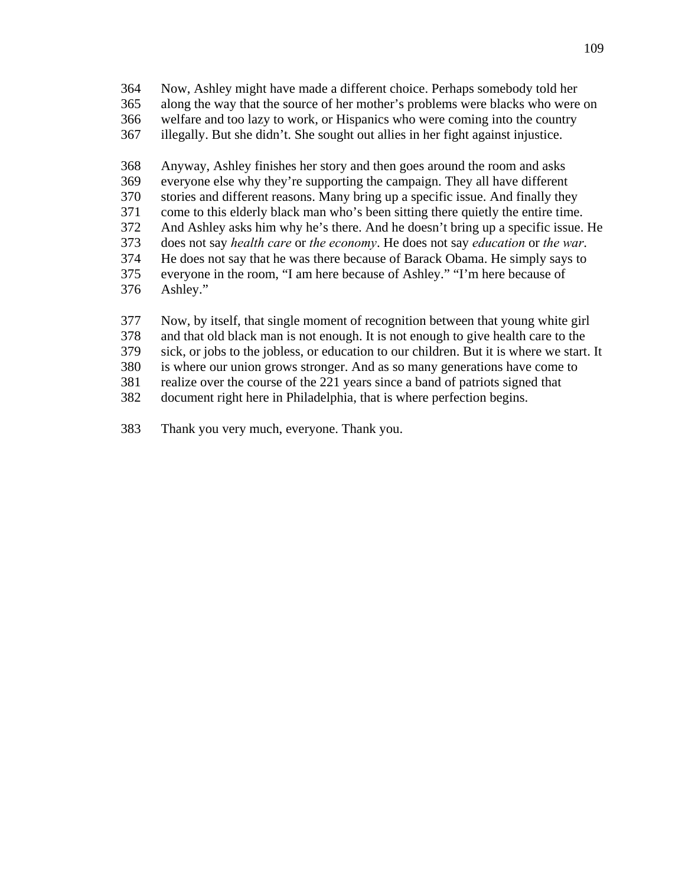364 Now, Ashley might have made a different choice. Perhaps somebody told her
365 along the way that the source of her mother's problems were blacks who were on
366 welfare and too lazy to work, or Hispanics who were coming into the country
367 illegally. But she didn't. She sought out allies in her fight against injustice.

368 Anyway, Ashley finishes her story and then goes around the room and asks
369 everyone else why they're supporting the campaign. They all have different
370 stories and different reasons. Many bring up a specific issue. And finally they
371 come to this elderly black man who's been sitting there quietly the entire time.
372 And Ashley asks him why he's there. And he doesn't bring up a specific issue. He
373 does not say *health care* or *the economy*. He does not say *education* or *the war*.
374 He does not say that he was there because of Barack Obama. He simply says to
375 everyone in the room, "I am here because of Ashley." "I'm here because of
376 Ashley."

377 Now, by itself, that single moment of recognition between that young white girl
378 and that old black man is not enough. It is not enough to give health care to the
379 sick, or jobs to the jobless, or education to our children. But it is where we start. It
380 is where our union grows stronger. And as so many generations have come to
381 realize over the course of the 221 years since a band of patriots signed that
382 document right here in Philadelphia, that is where perfection begins.

383 Thank you very much, everyone. Thank you.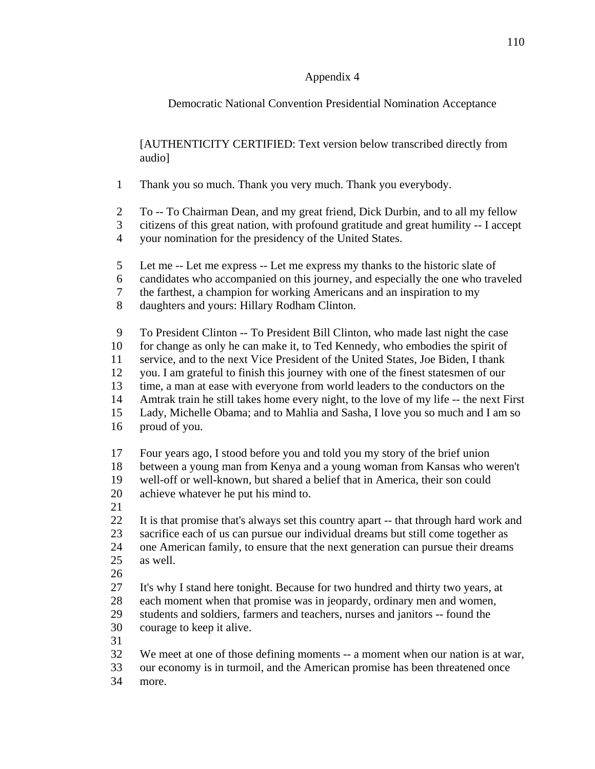Appendix 4

Democratic National Convention Presidential Nomination Acceptance

[AUTHENTICITY CERTIFIED: Text version below transcribed directly from audio]

1 Thank you so much. Thank you very much. Thank you everybody.

2 To -- To Chairman Dean, and my great friend, Dick Durbin, and to all my fellow
3 citizens of this great nation, with profound gratitude and great humility -- I accept
4 your nomination for the presidency of the United States.

5 Let me -- Let me express -- Let me express my thanks to the historic slate of
6 candidates who accompanied on this journey, and especially the one who traveled
7 the farthest, a champion for working Americans and an inspiration to my
8 daughters and yours: Hillary Rodham Clinton.

9 To President Clinton -- To President Bill Clinton, who made last night the case
10 for change as only he can make it, to Ted Kennedy, who embodies the spirit of
11 service, and to the next Vice President of the United States, Joe Biden, I thank
12 you. I am grateful to finish this journey with one of the finest statesmen of our
13 time, a man at ease with everyone from world leaders to the conductors on the
14 Amtrak train he still takes home every night, to the love of my life -- the next First
15 Lady, Michelle Obama; and to Mahlia and Sasha, I love you so much and I am so
16 proud of you.

17 Four years ago, I stood before you and told you my story of the brief union
18 between a young man from Kenya and a young woman from Kansas who weren't
19 well-off or well-known, but shared a belief that in America, their son could
20 achieve whatever he put his mind to.
21
22 It is that promise that's always set this country apart -- that through hard work and
23 sacrifice each of us can pursue our individual dreams but still come together as
24 one American family, to ensure that the next generation can pursue their dreams
25 as well.
26
27 It's why I stand here tonight. Because for two hundred and thirty two years, at
28 each moment when that promise was in jeopardy, ordinary men and women,
29 students and soldiers, farmers and teachers, nurses and janitors -- found the
30 courage to keep it alive.
31
32 We meet at one of those defining moments -- a moment when our nation is at war,
33 our economy is in turmoil, and the American promise has been threatened once
34 more.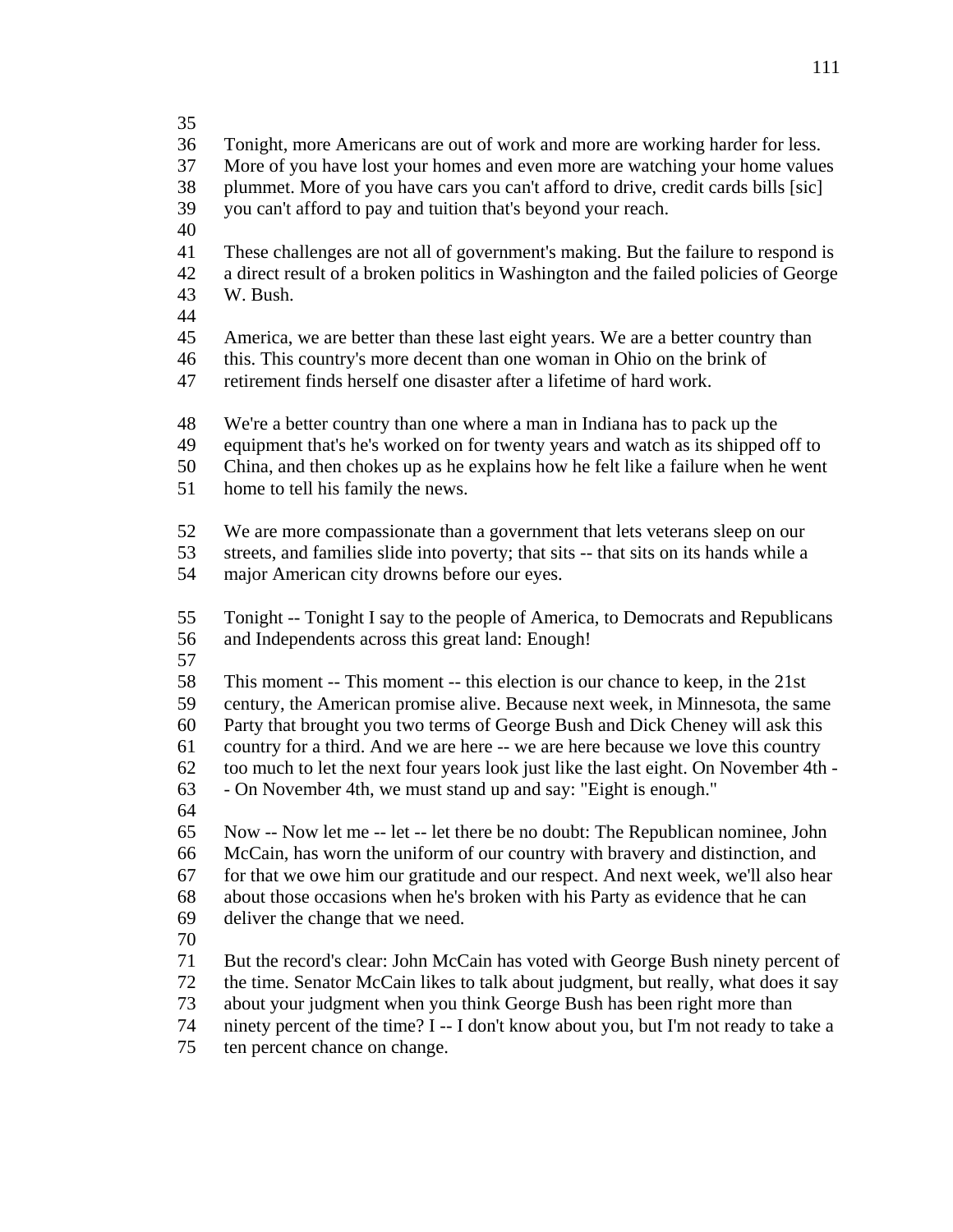Tonight, more Americans are out of work and more are working harder for less. More of you have lost your homes and even more are watching your home values plummet. More of you have cars you can't afford to drive, credit cards bills [sic] you can't afford to pay and tuition that's beyond your reach.

These challenges are not all of government's making. But the failure to respond is a direct result of a broken politics in Washington and the failed policies of George W. Bush.

America, we are better than these last eight years. We are a better country than this. This country's more decent than one woman in Ohio on the brink of retirement finds herself one disaster after a lifetime of hard work.

We're a better country than one where a man in Indiana has to pack up the equipment that's he's worked on for twenty years and watch as its shipped off to China, and then chokes up as he explains how he felt like a failure when he went home to tell his family the news.

We are more compassionate than a government that lets veterans sleep on our streets, and families slide into poverty; that sits -- that sits on its hands while a major American city drowns before our eyes.

Tonight -- Tonight I say to the people of America, to Democrats and Republicans and Independents across this great land: Enough!

This moment -- This moment -- this election is our chance to keep, in the 21st century, the American promise alive. Because next week, in Minnesota, the same Party that brought you two terms of George Bush and Dick Cheney will ask this country for a third. And we are here -- we are here because we love this country too much to let the next four years look just like the last eight. On November 4th -- On November 4th, we must stand up and say: "Eight is enough."

Now -- Now let me -- let -- let there be no doubt: The Republican nominee, John McCain, has worn the uniform of our country with bravery and distinction, and for that we owe him our gratitude and our respect. And next week, we'll also hear about those occasions when he's broken with his Party as evidence that he can deliver the change that we need.

But the record's clear: John McCain has voted with George Bush ninety percent of the time. Senator McCain likes to talk about judgment, but really, what does it say about your judgment when you think George Bush has been right more than ninety percent of the time? I -- I don't know about you, but I'm not ready to take a ten percent chance on change.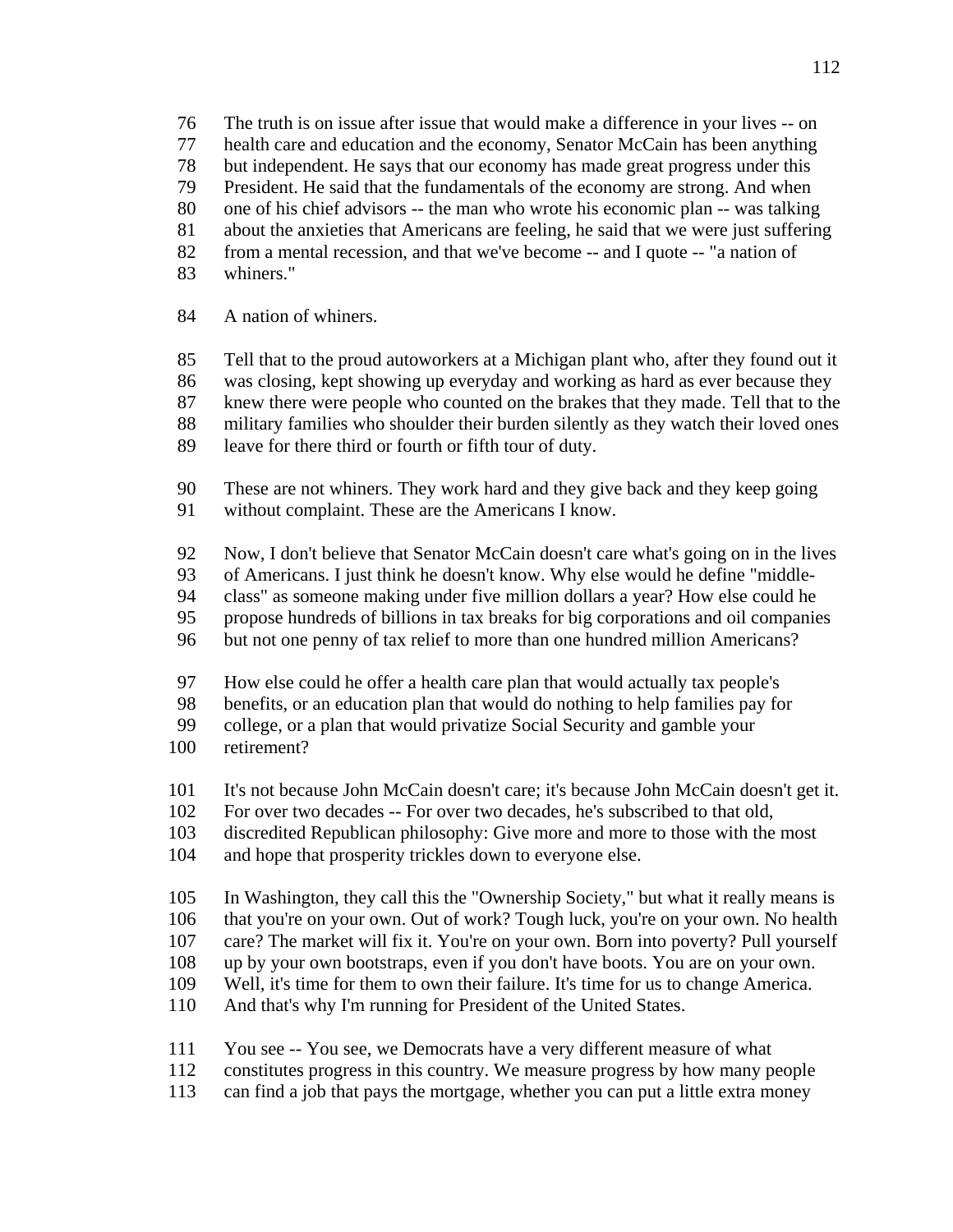76 The truth is on issue after issue that would make a difference in your lives -- on
77 health care and education and the economy, Senator McCain has been anything
78 but independent. He says that our economy has made great progress under this
79 President. He said that the fundamentals of the economy are strong. And when
80 one of his chief advisors -- the man who wrote his economic plan -- was talking
81 about the anxieties that Americans are feeling, he said that we were just suffering
82 from a mental recession, and that we've become -- and I quote -- "a nation of
83 whiners."

84 A nation of whiners.

85 Tell that to the proud autoworkers at a Michigan plant who, after they found out it
86 was closing, kept showing up everyday and working as hard as ever because they
87 knew there were people who counted on the brakes that they made. Tell that to the
88 military families who shoulder their burden silently as they watch their loved ones
89 leave for there third or fourth or fifth tour of duty.

90 These are not whiners. They work hard and they give back and they keep going
91 without complaint. These are the Americans I know.

92 Now, I don't believe that Senator McCain doesn't care what's going on in the lives
93 of Americans. I just think he doesn't know. Why else would he define "middle-
94 class" as someone making under five million dollars a year? How else could he
95 propose hundreds of billions in tax breaks for big corporations and oil companies
96 but not one penny of tax relief to more than one hundred million Americans?

97 How else could he offer a health care plan that would actually tax people's
98 benefits, or an education plan that would do nothing to help families pay for
99 college, or a plan that would privatize Social Security and gamble your
100 retirement?

101 It's not because John McCain doesn't care; it's because John McCain doesn't get it.
102 For over two decades -- For over two decades, he's subscribed to that old,
103 discredited Republican philosophy: Give more and more to those with the most
104 and hope that prosperity trickles down to everyone else.

105 In Washington, they call this the "Ownership Society," but what it really means is
106 that you're on your own. Out of work? Tough luck, you're on your own. No health
107 care? The market will fix it. You're on your own. Born into poverty? Pull yourself
108 up by your own bootstraps, even if you don't have boots. You are on your own.
109 Well, it's time for them to own their failure. It's time for us to change America.
110 And that's why I'm running for President of the United States.

111 You see -- You see, we Democrats have a very different measure of what
112 constitutes progress in this country. We measure progress by how many people
113 can find a job that pays the mortgage, whether you can put a little extra money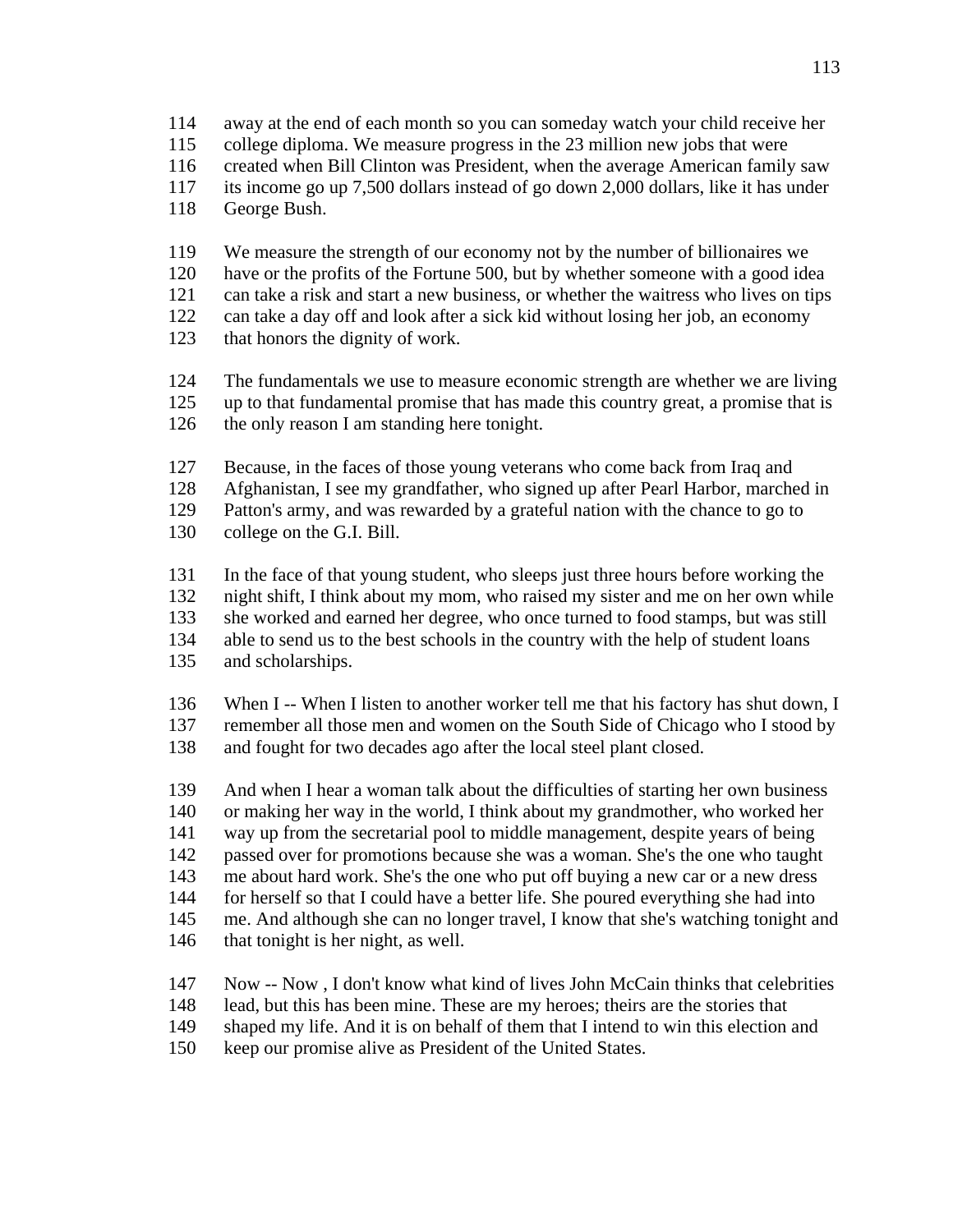away at the end of each month so you can someday watch your child receive her college diploma. We measure progress in the 23 million new jobs that were created when Bill Clinton was President, when the average American family saw its income go up 7,500 dollars instead of go down 2,000 dollars, like it has under George Bush.

We measure the strength of our economy not by the number of billionaires we have or the profits of the Fortune 500, but by whether someone with a good idea can take a risk and start a new business, or whether the waitress who lives on tips can take a day off and look after a sick kid without losing her job, an economy that honors the dignity of work.

The fundamentals we use to measure economic strength are whether we are living up to that fundamental promise that has made this country great, a promise that is the only reason I am standing here tonight.

Because, in the faces of those young veterans who come back from Iraq and Afghanistan, I see my grandfather, who signed up after Pearl Harbor, marched in Patton's army, and was rewarded by a grateful nation with the chance to go to college on the G.I. Bill.

In the face of that young student, who sleeps just three hours before working the night shift, I think about my mom, who raised my sister and me on her own while she worked and earned her degree, who once turned to food stamps, but was still able to send us to the best schools in the country with the help of student loans and scholarships.

When I -- When I listen to another worker tell me that his factory has shut down, I remember all those men and women on the South Side of Chicago who I stood by and fought for two decades ago after the local steel plant closed.

And when I hear a woman talk about the difficulties of starting her own business or making her way in the world, I think about my grandmother, who worked her way up from the secretarial pool to middle management, despite years of being passed over for promotions because she was a woman. She's the one who taught me about hard work. She's the one who put off buying a new car or a new dress for herself so that I could have a better life. She poured everything she had into me. And although she can no longer travel, I know that she's watching tonight and that tonight is her night, as well.

Now -- Now , I don't know what kind of lives John McCain thinks that celebrities lead, but this has been mine. These are my heroes; theirs are the stories that shaped my life. And it is on behalf of them that I intend to win this election and keep our promise alive as President of the United States.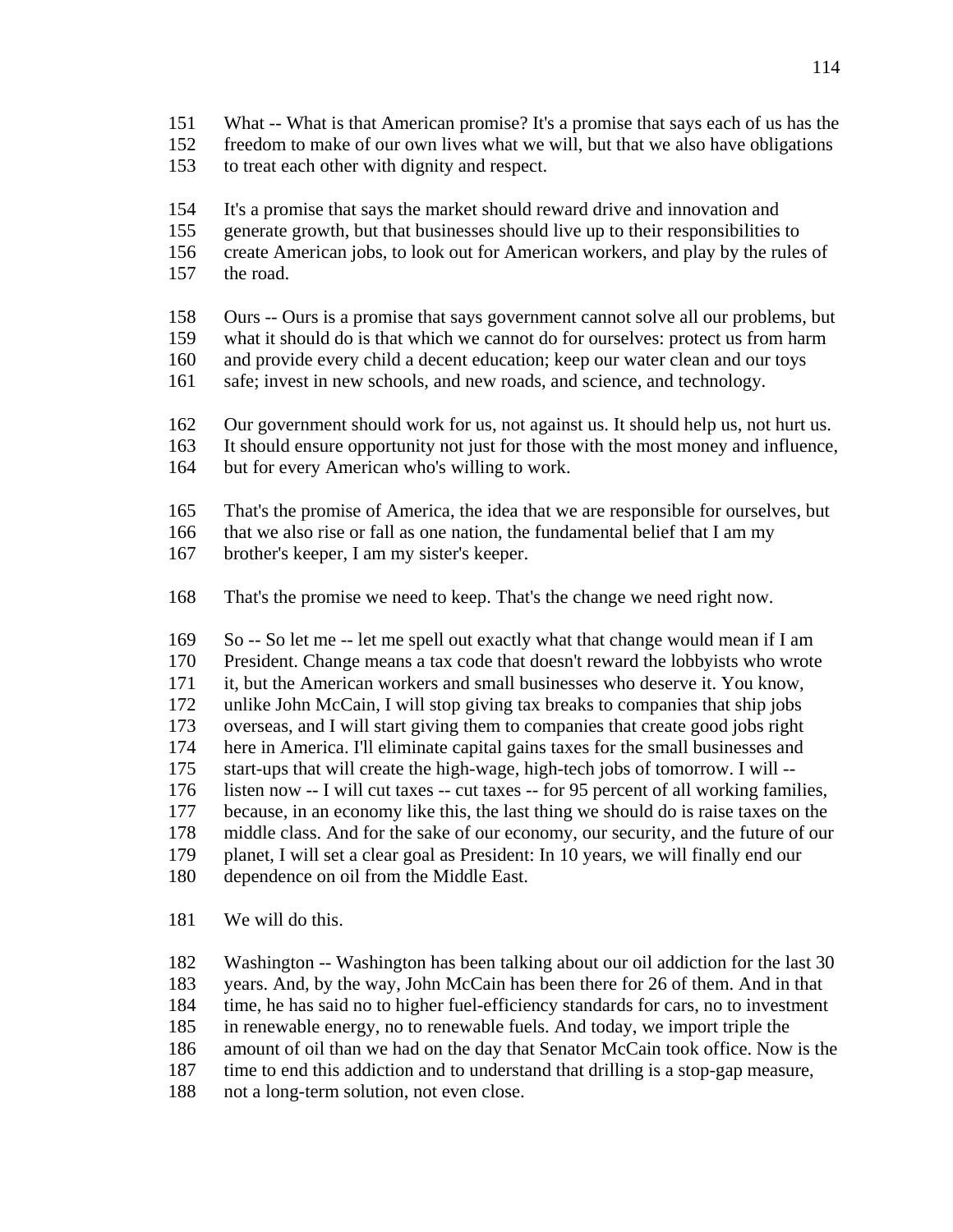151 What -- What is that American promise? It's a promise that says each of us has the
152 freedom to make of our own lives what we will, but that we also have obligations
153 to treat each other with dignity and respect.

154 It's a promise that says the market should reward drive and innovation and
155 generate growth, but that businesses should live up to their responsibilities to
156 create American jobs, to look out for American workers, and play by the rules of
157 the road.

158 Ours -- Ours is a promise that says government cannot solve all our problems, but
159 what it should do is that which we cannot do for ourselves: protect us from harm
160 and provide every child a decent education; keep our water clean and our toys
161 safe; invest in new schools, and new roads, and science, and technology.

162 Our government should work for us, not against us. It should help us, not hurt us.
163 It should ensure opportunity not just for those with the most money and influence,
164 but for every American who's willing to work.

165 That's the promise of America, the idea that we are responsible for ourselves, but
166 that we also rise or fall as one nation, the fundamental belief that I am my
167 brother's keeper, I am my sister's keeper.

168 That's the promise we need to keep. That's the change we need right now.

169 So -- So let me -- let me spell out exactly what that change would mean if I am
170 President. Change means a tax code that doesn't reward the lobbyists who wrote
171 it, but the American workers and small businesses who deserve it. You know,
172 unlike John McCain, I will stop giving tax breaks to companies that ship jobs
173 overseas, and I will start giving them to companies that create good jobs right
174 here in America. I'll eliminate capital gains taxes for the small businesses and
175 start-ups that will create the high-wage, high-tech jobs of tomorrow. I will --
176 listen now -- I will cut taxes -- cut taxes -- for 95 percent of all working families,
177 because, in an economy like this, the last thing we should do is raise taxes on the
178 middle class. And for the sake of our economy, our security, and the future of our
179 planet, I will set a clear goal as President: In 10 years, we will finally end our
180 dependence on oil from the Middle East.

181 We will do this.

182 Washington -- Washington has been talking about our oil addiction for the last 30
183 years. And, by the way, John McCain has been there for 26 of them. And in that
184 time, he has said no to higher fuel-efficiency standards for cars, no to investment
185 in renewable energy, no to renewable fuels. And today, we import triple the
186 amount of oil than we had on the day that Senator McCain took office. Now is the
187 time to end this addiction and to understand that drilling is a stop-gap measure,
188 not a long-term solution, not even close.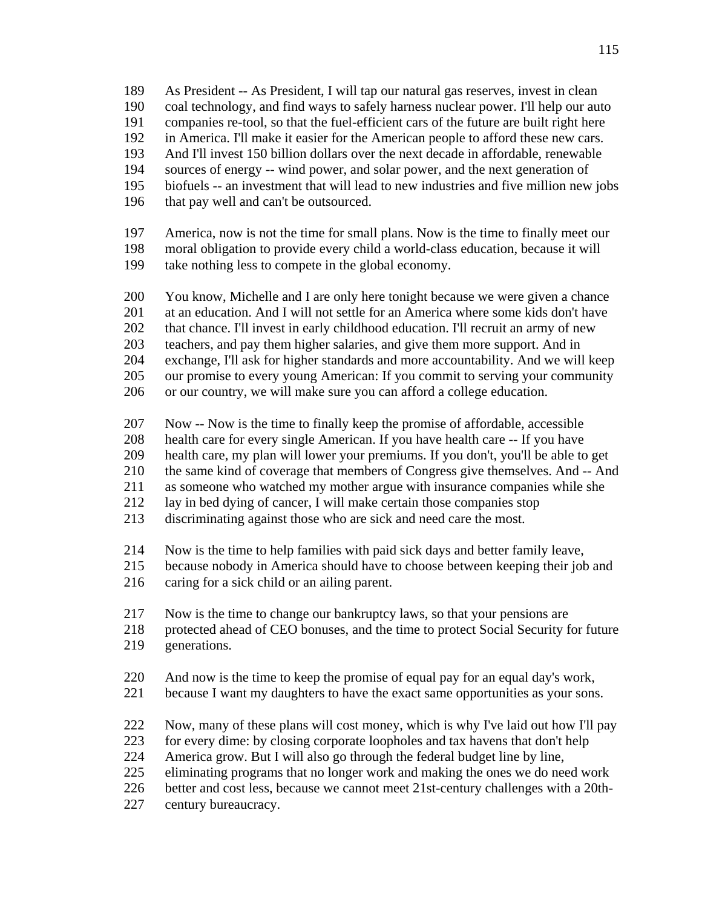As President -- As President, I will tap our natural gas reserves, invest in clean coal technology, and find ways to safely harness nuclear power. I'll help our auto companies re-tool, so that the fuel-efficient cars of the future are built right here in America. I'll make it easier for the American people to afford these new cars. And I'll invest 150 billion dollars over the next decade in affordable, renewable sources of energy -- wind power, and solar power, and the next generation of biofuels -- an investment that will lead to new industries and five million new jobs that pay well and can't be outsourced.

America, now is not the time for small plans. Now is the time to finally meet our moral obligation to provide every child a world-class education, because it will take nothing less to compete in the global economy.

You know, Michelle and I are only here tonight because we were given a chance at an education. And I will not settle for an America where some kids don't have that chance. I'll invest in early childhood education. I'll recruit an army of new teachers, and pay them higher salaries, and give them more support. And in exchange, I'll ask for higher standards and more accountability. And we will keep our promise to every young American: If you commit to serving your community or our country, we will make sure you can afford a college education.

Now -- Now is the time to finally keep the promise of affordable, accessible health care for every single American. If you have health care -- If you have health care, my plan will lower your premiums. If you don't, you'll be able to get the same kind of coverage that members of Congress give themselves. And -- And as someone who watched my mother argue with insurance companies while she lay in bed dying of cancer, I will make certain those companies stop discriminating against those who are sick and need care the most.

Now is the time to help families with paid sick days and better family leave, because nobody in America should have to choose between keeping their job and caring for a sick child or an ailing parent.

Now is the time to change our bankruptcy laws, so that your pensions are protected ahead of CEO bonuses, and the time to protect Social Security for future generations.

And now is the time to keep the promise of equal pay for an equal day's work, because I want my daughters to have the exact same opportunities as your sons.

Now, many of these plans will cost money, which is why I've laid out how I'll pay for every dime: by closing corporate loopholes and tax havens that don't help America grow. But I will also go through the federal budget line by line, eliminating programs that no longer work and making the ones we do need work better and cost less, because we cannot meet 21st-century challenges with a 20th-century bureaucracy.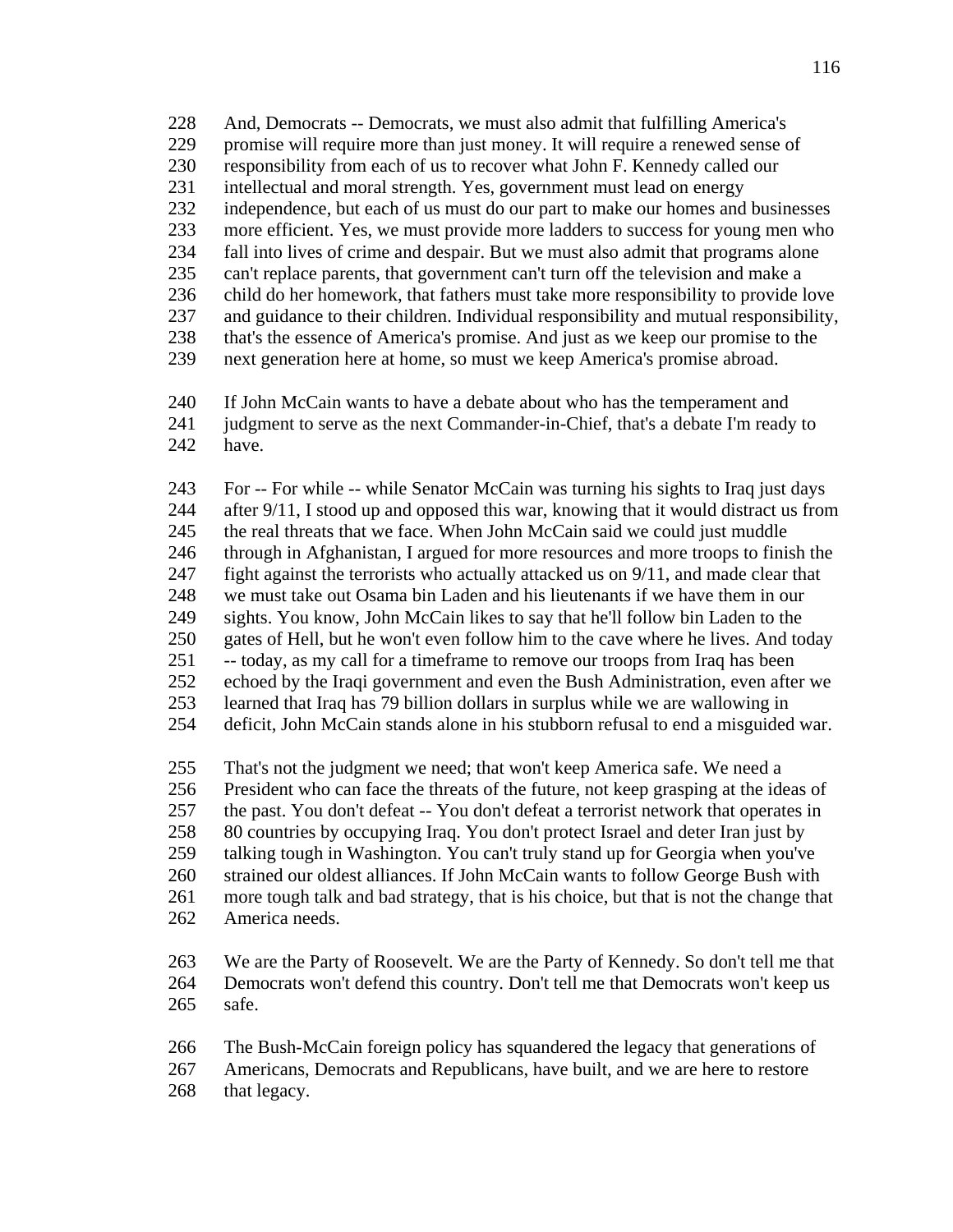228 And, Democrats -- Democrats, we must also admit that fulfilling America's
229 promise will require more than just money. It will require a renewed sense of
230 responsibility from each of us to recover what John F. Kennedy called our
231 intellectual and moral strength. Yes, government must lead on energy
232 independence, but each of us must do our part to make our homes and businesses
233 more efficient. Yes, we must provide more ladders to success for young men who
234 fall into lives of crime and despair. But we must also admit that programs alone
235 can't replace parents, that government can't turn off the television and make a
236 child do her homework, that fathers must take more responsibility to provide love
237 and guidance to their children. Individual responsibility and mutual responsibility,
238 that's the essence of America's promise. And just as we keep our promise to the
239 next generation here at home, so must we keep America's promise abroad.

240 If John McCain wants to have a debate about who has the temperament and
241 judgment to serve as the next Commander-in-Chief, that's a debate I'm ready to
242 have.

243 For -- For while -- while Senator McCain was turning his sights to Iraq just days
244 after 9/11, I stood up and opposed this war, knowing that it would distract us from
245 the real threats that we face. When John McCain said we could just muddle
246 through in Afghanistan, I argued for more resources and more troops to finish the
247 fight against the terrorists who actually attacked us on 9/11, and made clear that
248 we must take out Osama bin Laden and his lieutenants if we have them in our
249 sights. You know, John McCain likes to say that he'll follow bin Laden to the
250 gates of Hell, but he won't even follow him to the cave where he lives. And today
251 -- today, as my call for a timeframe to remove our troops from Iraq has been
252 echoed by the Iraqi government and even the Bush Administration, even after we
253 learned that Iraq has 79 billion dollars in surplus while we are wallowing in
254 deficit, John McCain stands alone in his stubborn refusal to end a misguided war.

255 That's not the judgment we need; that won't keep America safe. We need a
256 President who can face the threats of the future, not keep grasping at the ideas of
257 the past. You don't defeat -- You don't defeat a terrorist network that operates in
258 80 countries by occupying Iraq. You don't protect Israel and deter Iran just by
259 talking tough in Washington. You can't truly stand up for Georgia when you've
260 strained our oldest alliances. If John McCain wants to follow George Bush with
261 more tough talk and bad strategy, that is his choice, but that is not the change that
262 America needs.

263 We are the Party of Roosevelt. We are the Party of Kennedy. So don't tell me that
264 Democrats won't defend this country. Don't tell me that Democrats won't keep us
265 safe.

266 The Bush-McCain foreign policy has squandered the legacy that generations of
267 Americans, Democrats and Republicans, have built, and we are here to restore
268 that legacy.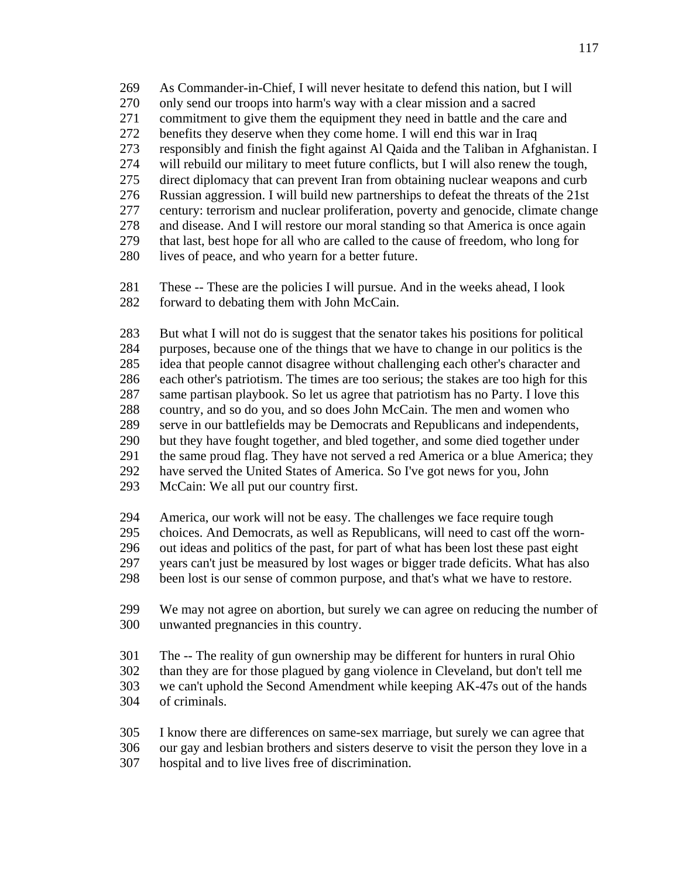269 As Commander-in-Chief, I will never hesitate to defend this nation, but I will
270 only send our troops into harm's way with a clear mission and a sacred
271 commitment to give them the equipment they need in battle and the care and
272 benefits they deserve when they come home. I will end this war in Iraq
273 responsibly and finish the fight against Al Qaida and the Taliban in Afghanistan. I
274 will rebuild our military to meet future conflicts, but I will also renew the tough,
275 direct diplomacy that can prevent Iran from obtaining nuclear weapons and curb
276 Russian aggression. I will build new partnerships to defeat the threats of the 21st
277 century: terrorism and nuclear proliferation, poverty and genocide, climate change
278 and disease. And I will restore our moral standing so that America is once again
279 that last, best hope for all who are called to the cause of freedom, who long for
280 lives of peace, and who yearn for a better future.

281 These -- These are the policies I will pursue. And in the weeks ahead, I look
282 forward to debating them with John McCain.

283 But what I will not do is suggest that the senator takes his positions for political
284 purposes, because one of the things that we have to change in our politics is the
285 idea that people cannot disagree without challenging each other's character and
286 each other's patriotism. The times are too serious; the stakes are too high for this
287 same partisan playbook. So let us agree that patriotism has no Party. I love this
288 country, and so do you, and so does John McCain. The men and women who
289 serve in our battlefields may be Democrats and Republicans and independents,
290 but they have fought together, and bled together, and some died together under
291 the same proud flag. They have not served a red America or a blue America; they
292 have served the United States of America. So I've got news for you, John
293 McCain: We all put our country first.

294 America, our work will not be easy. The challenges we face require tough
295 choices. And Democrats, as well as Republicans, will need to cast off the worn-
296 out ideas and politics of the past, for part of what has been lost these past eight
297 years can't just be measured by lost wages or bigger trade deficits. What has also
298 been lost is our sense of common purpose, and that's what we have to restore.

299 We may not agree on abortion, but surely we can agree on reducing the number of
300 unwanted pregnancies in this country.

301 The -- The reality of gun ownership may be different for hunters in rural Ohio
302 than they are for those plagued by gang violence in Cleveland, but don't tell me
303 we can't uphold the Second Amendment while keeping AK-47s out of the hands
304 of criminals.

305 I know there are differences on same-sex marriage, but surely we can agree that
306 our gay and lesbian brothers and sisters deserve to visit the person they love in a
307 hospital and to live lives free of discrimination.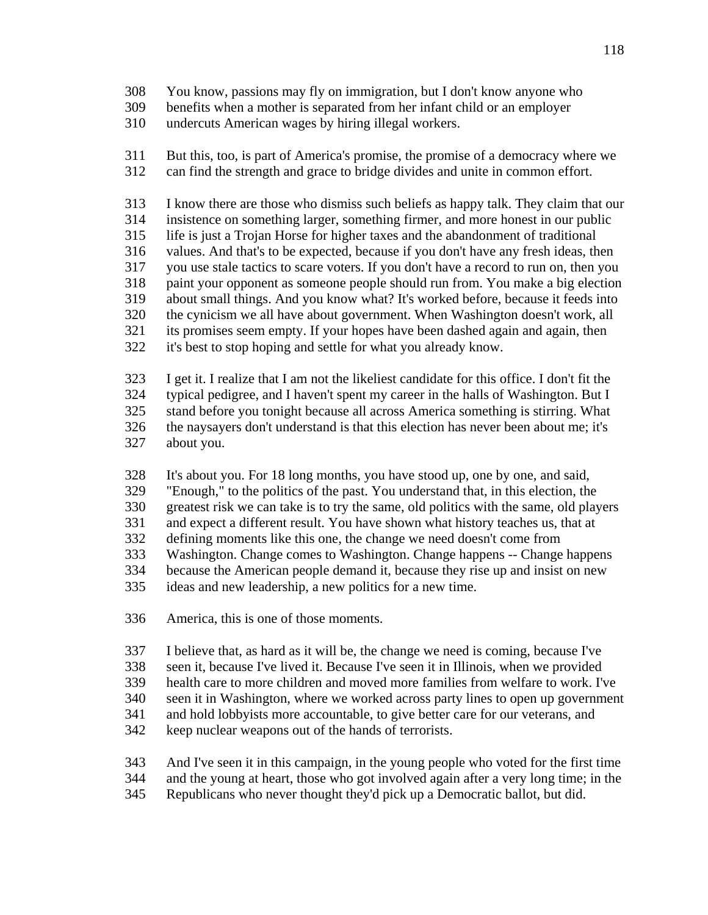308 You know, passions may fly on immigration, but I don't know anyone who
309 benefits when a mother is separated from her infant child or an employer
310 undercuts American wages by hiring illegal workers.

311 But this, too, is part of America's promise, the promise of a democracy where we
312 can find the strength and grace to bridge divides and unite in common effort.

313 I know there are those who dismiss such beliefs as happy talk. They claim that our
314 insistence on something larger, something firmer, and more honest in our public
315 life is just a Trojan Horse for higher taxes and the abandonment of traditional
316 values. And that's to be expected, because if you don't have any fresh ideas, then
317 you use stale tactics to scare voters. If you don't have a record to run on, then you
318 paint your opponent as someone people should run from. You make a big election
319 about small things. And you know what? It's worked before, because it feeds into
320 the cynicism we all have about government. When Washington doesn't work, all
321 its promises seem empty. If your hopes have been dashed again and again, then
322 it's best to stop hoping and settle for what you already know.

323 I get it. I realize that I am not the likeliest candidate for this office. I don't fit the
324 typical pedigree, and I haven't spent my career in the halls of Washington. But I
325 stand before you tonight because all across America something is stirring. What
326 the naysayers don't understand is that this election has never been about me; it's
327 about you.

328 It's about you. For 18 long months, you have stood up, one by one, and said,
329 "Enough," to the politics of the past. You understand that, in this election, the
330 greatest risk we can take is to try the same, old politics with the same, old players
331 and expect a different result. You have shown what history teaches us, that at
332 defining moments like this one, the change we need doesn't come from
333 Washington. Change comes to Washington. Change happens -- Change happens
334 because the American people demand it, because they rise up and insist on new
335 ideas and new leadership, a new politics for a new time.

336 America, this is one of those moments.

337 I believe that, as hard as it will be, the change we need is coming, because I've
338 seen it, because I've lived it. Because I've seen it in Illinois, when we provided
339 health care to more children and moved more families from welfare to work. I've
340 seen it in Washington, where we worked across party lines to open up government
341 and hold lobbyists more accountable, to give better care for our veterans, and
342 keep nuclear weapons out of the hands of terrorists.

343 And I've seen it in this campaign, in the young people who voted for the first time
344 and the young at heart, those who got involved again after a very long time; in the
345 Republicans who never thought they'd pick up a Democratic ballot, but did.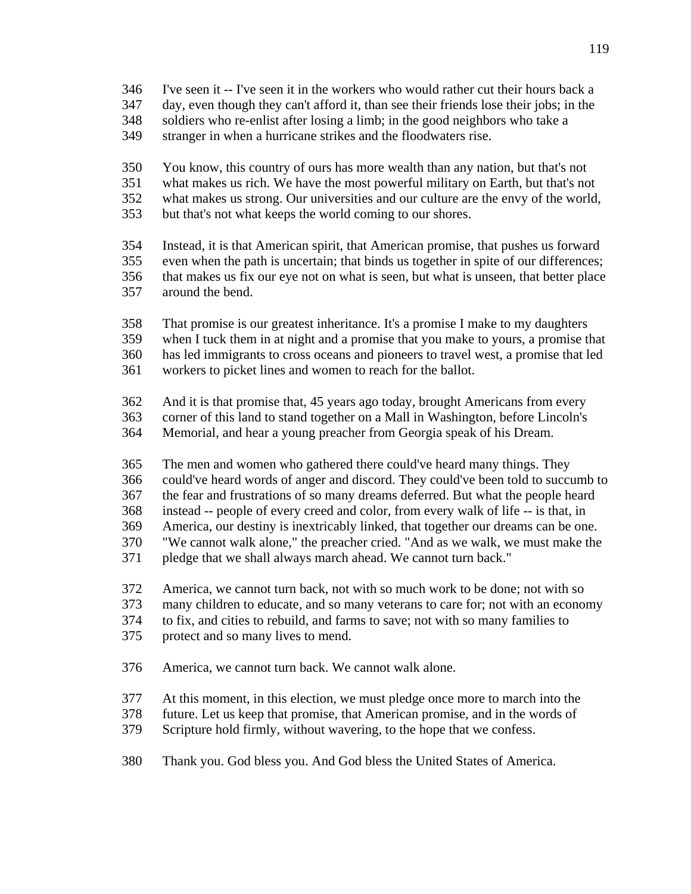346 I've seen it -- I've seen it in the workers who would rather cut their hours back a
347 day, even though they can't afford it, than see their friends lose their jobs; in the
348 soldiers who re-enlist after losing a limb; in the good neighbors who take a
349 stranger in when a hurricane strikes and the floodwaters rise.

350 You know, this country of ours has more wealth than any nation, but that's not
351 what makes us rich. We have the most powerful military on Earth, but that's not
352 what makes us strong. Our universities and our culture are the envy of the world,
353 but that's not what keeps the world coming to our shores.

354 Instead, it is that American spirit, that American promise, that pushes us forward
355 even when the path is uncertain; that binds us together in spite of our differences;
356 that makes us fix our eye not on what is seen, but what is unseen, that better place
357 around the bend.

358 That promise is our greatest inheritance. It's a promise I make to my daughters
359 when I tuck them in at night and a promise that you make to yours, a promise that
360 has led immigrants to cross oceans and pioneers to travel west, a promise that led
361 workers to picket lines and women to reach for the ballot.

362 And it is that promise that, 45 years ago today, brought Americans from every
363 corner of this land to stand together on a Mall in Washington, before Lincoln's
364 Memorial, and hear a young preacher from Georgia speak of his Dream.

365 The men and women who gathered there could've heard many things. They
366 could've heard words of anger and discord. They could've been told to succumb to
367 the fear and frustrations of so many dreams deferred. But what the people heard
368 instead -- people of every creed and color, from every walk of life -- is that, in
369 America, our destiny is inextricably linked, that together our dreams can be one.
370 "We cannot walk alone," the preacher cried. "And as we walk, we must make the
371 pledge that we shall always march ahead. We cannot turn back."

372 America, we cannot turn back, not with so much work to be done; not with so
373 many children to educate, and so many veterans to care for; not with an economy
374 to fix, and cities to rebuild, and farms to save; not with so many families to
375 protect and so many lives to mend.

376 America, we cannot turn back. We cannot walk alone.

377 At this moment, in this election, we must pledge once more to march into the
378 future. Let us keep that promise, that American promise, and in the words of
379 Scripture hold firmly, without wavering, to the hope that we confess.

380 Thank you. God bless you. And God bless the United States of America.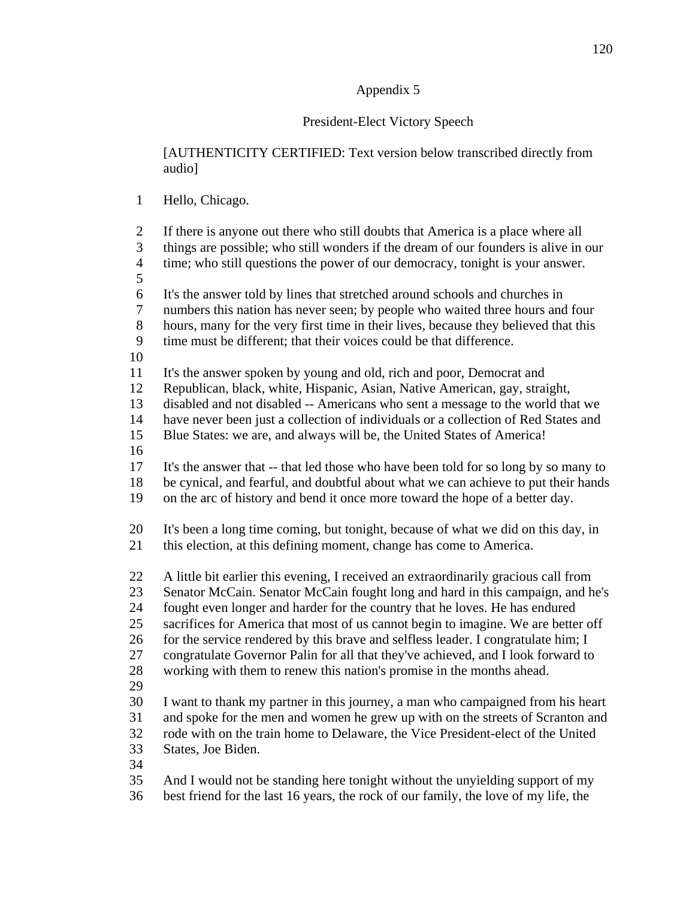Appendix 5

President-Elect Victory Speech

[AUTHENTICITY CERTIFIED: Text version below transcribed directly from audio]

1 Hello, Chicago.

2 If there is anyone out there who still doubts that America is a place where all
3 things are possible; who still wonders if the dream of our founders is alive in our
4 time; who still questions the power of our democracy, tonight is your answer.
5
6 It's the answer told by lines that stretched around schools and churches in
7 numbers this nation has never seen; by people who waited three hours and four
8 hours, many for the very first time in their lives, because they believed that this
9 time must be different; that their voices could be that difference.
10
11 It's the answer spoken by young and old, rich and poor, Democrat and
12 Republican, black, white, Hispanic, Asian, Native American, gay, straight,
13 disabled and not disabled -- Americans who sent a message to the world that we
14 have never been just a collection of individuals or a collection of Red States and
15 Blue States: we are, and always will be, the United States of America!
16
17 It's the answer that -- that led those who have been told for so long by so many to
18 be cynical, and fearful, and doubtful about what we can achieve to put their hands
19 on the arc of history and bend it once more toward the hope of a better day.

20 It's been a long time coming, but tonight, because of what we did on this day, in
21 this election, at this defining moment, change has come to America.

22 A little bit earlier this evening, I received an extraordinarily gracious call from
23 Senator McCain. Senator McCain fought long and hard in this campaign, and he's
24 fought even longer and harder for the country that he loves. He has endured
25 sacrifices for America that most of us cannot begin to imagine. We are better off
26 for the service rendered by this brave and selfless leader. I congratulate him; I
27 congratulate Governor Palin for all that they've achieved, and I look forward to
28 working with them to renew this nation's promise in the months ahead.
29
30 I want to thank my partner in this journey, a man who campaigned from his heart
31 and spoke for the men and women he grew up with on the streets of Scranton and
32 rode with on the train home to Delaware, the Vice President-elect of the United
33 States, Joe Biden.
34
35 And I would not be standing here tonight without the unyielding support of my
36 best friend for the last 16 years, the rock of our family, the love of my life, the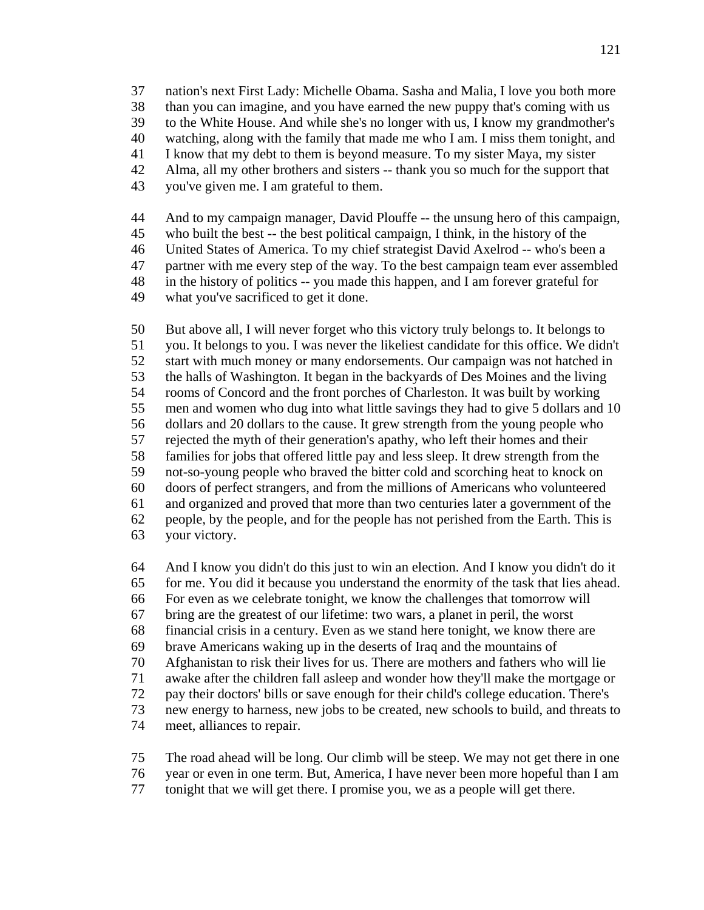nation's next First Lady: Michelle Obama. Sasha and Malia, I love you both more than you can imagine, and you have earned the new puppy that's coming with us to the White House. And while she's no longer with us, I know my grandmother's watching, along with the family that made me who I am. I miss them tonight, and I know that my debt to them is beyond measure. To my sister Maya, my sister Alma, all my other brothers and sisters -- thank you so much for the support that you've given me. I am grateful to them.

And to my campaign manager, David Plouffe -- the unsung hero of this campaign, who built the best -- the best political campaign, I think, in the history of the United States of America. To my chief strategist David Axelrod -- who's been a partner with me every step of the way. To the best campaign team ever assembled in the history of politics -- you made this happen, and I am forever grateful for what you've sacrificed to get it done.

But above all, I will never forget who this victory truly belongs to. It belongs to you. It belongs to you. I was never the likeliest candidate for this office. We didn't start with much money or many endorsements. Our campaign was not hatched in the halls of Washington. It began in the backyards of Des Moines and the living rooms of Concord and the front porches of Charleston. It was built by working men and women who dug into what little savings they had to give 5 dollars and 10 dollars and 20 dollars to the cause. It grew strength from the young people who rejected the myth of their generation's apathy, who left their homes and their families for jobs that offered little pay and less sleep. It drew strength from the not-so-young people who braved the bitter cold and scorching heat to knock on doors of perfect strangers, and from the millions of Americans who volunteered and organized and proved that more than two centuries later a government of the people, by the people, and for the people has not perished from the Earth. This is your victory.

And I know you didn't do this just to win an election. And I know you didn't do it for me. You did it because you understand the enormity of the task that lies ahead. For even as we celebrate tonight, we know the challenges that tomorrow will bring are the greatest of our lifetime: two wars, a planet in peril, the worst financial crisis in a century. Even as we stand here tonight, we know there are brave Americans waking up in the deserts of Iraq and the mountains of Afghanistan to risk their lives for us. There are mothers and fathers who will lie awake after the children fall asleep and wonder how they'll make the mortgage or pay their doctors' bills or save enough for their child's college education. There's new energy to harness, new jobs to be created, new schools to build, and threats to meet, alliances to repair.

The road ahead will be long. Our climb will be steep. We may not get there in one year or even in one term. But, America, I have never been more hopeful than I am tonight that we will get there. I promise you, we as a people will get there.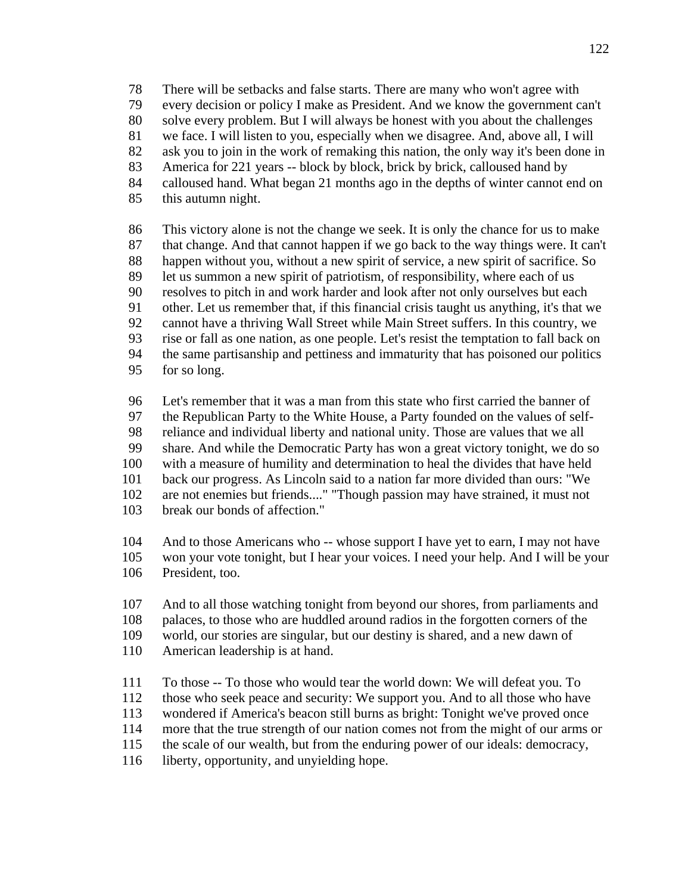There will be setbacks and false starts. There are many who won't agree with every decision or policy I make as President. And we know the government can't solve every problem. But I will always be honest with you about the challenges we face. I will listen to you, especially when we disagree. And, above all, I will ask you to join in the work of remaking this nation, the only way it's been done in America for 221 years -- block by block, brick by brick, calloused hand by calloused hand. What began 21 months ago in the depths of winter cannot end on this autumn night.

This victory alone is not the change we seek. It is only the chance for us to make that change. And that cannot happen if we go back to the way things were. It can't happen without you, without a new spirit of service, a new spirit of sacrifice. So let us summon a new spirit of patriotism, of responsibility, where each of us resolves to pitch in and work harder and look after not only ourselves but each other. Let us remember that, if this financial crisis taught us anything, it's that we cannot have a thriving Wall Street while Main Street suffers. In this country, we rise or fall as one nation, as one people. Let's resist the temptation to fall back on the same partisanship and pettiness and immaturity that has poisoned our politics for so long.

Let's remember that it was a man from this state who first carried the banner of the Republican Party to the White House, a Party founded on the values of self-reliance and individual liberty and national unity. Those are values that we all share. And while the Democratic Party has won a great victory tonight, we do so with a measure of humility and determination to heal the divides that have held back our progress. As Lincoln said to a nation far more divided than ours: "We are not enemies but friends...." "Though passion may have strained, it must not break our bonds of affection."

And to those Americans who -- whose support I have yet to earn, I may not have won your vote tonight, but I hear your voices. I need your help. And I will be your President, too.

And to all those watching tonight from beyond our shores, from parliaments and palaces, to those who are huddled around radios in the forgotten corners of the world, our stories are singular, but our destiny is shared, and a new dawn of American leadership is at hand.

To those -- To those who would tear the world down: We will defeat you. To those who seek peace and security: We support you. And to all those who have wondered if America's beacon still burns as bright: Tonight we've proved once more that the true strength of our nation comes not from the might of our arms or the scale of our wealth, but from the enduring power of our ideals: democracy, liberty, opportunity, and unyielding hope.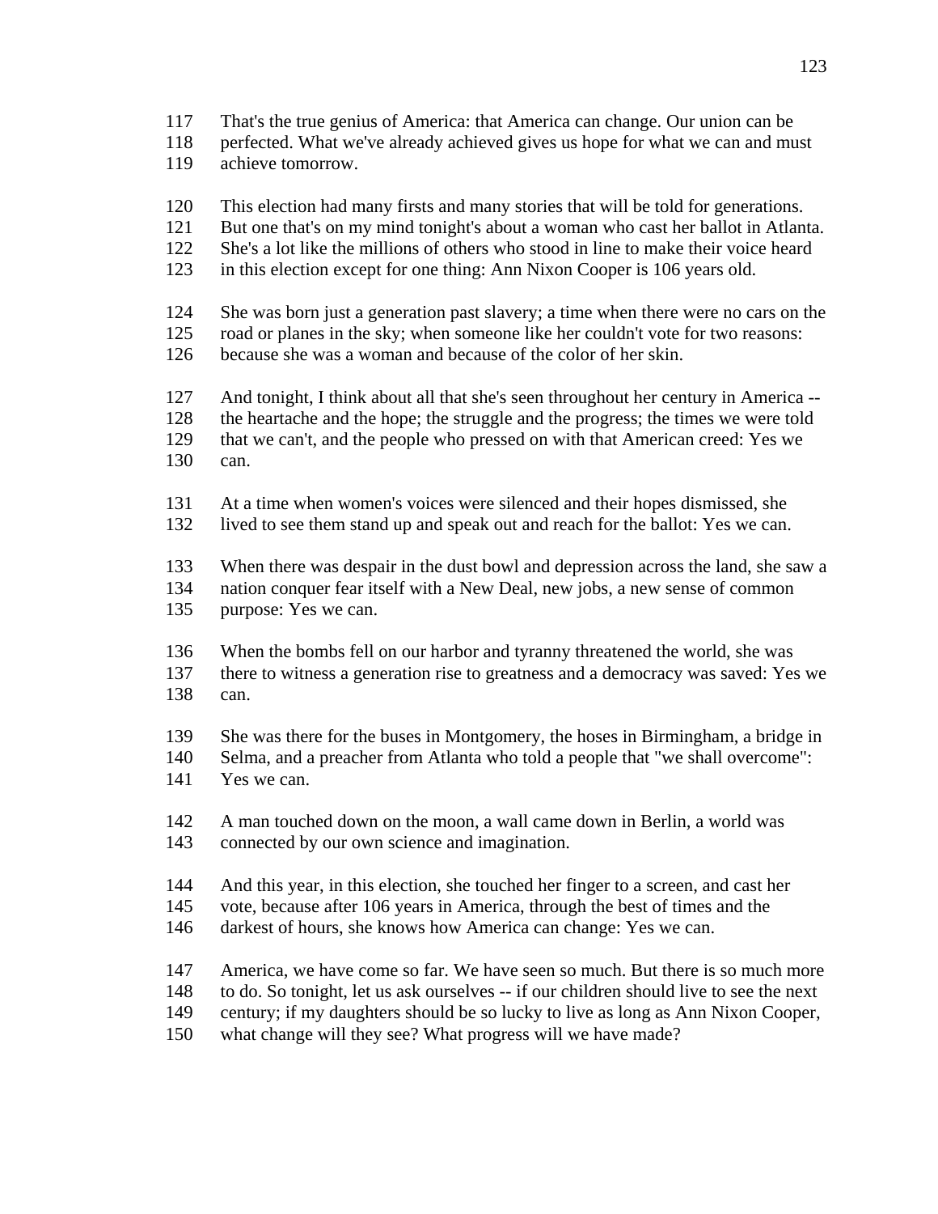117 That's the true genius of America: that America can change. Our union can be
118 perfected. What we've already achieved gives us hope for what we can and must
119 achieve tomorrow.

120 This election had many firsts and many stories that will be told for generations.
121 But one that's on my mind tonight's about a woman who cast her ballot in Atlanta.
122 She's a lot like the millions of others who stood in line to make their voice heard
123 in this election except for one thing: Ann Nixon Cooper is 106 years old.

124 She was born just a generation past slavery; a time when there were no cars on the
125 road or planes in the sky; when someone like her couldn't vote for two reasons:
126 because she was a woman and because of the color of her skin.

127 And tonight, I think about all that she's seen throughout her century in America --
128 the heartache and the hope; the struggle and the progress; the times we were told
129 that we can't, and the people who pressed on with that American creed: Yes we
130 can.

131 At a time when women's voices were silenced and their hopes dismissed, she
132 lived to see them stand up and speak out and reach for the ballot: Yes we can.

133 When there was despair in the dust bowl and depression across the land, she saw a
134 nation conquer fear itself with a New Deal, new jobs, a new sense of common
135 purpose: Yes we can.

136 When the bombs fell on our harbor and tyranny threatened the world, she was
137 there to witness a generation rise to greatness and a democracy was saved: Yes we
138 can.

139 She was there for the buses in Montgomery, the hoses in Birmingham, a bridge in
140 Selma, and a preacher from Atlanta who told a people that "we shall overcome":
141 Yes we can.

142 A man touched down on the moon, a wall came down in Berlin, a world was
143 connected by our own science and imagination.

144 And this year, in this election, she touched her finger to a screen, and cast her
145 vote, because after 106 years in America, through the best of times and the
146 darkest of hours, she knows how America can change: Yes we can.

147 America, we have come so far. We have seen so much. But there is so much more
148 to do. So tonight, let us ask ourselves -- if our children should live to see the next
149 century; if my daughters should be so lucky to live as long as Ann Nixon Cooper,
150 what change will they see? What progress will we have made?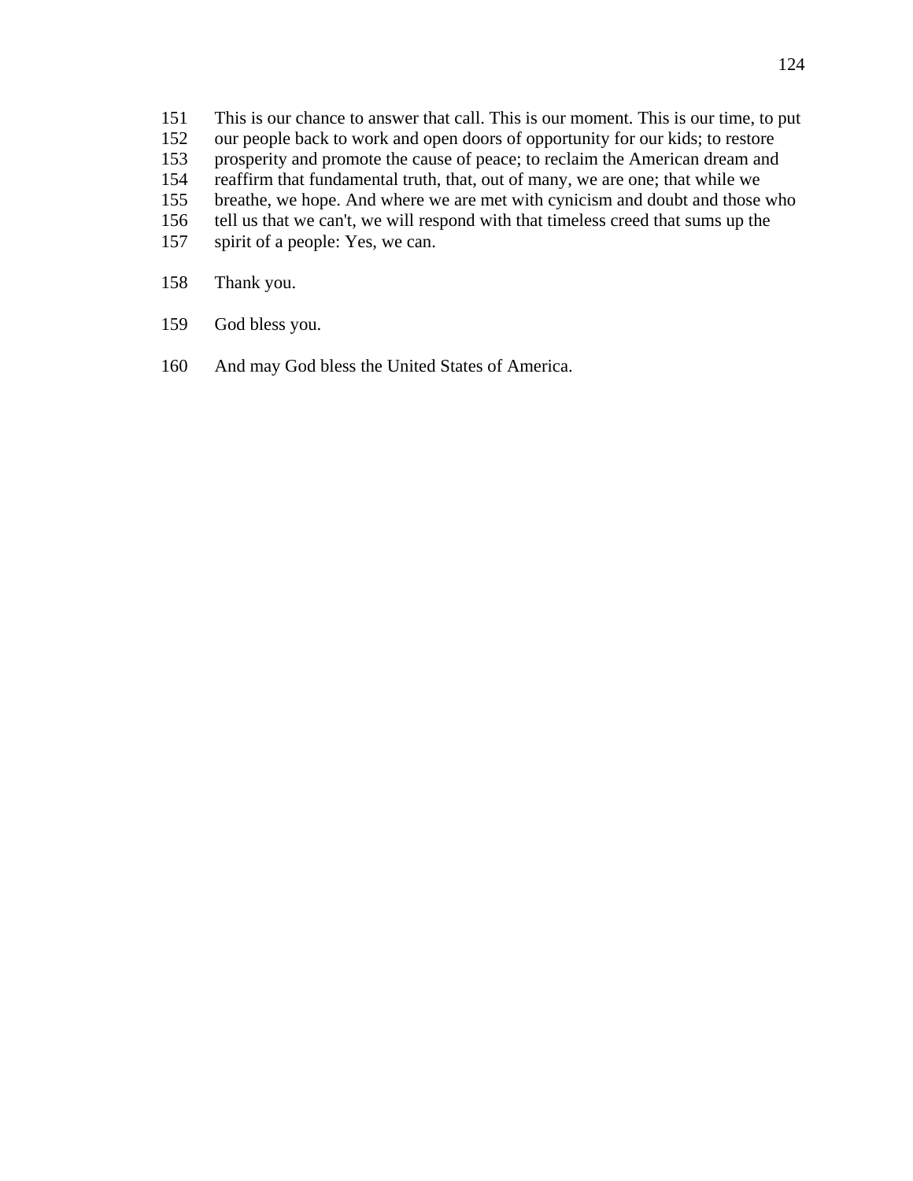151 This is our chance to answer that call. This is our moment. This is our time, to put
152 our people back to work and open doors of opportunity for our kids; to restore
153 prosperity and promote the cause of peace; to reclaim the American dream and
154 reaffirm that fundamental truth, that, out of many, we are one; that while we
155 breathe, we hope. And where we are met with cynicism and doubt and those who
156 tell us that we can't, we will respond with that timeless creed that sums up the
157 spirit of a people: Yes, we can.

158 Thank you.

159 God bless you.

160 And may God bless the United States of America.